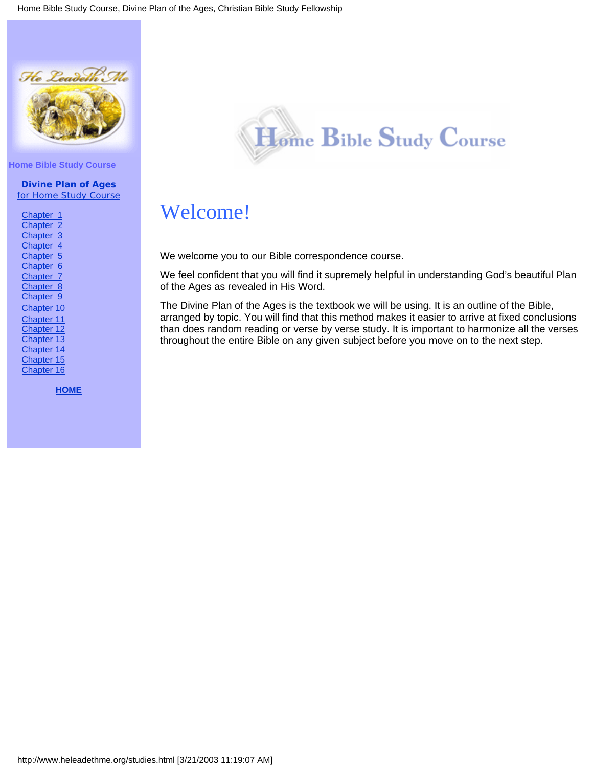Home Bible Study Course

**Divine Plan of Ages**
for Home Study Course

- Chapter 1
- Chapter 2
- Chapter 3
- Chapter 4
- Chapter 5
- Chapter 6
- Chapter 7
- Chapter 8
- Chapter 9
- Chapter 10
- Chapter 11
- Chapter 12
- Chapter 13
- Chapter 14
- Chapter 15
- Chapter 16

**HOME**

# Home Bible Study Course

# Welcome!

We welcome you to our Bible correspondence course.

We feel confident that you will find it supremely helpful in understanding God's beautiful Plan of the Ages as revealed in His Word.

The Divine Plan of the Ages is the textbook we will be using. It is an outline of the Bible, arranged by topic. You will find that this method makes it easier to arrive at fixed conclusions than does random reading or verse by verse study. It is important to harmonize all the verses throughout the entire Bible on any given subject before you move on to the next step.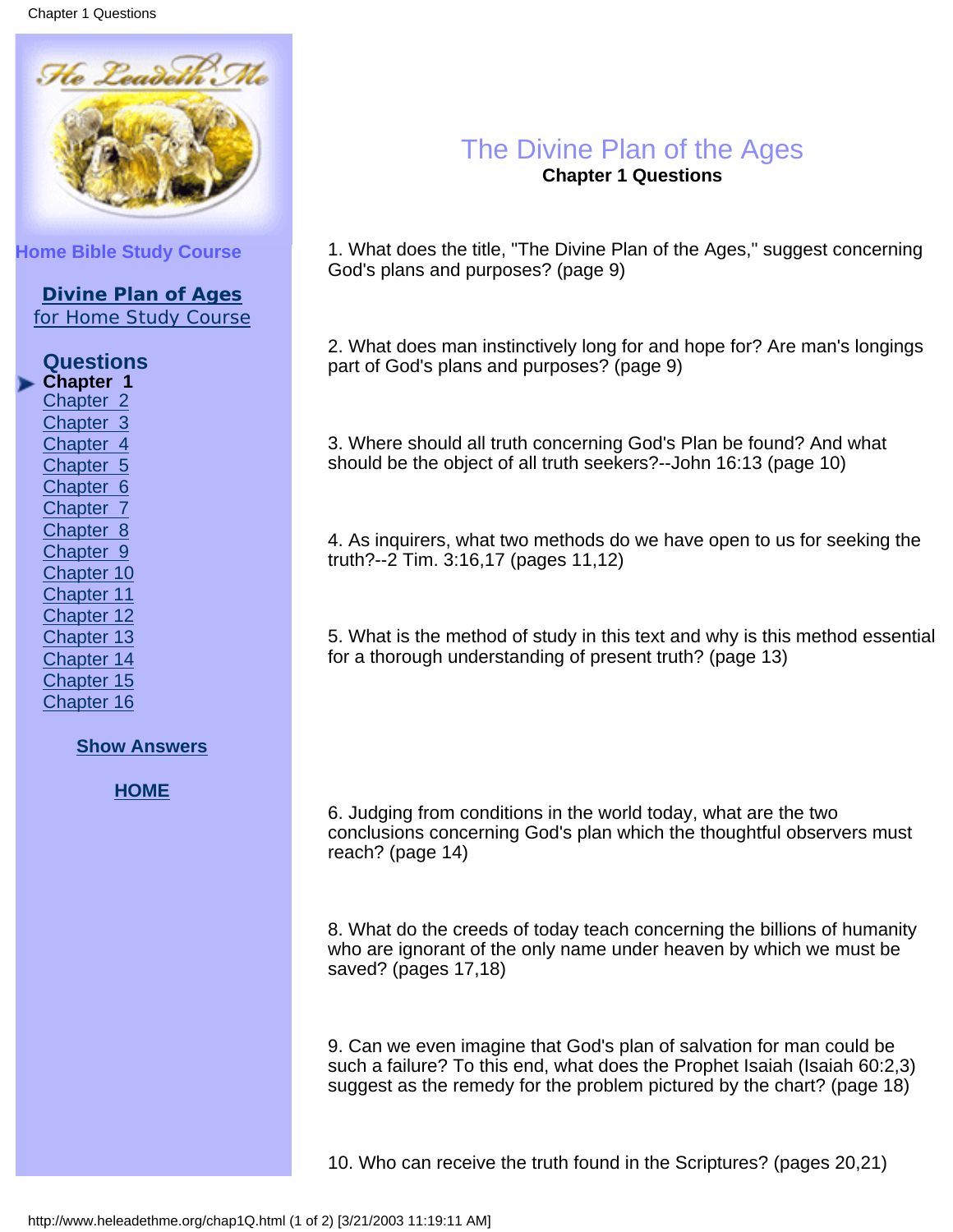Home Bible Study Course

**Divine Plan of Ages**
for Home Study Course

**Questions**

- **Chapter 1**
- Chapter 2
- Chapter 3
- Chapter 4
- Chapter 5
- Chapter 6
- Chapter 7
- Chapter 8
- Chapter 9
- Chapter 10
- Chapter 11
- Chapter 12
- Chapter 13
- Chapter 14
- Chapter 15
- Chapter 16

**Show Answers**

**HOME**

# The Divine Plan of the Ages

## Chapter 1 Questions

1. What does the title, "The Divine Plan of the Ages," suggest concerning God's plans and purposes? (page 9)

2. What does man instinctively long for and hope for? Are man's longings part of God's plans and purposes? (page 9)

3. Where should all truth concerning God's Plan be found? And what should be the object of all truth seekers?--John 16:13 (page 10)

4. As inquirers, what two methods do we have open to us for seeking the truth?--2 Tim. 3:16,17 (pages 11,12)

5. What is the method of study in this text and why is this method essential for a thorough understanding of present truth? (page 13)

6. Judging from conditions in the world today, what are the two conclusions concerning God's plan which the thoughtful observers must reach? (page 14)

8. What do the creeds of today teach concerning the billions of humanity who are ignorant of the only name under heaven by which we must be saved? (pages 17,18)

9. Can we even imagine that God's plan of salvation for man could be such a failure? To this end, what does the Prophet Isaiah (Isaiah 60:2,3) suggest as the remedy for the problem pictured by the chart? (page 18)

10. Who can receive the truth found in the Scriptures? (pages 20,21)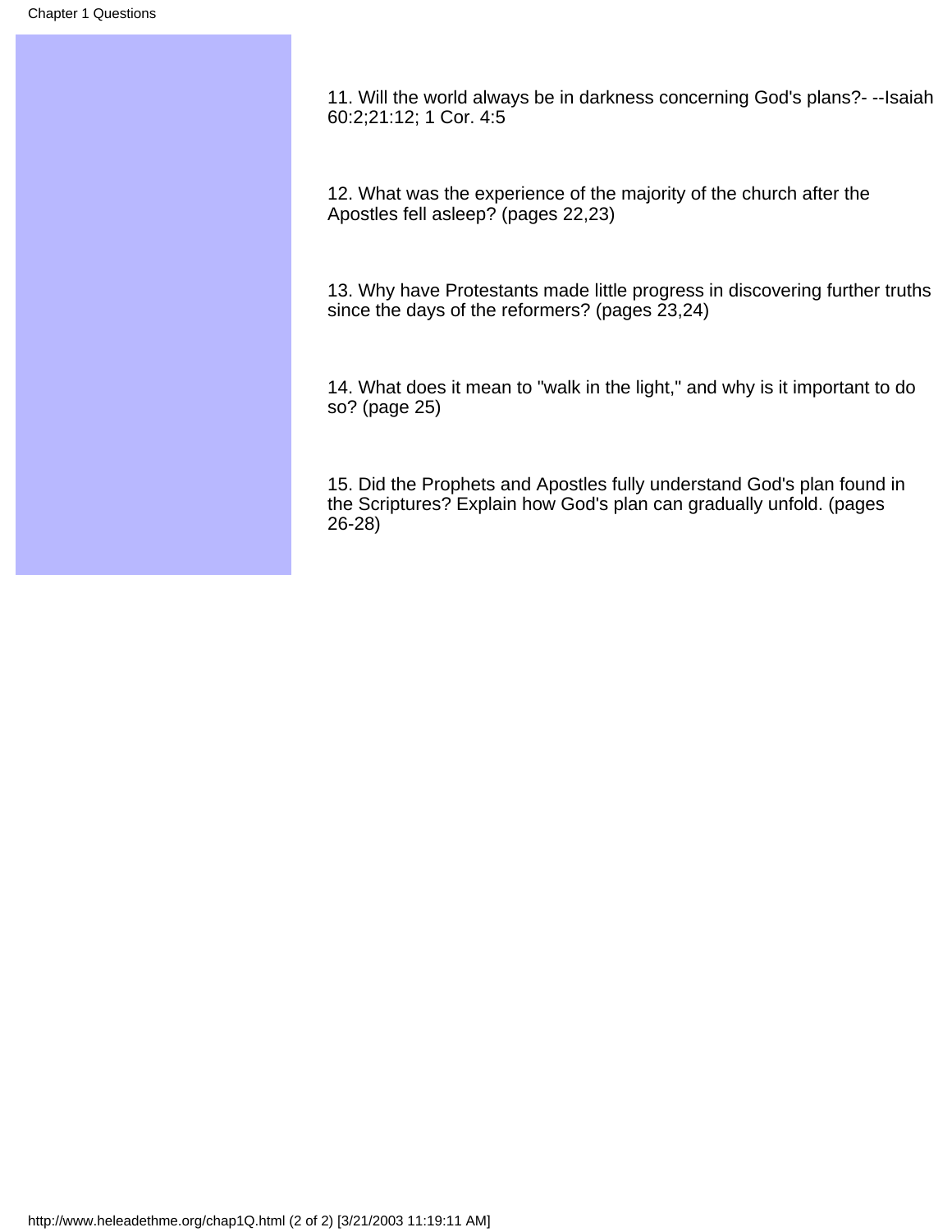11. Will the world always be in darkness concerning God's plans?- --Isaiah 60:2;21:12; 1 Cor. 4:5

12. What was the experience of the majority of the church after the Apostles fell asleep? (pages 22,23)

13. Why have Protestants made little progress in discovering further truths since the days of the reformers? (pages 23,24)

14. What does it mean to "walk in the light," and why is it important to do so? (page 25)

15. Did the Prophets and Apostles fully understand God's plan found in the Scriptures? Explain how God's plan can gradually unfold. (pages 26-28)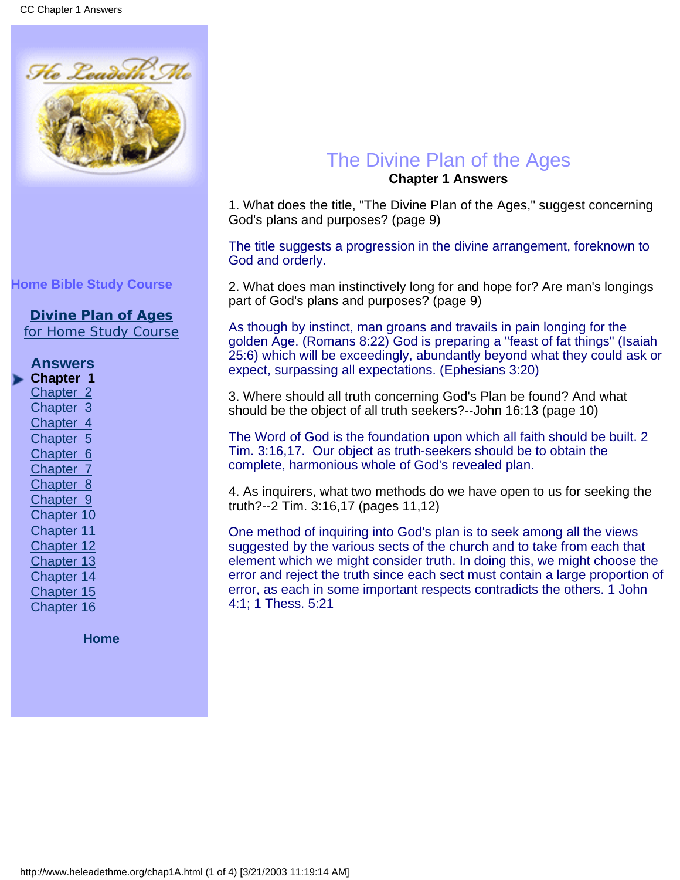Home Bible Study Course

**Divine Plan of Ages**
for Home Study Course

**Answers**
- **Chapter 1**
- Chapter 2
- Chapter 3
- Chapter 4
- Chapter 5
- Chapter 6
- Chapter 7
- Chapter 8
- Chapter 9
- Chapter 10
- Chapter 11
- Chapter 12
- Chapter 13
- Chapter 14
- Chapter 15
- Chapter 16

**Home**

# The Divine Plan of the Ages

## Chapter 1 Answers

1. What does the title, "The Divine Plan of the Ages," suggest concerning God's plans and purposes? (page 9)

The title suggests a progression in the divine arrangement, foreknown to God and orderly.

2. What does man instinctively long for and hope for? Are man's longings part of God's plans and purposes? (page 9)

As though by instinct, man groans and travails in pain longing for the golden Age. (Romans 8:22) God is preparing a "feast of fat things" (Isaiah 25:6) which will be exceedingly, abundantly beyond what they could ask or expect, surpassing all expectations. (Ephesians 3:20)

3. Where should all truth concerning God's Plan be found? And what should be the object of all truth seekers?--John 16:13 (page 10)

The Word of God is the foundation upon which all faith should be built. 2 Tim. 3:16,17. Our object as truth-seekers should be to obtain the complete, harmonious whole of God's revealed plan.

4. As inquirers, what two methods do we have open to us for seeking the truth?--2 Tim. 3:16,17 (pages 11,12)

One method of inquiring into God's plan is to seek among all the views suggested by the various sects of the church and to take from each that element which we might consider truth. In doing this, we might choose the error and reject the truth since each sect must contain a large proportion of error, as each in some important respects contradicts the others. 1 John 4:1; 1 Thess. 5:21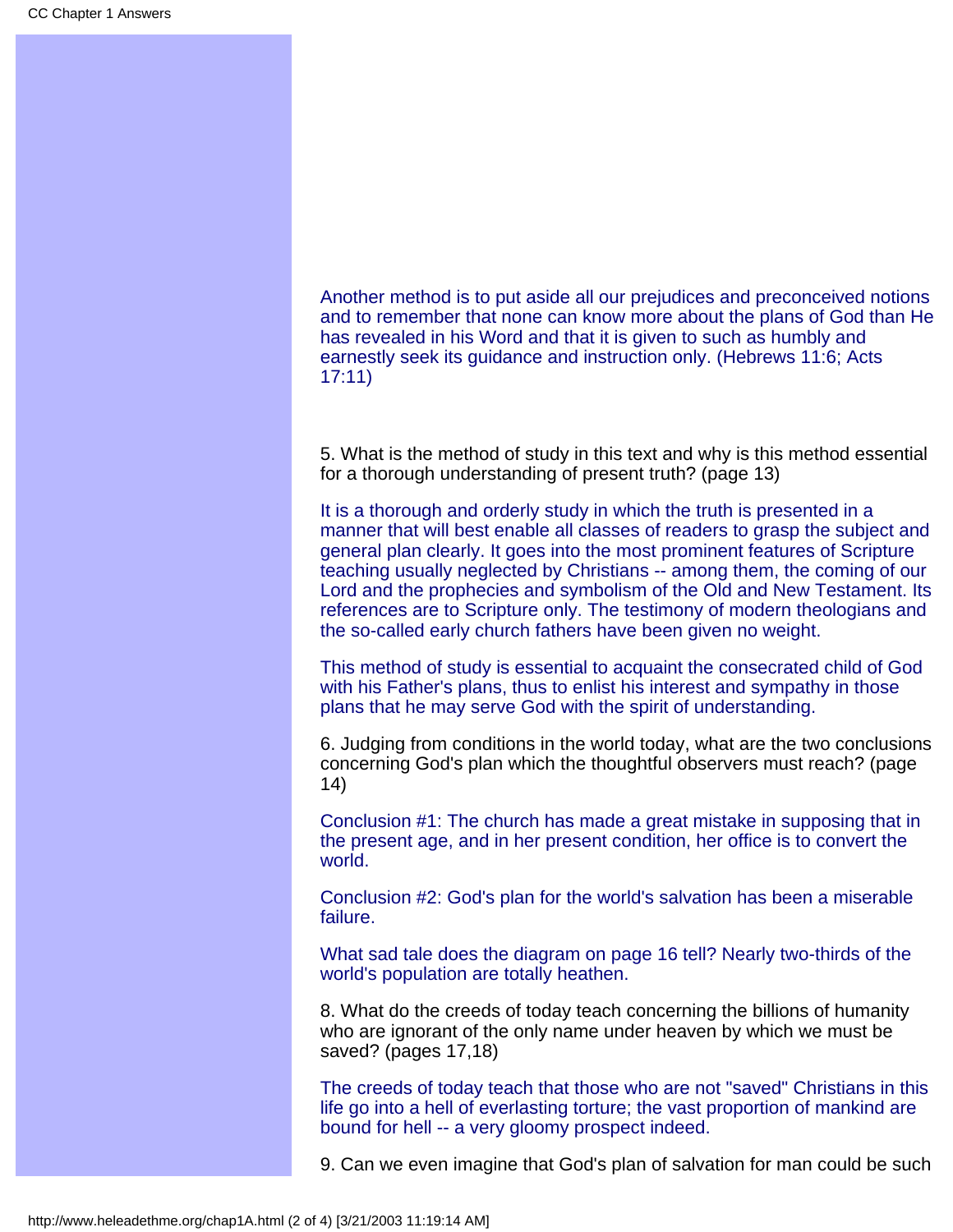Another method is to put aside all our prejudices and preconceived notions and to remember that none can know more about the plans of God than He has revealed in his Word and that it is given to such as humbly and earnestly seek its guidance and instruction only. (Hebrews 11:6; Acts 17:11)

5. What is the method of study in this text and why is this method essential for a thorough understanding of present truth? (page 13)

It is a thorough and orderly study in which the truth is presented in a manner that will best enable all classes of readers to grasp the subject and general plan clearly. It goes into the most prominent features of Scripture teaching usually neglected by Christians -- among them, the coming of our Lord and the prophecies and symbolism of the Old and New Testament. Its references are to Scripture only. The testimony of modern theologians and the so-called early church fathers have been given no weight.

This method of study is essential to acquaint the consecrated child of God with his Father's plans, thus to enlist his interest and sympathy in those plans that he may serve God with the spirit of understanding.

6. Judging from conditions in the world today, what are the two conclusions concerning God's plan which the thoughtful observers must reach? (page 14)

Conclusion #1: The church has made a great mistake in supposing that in the present age, and in her present condition, her office is to convert the world.

Conclusion #2: God's plan for the world's salvation has been a miserable failure.

What sad tale does the diagram on page 16 tell? Nearly two-thirds of the world's population are totally heathen.

8. What do the creeds of today teach concerning the billions of humanity who are ignorant of the only name under heaven by which we must be saved? (pages 17,18)

The creeds of today teach that those who are not "saved" Christians in this life go into a hell of everlasting torture; the vast proportion of mankind are bound for hell -- a very gloomy prospect indeed.

9. Can we even imagine that God's plan of salvation for man could be such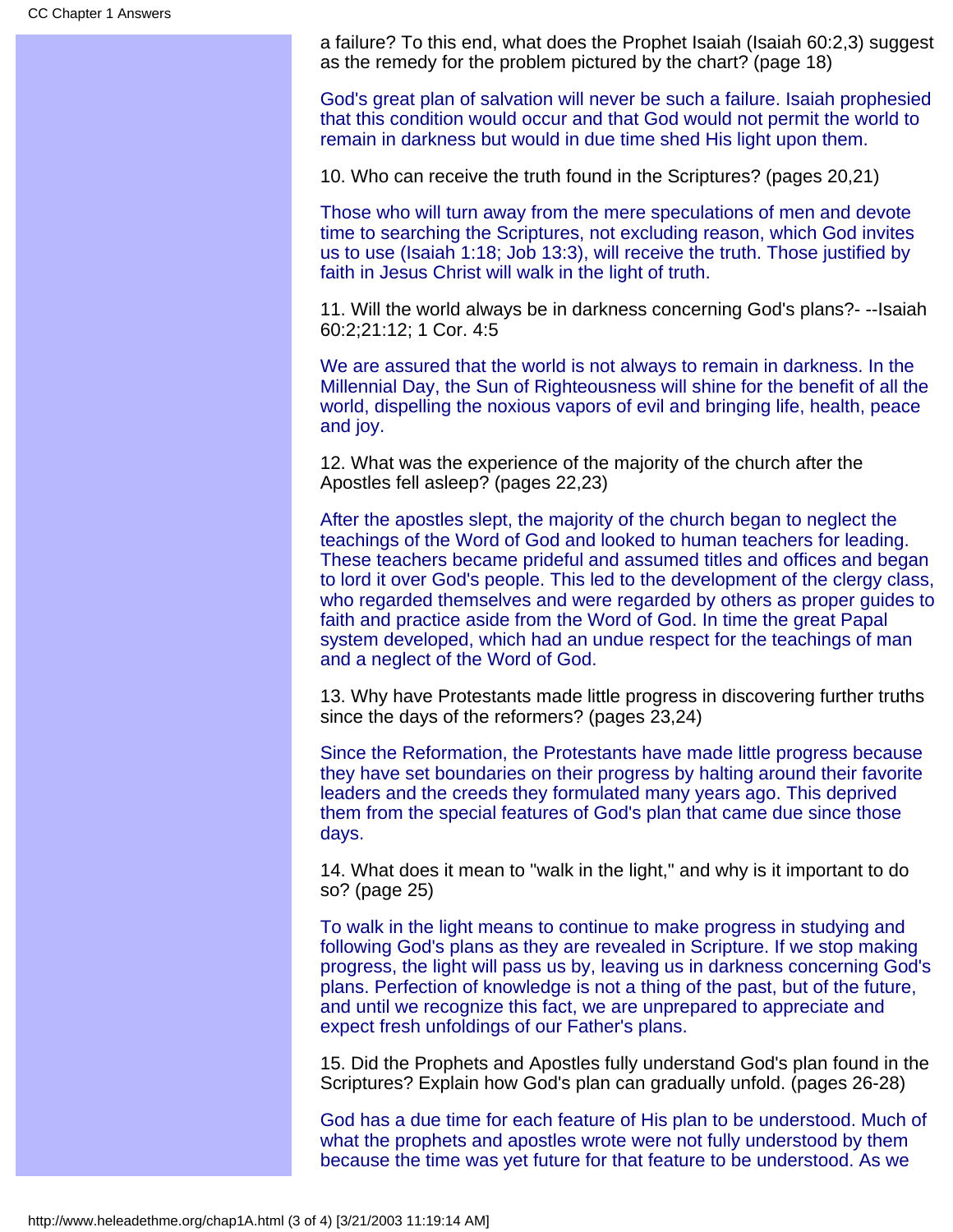a failure? To this end, what does the Prophet Isaiah (Isaiah 60:2,3) suggest as the remedy for the problem pictured by the chart? (page 18)

God's great plan of salvation will never be such a failure. Isaiah prophesied that this condition would occur and that God would not permit the world to remain in darkness but would in due time shed His light upon them.

10. Who can receive the truth found in the Scriptures? (pages 20,21)

Those who will turn away from the mere speculations of men and devote time to searching the Scriptures, not excluding reason, which God invites us to use (Isaiah 1:18; Job 13:3), will receive the truth. Those justified by faith in Jesus Christ will walk in the light of truth.

11. Will the world always be in darkness concerning God's plans?- --Isaiah 60:2;21:12; 1 Cor. 4:5

We are assured that the world is not always to remain in darkness. In the Millennial Day, the Sun of Righteousness will shine for the benefit of all the world, dispelling the noxious vapors of evil and bringing life, health, peace and joy.

12. What was the experience of the majority of the church after the Apostles fell asleep? (pages 22,23)

After the apostles slept, the majority of the church began to neglect the teachings of the Word of God and looked to human teachers for leading. These teachers became prideful and assumed titles and offices and began to lord it over God's people. This led to the development of the clergy class, who regarded themselves and were regarded by others as proper guides to faith and practice aside from the Word of God. In time the great Papal system developed, which had an undue respect for the teachings of man and a neglect of the Word of God.

13. Why have Protestants made little progress in discovering further truths since the days of the reformers? (pages 23,24)

Since the Reformation, the Protestants have made little progress because they have set boundaries on their progress by halting around their favorite leaders and the creeds they formulated many years ago. This deprived them from the special features of God's plan that came due since those days.

14. What does it mean to "walk in the light," and why is it important to do so? (page 25)

To walk in the light means to continue to make progress in studying and following God's plans as they are revealed in Scripture. If we stop making progress, the light will pass us by, leaving us in darkness concerning God's plans. Perfection of knowledge is not a thing of the past, but of the future, and until we recognize this fact, we are unprepared to appreciate and expect fresh unfoldings of our Father's plans.

15. Did the Prophets and Apostles fully understand God's plan found in the Scriptures? Explain how God's plan can gradually unfold. (pages 26-28)

God has a due time for each feature of His plan to be understood. Much of what the prophets and apostles wrote were not fully understood by them because the time was yet future for that feature to be understood. As we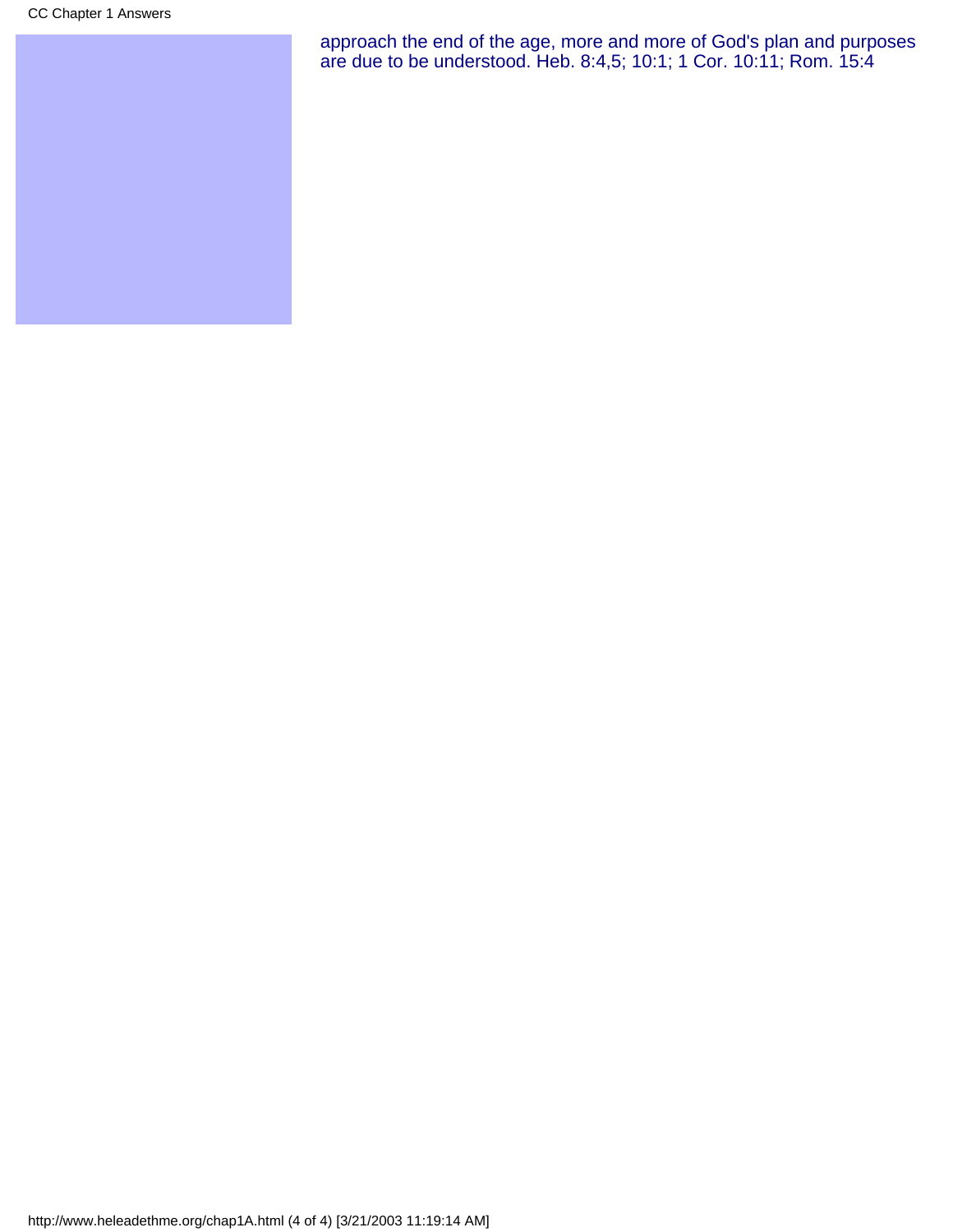approach the end of the age, more and more of God's plan and purposes are due to be understood. Heb. 8:4,5; 10:1; 1 Cor. 10:11; Rom. 15:4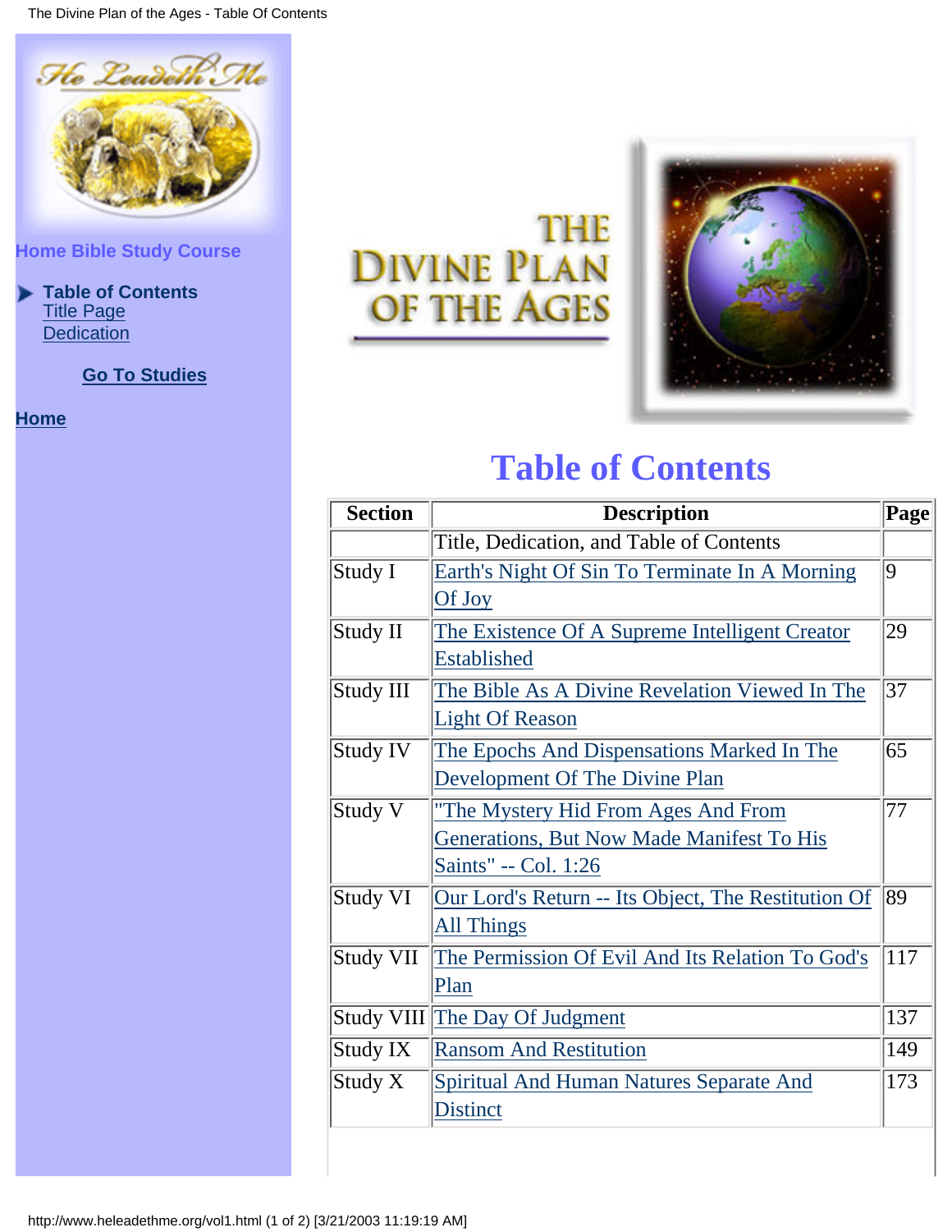Home Bible Study Course

- **Table of Contents**
  - Title Page
  - Dedication

**Go To Studies**

**Home**

THE DIVINE PLAN OF THE AGES

# Table of Contents

| Section | Description | Page |
|---|---|---|
| | Title, Dedication, and Table of Contents | |
| Study I | Earth's Night Of Sin To Terminate In A Morning Of Joy | 9 |
| Study II | The Existence Of A Supreme Intelligent Creator Established | 29 |
| Study III | The Bible As A Divine Revelation Viewed In The Light Of Reason | 37 |
| Study IV | The Epochs And Dispensations Marked In The Development Of The Divine Plan | 65 |
| Study V | "The Mystery Hid From Ages And From Generations, But Now Made Manifest To His Saints" -- Col. 1:26 | 77 |
| Study VI | Our Lord's Return -- Its Object, The Restitution Of All Things | 89 |
| Study VII | The Permission Of Evil And Its Relation To God's Plan | 117 |
| Study VIII | The Day Of Judgment | 137 |
| Study IX | Ransom And Restitution | 149 |
| Study X | Spiritual And Human Natures Separate And Distinct | 173 |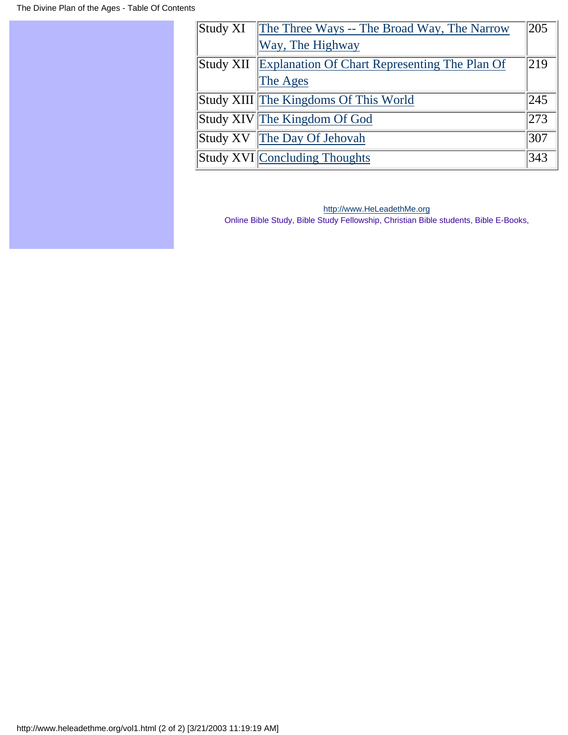| Study XI | The Three Ways -- The Broad Way, The Narrow Way, The Highway | 205 |
| --- | --- | --- |
| Study XII | Explanation Of Chart Representing The Plan Of The Ages | 219 |
| Study XIII | The Kingdoms Of This World | 245 |
| Study XIV | The Kingdom Of God | 273 |
| Study XV | The Day Of Jehovah | 307 |
| Study XVI | Concluding Thoughts | 343 |

http://www.HeLeadethMe.org

Online Bible Study, Bible Study Fellowship, Christian Bible students, Bible E-Books,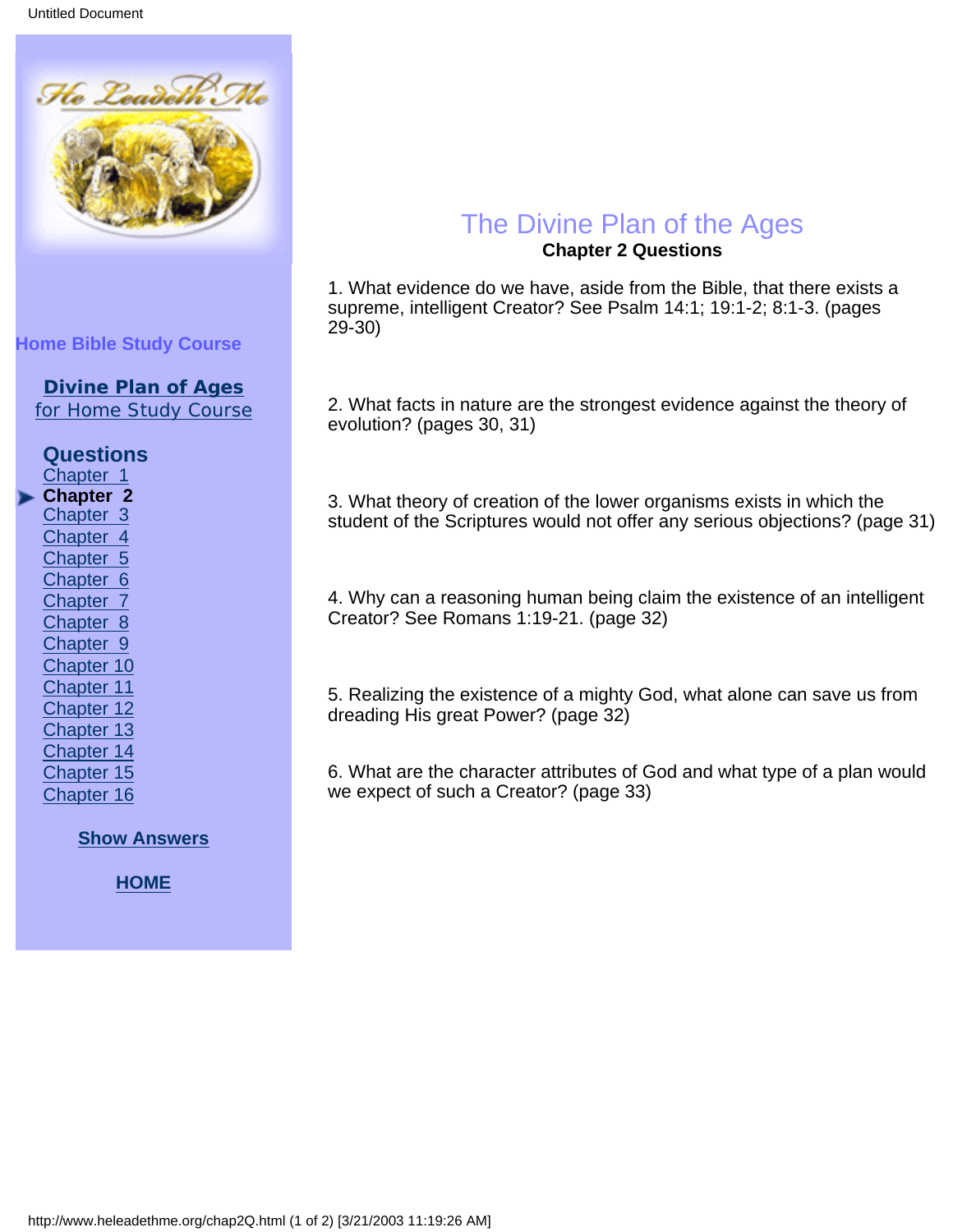Home Bible Study Course

**Divine Plan of Ages**
for Home Study Course

**Questions**

- Chapter 1
- **Chapter 2**
- Chapter 3
- Chapter 4
- Chapter 5
- Chapter 6
- Chapter 7
- Chapter 8
- Chapter 9
- Chapter 10
- Chapter 11
- Chapter 12
- Chapter 13
- Chapter 14
- Chapter 15
- Chapter 16

**Show Answers**

**HOME**

# The Divine Plan of the Ages

## Chapter 2 Questions

1. What evidence do we have, aside from the Bible, that there exists a supreme, intelligent Creator? See Psalm 14:1; 19:1-2; 8:1-3. (pages 29-30)

2. What facts in nature are the strongest evidence against the theory of evolution? (pages 30, 31)

3. What theory of creation of the lower organisms exists in which the student of the Scriptures would not offer any serious objections? (page 31)

4. Why can a reasoning human being claim the existence of an intelligent Creator? See Romans 1:19-21. (page 32)

5. Realizing the existence of a mighty God, what alone can save us from dreading His great Power? (page 32)

6. What are the character attributes of God and what type of a plan would we expect of such a Creator? (page 33)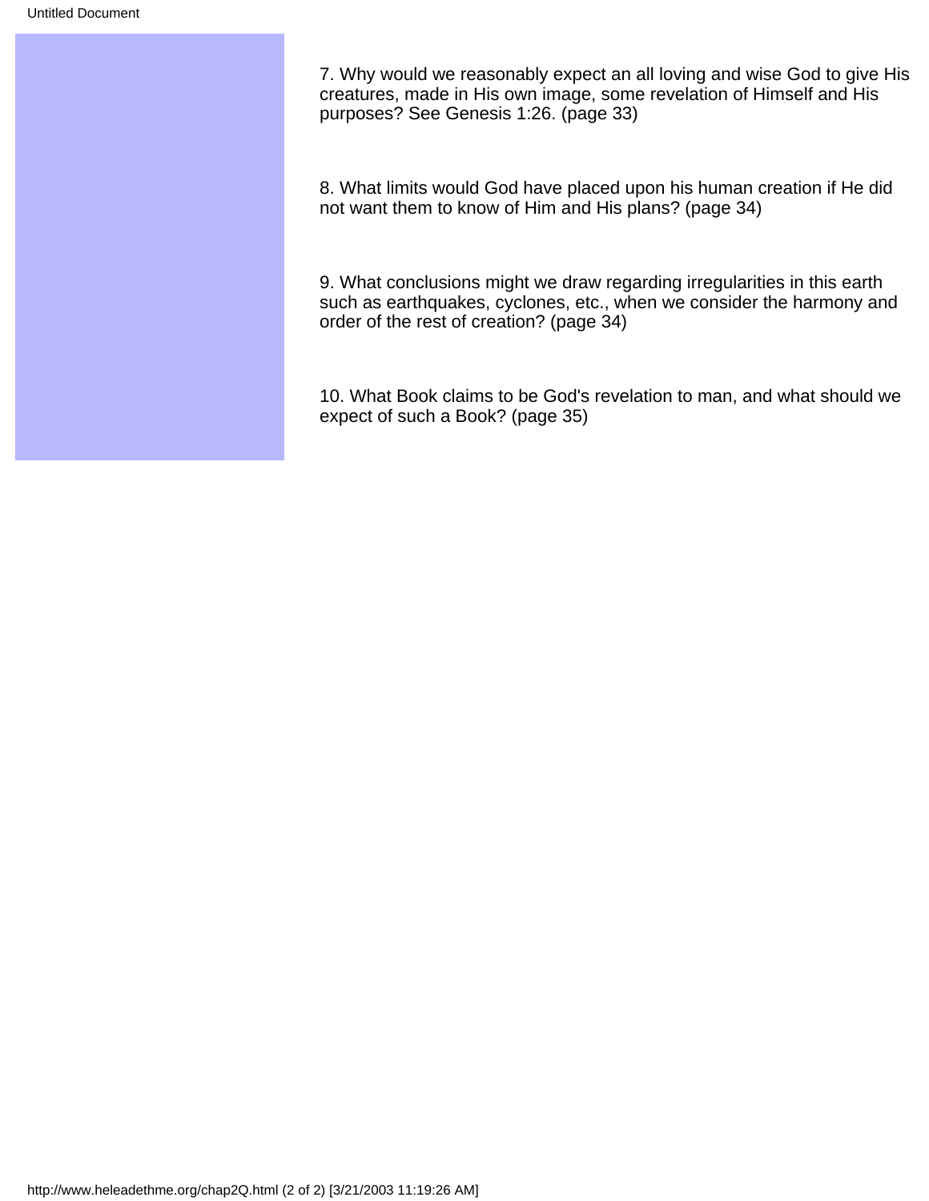7. Why would we reasonably expect an all loving and wise God to give His creatures, made in His own image, some revelation of Himself and His purposes? See Genesis 1:26. (page 33)

8. What limits would God have placed upon his human creation if He did not want them to know of Him and His plans? (page 34)

9. What conclusions might we draw regarding irregularities in this earth such as earthquakes, cyclones, etc., when we consider the harmony and order of the rest of creation? (page 34)

10. What Book claims to be God's revelation to man, and what should we expect of such a Book? (page 35)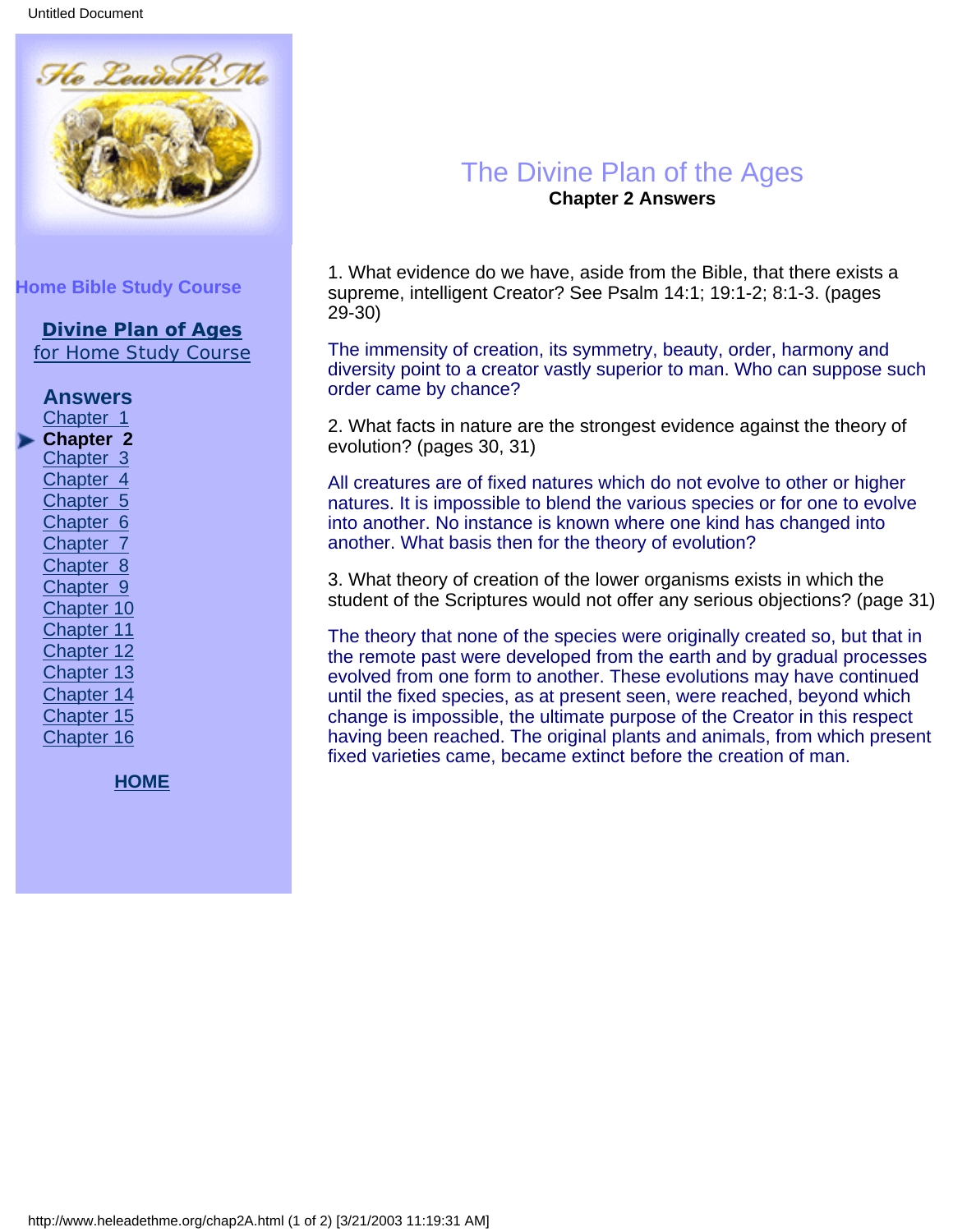Home Bible Study Course

**Divine Plan of Ages**
for Home Study Course

**Answers**
Chapter 1
**Chapter 2**
Chapter 3
Chapter 4
Chapter 5
Chapter 6
Chapter 7
Chapter 8
Chapter 9
Chapter 10
Chapter 11
Chapter 12
Chapter 13
Chapter 14
Chapter 15
Chapter 16

**HOME**

# The Divine Plan of the Ages

**Chapter 2 Answers**

1. What evidence do we have, aside from the Bible, that there exists a supreme, intelligent Creator? See Psalm 14:1; 19:1-2; 8:1-3. (pages 29-30)

The immensity of creation, its symmetry, beauty, order, harmony and diversity point to a creator vastly superior to man. Who can suppose such order came by chance?

2. What facts in nature are the strongest evidence against the theory of evolution? (pages 30, 31)

All creatures are of fixed natures which do not evolve to other or higher natures. It is impossible to blend the various species or for one to evolve into another. No instance is known where one kind has changed into another. What basis then for the theory of evolution?

3. What theory of creation of the lower organisms exists in which the student of the Scriptures would not offer any serious objections? (page 31)

The theory that none of the species were originally created so, but that in the remote past were developed from the earth and by gradual processes evolved from one form to another. These evolutions may have continued until the fixed species, as at present seen, were reached, beyond which change is impossible, the ultimate purpose of the Creator in this respect having been reached. The original plants and animals, from which present fixed varieties came, became extinct before the creation of man.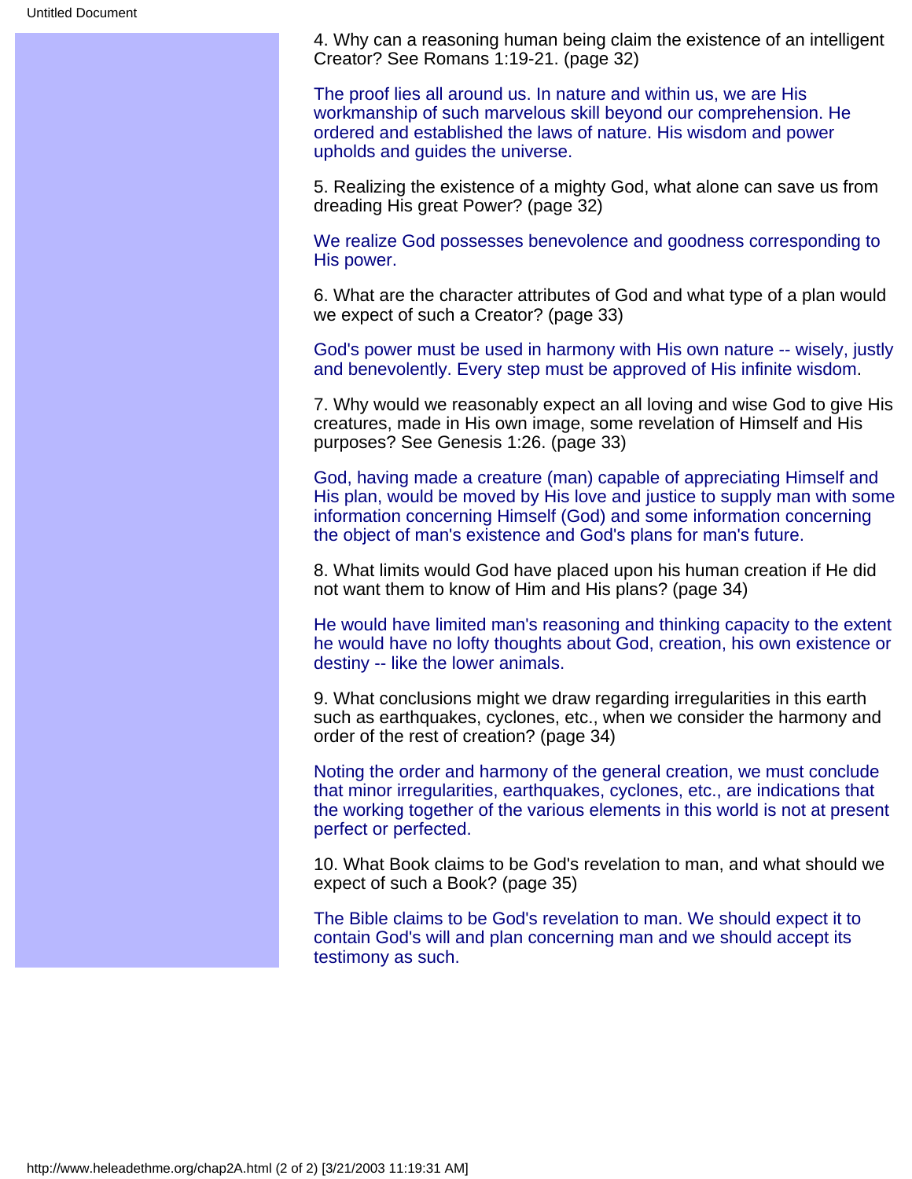4. Why can a reasoning human being claim the existence of an intelligent Creator? See Romans 1:19-21. (page 32)

The proof lies all around us. In nature and within us, we are His workmanship of such marvelous skill beyond our comprehension. He ordered and established the laws of nature. His wisdom and power upholds and guides the universe.

5. Realizing the existence of a mighty God, what alone can save us from dreading His great Power? (page 32)

We realize God possesses benevolence and goodness corresponding to His power.

6. What are the character attributes of God and what type of a plan would we expect of such a Creator? (page 33)

God's power must be used in harmony with His own nature -- wisely, justly and benevolently. Every step must be approved of His infinite wisdom.

7. Why would we reasonably expect an all loving and wise God to give His creatures, made in His own image, some revelation of Himself and His purposes? See Genesis 1:26. (page 33)

God, having made a creature (man) capable of appreciating Himself and His plan, would be moved by His love and justice to supply man with some information concerning Himself (God) and some information concerning the object of man's existence and God's plans for man's future.

8. What limits would God have placed upon his human creation if He did not want them to know of Him and His plans? (page 34)

He would have limited man's reasoning and thinking capacity to the extent he would have no lofty thoughts about God, creation, his own existence or destiny -- like the lower animals.

9. What conclusions might we draw regarding irregularities in this earth such as earthquakes, cyclones, etc., when we consider the harmony and order of the rest of creation? (page 34)

Noting the order and harmony of the general creation, we must conclude that minor irregularities, earthquakes, cyclones, etc., are indications that the working together of the various elements in this world is not at present perfect or perfected.

10. What Book claims to be God's revelation to man, and what should we expect of such a Book? (page 35)

The Bible claims to be God's revelation to man. We should expect it to contain God's will and plan concerning man and we should accept its testimony as such.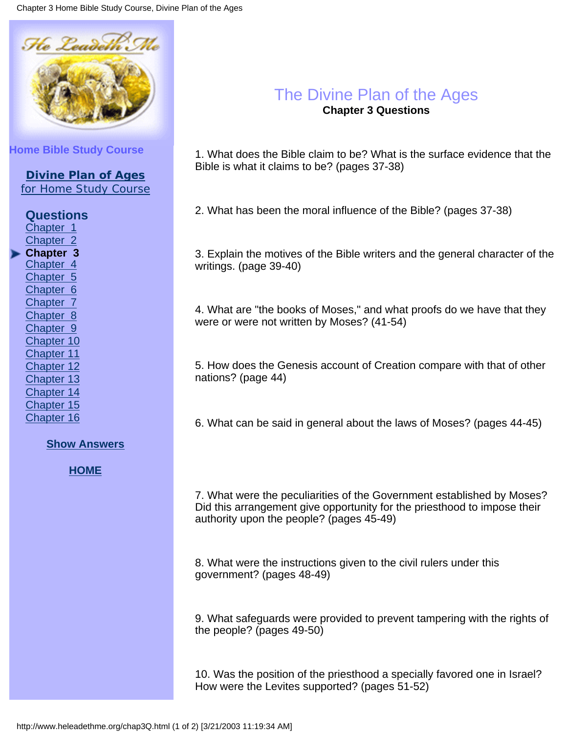Home Bible Study Course

**Divine Plan of Ages**
for Home Study Course

**Questions**
- Chapter 1
- Chapter 2
- **Chapter 3**
- Chapter 4
- Chapter 5
- Chapter 6
- Chapter 7
- Chapter 8
- Chapter 9
- Chapter 10
- Chapter 11
- Chapter 12
- Chapter 13
- Chapter 14
- Chapter 15
- Chapter 16

**Show Answers**

**HOME**

# The Divine Plan of the Ages

## Chapter 3 Questions

1. What does the Bible claim to be? What is the surface evidence that the Bible is what it claims to be? (pages 37-38)

2. What has been the moral influence of the Bible? (pages 37-38)

3. Explain the motives of the Bible writers and the general character of the writings. (page 39-40)

4. What are "the books of Moses," and what proofs do we have that they were or were not written by Moses? (41-54)

5. How does the Genesis account of Creation compare with that of other nations? (page 44)

6. What can be said in general about the laws of Moses? (pages 44-45)

7. What were the peculiarities of the Government established by Moses? Did this arrangement give opportunity for the priesthood to impose their authority upon the people? (pages 45-49)

8. What were the instructions given to the civil rulers under this government? (pages 48-49)

9. What safeguards were provided to prevent tampering with the rights of the people? (pages 49-50)

10. Was the position of the priesthood a specially favored one in Israel? How were the Levites supported? (pages 51-52)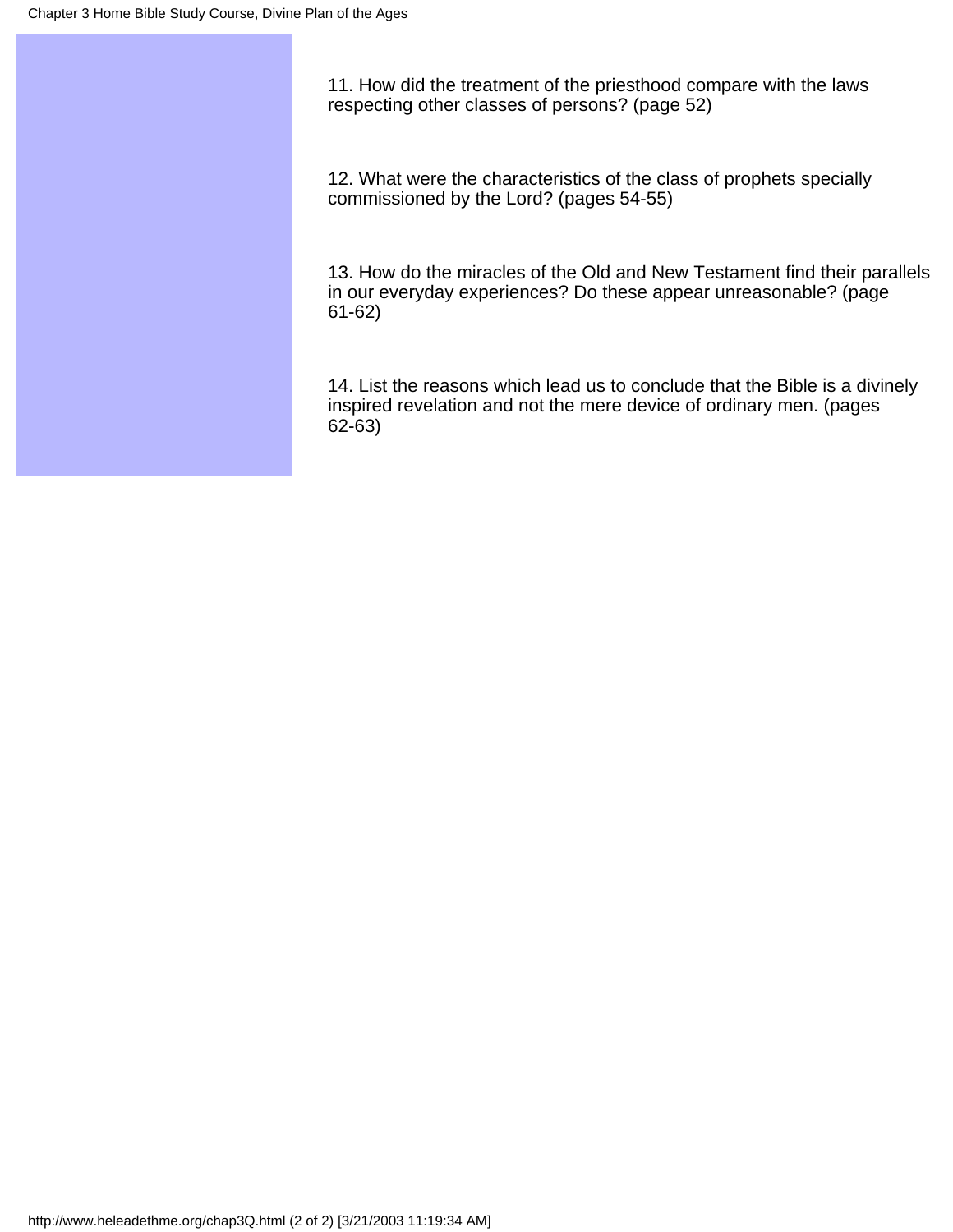11. How did the treatment of the priesthood compare with the laws respecting other classes of persons? (page 52)

12. What were the characteristics of the class of prophets specially commissioned by the Lord? (pages 54-55)

13. How do the miracles of the Old and New Testament find their parallels in our everyday experiences? Do these appear unreasonable? (page 61-62)

14. List the reasons which lead us to conclude that the Bible is a divinely inspired revelation and not the mere device of ordinary men. (pages 62-63)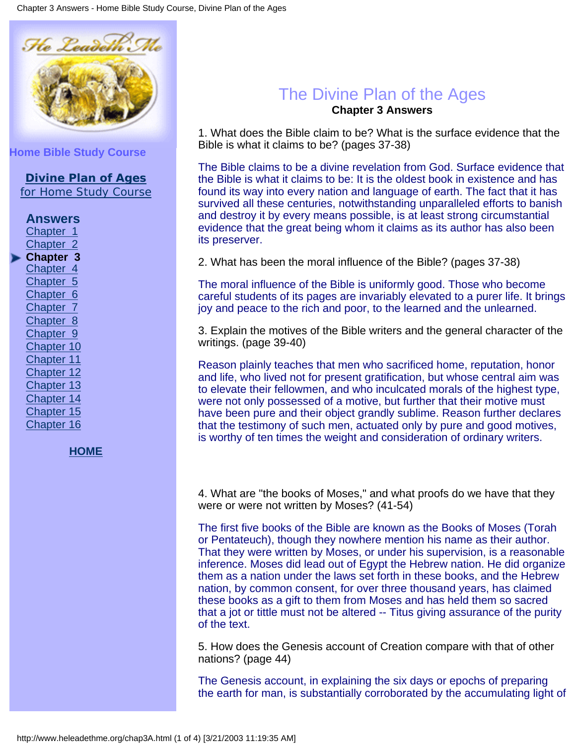Home Bible Study Course

**Divine Plan of Ages**
for Home Study Course

**Answers**

Chapter 1
Chapter 2
**Chapter 3**
Chapter 4
Chapter 5
Chapter 6
Chapter 7
Chapter 8
Chapter 9
Chapter 10
Chapter 11
Chapter 12
Chapter 13
Chapter 14
Chapter 15
Chapter 16

**HOME**

# The Divine Plan of the Ages

## Chapter 3 Answers

1. What does the Bible claim to be? What is the surface evidence that the Bible is what it claims to be? (pages 37-38)

The Bible claims to be a divine revelation from God. Surface evidence that the Bible is what it claims to be: It is the oldest book in existence and has found its way into every nation and language of earth. The fact that it has survived all these centuries, notwithstanding unparalleled efforts to banish and destroy it by every means possible, is at least strong circumstantial evidence that the great being whom it claims as its author has also been its preserver.

2. What has been the moral influence of the Bible? (pages 37-38)

The moral influence of the Bible is uniformly good. Those who become careful students of its pages are invariably elevated to a purer life. It brings joy and peace to the rich and poor, to the learned and the unlearned.

3. Explain the motives of the Bible writers and the general character of the writings. (page 39-40)

Reason plainly teaches that men who sacrificed home, reputation, honor and life, who lived not for present gratification, but whose central aim was to elevate their fellowmen, and who inculcated morals of the highest type, were not only possessed of a motive, but further that their motive must have been pure and their object grandly sublime. Reason further declares that the testimony of such men, actuated only by pure and good motives, is worthy of ten times the weight and consideration of ordinary writers.

4. What are "the books of Moses," and what proofs do we have that they were or were not written by Moses? (41-54)

The first five books of the Bible are known as the Books of Moses (Torah or Pentateuch), though they nowhere mention his name as their author. That they were written by Moses, or under his supervision, is a reasonable inference. Moses did lead out of Egypt the Hebrew nation. He did organize them as a nation under the laws set forth in these books, and the Hebrew nation, by common consent, for over three thousand years, has claimed these books as a gift to them from Moses and has held them so sacred that a jot or tittle must not be altered -- Titus giving assurance of the purity of the text.

5. How does the Genesis account of Creation compare with that of other nations? (page 44)

The Genesis account, in explaining the six days or epochs of preparing the earth for man, is substantially corroborated by the accumulating light of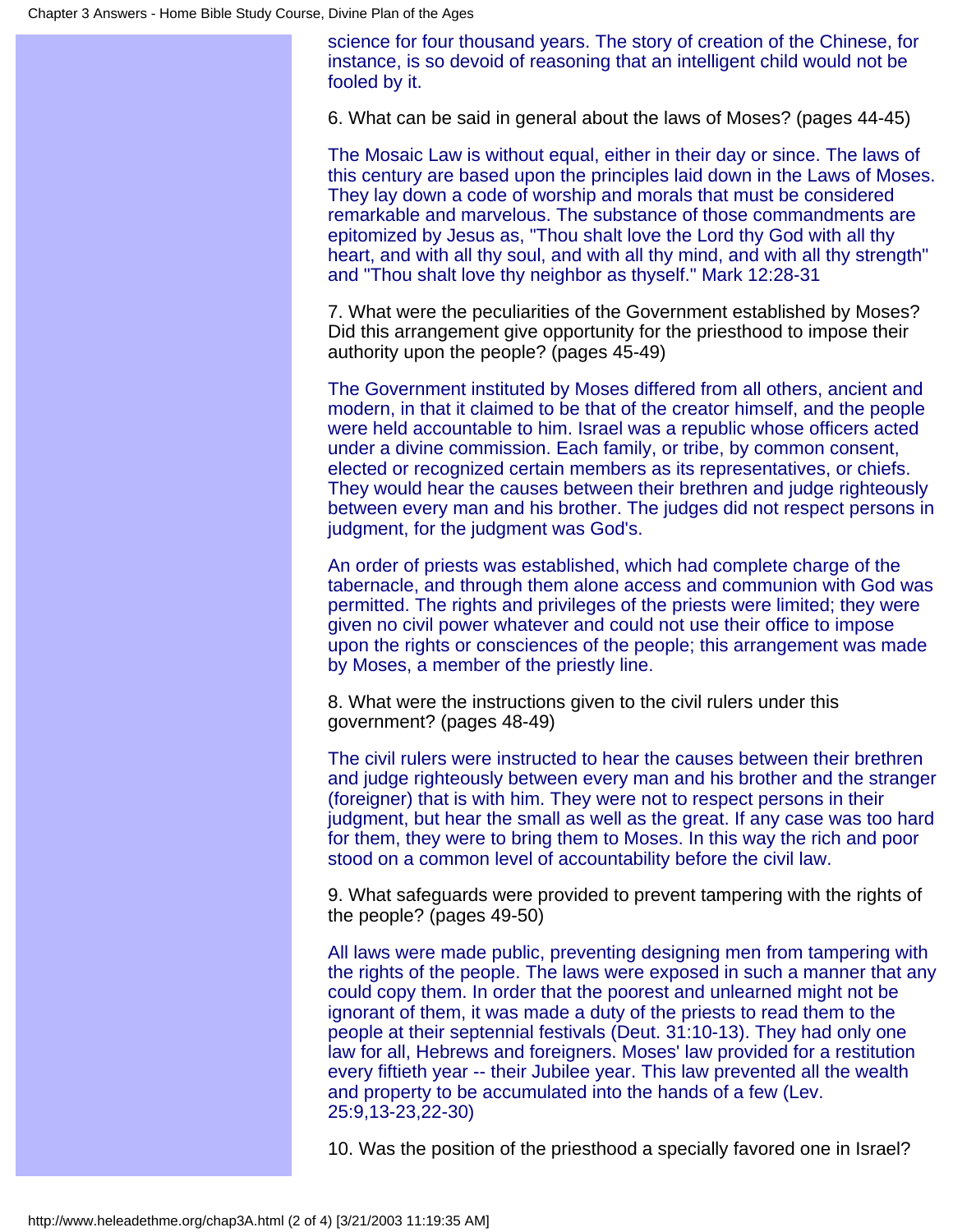science for four thousand years. The story of creation of the Chinese, for instance, is so devoid of reasoning that an intelligent child would not be fooled by it.

6. What can be said in general about the laws of Moses? (pages 44-45)

The Mosaic Law is without equal, either in their day or since. The laws of this century are based upon the principles laid down in the Laws of Moses. They lay down a code of worship and morals that must be considered remarkable and marvelous. The substance of those commandments are epitomized by Jesus as, "Thou shalt love the Lord thy God with all thy heart, and with all thy soul, and with all thy mind, and with all thy strength" and "Thou shalt love thy neighbor as thyself." Mark 12:28-31

7. What were the peculiarities of the Government established by Moses? Did this arrangement give opportunity for the priesthood to impose their authority upon the people? (pages 45-49)

The Government instituted by Moses differed from all others, ancient and modern, in that it claimed to be that of the creator himself, and the people were held accountable to him. Israel was a republic whose officers acted under a divine commission. Each family, or tribe, by common consent, elected or recognized certain members as its representatives, or chiefs. They would hear the causes between their brethren and judge righteously between every man and his brother. The judges did not respect persons in judgment, for the judgment was God's.

An order of priests was established, which had complete charge of the tabernacle, and through them alone access and communion with God was permitted. The rights and privileges of the priests were limited; they were given no civil power whatever and could not use their office to impose upon the rights or consciences of the people; this arrangement was made by Moses, a member of the priestly line.

8. What were the instructions given to the civil rulers under this government? (pages 48-49)

The civil rulers were instructed to hear the causes between their brethren and judge righteously between every man and his brother and the stranger (foreigner) that is with him. They were not to respect persons in their judgment, but hear the small as well as the great. If any case was too hard for them, they were to bring them to Moses. In this way the rich and poor stood on a common level of accountability before the civil law.

9. What safeguards were provided to prevent tampering with the rights of the people? (pages 49-50)

All laws were made public, preventing designing men from tampering with the rights of the people. The laws were exposed in such a manner that any could copy them. In order that the poorest and unlearned might not be ignorant of them, it was made a duty of the priests to read them to the people at their septennial festivals (Deut. 31:10-13). They had only one law for all, Hebrews and foreigners. Moses' law provided for a restitution every fiftieth year -- their Jubilee year. This law prevented all the wealth and property to be accumulated into the hands of a few (Lev. 25:9,13-23,22-30)

10. Was the position of the priesthood a specially favored one in Israel?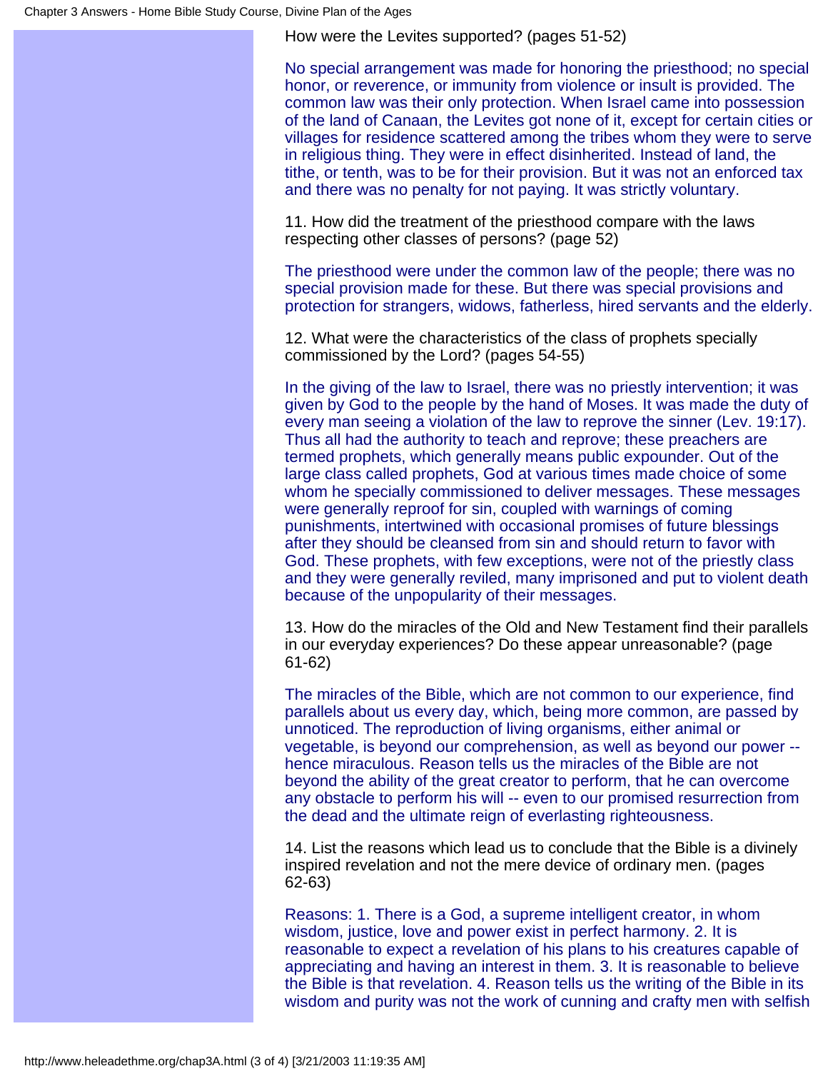How were the Levites supported? (pages 51-52)

No special arrangement was made for honoring the priesthood; no special honor, or reverence, or immunity from violence or insult is provided. The common law was their only protection. When Israel came into possession of the land of Canaan, the Levites got none of it, except for certain cities or villages for residence scattered among the tribes whom they were to serve in religious thing. They were in effect disinherited. Instead of land, the tithe, or tenth, was to be for their provision. But it was not an enforced tax and there was no penalty for not paying. It was strictly voluntary.

11. How did the treatment of the priesthood compare with the laws respecting other classes of persons? (page 52)

The priesthood were under the common law of the people; there was no special provision made for these. But there was special provisions and protection for strangers, widows, fatherless, hired servants and the elderly.

12. What were the characteristics of the class of prophets specially commissioned by the Lord? (pages 54-55)

In the giving of the law to Israel, there was no priestly intervention; it was given by God to the people by the hand of Moses. It was made the duty of every man seeing a violation of the law to reprove the sinner (Lev. 19:17). Thus all had the authority to teach and reprove; these preachers are termed prophets, which generally means public expounder. Out of the large class called prophets, God at various times made choice of some whom he specially commissioned to deliver messages. These messages were generally reproof for sin, coupled with warnings of coming punishments, intertwined with occasional promises of future blessings after they should be cleansed from sin and should return to favor with God. These prophets, with few exceptions, were not of the priestly class and they were generally reviled, many imprisoned and put to violent death because of the unpopularity of their messages.

13. How do the miracles of the Old and New Testament find their parallels in our everyday experiences? Do these appear unreasonable? (page 61-62)

The miracles of the Bible, which are not common to our experience, find parallels about us every day, which, being more common, are passed by unnoticed. The reproduction of living organisms, either animal or vegetable, is beyond our comprehension, as well as beyond our power -- hence miraculous. Reason tells us the miracles of the Bible are not beyond the ability of the great creator to perform, that he can overcome any obstacle to perform his will -- even to our promised resurrection from the dead and the ultimate reign of everlasting righteousness.

14. List the reasons which lead us to conclude that the Bible is a divinely inspired revelation and not the mere device of ordinary men. (pages 62-63)

Reasons: 1. There is a God, a supreme intelligent creator, in whom wisdom, justice, love and power exist in perfect harmony. 2. It is reasonable to expect a revelation of his plans to his creatures capable of appreciating and having an interest in them. 3. It is reasonable to believe the Bible is that revelation. 4. Reason tells us the writing of the Bible in its wisdom and purity was not the work of cunning and crafty men with selfish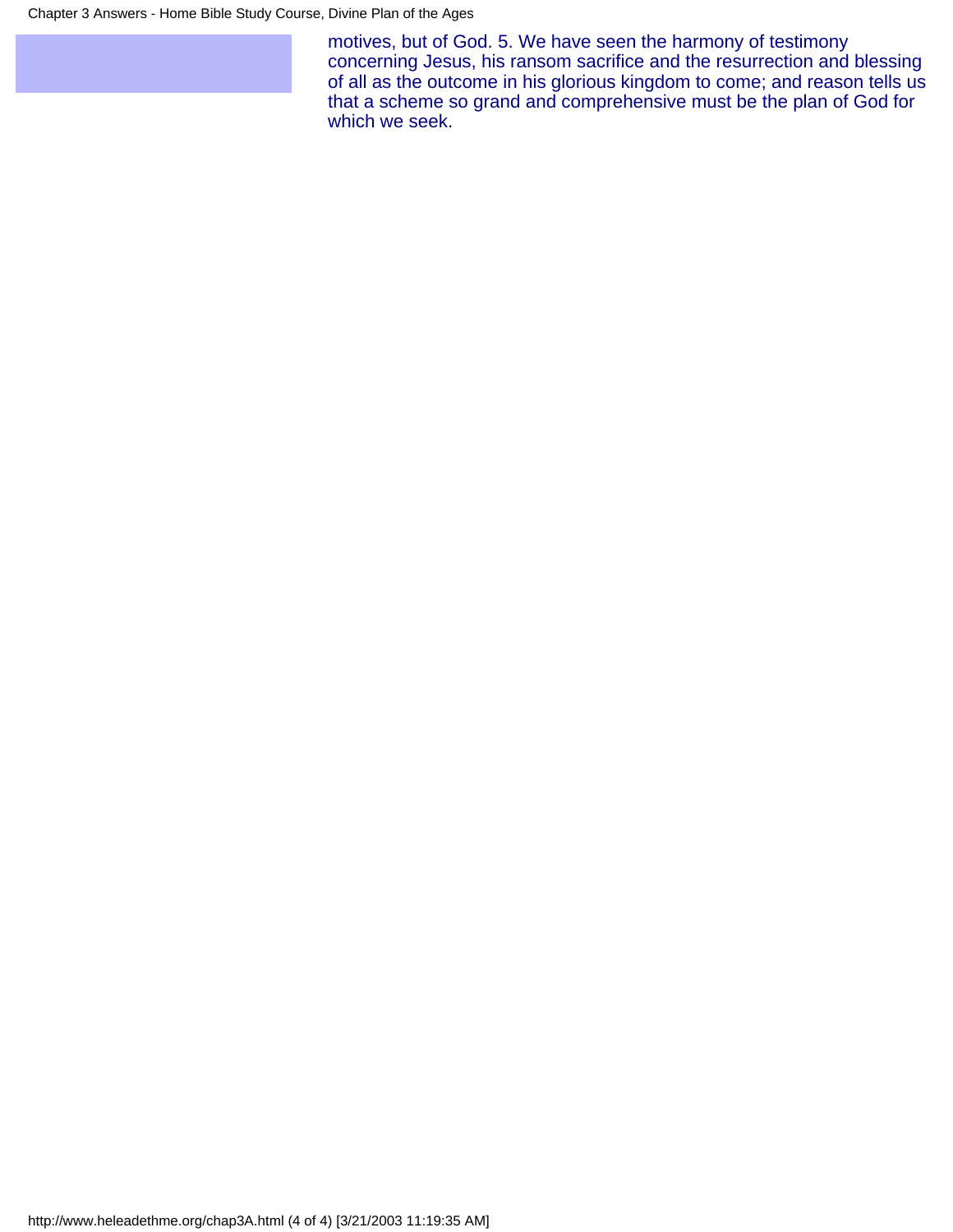motives, but of God. 5. We have seen the harmony of testimony concerning Jesus, his ransom sacrifice and the resurrection and blessing of all as the outcome in his glorious kingdom to come; and reason tells us that a scheme so grand and comprehensive must be the plan of God for which we seek.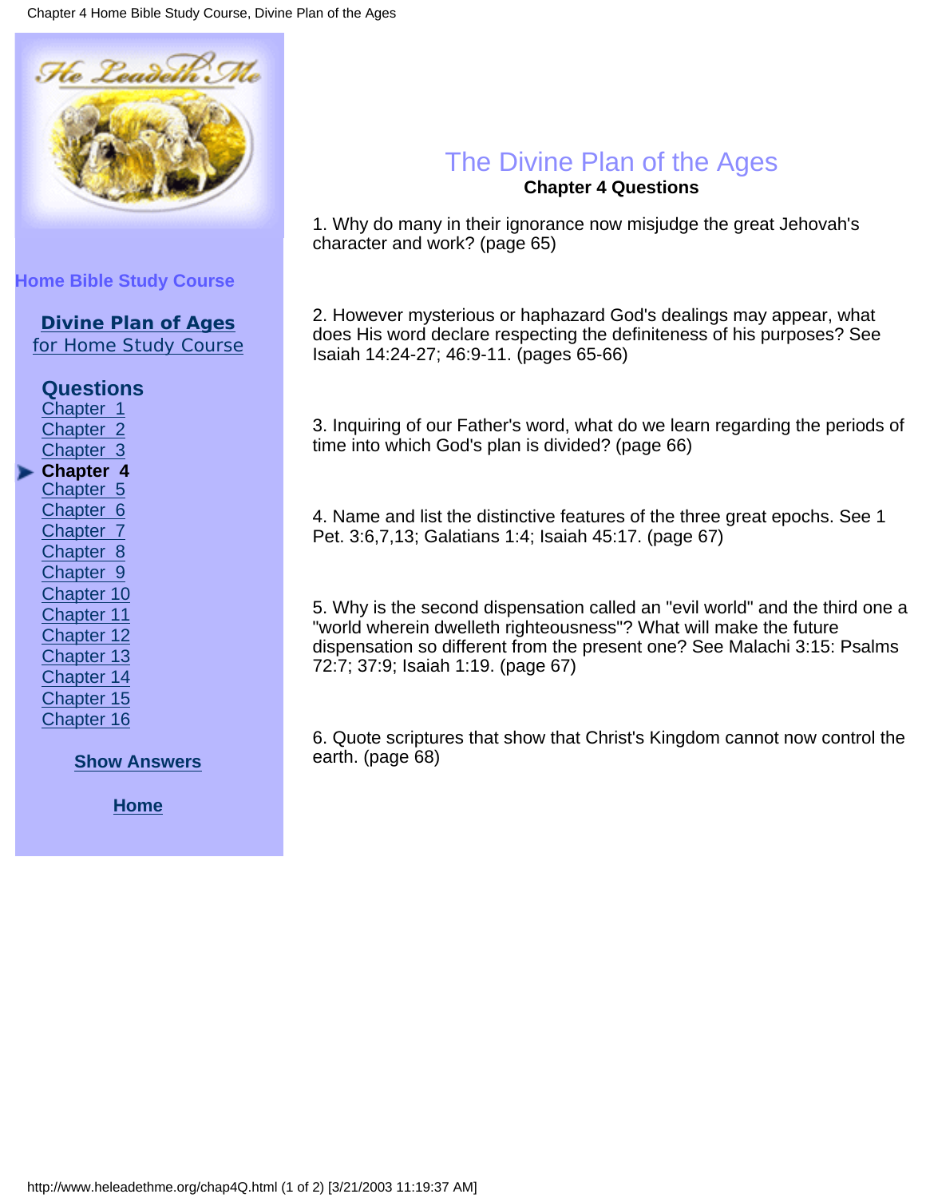Home Bible Study Course

**Divine Plan of Ages**
for Home Study Course

**Questions**
Chapter 1
Chapter 2
Chapter 3
**Chapter 4**
Chapter 5
Chapter 6
Chapter 7
Chapter 8
Chapter 9
Chapter 10
Chapter 11
Chapter 12
Chapter 13
Chapter 14
Chapter 15
Chapter 16

**Show Answers**

**Home**

# The Divine Plan of the Ages

**Chapter 4 Questions**

1. Why do many in their ignorance now misjudge the great Jehovah's character and work? (page 65)

2. However mysterious or haphazard God's dealings may appear, what does His word declare respecting the definiteness of his purposes? See Isaiah 14:24-27; 46:9-11. (pages 65-66)

3. Inquiring of our Father's word, what do we learn regarding the periods of time into which God's plan is divided? (page 66)

4. Name and list the distinctive features of the three great epochs. See 1 Pet. 3:6,7,13; Galatians 1:4; Isaiah 45:17. (page 67)

5. Why is the second dispensation called an "evil world" and the third one a "world wherein dwelleth righteousness"? What will make the future dispensation so different from the present one? See Malachi 3:15: Psalms 72:7; 37:9; Isaiah 1:19. (page 67)

6. Quote scriptures that show that Christ's Kingdom cannot now control the earth. (page 68)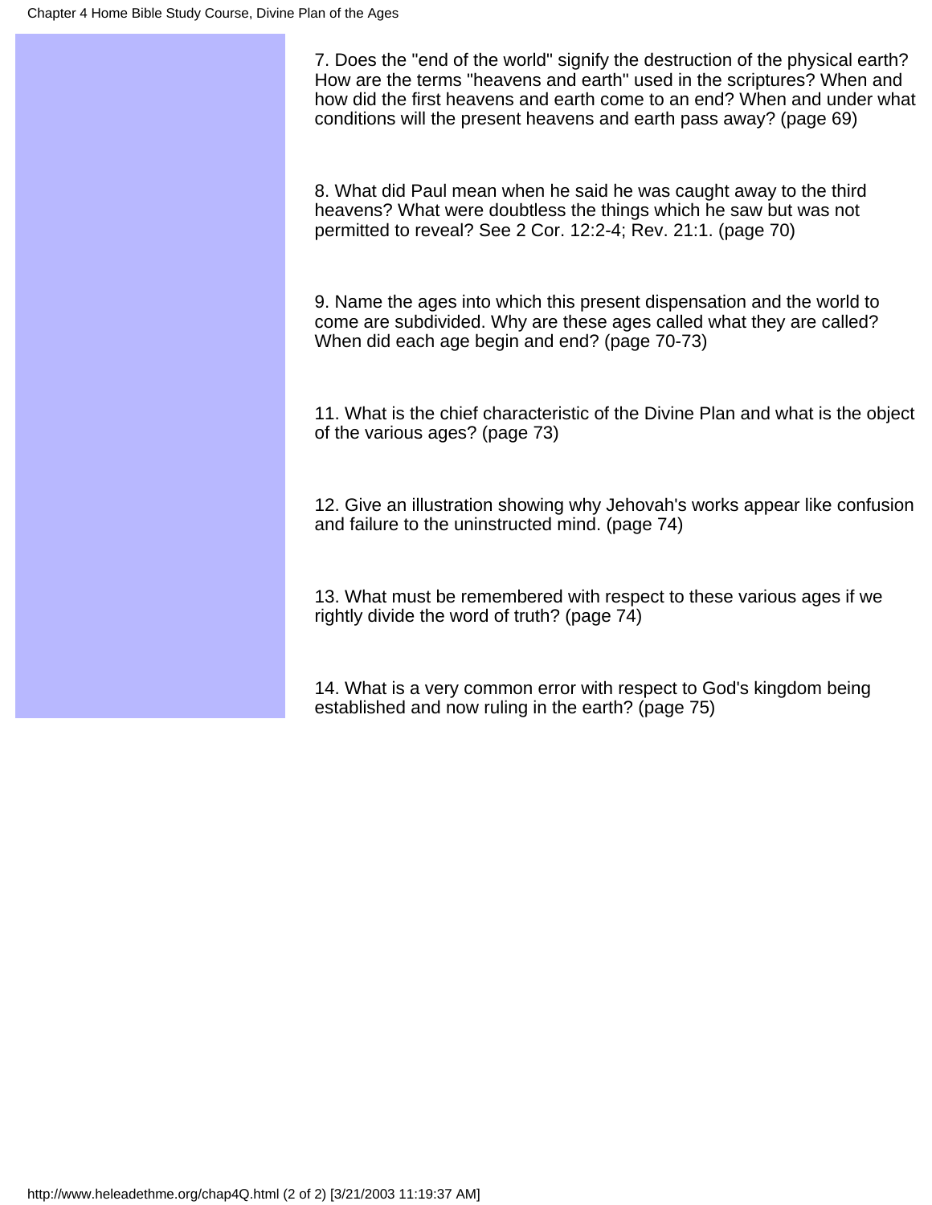7. Does the "end of the world" signify the destruction of the physical earth? How are the terms "heavens and earth" used in the scriptures? When and how did the first heavens and earth come to an end? When and under what conditions will the present heavens and earth pass away? (page 69)

8. What did Paul mean when he said he was caught away to the third heavens? What were doubtless the things which he saw but was not permitted to reveal? See 2 Cor. 12:2-4; Rev. 21:1. (page 70)

9. Name the ages into which this present dispensation and the world to come are subdivided. Why are these ages called what they are called? When did each age begin and end? (page 70-73)

11. What is the chief characteristic of the Divine Plan and what is the object of the various ages? (page 73)

12. Give an illustration showing why Jehovah's works appear like confusion and failure to the uninstructed mind. (page 74)

13. What must be remembered with respect to these various ages if we rightly divide the word of truth? (page 74)

14. What is a very common error with respect to God's kingdom being established and now ruling in the earth? (page 75)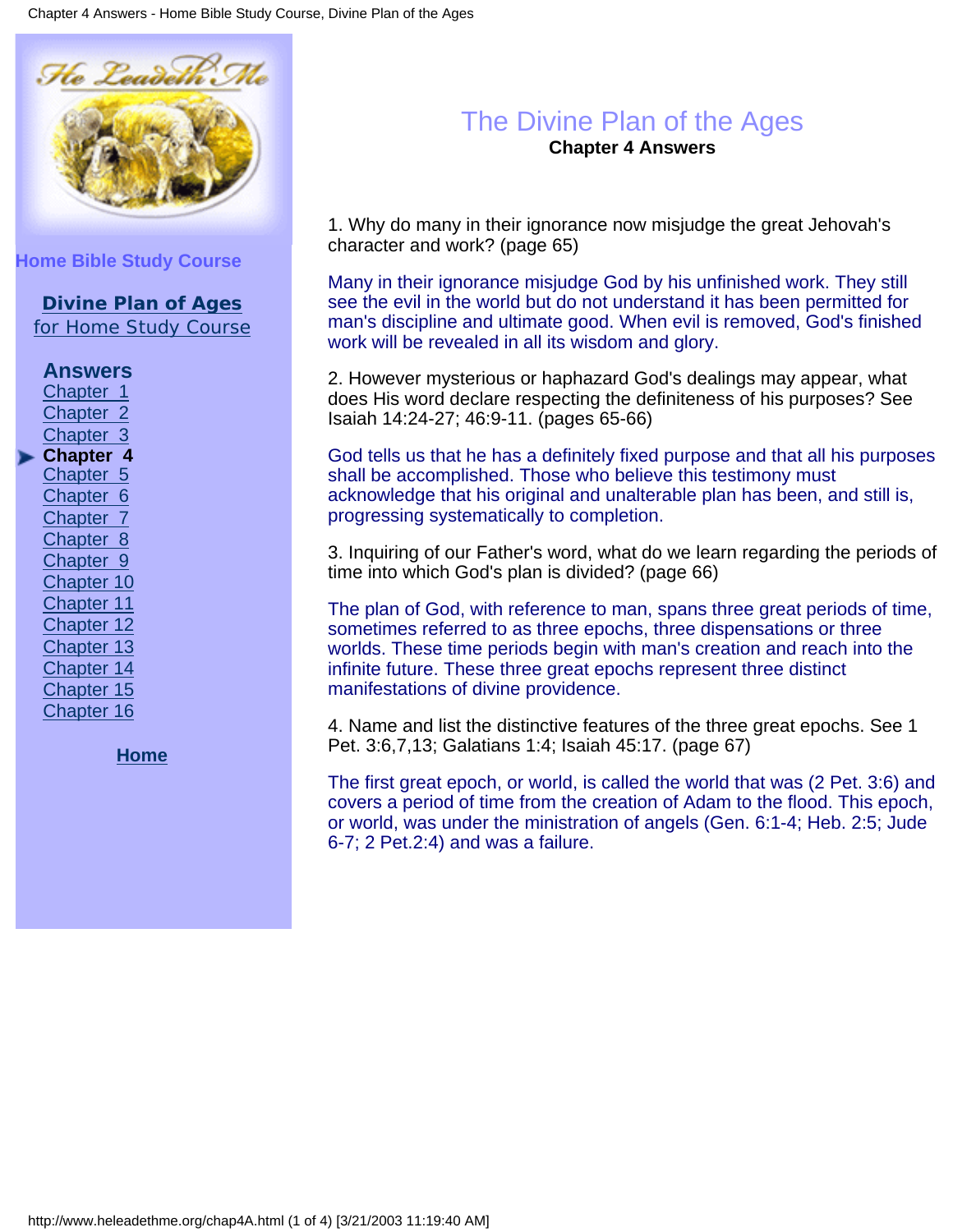Home Bible Study Course

**Divine Plan of Ages**
for Home Study Course

**Answers**
Chapter 1
Chapter 2
Chapter 3
**Chapter 4**
Chapter 5
Chapter 6
Chapter 7
Chapter 8
Chapter 9
Chapter 10
Chapter 11
Chapter 12
Chapter 13
Chapter 14
Chapter 15
Chapter 16

**Home**

# The Divine Plan of the Ages

## Chapter 4 Answers

1. Why do many in their ignorance now misjudge the great Jehovah's character and work? (page 65)

Many in their ignorance misjudge God by his unfinished work. They still see the evil in the world but do not understand it has been permitted for man's discipline and ultimate good. When evil is removed, God's finished work will be revealed in all its wisdom and glory.

2. However mysterious or haphazard God's dealings may appear, what does His word declare respecting the definiteness of his purposes? See Isaiah 14:24-27; 46:9-11. (pages 65-66)

God tells us that he has a definitely fixed purpose and that all his purposes shall be accomplished. Those who believe this testimony must acknowledge that his original and unalterable plan has been, and still is, progressing systematically to completion.

3. Inquiring of our Father's word, what do we learn regarding the periods of time into which God's plan is divided? (page 66)

The plan of God, with reference to man, spans three great periods of time, sometimes referred to as three epochs, three dispensations or three worlds. These time periods begin with man's creation and reach into the infinite future. These three great epochs represent three distinct manifestations of divine providence.

4. Name and list the distinctive features of the three great epochs. See 1 Pet. 3:6,7,13; Galatians 1:4; Isaiah 45:17. (page 67)

The first great epoch, or world, is called the world that was (2 Pet. 3:6) and covers a period of time from the creation of Adam to the flood. This epoch, or world, was under the ministration of angels (Gen. 6:1-4; Heb. 2:5; Jude 6-7; 2 Pet.2:4) and was a failure.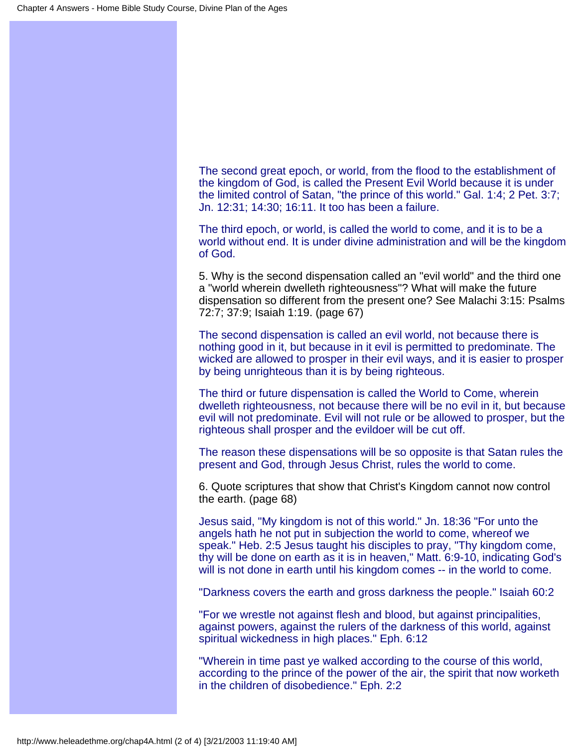The second great epoch, or world, from the flood to the establishment of the kingdom of God, is called the Present Evil World because it is under the limited control of Satan, "the prince of this world." Gal. 1:4; 2 Pet. 3:7; Jn. 12:31; 14:30; 16:11. It too has been a failure.

The third epoch, or world, is called the world to come, and it is to be a world without end. It is under divine administration and will be the kingdom of God.

5. Why is the second dispensation called an "evil world" and the third one a "world wherein dwelleth righteousness"? What will make the future dispensation so different from the present one? See Malachi 3:15: Psalms 72:7; 37:9; Isaiah 1:19. (page 67)

The second dispensation is called an evil world, not because there is nothing good in it, but because in it evil is permitted to predominate. The wicked are allowed to prosper in their evil ways, and it is easier to prosper by being unrighteous than it is by being righteous.

The third or future dispensation is called the World to Come, wherein dwelleth righteousness, not because there will be no evil in it, but because evil will not predominate. Evil will not rule or be allowed to prosper, but the righteous shall prosper and the evildoer will be cut off.

The reason these dispensations will be so opposite is that Satan rules the present and God, through Jesus Christ, rules the world to come.

6. Quote scriptures that show that Christ's Kingdom cannot now control the earth. (page 68)

Jesus said, "My kingdom is not of this world." Jn. 18:36 "For unto the angels hath he not put in subjection the world to come, whereof we speak." Heb. 2:5 Jesus taught his disciples to pray, "Thy kingdom come, thy will be done on earth as it is in heaven," Matt. 6:9-10, indicating God's will is not done in earth until his kingdom comes -- in the world to come.

"Darkness covers the earth and gross darkness the people." Isaiah 60:2

"For we wrestle not against flesh and blood, but against principalities, against powers, against the rulers of the darkness of this world, against spiritual wickedness in high places." Eph. 6:12

"Wherein in time past ye walked according to the course of this world, according to the prince of the power of the air, the spirit that now worketh in the children of disobedience." Eph. 2:2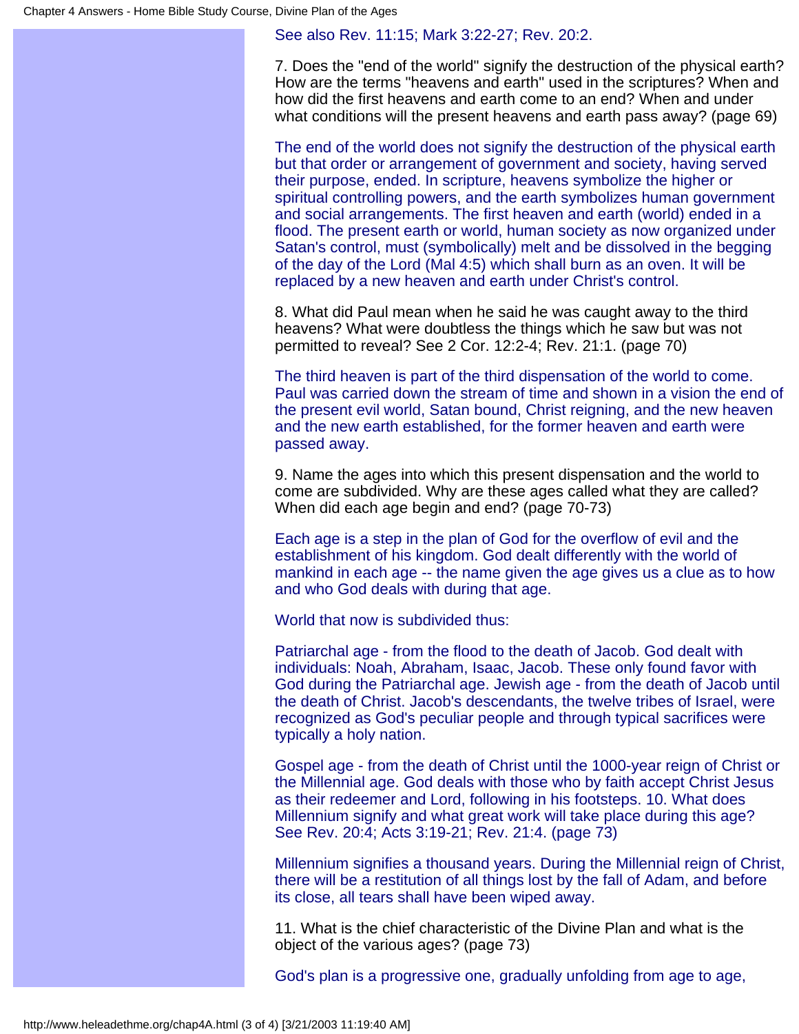See also Rev. 11:15; Mark 3:22-27; Rev. 20:2.

7. Does the "end of the world" signify the destruction of the physical earth? How are the terms "heavens and earth" used in the scriptures? When and how did the first heavens and earth come to an end? When and under what conditions will the present heavens and earth pass away? (page 69)

The end of the world does not signify the destruction of the physical earth but that order or arrangement of government and society, having served their purpose, ended. In scripture, heavens symbolize the higher or spiritual controlling powers, and the earth symbolizes human government and social arrangements. The first heaven and earth (world) ended in a flood. The present earth or world, human society as now organized under Satan's control, must (symbolically) melt and be dissolved in the begging of the day of the Lord (Mal 4:5) which shall burn as an oven. It will be replaced by a new heaven and earth under Christ's control.

8. What did Paul mean when he said he was caught away to the third heavens? What were doubtless the things which he saw but was not permitted to reveal? See 2 Cor. 12:2-4; Rev. 21:1. (page 70)

The third heaven is part of the third dispensation of the world to come. Paul was carried down the stream of time and shown in a vision the end of the present evil world, Satan bound, Christ reigning, and the new heaven and the new earth established, for the former heaven and earth were passed away.

9. Name the ages into which this present dispensation and the world to come are subdivided. Why are these ages called what they are called? When did each age begin and end? (page 70-73)

Each age is a step in the plan of God for the overflow of evil and the establishment of his kingdom. God dealt differently with the world of mankind in each age -- the name given the age gives us a clue as to how and who God deals with during that age.

World that now is subdivided thus:

Patriarchal age - from the flood to the death of Jacob. God dealt with individuals: Noah, Abraham, Isaac, Jacob. These only found favor with God during the Patriarchal age. Jewish age - from the death of Jacob until the death of Christ. Jacob's descendants, the twelve tribes of Israel, were recognized as God's peculiar people and through typical sacrifices were typically a holy nation.

Gospel age - from the death of Christ until the 1000-year reign of Christ or the Millennial age. God deals with those who by faith accept Christ Jesus as their redeemer and Lord, following in his footsteps. 10. What does Millennium signify and what great work will take place during this age? See Rev. 20:4; Acts 3:19-21; Rev. 21:4. (page 73)

Millennium signifies a thousand years. During the Millennial reign of Christ, there will be a restitution of all things lost by the fall of Adam, and before its close, all tears shall have been wiped away.

11. What is the chief characteristic of the Divine Plan and what is the object of the various ages? (page 73)

God's plan is a progressive one, gradually unfolding from age to age,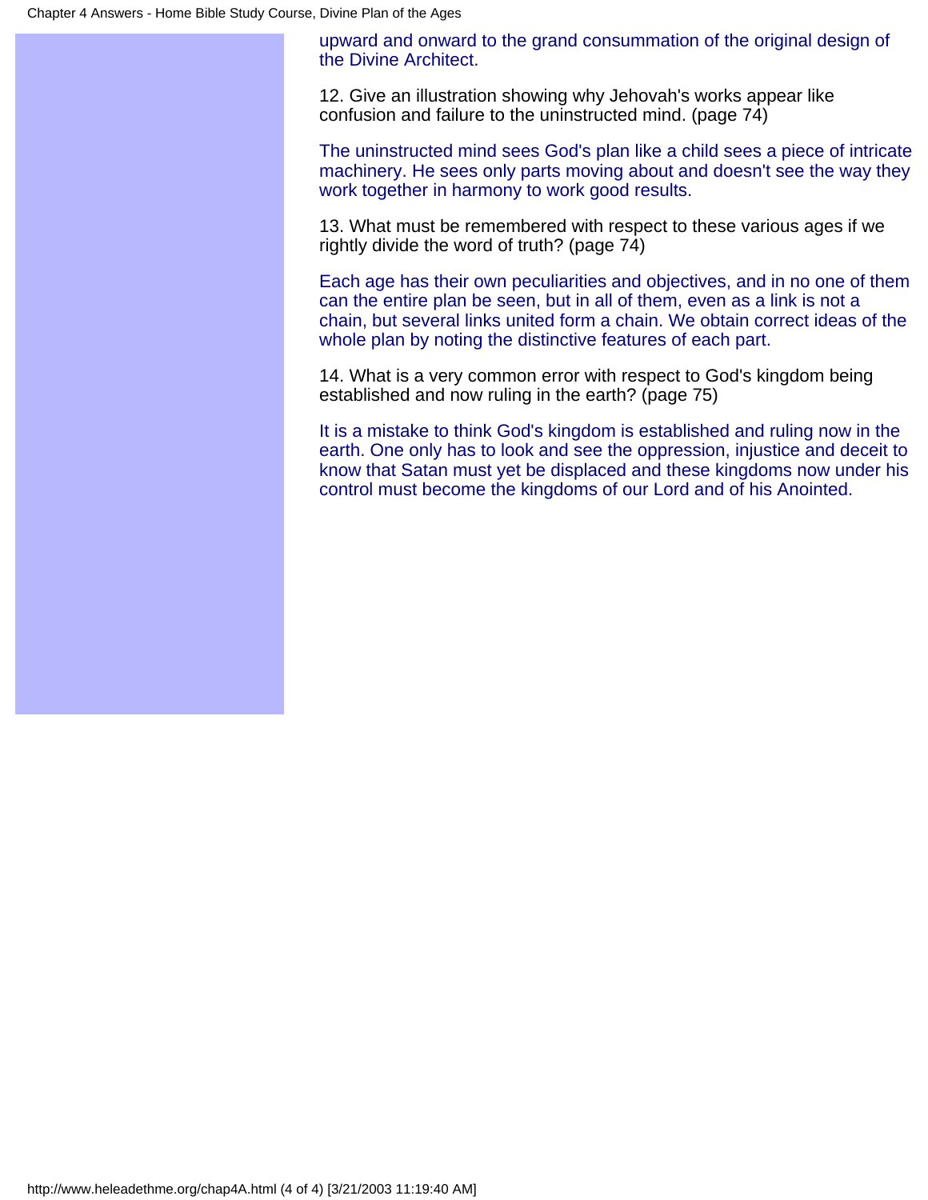upward and onward to the grand consummation of the original design of the Divine Architect.

12. Give an illustration showing why Jehovah's works appear like confusion and failure to the uninstructed mind. (page 74)

The uninstructed mind sees God's plan like a child sees a piece of intricate machinery. He sees only parts moving about and doesn't see the way they work together in harmony to work good results.

13. What must be remembered with respect to these various ages if we rightly divide the word of truth? (page 74)

Each age has their own peculiarities and objectives, and in no one of them can the entire plan be seen, but in all of them, even as a link is not a chain, but several links united form a chain. We obtain correct ideas of the whole plan by noting the distinctive features of each part.

14. What is a very common error with respect to God's kingdom being established and now ruling in the earth? (page 75)

It is a mistake to think God's kingdom is established and ruling now in the earth. One only has to look and see the oppression, injustice and deceit to know that Satan must yet be displaced and these kingdoms now under his control must become the kingdoms of our Lord and of his Anointed.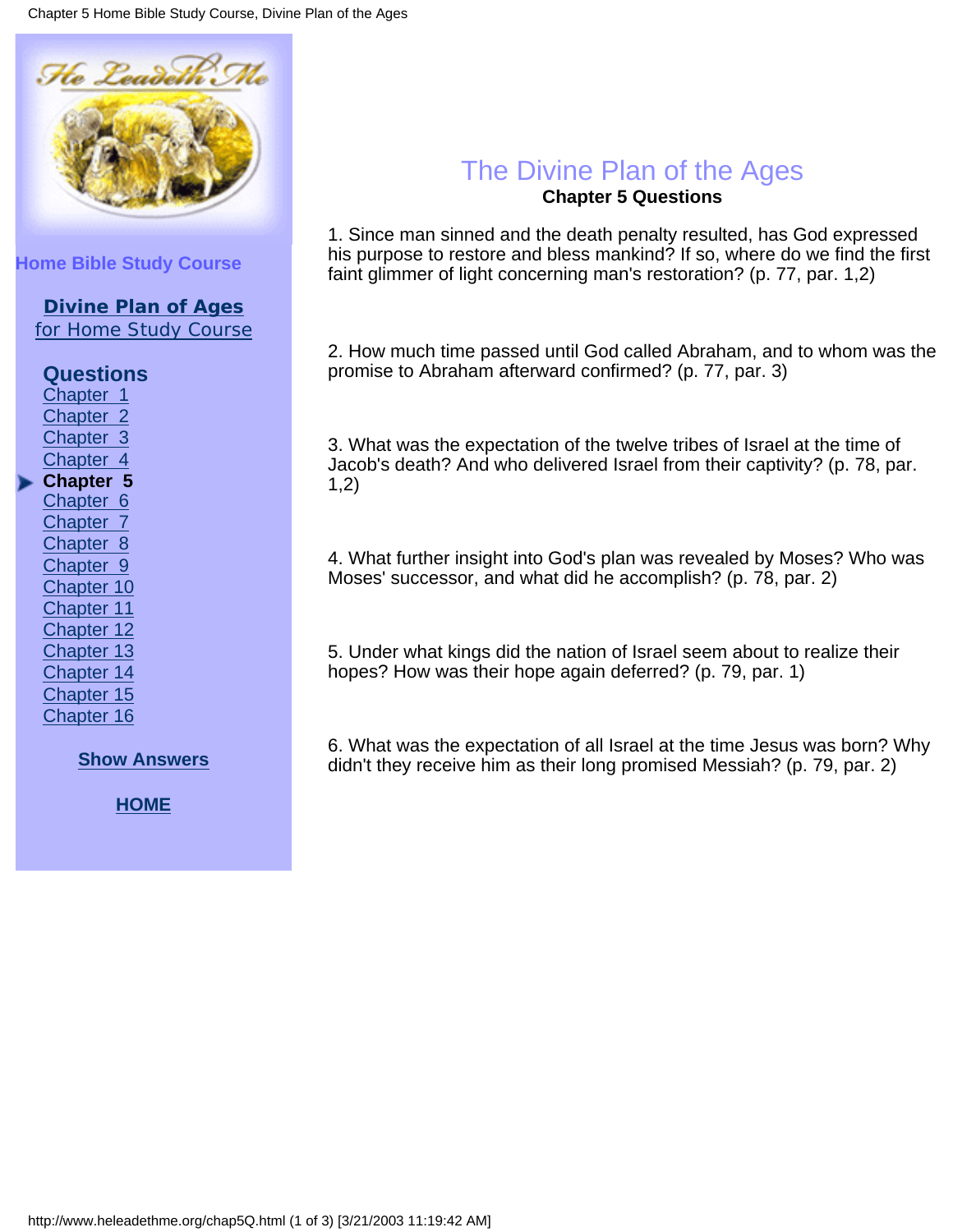Home Bible Study Course

**Divine Plan of Ages**
for Home Study Course

**Questions**

- Chapter 1
- Chapter 2
- Chapter 3
- Chapter 4
- **Chapter 5**
- Chapter 6
- Chapter 7
- Chapter 8
- Chapter 9
- Chapter 10
- Chapter 11
- Chapter 12
- Chapter 13
- Chapter 14
- Chapter 15
- Chapter 16

**Show Answers**

**HOME**

# The Divine Plan of the Ages

**Chapter 5 Questions**

1. Since man sinned and the death penalty resulted, has God expressed his purpose to restore and bless mankind? If so, where do we find the first faint glimmer of light concerning man's restoration? (p. 77, par. 1,2)

2. How much time passed until God called Abraham, and to whom was the promise to Abraham afterward confirmed? (p. 77, par. 3)

3. What was the expectation of the twelve tribes of Israel at the time of Jacob's death? And who delivered Israel from their captivity? (p. 78, par. 1,2)

4. What further insight into God's plan was revealed by Moses? Who was Moses' successor, and what did he accomplish? (p. 78, par. 2)

5. Under what kings did the nation of Israel seem about to realize their hopes? How was their hope again deferred? (p. 79, par. 1)

6. What was the expectation of all Israel at the time Jesus was born? Why didn't they receive him as their long promised Messiah? (p. 79, par. 2)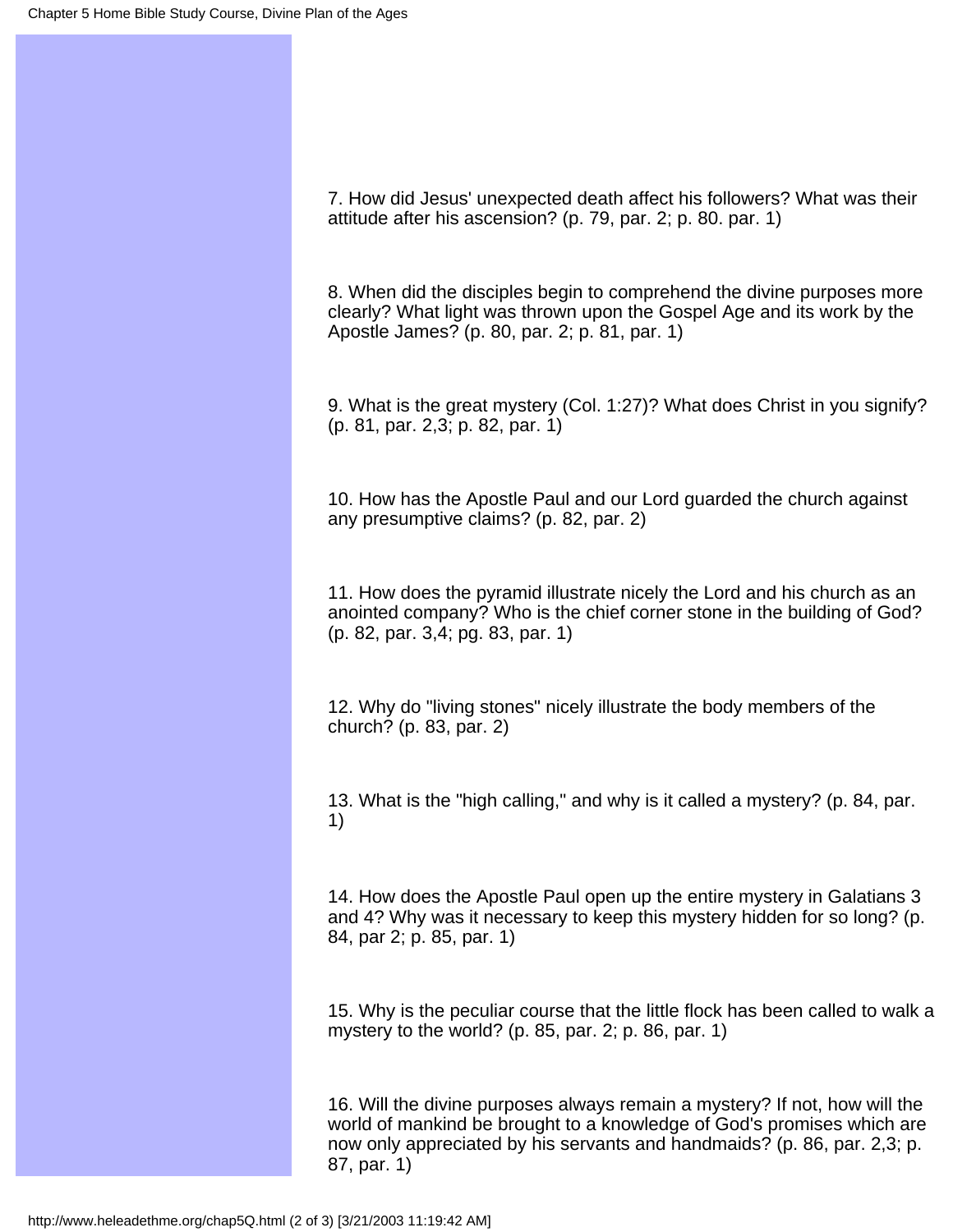7. How did Jesus' unexpected death affect his followers? What was their attitude after his ascension? (p. 79, par. 2; p. 80. par. 1)

8. When did the disciples begin to comprehend the divine purposes more clearly? What light was thrown upon the Gospel Age and its work by the Apostle James? (p. 80, par. 2; p. 81, par. 1)

9. What is the great mystery (Col. 1:27)? What does Christ in you signify? (p. 81, par. 2,3; p. 82, par. 1)

10. How has the Apostle Paul and our Lord guarded the church against any presumptive claims? (p. 82, par. 2)

11. How does the pyramid illustrate nicely the Lord and his church as an anointed company? Who is the chief corner stone in the building of God? (p. 82, par. 3,4; pg. 83, par. 1)

12. Why do "living stones" nicely illustrate the body members of the church? (p. 83, par. 2)

13. What is the "high calling," and why is it called a mystery? (p. 84, par. 1)

14. How does the Apostle Paul open up the entire mystery in Galatians 3 and 4? Why was it necessary to keep this mystery hidden for so long? (p. 84, par 2; p. 85, par. 1)

15. Why is the peculiar course that the little flock has been called to walk a mystery to the world? (p. 85, par. 2; p. 86, par. 1)

16. Will the divine purposes always remain a mystery? If not, how will the world of mankind be brought to a knowledge of God's promises which are now only appreciated by his servants and handmaids? (p. 86, par. 2,3; p. 87, par. 1)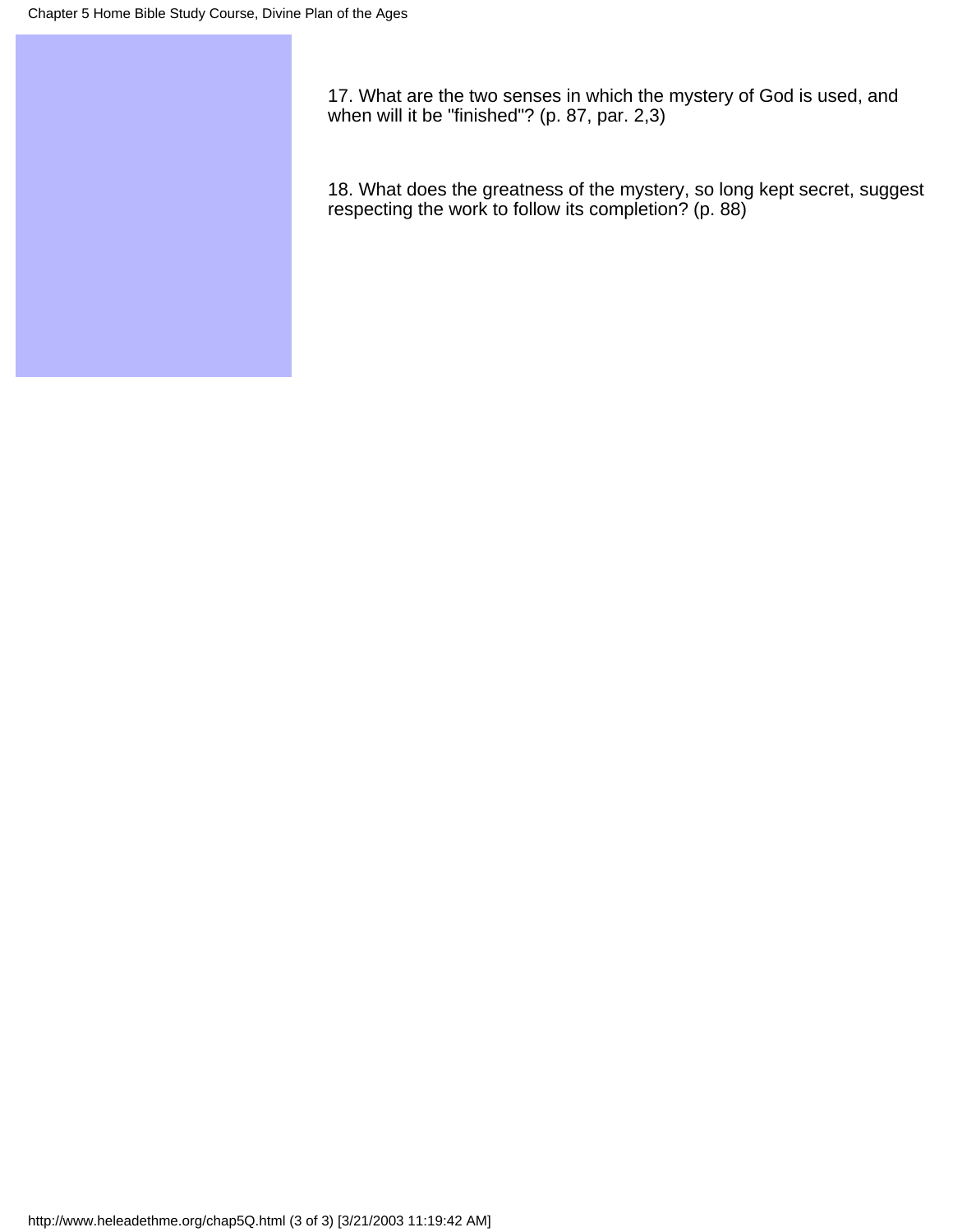17. What are the two senses in which the mystery of God is used, and when will it be "finished"? (p. 87, par. 2,3)

18. What does the greatness of the mystery, so long kept secret, suggest respecting the work to follow its completion? (p. 88)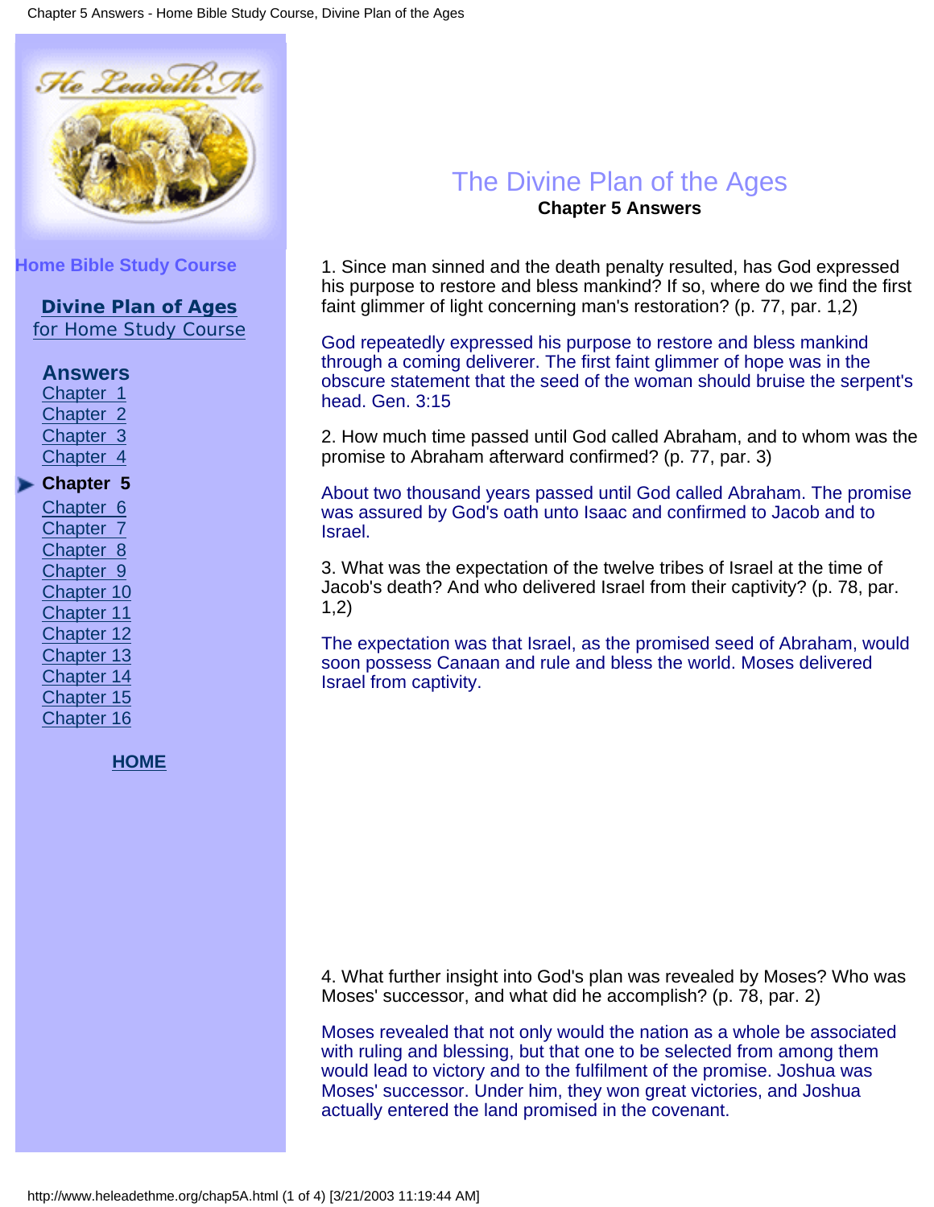Home Bible Study Course

**Divine Plan of Ages**
for Home Study Course

**Answers**

- Chapter 1
- Chapter 2
- Chapter 3
- Chapter 4
- **Chapter 5**
- Chapter 6
- Chapter 7
- Chapter 8
- Chapter 9
- Chapter 10
- Chapter 11
- Chapter 12
- Chapter 13
- Chapter 14
- Chapter 15
- Chapter 16

**HOME**

# The Divine Plan of the Ages

## Chapter 5 Answers

1. Since man sinned and the death penalty resulted, has God expressed his purpose to restore and bless mankind? If so, where do we find the first faint glimmer of light concerning man's restoration? (p. 77, par. 1,2)

God repeatedly expressed his purpose to restore and bless mankind through a coming deliverer. The first faint glimmer of hope was in the obscure statement that the seed of the woman should bruise the serpent's head. Gen. 3:15

2. How much time passed until God called Abraham, and to whom was the promise to Abraham afterward confirmed? (p. 77, par. 3)

About two thousand years passed until God called Abraham. The promise was assured by God's oath unto Isaac and confirmed to Jacob and to Israel.

3. What was the expectation of the twelve tribes of Israel at the time of Jacob's death? And who delivered Israel from their captivity? (p. 78, par. 1,2)

The expectation was that Israel, as the promised seed of Abraham, would soon possess Canaan and rule and bless the world. Moses delivered Israel from captivity.

4. What further insight into God's plan was revealed by Moses? Who was Moses' successor, and what did he accomplish? (p. 78, par. 2)

Moses revealed that not only would the nation as a whole be associated with ruling and blessing, but that one to be selected from among them would lead to victory and to the fulfilment of the promise. Joshua was Moses' successor. Under him, they won great victories, and Joshua actually entered the land promised in the covenant.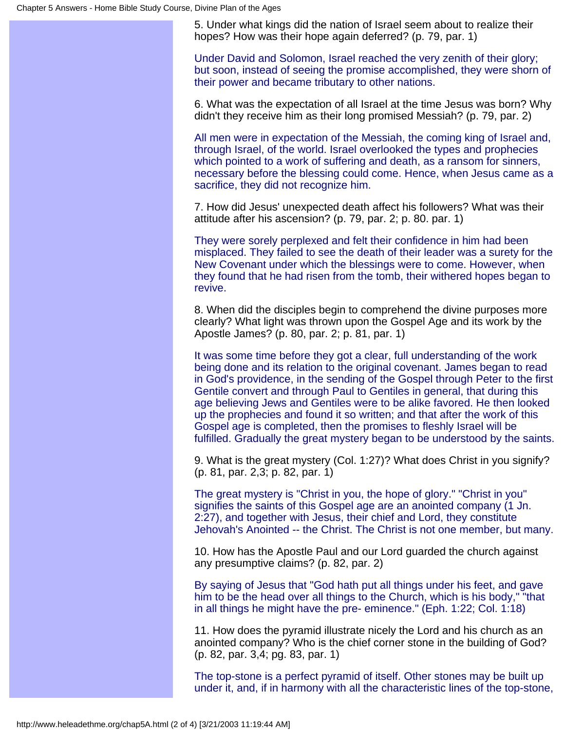5. Under what kings did the nation of Israel seem about to realize their hopes? How was their hope again deferred? (p. 79, par. 1)

Under David and Solomon, Israel reached the very zenith of their glory; but soon, instead of seeing the promise accomplished, they were shorn of their power and became tributary to other nations.

6. What was the expectation of all Israel at the time Jesus was born? Why didn't they receive him as their long promised Messiah? (p. 79, par. 2)

All men were in expectation of the Messiah, the coming king of Israel and, through Israel, of the world. Israel overlooked the types and prophecies which pointed to a work of suffering and death, as a ransom for sinners, necessary before the blessing could come. Hence, when Jesus came as a sacrifice, they did not recognize him.

7. How did Jesus' unexpected death affect his followers? What was their attitude after his ascension? (p. 79, par. 2; p. 80. par. 1)

They were sorely perplexed and felt their confidence in him had been misplaced. They failed to see the death of their leader was a surety for the New Covenant under which the blessings were to come. However, when they found that he had risen from the tomb, their withered hopes began to revive.

8. When did the disciples begin to comprehend the divine purposes more clearly? What light was thrown upon the Gospel Age and its work by the Apostle James? (p. 80, par. 2; p. 81, par. 1)

It was some time before they got a clear, full understanding of the work being done and its relation to the original covenant. James began to read in God's providence, in the sending of the Gospel through Peter to the first Gentile convert and through Paul to Gentiles in general, that during this age believing Jews and Gentiles were to be alike favored. He then looked up the prophecies and found it so written; and that after the work of this Gospel age is completed, then the promises to fleshly Israel will be fulfilled. Gradually the great mystery began to be understood by the saints.

9. What is the great mystery (Col. 1:27)? What does Christ in you signify? (p. 81, par. 2,3; p. 82, par. 1)

The great mystery is "Christ in you, the hope of glory." "Christ in you" signifies the saints of this Gospel age are an anointed company (1 Jn. 2:27), and together with Jesus, their chief and Lord, they constitute Jehovah's Anointed -- the Christ. The Christ is not one member, but many.

10. How has the Apostle Paul and our Lord guarded the church against any presumptive claims? (p. 82, par. 2)

By saying of Jesus that "God hath put all things under his feet, and gave him to be the head over all things to the Church, which is his body," "that in all things he might have the pre- eminence." (Eph. 1:22; Col. 1:18)

11. How does the pyramid illustrate nicely the Lord and his church as an anointed company? Who is the chief corner stone in the building of God? (p. 82, par. 3,4; pg. 83, par. 1)

The top-stone is a perfect pyramid of itself. Other stones may be built up under it, and, if in harmony with all the characteristic lines of the top-stone,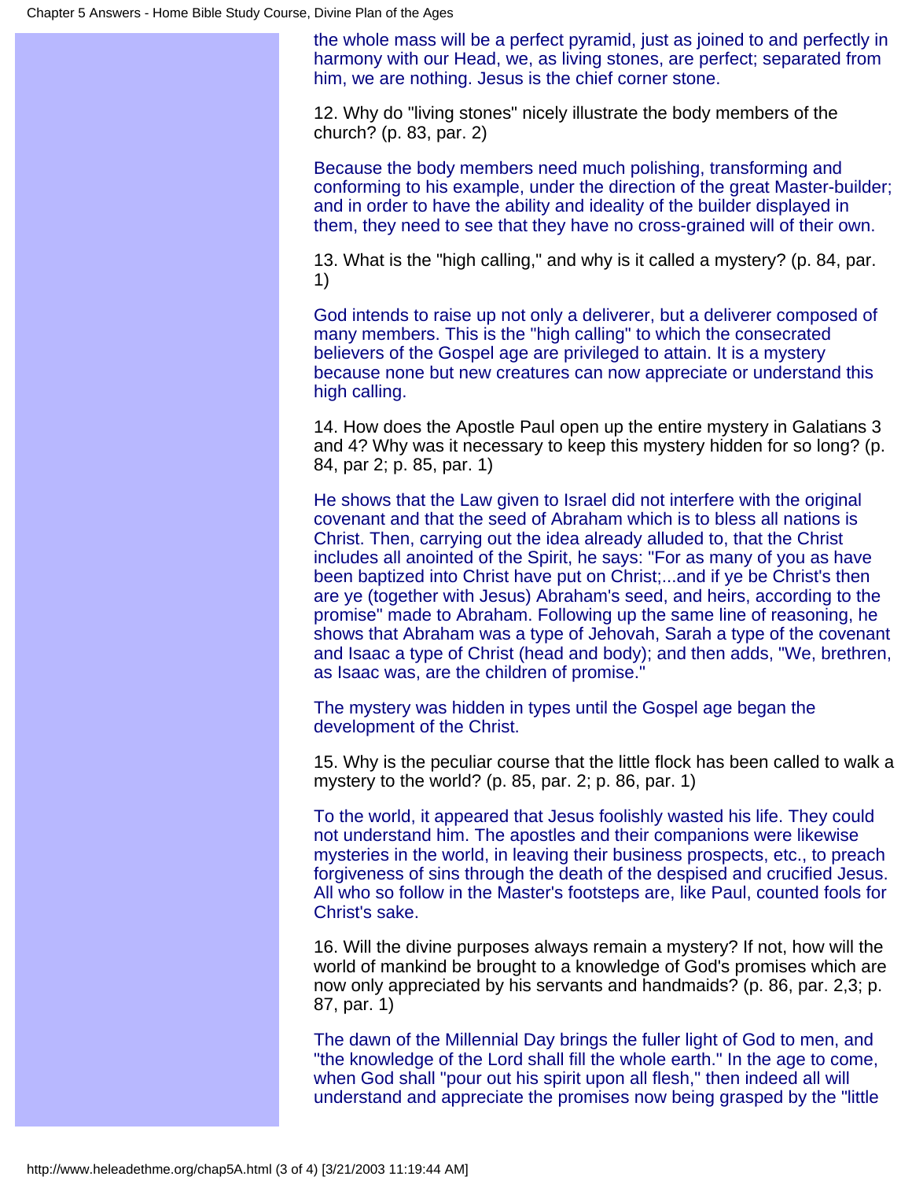the whole mass will be a perfect pyramid, just as joined to and perfectly in harmony with our Head, we, as living stones, are perfect; separated from him, we are nothing. Jesus is the chief corner stone.

12. Why do "living stones" nicely illustrate the body members of the church? (p. 83, par. 2)

Because the body members need much polishing, transforming and conforming to his example, under the direction of the great Master-builder; and in order to have the ability and ideality of the builder displayed in them, they need to see that they have no cross-grained will of their own.

13. What is the "high calling," and why is it called a mystery? (p. 84, par. 1)

God intends to raise up not only a deliverer, but a deliverer composed of many members. This is the "high calling" to which the consecrated believers of the Gospel age are privileged to attain. It is a mystery because none but new creatures can now appreciate or understand this high calling.

14. How does the Apostle Paul open up the entire mystery in Galatians 3 and 4? Why was it necessary to keep this mystery hidden for so long? (p. 84, par 2; p. 85, par. 1)

He shows that the Law given to Israel did not interfere with the original covenant and that the seed of Abraham which is to bless all nations is Christ. Then, carrying out the idea already alluded to, that the Christ includes all anointed of the Spirit, he says: "For as many of you as have been baptized into Christ have put on Christ;...and if ye be Christ's then are ye (together with Jesus) Abraham's seed, and heirs, according to the promise" made to Abraham. Following up the same line of reasoning, he shows that Abraham was a type of Jehovah, Sarah a type of the covenant and Isaac a type of Christ (head and body); and then adds, "We, brethren, as Isaac was, are the children of promise."

The mystery was hidden in types until the Gospel age began the development of the Christ.

15. Why is the peculiar course that the little flock has been called to walk a mystery to the world? (p. 85, par. 2; p. 86, par. 1)

To the world, it appeared that Jesus foolishly wasted his life. They could not understand him. The apostles and their companions were likewise mysteries in the world, in leaving their business prospects, etc., to preach forgiveness of sins through the death of the despised and crucified Jesus. All who so follow in the Master's footsteps are, like Paul, counted fools for Christ's sake.

16. Will the divine purposes always remain a mystery? If not, how will the world of mankind be brought to a knowledge of God's promises which are now only appreciated by his servants and handmaids? (p. 86, par. 2,3; p. 87, par. 1)

The dawn of the Millennial Day brings the fuller light of God to men, and "the knowledge of the Lord shall fill the whole earth." In the age to come, when God shall "pour out his spirit upon all flesh," then indeed all will understand and appreciate the promises now being grasped by the "little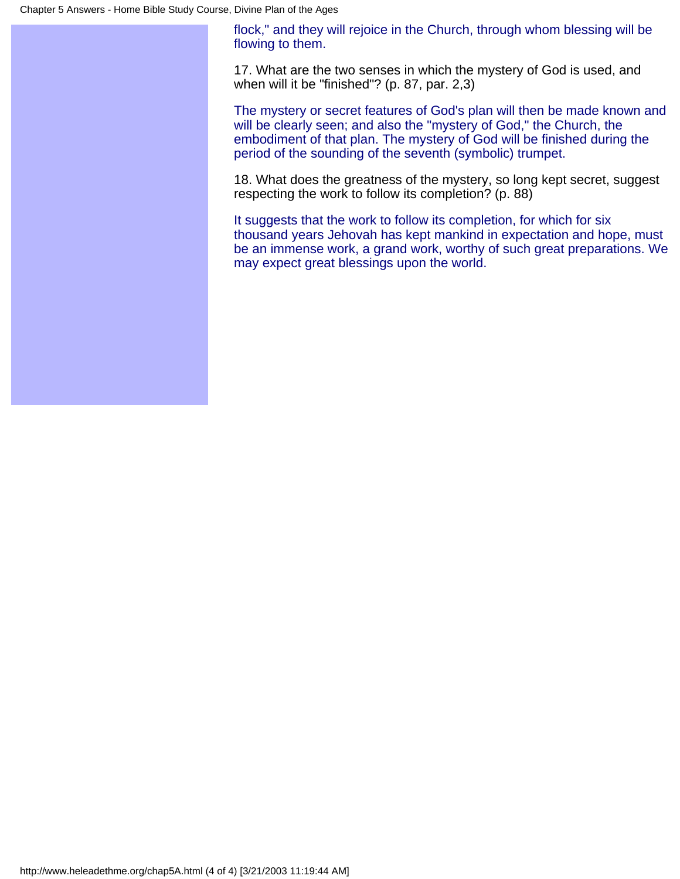flock," and they will rejoice in the Church, through whom blessing will be flowing to them.

17. What are the two senses in which the mystery of God is used, and when will it be "finished"? (p. 87, par. 2,3)

The mystery or secret features of God's plan will then be made known and will be clearly seen; and also the "mystery of God," the Church, the embodiment of that plan. The mystery of God will be finished during the period of the sounding of the seventh (symbolic) trumpet.

18. What does the greatness of the mystery, so long kept secret, suggest respecting the work to follow its completion? (p. 88)

It suggests that the work to follow its completion, for which for six thousand years Jehovah has kept mankind in expectation and hope, must be an immense work, a grand work, worthy of such great preparations. We may expect great blessings upon the world.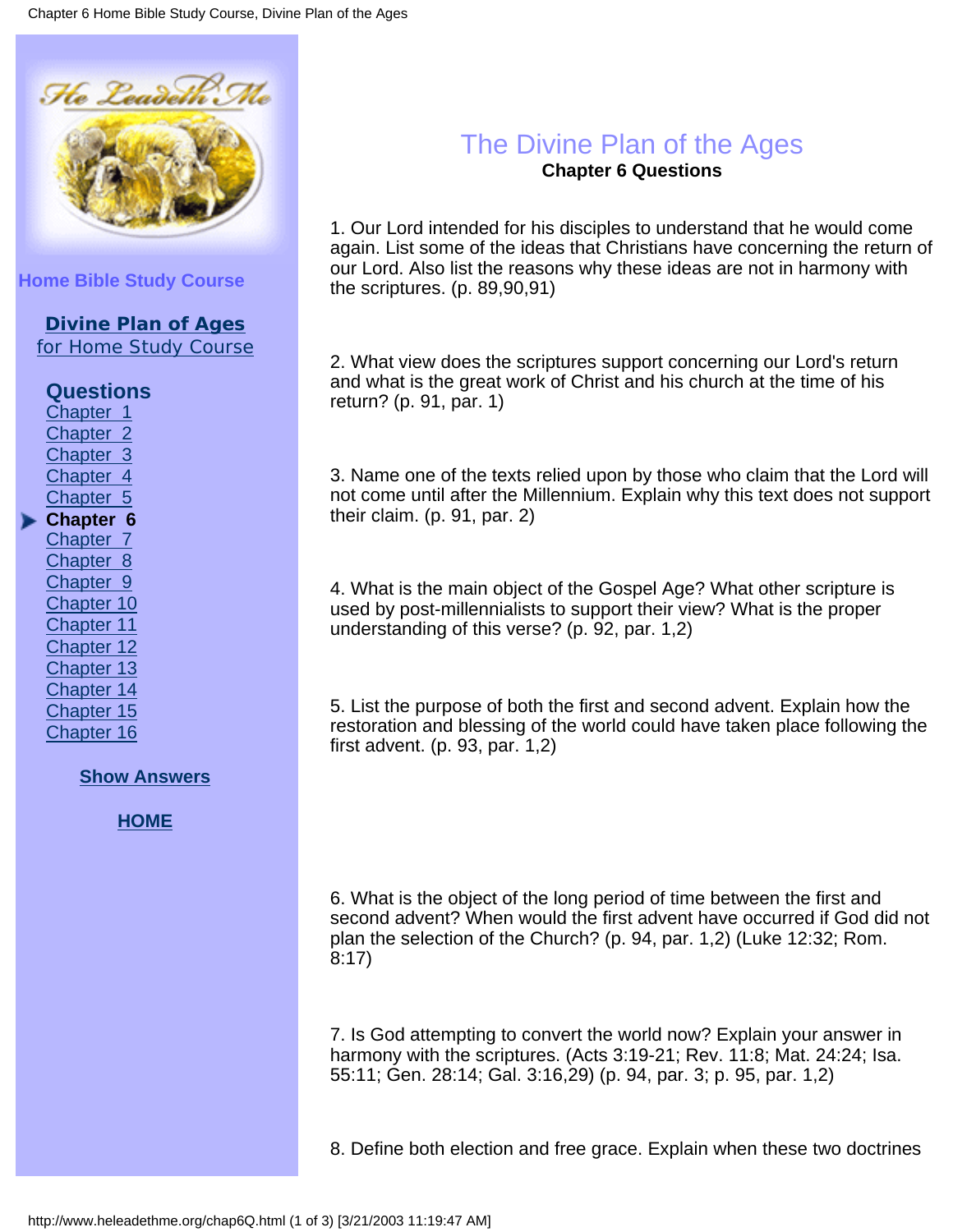He Leadeth Me

**Home Bible Study Course**

**Divine Plan of Ages**
for Home Study Course

**Questions**
- Chapter 1
- Chapter 2
- Chapter 3
- Chapter 4
- Chapter 5
- **Chapter 6**
- Chapter 7
- Chapter 8
- Chapter 9
- Chapter 10
- Chapter 11
- Chapter 12
- Chapter 13
- Chapter 14
- Chapter 15
- Chapter 16

**Show Answers**

**HOME**

# The Divine Plan of the Ages

**Chapter 6 Questions**

1. Our Lord intended for his disciples to understand that he would come again. List some of the ideas that Christians have concerning the return of our Lord. Also list the reasons why these ideas are not in harmony with the scriptures. (p. 89,90,91)

2. What view does the scriptures support concerning our Lord's return and what is the great work of Christ and his church at the time of his return? (p. 91, par. 1)

3. Name one of the texts relied upon by those who claim that the Lord will not come until after the Millennium. Explain why this text does not support their claim. (p. 91, par. 2)

4. What is the main object of the Gospel Age? What other scripture is used by post-millennialists to support their view? What is the proper understanding of this verse? (p. 92, par. 1,2)

5. List the purpose of both the first and second advent. Explain how the restoration and blessing of the world could have taken place following the first advent. (p. 93, par. 1,2)

6. What is the object of the long period of time between the first and second advent? When would the first advent have occurred if God did not plan the selection of the Church? (p. 94, par. 1,2) (Luke 12:32; Rom. 8:17)

7. Is God attempting to convert the world now? Explain your answer in harmony with the scriptures. (Acts 3:19-21; Rev. 11:8; Mat. 24:24; Isa. 55:11; Gen. 28:14; Gal. 3:16,29) (p. 94, par. 3; p. 95, par. 1,2)

8. Define both election and free grace. Explain when these two doctrines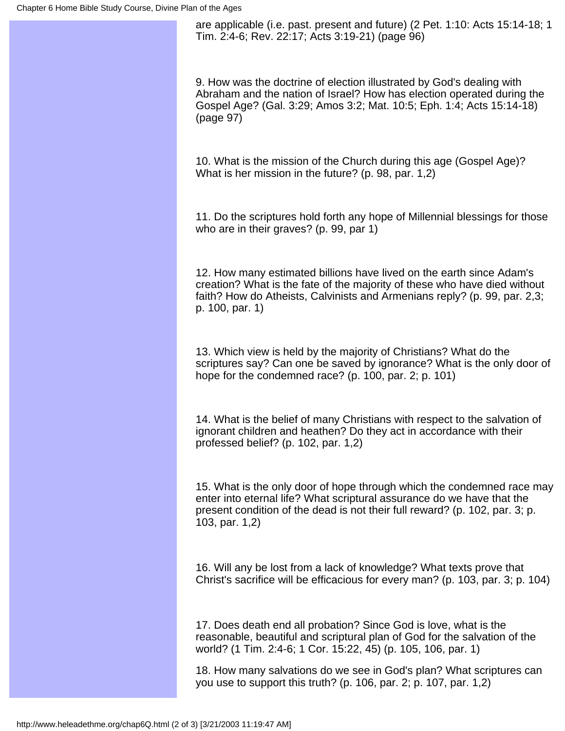are applicable (i.e. past. present and future) (2 Pet. 1:10: Acts 15:14-18; 1 Tim. 2:4-6; Rev. 22:17; Acts 3:19-21) (page 96)

9. How was the doctrine of election illustrated by God's dealing with Abraham and the nation of Israel? How has election operated during the Gospel Age? (Gal. 3:29; Amos 3:2; Mat. 10:5; Eph. 1:4; Acts 15:14-18) (page 97)

10. What is the mission of the Church during this age (Gospel Age)? What is her mission in the future? (p. 98, par. 1,2)

11. Do the scriptures hold forth any hope of Millennial blessings for those who are in their graves? (p. 99, par 1)

12. How many estimated billions have lived on the earth since Adam's creation? What is the fate of the majority of these who have died without faith? How do Atheists, Calvinists and Armenians reply? (p. 99, par. 2,3; p. 100, par. 1)

13. Which view is held by the majority of Christians? What do the scriptures say? Can one be saved by ignorance? What is the only door of hope for the condemned race? (p. 100, par. 2; p. 101)

14. What is the belief of many Christians with respect to the salvation of ignorant children and heathen? Do they act in accordance with their professed belief? (p. 102, par. 1,2)

15. What is the only door of hope through which the condemned race may enter into eternal life? What scriptural assurance do we have that the present condition of the dead is not their full reward? (p. 102, par. 3; p. 103, par. 1,2)

16. Will any be lost from a lack of knowledge? What texts prove that Christ's sacrifice will be efficacious for every man? (p. 103, par. 3; p. 104)

17. Does death end all probation? Since God is love, what is the reasonable, beautiful and scriptural plan of God for the salvation of the world? (1 Tim. 2:4-6; 1 Cor. 15:22, 45) (p. 105, 106, par. 1)

18. How many salvations do we see in God's plan? What scriptures can you use to support this truth? (p. 106, par. 2; p. 107, par. 1,2)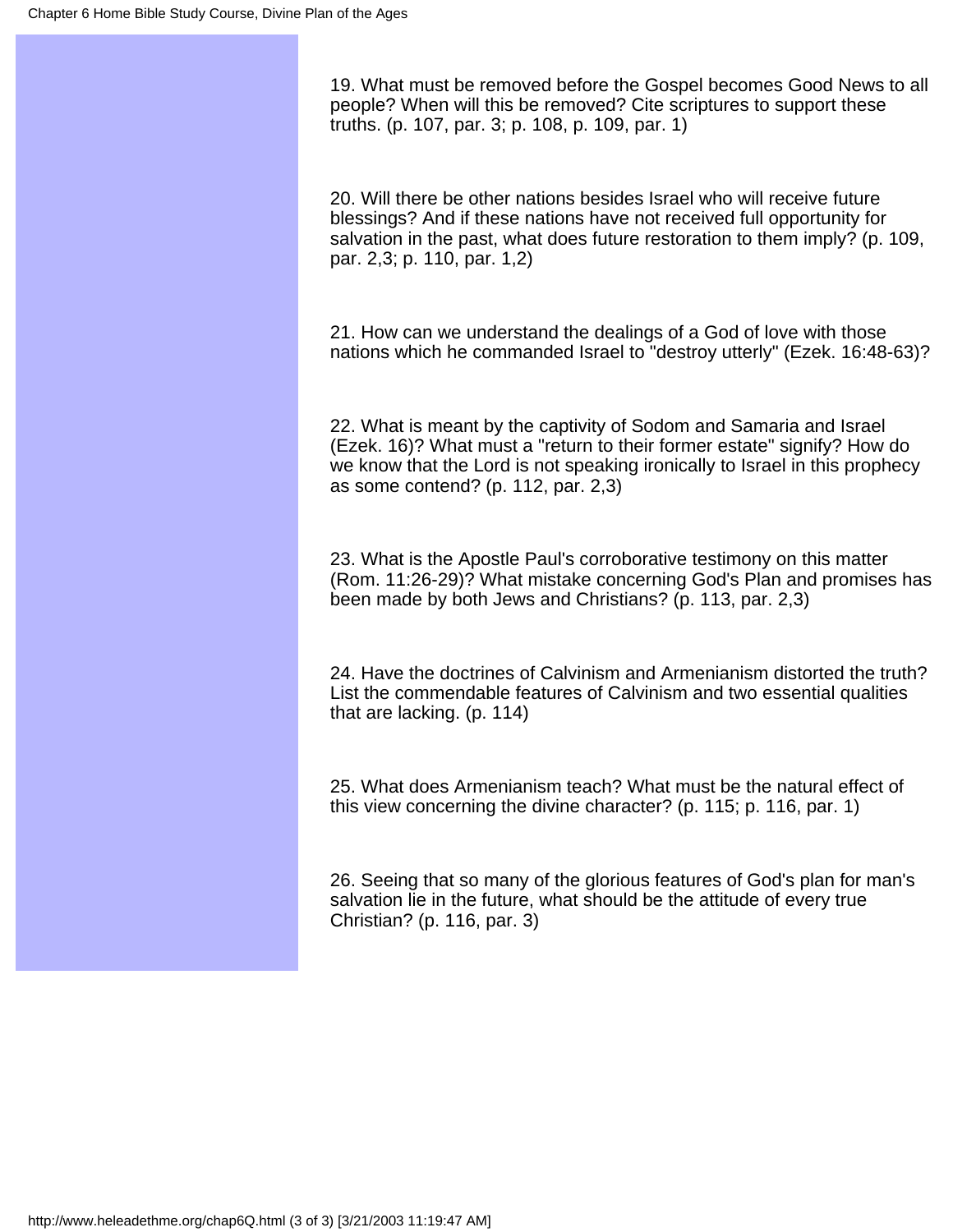19. What must be removed before the Gospel becomes Good News to all people? When will this be removed? Cite scriptures to support these truths. (p. 107, par. 3; p. 108, p. 109, par. 1)

20. Will there be other nations besides Israel who will receive future blessings? And if these nations have not received full opportunity for salvation in the past, what does future restoration to them imply? (p. 109, par. 2,3; p. 110, par. 1,2)

21. How can we understand the dealings of a God of love with those nations which he commanded Israel to "destroy utterly" (Ezek. 16:48-63)?

22. What is meant by the captivity of Sodom and Samaria and Israel (Ezek. 16)? What must a "return to their former estate" signify? How do we know that the Lord is not speaking ironically to Israel in this prophecy as some contend? (p. 112, par. 2,3)

23. What is the Apostle Paul's corroborative testimony on this matter (Rom. 11:26-29)? What mistake concerning God's Plan and promises has been made by both Jews and Christians? (p. 113, par. 2,3)

24. Have the doctrines of Calvinism and Armenianism distorted the truth? List the commendable features of Calvinism and two essential qualities that are lacking. (p. 114)

25. What does Armenianism teach? What must be the natural effect of this view concerning the divine character? (p. 115; p. 116, par. 1)

26. Seeing that so many of the glorious features of God's plan for man's salvation lie in the future, what should be the attitude of every true Christian? (p. 116, par. 3)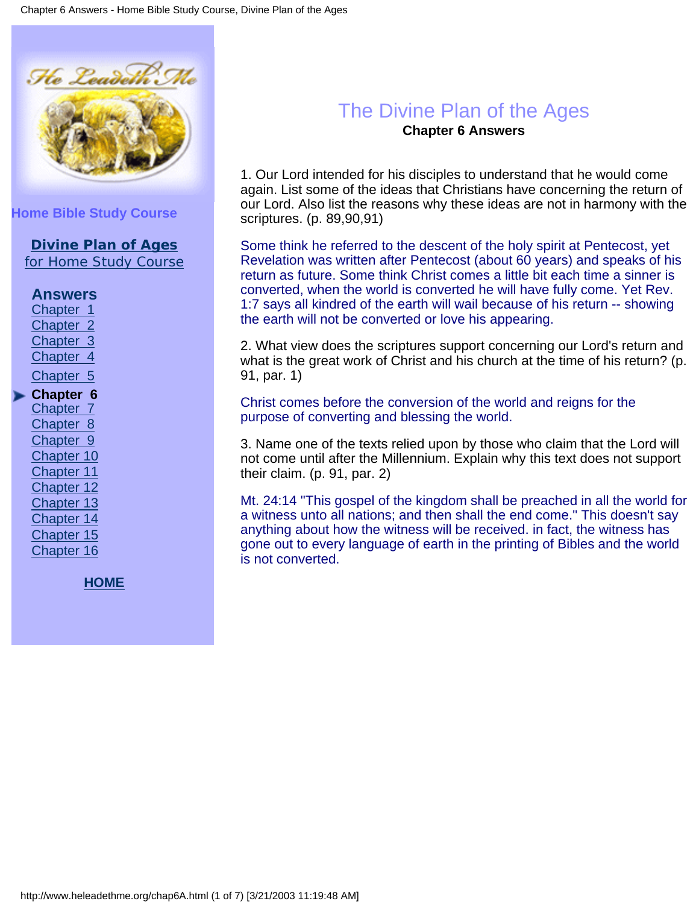**Home Bible Study Course**

**Divine Plan of Ages**
for Home Study Course

**Answers**
Chapter 1
Chapter 2
Chapter 3
Chapter 4
Chapter 5
**Chapter 6**
Chapter 7
Chapter 8
Chapter 9
Chapter 10
Chapter 11
Chapter 12
Chapter 13
Chapter 14
Chapter 15
Chapter 16

**HOME**

# The Divine Plan of the Ages

## Chapter 6 Answers

1. Our Lord intended for his disciples to understand that he would come again. List some of the ideas that Christians have concerning the return of our Lord. Also list the reasons why these ideas are not in harmony with the scriptures. (p. 89,90,91)

Some think he referred to the descent of the holy spirit at Pentecost, yet Revelation was written after Pentecost (about 60 years) and speaks of his return as future. Some think Christ comes a little bit each time a sinner is converted, when the world is converted he will have fully come. Yet Rev. 1:7 says all kindred of the earth will wail because of his return -- showing the earth will not be converted or love his appearing.

2. What view does the scriptures support concerning our Lord's return and what is the great work of Christ and his church at the time of his return? (p. 91, par. 1)

Christ comes before the conversion of the world and reigns for the purpose of converting and blessing the world.

3. Name one of the texts relied upon by those who claim that the Lord will not come until after the Millennium. Explain why this text does not support their claim. (p. 91, par. 2)

Mt. 24:14 "This gospel of the kingdom shall be preached in all the world for a witness unto all nations; and then shall the end come." This doesn't say anything about how the witness will be received. in fact, the witness has gone out to every language of earth in the printing of Bibles and the world is not converted.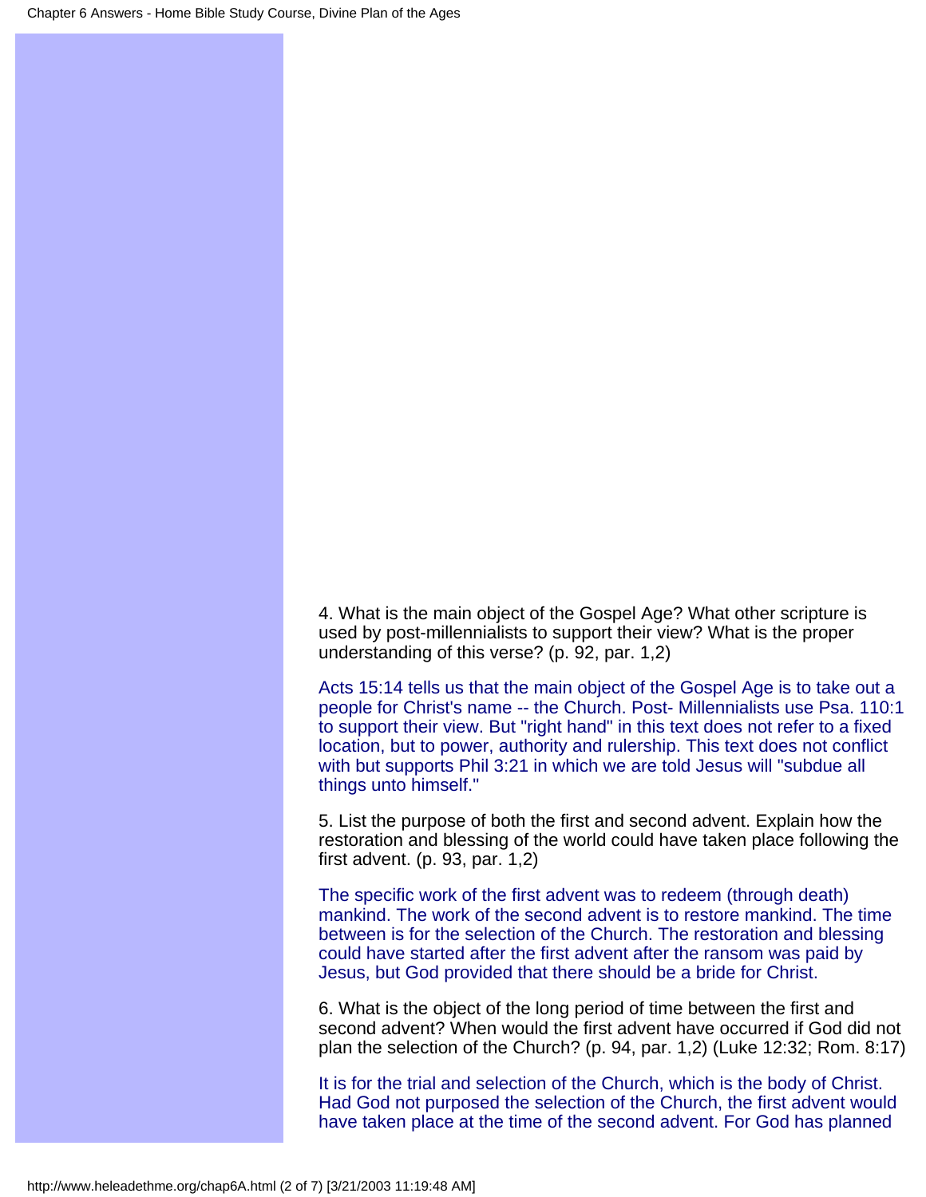4. What is the main object of the Gospel Age? What other scripture is used by post-millennialists to support their view? What is the proper understanding of this verse? (p. 92, par. 1,2)

Acts 15:14 tells us that the main object of the Gospel Age is to take out a people for Christ's name -- the Church. Post- Millennialists use Psa. 110:1 to support their view. But "right hand" in this text does not refer to a fixed location, but to power, authority and rulership. This text does not conflict with but supports Phil 3:21 in which we are told Jesus will "subdue all things unto himself."

5. List the purpose of both the first and second advent. Explain how the restoration and blessing of the world could have taken place following the first advent. (p. 93, par. 1,2)

The specific work of the first advent was to redeem (through death) mankind. The work of the second advent is to restore mankind. The time between is for the selection of the Church. The restoration and blessing could have started after the first advent after the ransom was paid by Jesus, but God provided that there should be a bride for Christ.

6. What is the object of the long period of time between the first and second advent? When would the first advent have occurred if God did not plan the selection of the Church? (p. 94, par. 1,2) (Luke 12:32; Rom. 8:17)

It is for the trial and selection of the Church, which is the body of Christ. Had God not purposed the selection of the Church, the first advent would have taken place at the time of the second advent. For God has planned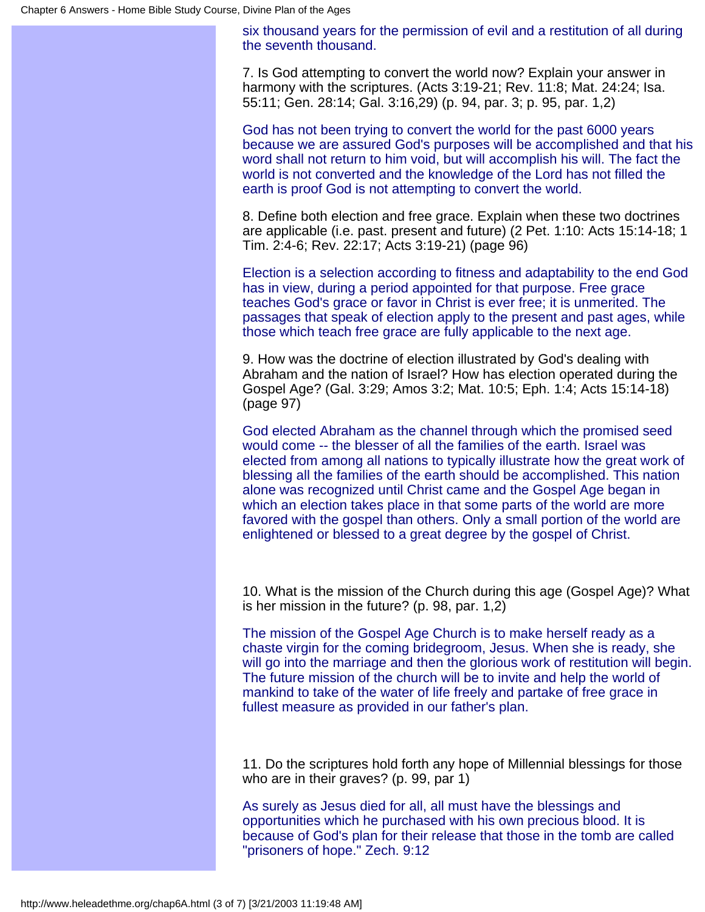six thousand years for the permission of evil and a restitution of all during the seventh thousand.

7. Is God attempting to convert the world now? Explain your answer in harmony with the scriptures. (Acts 3:19-21; Rev. 11:8; Mat. 24:24; Isa. 55:11; Gen. 28:14; Gal. 3:16,29) (p. 94, par. 3; p. 95, par. 1,2)

God has not been trying to convert the world for the past 6000 years because we are assured God's purposes will be accomplished and that his word shall not return to him void, but will accomplish his will. The fact the world is not converted and the knowledge of the Lord has not filled the earth is proof God is not attempting to convert the world.

8. Define both election and free grace. Explain when these two doctrines are applicable (i.e. past. present and future) (2 Pet. 1:10: Acts 15:14-18; 1 Tim. 2:4-6; Rev. 22:17; Acts 3:19-21) (page 96)

Election is a selection according to fitness and adaptability to the end God has in view, during a period appointed for that purpose. Free grace teaches God's grace or favor in Christ is ever free; it is unmerited. The passages that speak of election apply to the present and past ages, while those which teach free grace are fully applicable to the next age.

9. How was the doctrine of election illustrated by God's dealing with Abraham and the nation of Israel? How has election operated during the Gospel Age? (Gal. 3:29; Amos 3:2; Mat. 10:5; Eph. 1:4; Acts 15:14-18) (page 97)

God elected Abraham as the channel through which the promised seed would come -- the blesser of all the families of the earth. Israel was elected from among all nations to typically illustrate how the great work of blessing all the families of the earth should be accomplished. This nation alone was recognized until Christ came and the Gospel Age began in which an election takes place in that some parts of the world are more favored with the gospel than others. Only a small portion of the world are enlightened or blessed to a great degree by the gospel of Christ.

10. What is the mission of the Church during this age (Gospel Age)? What is her mission in the future? (p. 98, par. 1,2)

The mission of the Gospel Age Church is to make herself ready as a chaste virgin for the coming bridegroom, Jesus. When she is ready, she will go into the marriage and then the glorious work of restitution will begin. The future mission of the church will be to invite and help the world of mankind to take of the water of life freely and partake of free grace in fullest measure as provided in our father's plan.

11. Do the scriptures hold forth any hope of Millennial blessings for those who are in their graves? (p. 99, par 1)

As surely as Jesus died for all, all must have the blessings and opportunities which he purchased with his own precious blood. It is because of God's plan for their release that those in the tomb are called "prisoners of hope." Zech. 9:12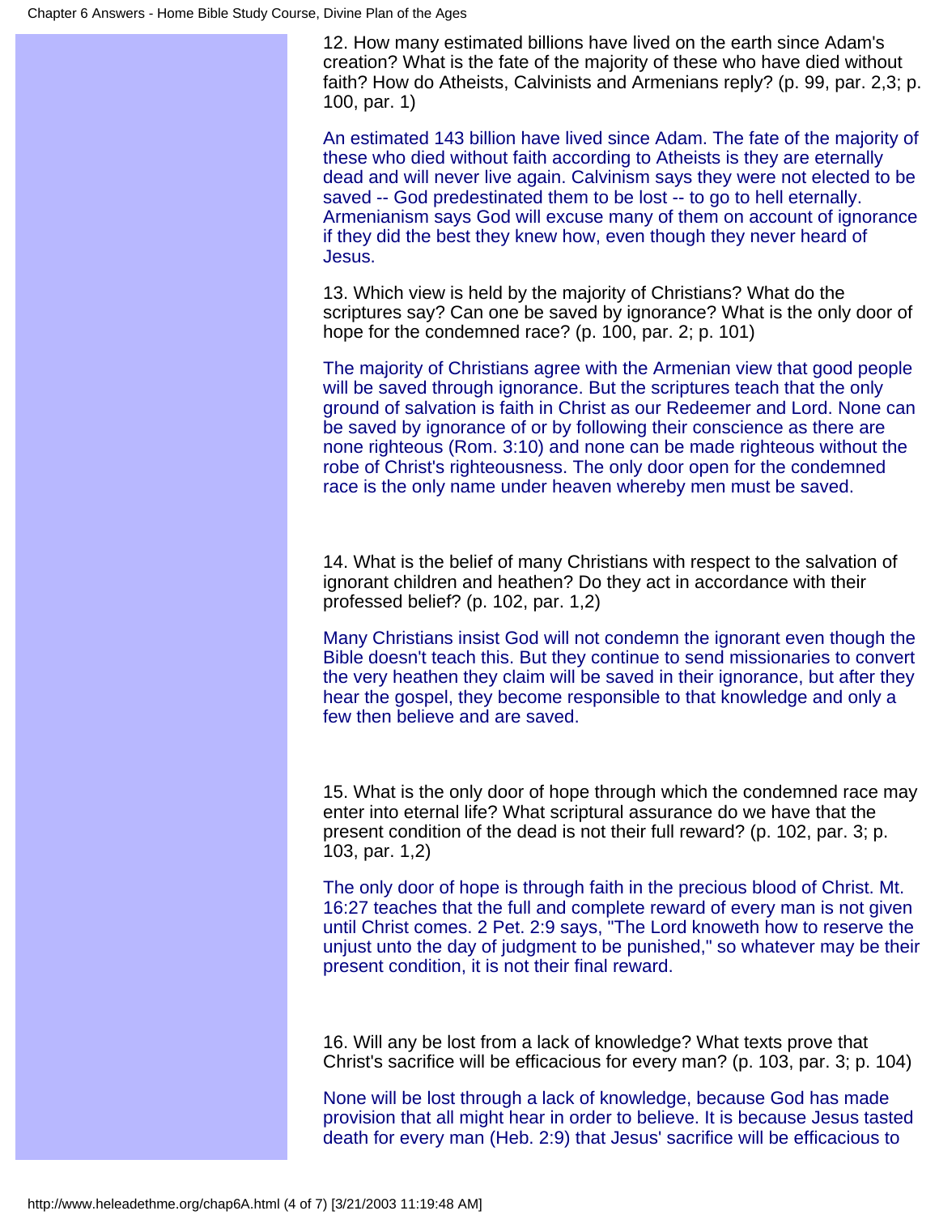12. How many estimated billions have lived on the earth since Adam's creation? What is the fate of the majority of these who have died without faith? How do Atheists, Calvinists and Armenians reply? (p. 99, par. 2,3; p. 100, par. 1)

An estimated 143 billion have lived since Adam. The fate of the majority of these who died without faith according to Atheists is they are eternally dead and will never live again. Calvinism says they were not elected to be saved -- God predestinated them to be lost -- to go to hell eternally. Armenianism says God will excuse many of them on account of ignorance if they did the best they knew how, even though they never heard of Jesus.

13. Which view is held by the majority of Christians? What do the scriptures say? Can one be saved by ignorance? What is the only door of hope for the condemned race? (p. 100, par. 2; p. 101)

The majority of Christians agree with the Armenian view that good people will be saved through ignorance. But the scriptures teach that the only ground of salvation is faith in Christ as our Redeemer and Lord. None can be saved by ignorance of or by following their conscience as there are none righteous (Rom. 3:10) and none can be made righteous without the robe of Christ's righteousness. The only door open for the condemned race is the only name under heaven whereby men must be saved.

14. What is the belief of many Christians with respect to the salvation of ignorant children and heathen? Do they act in accordance with their professed belief? (p. 102, par. 1,2)

Many Christians insist God will not condemn the ignorant even though the Bible doesn't teach this. But they continue to send missionaries to convert the very heathen they claim will be saved in their ignorance, but after they hear the gospel, they become responsible to that knowledge and only a few then believe and are saved.

15. What is the only door of hope through which the condemned race may enter into eternal life? What scriptural assurance do we have that the present condition of the dead is not their full reward? (p. 102, par. 3; p. 103, par. 1,2)

The only door of hope is through faith in the precious blood of Christ. Mt. 16:27 teaches that the full and complete reward of every man is not given until Christ comes. 2 Pet. 2:9 says, "The Lord knoweth how to reserve the unjust unto the day of judgment to be punished," so whatever may be their present condition, it is not their final reward.

16. Will any be lost from a lack of knowledge? What texts prove that Christ's sacrifice will be efficacious for every man? (p. 103, par. 3; p. 104)

None will be lost through a lack of knowledge, because God has made provision that all might hear in order to believe. It is because Jesus tasted death for every man (Heb. 2:9) that Jesus' sacrifice will be efficacious to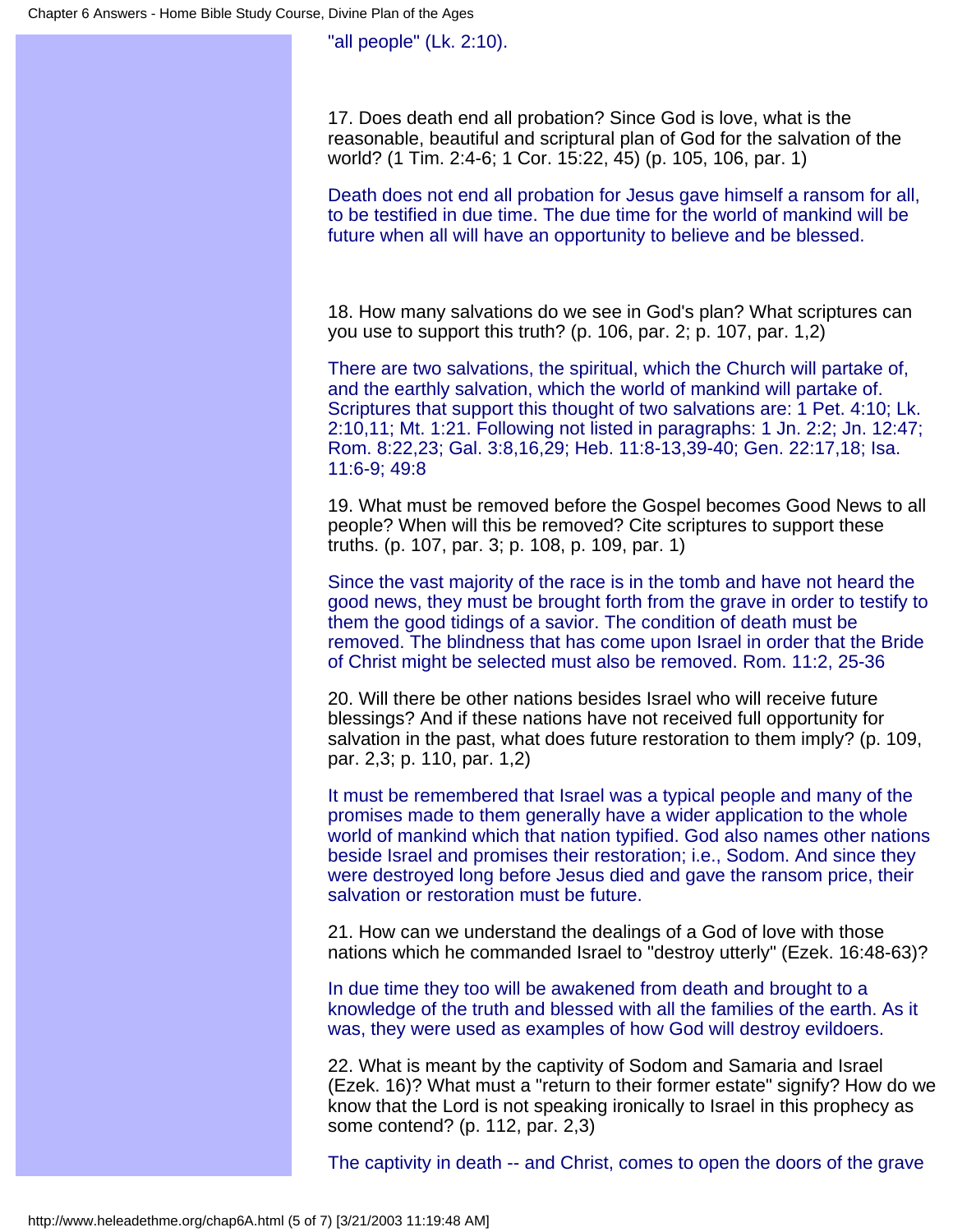"all people" (Lk. 2:10).

17. Does death end all probation? Since God is love, what is the reasonable, beautiful and scriptural plan of God for the salvation of the world? (1 Tim. 2:4-6; 1 Cor. 15:22, 45) (p. 105, 106, par. 1)

Death does not end all probation for Jesus gave himself a ransom for all, to be testified in due time. The due time for the world of mankind will be future when all will have an opportunity to believe and be blessed.

18. How many salvations do we see in God's plan? What scriptures can you use to support this truth? (p. 106, par. 2; p. 107, par. 1,2)

There are two salvations, the spiritual, which the Church will partake of, and the earthly salvation, which the world of mankind will partake of. Scriptures that support this thought of two salvations are: 1 Pet. 4:10; Lk. 2:10,11; Mt. 1:21. Following not listed in paragraphs: 1 Jn. 2:2; Jn. 12:47; Rom. 8:22,23; Gal. 3:8,16,29; Heb. 11:8-13,39-40; Gen. 22:17,18; Isa. 11:6-9; 49:8

19. What must be removed before the Gospel becomes Good News to all people? When will this be removed? Cite scriptures to support these truths. (p. 107, par. 3; p. 108, p. 109, par. 1)

Since the vast majority of the race is in the tomb and have not heard the good news, they must be brought forth from the grave in order to testify to them the good tidings of a savior. The condition of death must be removed. The blindness that has come upon Israel in order that the Bride of Christ might be selected must also be removed. Rom. 11:2, 25-36

20. Will there be other nations besides Israel who will receive future blessings? And if these nations have not received full opportunity for salvation in the past, what does future restoration to them imply? (p. 109, par. 2,3; p. 110, par. 1,2)

It must be remembered that Israel was a typical people and many of the promises made to them generally have a wider application to the whole world of mankind which that nation typified. God also names other nations beside Israel and promises their restoration; i.e., Sodom. And since they were destroyed long before Jesus died and gave the ransom price, their salvation or restoration must be future.

21. How can we understand the dealings of a God of love with those nations which he commanded Israel to "destroy utterly" (Ezek. 16:48-63)?

In due time they too will be awakened from death and brought to a knowledge of the truth and blessed with all the families of the earth. As it was, they were used as examples of how God will destroy evildoers.

22. What is meant by the captivity of Sodom and Samaria and Israel (Ezek. 16)? What must a "return to their former estate" signify? How do we know that the Lord is not speaking ironically to Israel in this prophecy as some contend? (p. 112, par. 2,3)

The captivity in death -- and Christ, comes to open the doors of the grave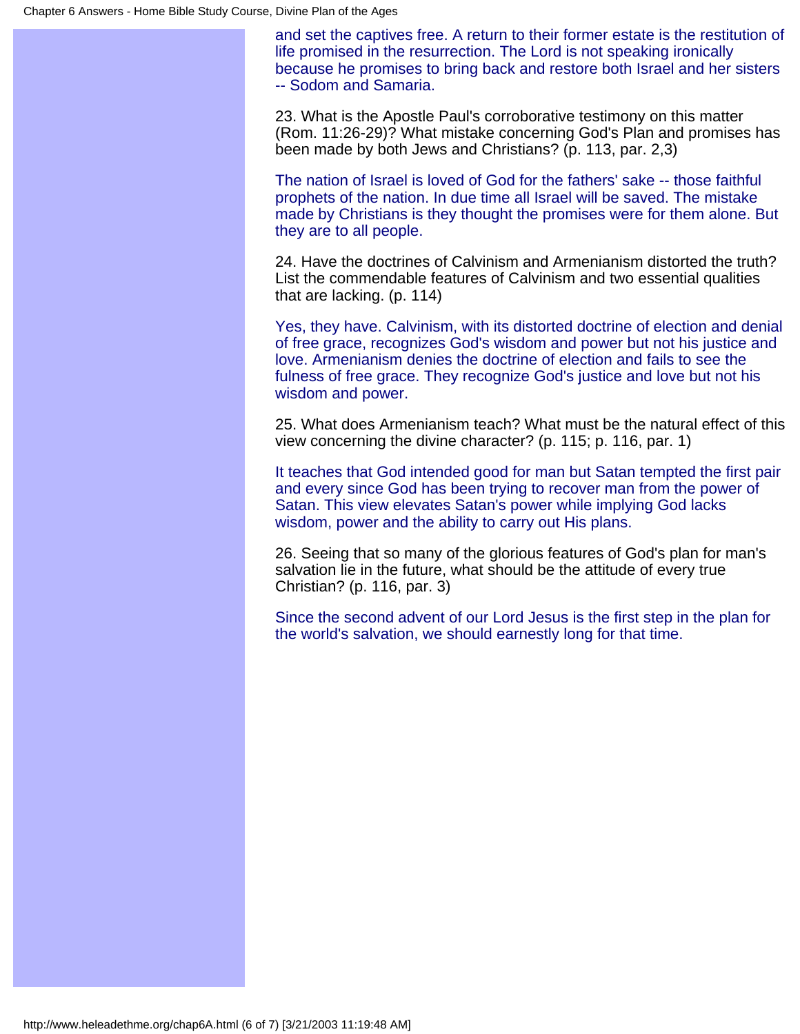and set the captives free. A return to their former estate is the restitution of life promised in the resurrection. The Lord is not speaking ironically because he promises to bring back and restore both Israel and her sisters -- Sodom and Samaria.

23. What is the Apostle Paul's corroborative testimony on this matter (Rom. 11:26-29)? What mistake concerning God's Plan and promises has been made by both Jews and Christians? (p. 113, par. 2,3)

The nation of Israel is loved of God for the fathers' sake -- those faithful prophets of the nation. In due time all Israel will be saved. The mistake made by Christians is they thought the promises were for them alone. But they are to all people.

24. Have the doctrines of Calvinism and Armenianism distorted the truth? List the commendable features of Calvinism and two essential qualities that are lacking. (p. 114)

Yes, they have. Calvinism, with its distorted doctrine of election and denial of free grace, recognizes God's wisdom and power but not his justice and love. Armenianism denies the doctrine of election and fails to see the fulness of free grace. They recognize God's justice and love but not his wisdom and power.

25. What does Armenianism teach? What must be the natural effect of this view concerning the divine character? (p. 115; p. 116, par. 1)

It teaches that God intended good for man but Satan tempted the first pair and every since God has been trying to recover man from the power of Satan. This view elevates Satan's power while implying God lacks wisdom, power and the ability to carry out His plans.

26. Seeing that so many of the glorious features of God's plan for man's salvation lie in the future, what should be the attitude of every true Christian? (p. 116, par. 3)

Since the second advent of our Lord Jesus is the first step in the plan for the world's salvation, we should earnestly long for that time.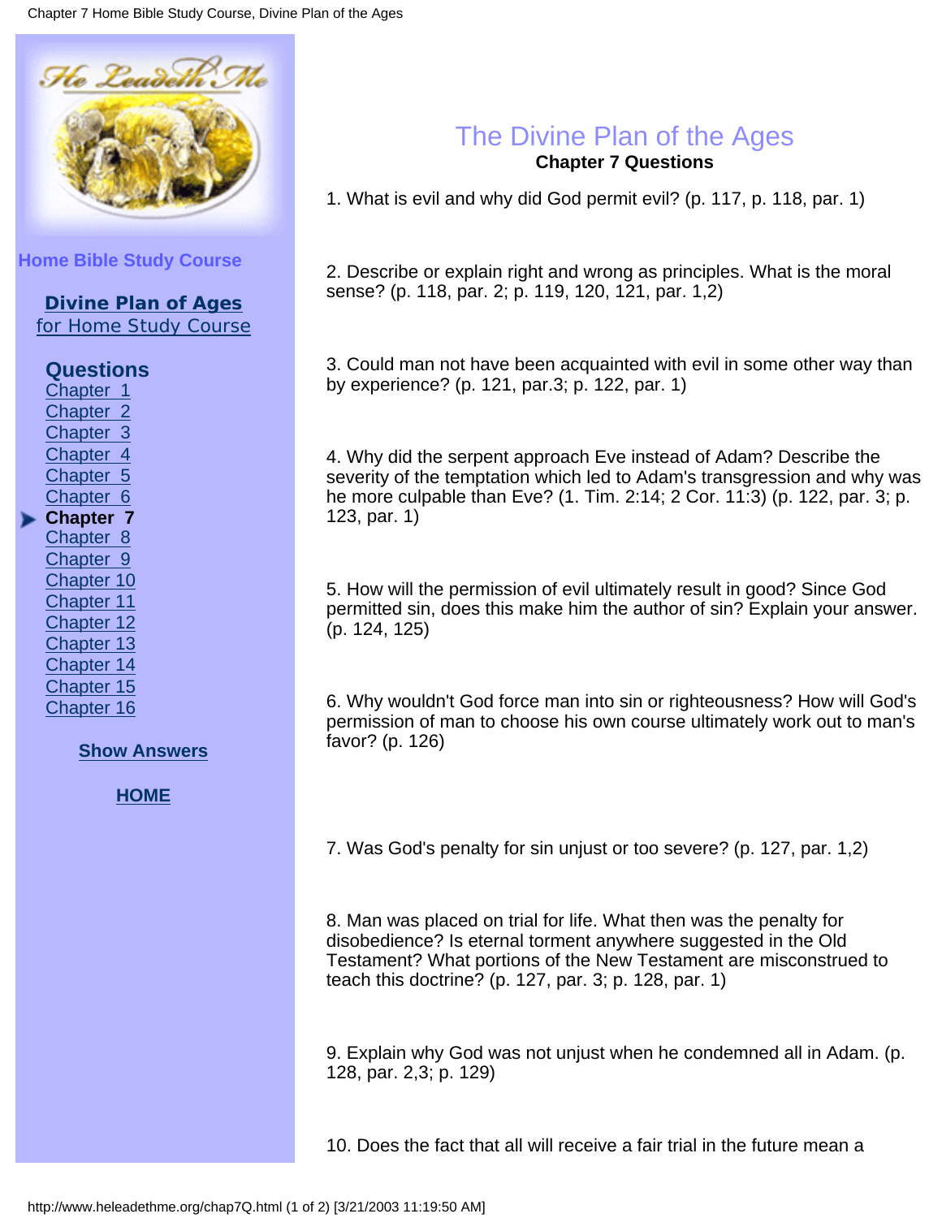Home Bible Study Course

**Divine Plan of Ages**
for Home Study Course

**Questions**
Chapter 1
Chapter 2
Chapter 3
Chapter 4
Chapter 5
Chapter 6
**Chapter 7**
Chapter 8
Chapter 9
Chapter 10
Chapter 11
Chapter 12
Chapter 13
Chapter 14
Chapter 15
Chapter 16

**Show Answers**

**HOME**

# The Divine Plan of the Ages

**Chapter 7 Questions**

1. What is evil and why did God permit evil? (p. 117, p. 118, par. 1)

2. Describe or explain right and wrong as principles. What is the moral sense? (p. 118, par. 2; p. 119, 120, 121, par. 1,2)

3. Could man not have been acquainted with evil in some other way than by experience? (p. 121, par.3; p. 122, par. 1)

4. Why did the serpent approach Eve instead of Adam? Describe the severity of the temptation which led to Adam's transgression and why was he more culpable than Eve? (1. Tim. 2:14; 2 Cor. 11:3) (p. 122, par. 3; p. 123, par. 1)

5. How will the permission of evil ultimately result in good? Since God permitted sin, does this make him the author of sin? Explain your answer. (p. 124, 125)

6. Why wouldn't God force man into sin or righteousness? How will God's permission of man to choose his own course ultimately work out to man's favor? (p. 126)

7. Was God's penalty for sin unjust or too severe? (p. 127, par. 1,2)

8. Man was placed on trial for life. What then was the penalty for disobedience? Is eternal torment anywhere suggested in the Old Testament? What portions of the New Testament are misconstrued to teach this doctrine? (p. 127, par. 3; p. 128, par. 1)

9. Explain why God was not unjust when he condemned all in Adam. (p. 128, par. 2,3; p. 129)

10. Does the fact that all will receive a fair trial in the future mean a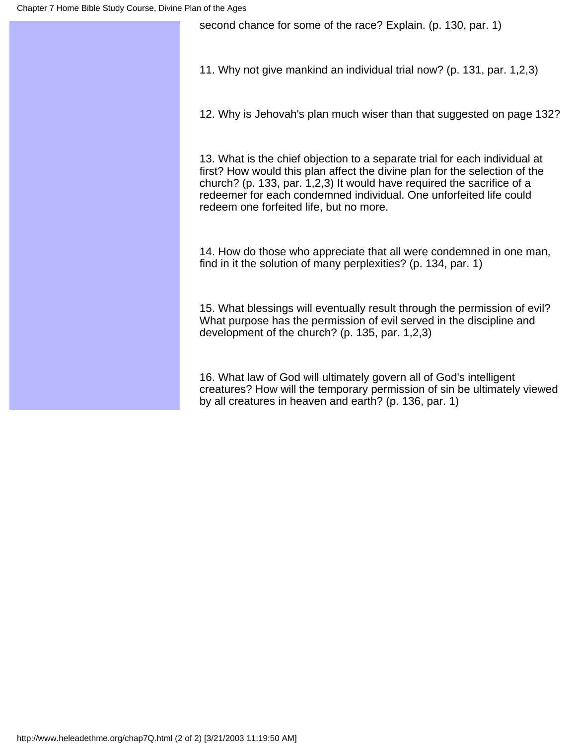second chance for some of the race? Explain. (p. 130, par. 1)

11. Why not give mankind an individual trial now? (p. 131, par. 1,2,3)

12. Why is Jehovah's plan much wiser than that suggested on page 132?

13. What is the chief objection to a separate trial for each individual at first? How would this plan affect the divine plan for the selection of the church? (p. 133, par. 1,2,3) It would have required the sacrifice of a redeemer for each condemned individual. One unforfeited life could redeem one forfeited life, but no more.

14. How do those who appreciate that all were condemned in one man, find in it the solution of many perplexities? (p. 134, par. 1)

15. What blessings will eventually result through the permission of evil? What purpose has the permission of evil served in the discipline and development of the church? (p. 135, par. 1,2,3)

16. What law of God will ultimately govern all of God's intelligent creatures? How will the temporary permission of sin be ultimately viewed by all creatures in heaven and earth? (p. 136, par. 1)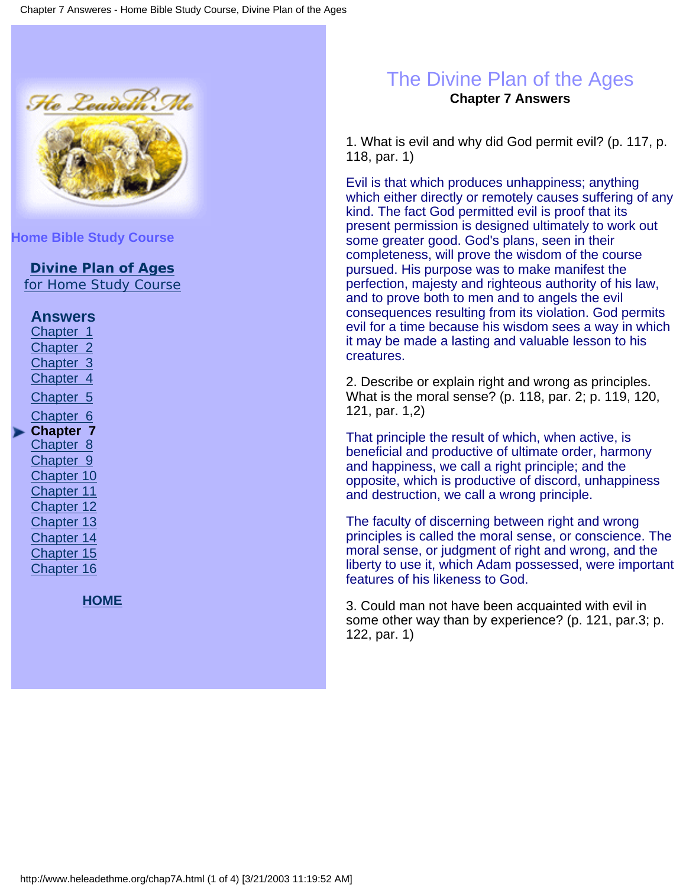**Home Bible Study Course**

**Divine Plan of Ages**
for Home Study Course

**Answers**
Chapter 1
Chapter 2
Chapter 3
Chapter 4
Chapter 5
Chapter 6
**Chapter 7**
Chapter 8
Chapter 9
Chapter 10
Chapter 11
Chapter 12
Chapter 13
Chapter 14
Chapter 15
Chapter 16

**HOME**

# The Divine Plan of the Ages

## Chapter 7 Answers

1. What is evil and why did God permit evil? (p. 117, p. 118, par. 1)

Evil is that which produces unhappiness; anything which either directly or remotely causes suffering of any kind. The fact God permitted evil is proof that its present permission is designed ultimately to work out some greater good. God's plans, seen in their completeness, will prove the wisdom of the course pursued. His purpose was to make manifest the perfection, majesty and righteous authority of his law, and to prove both to men and to angels the evil consequences resulting from its violation. God permits evil for a time because his wisdom sees a way in which it may be made a lasting and valuable lesson to his creatures.

2. Describe or explain right and wrong as principles. What is the moral sense? (p. 118, par. 2; p. 119, 120, 121, par. 1,2)

That principle the result of which, when active, is beneficial and productive of ultimate order, harmony and happiness, we call a right principle; and the opposite, which is productive of discord, unhappiness and destruction, we call a wrong principle.

The faculty of discerning between right and wrong principles is called the moral sense, or conscience. The moral sense, or judgment of right and wrong, and the liberty to use it, which Adam possessed, were important features of his likeness to God.

3. Could man not have been acquainted with evil in some other way than by experience? (p. 121, par.3; p. 122, par. 1)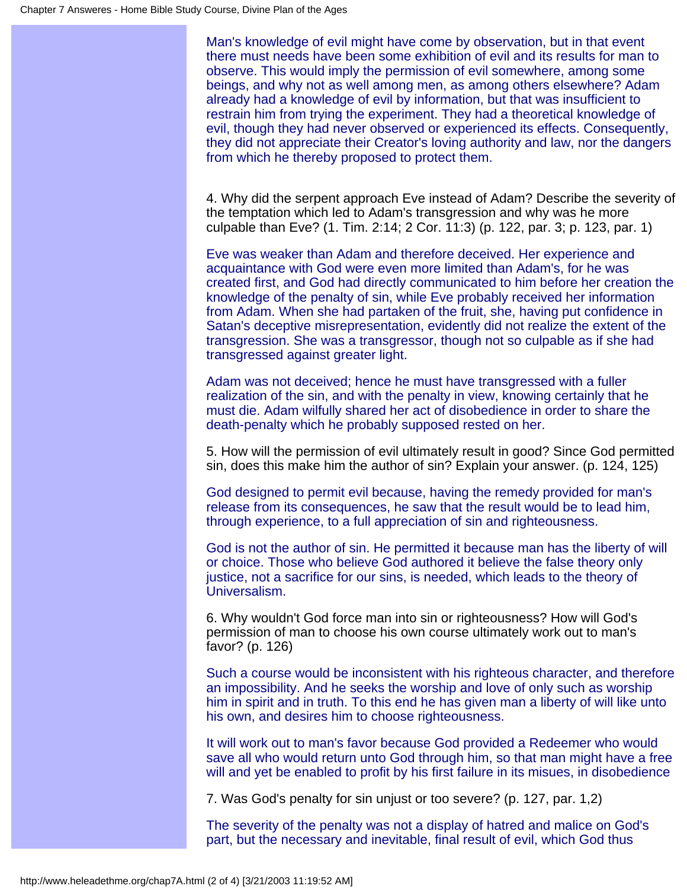Man's knowledge of evil might have come by observation, but in that event there must needs have been some exhibition of evil and its results for man to observe. This would imply the permission of evil somewhere, among some beings, and why not as well among men, as among others elsewhere? Adam already had a knowledge of evil by information, but that was insufficient to restrain him from trying the experiment. They had a theoretical knowledge of evil, though they had never observed or experienced its effects. Consequently, they did not appreciate their Creator's loving authority and law, nor the dangers from which he thereby proposed to protect them.

4. Why did the serpent approach Eve instead of Adam? Describe the severity of the temptation which led to Adam's transgression and why was he more culpable than Eve? (1. Tim. 2:14; 2 Cor. 11:3) (p. 122, par. 3; p. 123, par. 1)

Eve was weaker than Adam and therefore deceived. Her experience and acquaintance with God were even more limited than Adam's, for he was created first, and God had directly communicated to him before her creation the knowledge of the penalty of sin, while Eve probably received her information from Adam. When she had partaken of the fruit, she, having put confidence in Satan's deceptive misrepresentation, evidently did not realize the extent of the transgression. She was a transgressor, though not so culpable as if she had transgressed against greater light.

Adam was not deceived; hence he must have transgressed with a fuller realization of the sin, and with the penalty in view, knowing certainly that he must die. Adam wilfully shared her act of disobedience in order to share the death-penalty which he probably supposed rested on her.

5. How will the permission of evil ultimately result in good? Since God permitted sin, does this make him the author of sin? Explain your answer. (p. 124, 125)

God designed to permit evil because, having the remedy provided for man's release from its consequences, he saw that the result would be to lead him, through experience, to a full appreciation of sin and righteousness.

God is not the author of sin. He permitted it because man has the liberty of will or choice. Those who believe God authored it believe the false theory only justice, not a sacrifice for our sins, is needed, which leads to the theory of Universalism.

6. Why wouldn't God force man into sin or righteousness? How will God's permission of man to choose his own course ultimately work out to man's favor? (p. 126)

Such a course would be inconsistent with his righteous character, and therefore an impossibility. And he seeks the worship and love of only such as worship him in spirit and in truth. To this end he has given man a liberty of will like unto his own, and desires him to choose righteousness.

It will work out to man's favor because God provided a Redeemer who would save all who would return unto God through him, so that man might have a free will and yet be enabled to profit by his first failure in its misues, in disobedience

7. Was God's penalty for sin unjust or too severe? (p. 127, par. 1,2)

The severity of the penalty was not a display of hatred and malice on God's part, but the necessary and inevitable, final result of evil, which God thus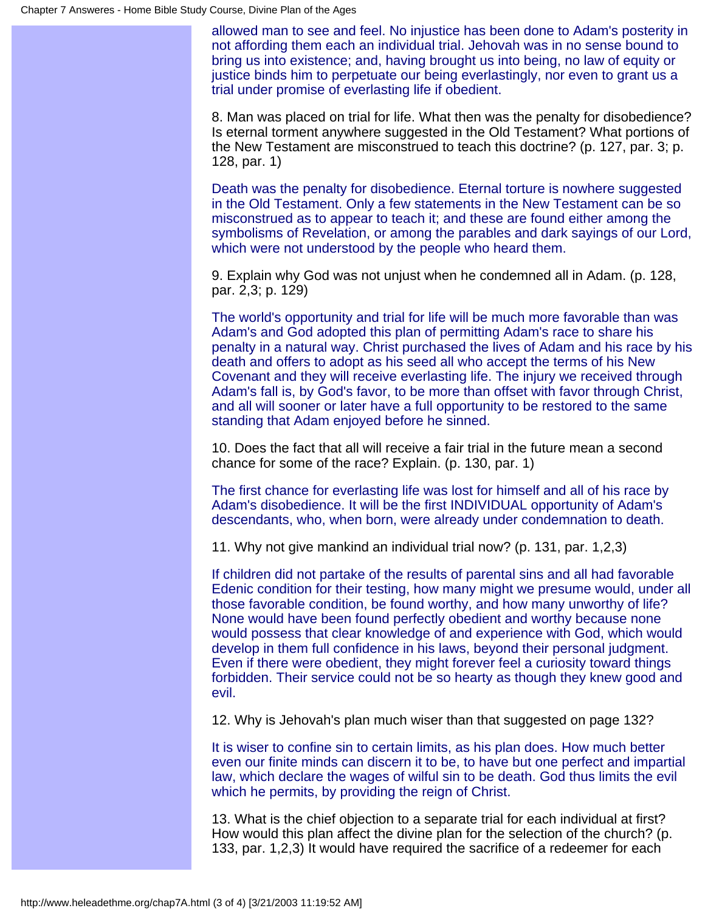allowed man to see and feel. No injustice has been done to Adam's posterity in not affording them each an individual trial. Jehovah was in no sense bound to bring us into existence; and, having brought us into being, no law of equity or justice binds him to perpetuate our being everlastingly, nor even to grant us a trial under promise of everlasting life if obedient.

8. Man was placed on trial for life. What then was the penalty for disobedience? Is eternal torment anywhere suggested in the Old Testament? What portions of the New Testament are misconstrued to teach this doctrine? (p. 127, par. 3; p. 128, par. 1)

Death was the penalty for disobedience. Eternal torture is nowhere suggested in the Old Testament. Only a few statements in the New Testament can be so misconstrued as to appear to teach it; and these are found either among the symbolisms of Revelation, or among the parables and dark sayings of our Lord, which were not understood by the people who heard them.

9. Explain why God was not unjust when he condemned all in Adam. (p. 128, par. 2,3; p. 129)

The world's opportunity and trial for life will be much more favorable than was Adam's and God adopted this plan of permitting Adam's race to share his penalty in a natural way. Christ purchased the lives of Adam and his race by his death and offers to adopt as his seed all who accept the terms of his New Covenant and they will receive everlasting life. The injury we received through Adam's fall is, by God's favor, to be more than offset with favor through Christ, and all will sooner or later have a full opportunity to be restored to the same standing that Adam enjoyed before he sinned.

10. Does the fact that all will receive a fair trial in the future mean a second chance for some of the race? Explain. (p. 130, par. 1)

The first chance for everlasting life was lost for himself and all of his race by Adam's disobedience. It will be the first INDIVIDUAL opportunity of Adam's descendants, who, when born, were already under condemnation to death.

11. Why not give mankind an individual trial now? (p. 131, par. 1,2,3)

If children did not partake of the results of parental sins and all had favorable Edenic condition for their testing, how many might we presume would, under all those favorable condition, be found worthy, and how many unworthy of life? None would have been found perfectly obedient and worthy because none would possess that clear knowledge of and experience with God, which would develop in them full confidence in his laws, beyond their personal judgment. Even if there were obedient, they might forever feel a curiosity toward things forbidden. Their service could not be so hearty as though they knew good and evil.

12. Why is Jehovah's plan much wiser than that suggested on page 132?

It is wiser to confine sin to certain limits, as his plan does. How much better even our finite minds can discern it to be, to have but one perfect and impartial law, which declare the wages of wilful sin to be death. God thus limits the evil which he permits, by providing the reign of Christ.

13. What is the chief objection to a separate trial for each individual at first? How would this plan affect the divine plan for the selection of the church? (p. 133, par. 1,2,3) It would have required the sacrifice of a redeemer for each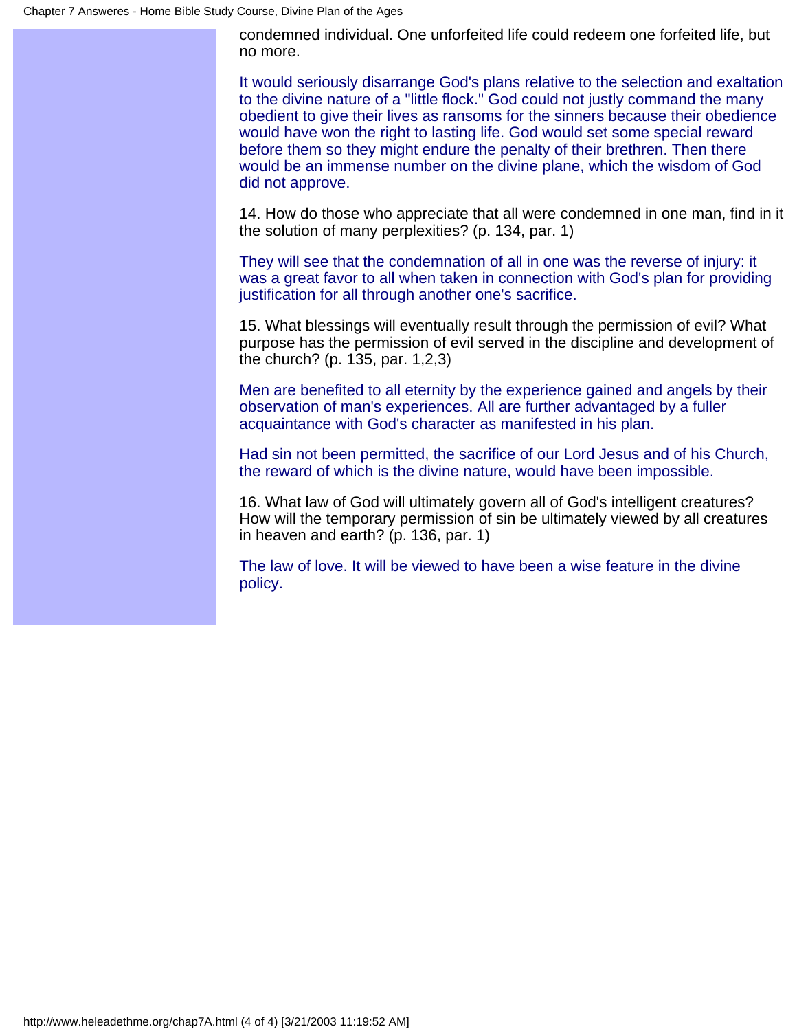condemned individual. One unforfeited life could redeem one forfeited life, but no more.

It would seriously disarrange God's plans relative to the selection and exaltation to the divine nature of a "little flock." God could not justly command the many obedient to give their lives as ransoms for the sinners because their obedience would have won the right to lasting life. God would set some special reward before them so they might endure the penalty of their brethren. Then there would be an immense number on the divine plane, which the wisdom of God did not approve.

14. How do those who appreciate that all were condemned in one man, find in it the solution of many perplexities? (p. 134, par. 1)

They will see that the condemnation of all in one was the reverse of injury: it was a great favor to all when taken in connection with God's plan for providing justification for all through another one's sacrifice.

15. What blessings will eventually result through the permission of evil? What purpose has the permission of evil served in the discipline and development of the church? (p. 135, par. 1,2,3)

Men are benefited to all eternity by the experience gained and angels by their observation of man's experiences. All are further advantaged by a fuller acquaintance with God's character as manifested in his plan.

Had sin not been permitted, the sacrifice of our Lord Jesus and of his Church, the reward of which is the divine nature, would have been impossible.

16. What law of God will ultimately govern all of God's intelligent creatures? How will the temporary permission of sin be ultimately viewed by all creatures in heaven and earth? (p. 136, par. 1)

The law of love. It will be viewed to have been a wise feature in the divine policy.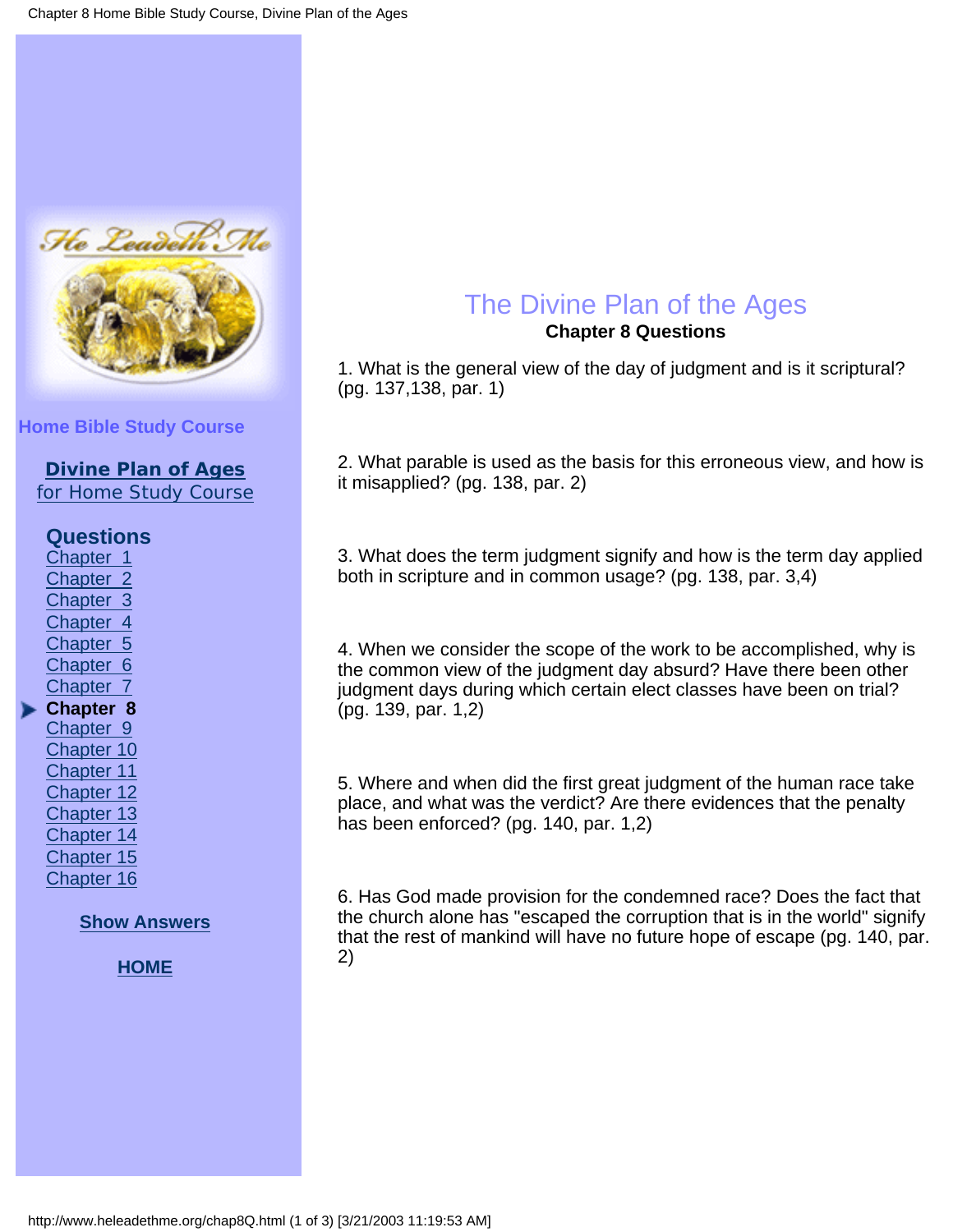Home Bible Study Course

**Divine Plan of Ages**
for Home Study Course

**Questions**

Chapter 1
Chapter 2
Chapter 3
Chapter 4
Chapter 5
Chapter 6
Chapter 7
**Chapter 8**
Chapter 9
Chapter 10
Chapter 11
Chapter 12
Chapter 13
Chapter 14
Chapter 15
Chapter 16

**Show Answers**

**HOME**

# The Divine Plan of the Ages

**Chapter 8 Questions**

1. What is the general view of the day of judgment and is it scriptural? (pg. 137,138, par. 1)

2. What parable is used as the basis for this erroneous view, and how is it misapplied? (pg. 138, par. 2)

3. What does the term judgment signify and how is the term day applied both in scripture and in common usage? (pg. 138, par. 3,4)

4. When we consider the scope of the work to be accomplished, why is the common view of the judgment day absurd? Have there been other judgment days during which certain elect classes have been on trial? (pg. 139, par. 1,2)

5. Where and when did the first great judgment of the human race take place, and what was the verdict? Are there evidences that the penalty has been enforced? (pg. 140, par. 1,2)

6. Has God made provision for the condemned race? Does the fact that the church alone has "escaped the corruption that is in the world" signify that the rest of mankind will have no future hope of escape (pg. 140, par. 2)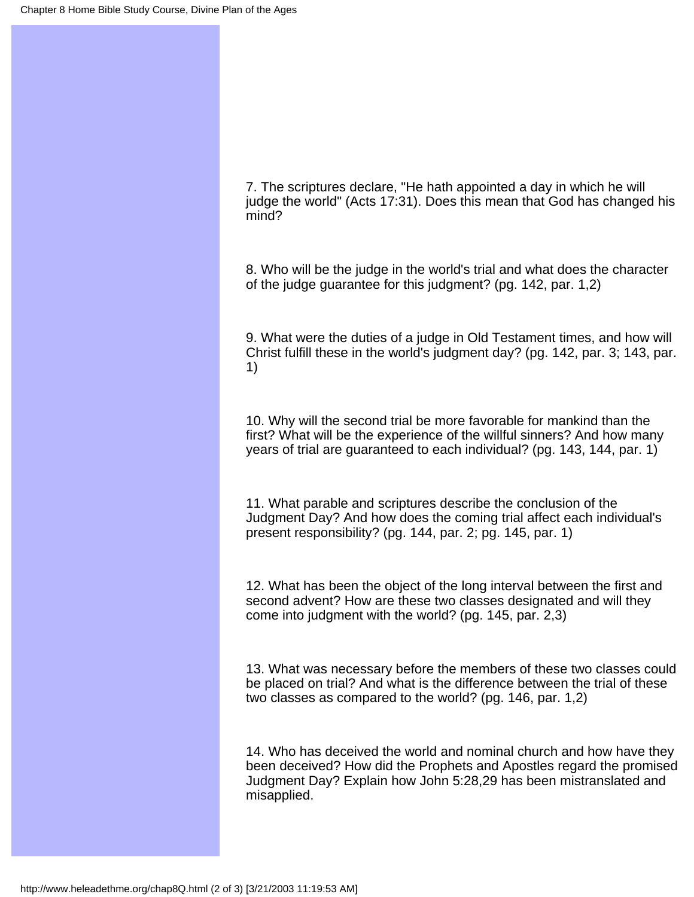7. The scriptures declare, "He hath appointed a day in which he will judge the world" (Acts 17:31). Does this mean that God has changed his mind?

8. Who will be the judge in the world's trial and what does the character of the judge guarantee for this judgment? (pg. 142, par. 1,2)

9. What were the duties of a judge in Old Testament times, and how will Christ fulfill these in the world's judgment day? (pg. 142, par. 3; 143, par. 1)

10. Why will the second trial be more favorable for mankind than the first? What will be the experience of the willful sinners? And how many years of trial are guaranteed to each individual? (pg. 143, 144, par. 1)

11. What parable and scriptures describe the conclusion of the Judgment Day? And how does the coming trial affect each individual's present responsibility? (pg. 144, par. 2; pg. 145, par. 1)

12. What has been the object of the long interval between the first and second advent? How are these two classes designated and will they come into judgment with the world? (pg. 145, par. 2,3)

13. What was necessary before the members of these two classes could be placed on trial? And what is the difference between the trial of these two classes as compared to the world? (pg. 146, par. 1,2)

14. Who has deceived the world and nominal church and how have they been deceived? How did the Prophets and Apostles regard the promised Judgment Day? Explain how John 5:28,29 has been mistranslated and misapplied.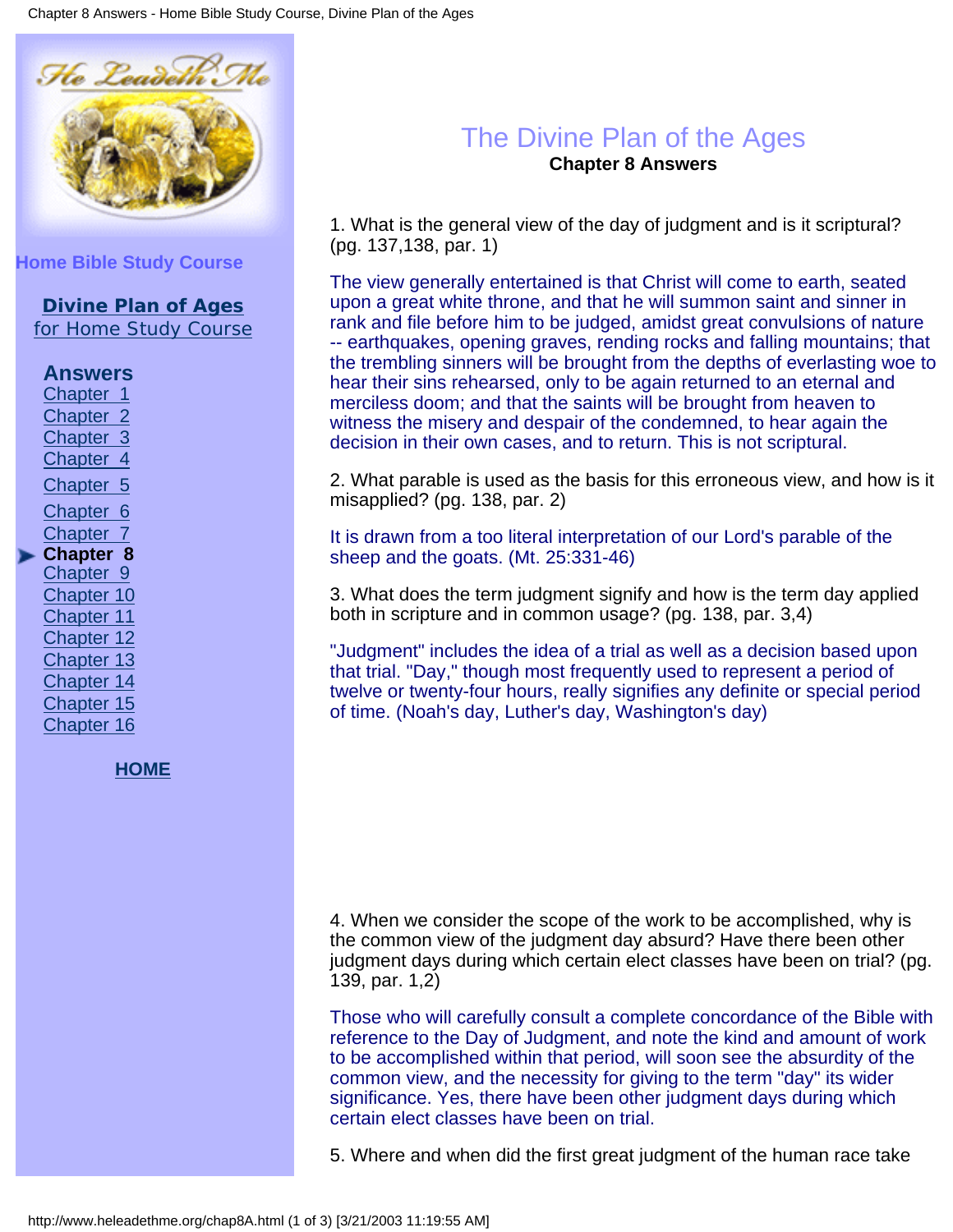Home Bible Study Course

**Divine Plan of Ages**
for Home Study Course

**Answers**
Chapter 1
Chapter 2
Chapter 3
Chapter 4
Chapter 5
Chapter 6
Chapter 7
**Chapter 8**
Chapter 9
Chapter 10
Chapter 11
Chapter 12
Chapter 13
Chapter 14
Chapter 15
Chapter 16

HOME

# The Divine Plan of the Ages

## Chapter 8 Answers

1. What is the general view of the day of judgment and is it scriptural? (pg. 137,138, par. 1)

The view generally entertained is that Christ will come to earth, seated upon a great white throne, and that he will summon saint and sinner in rank and file before him to be judged, amidst great convulsions of nature -- earthquakes, opening graves, rending rocks and falling mountains; that the trembling sinners will be brought from the depths of everlasting woe to hear their sins rehearsed, only to be again returned to an eternal and merciless doom; and that the saints will be brought from heaven to witness the misery and despair of the condemned, to hear again the decision in their own cases, and to return. This is not scriptural.

2. What parable is used as the basis for this erroneous view, and how is it misapplied? (pg. 138, par. 2)

It is drawn from a too literal interpretation of our Lord's parable of the sheep and the goats. (Mt. 25:331-46)

3. What does the term judgment signify and how is the term day applied both in scripture and in common usage? (pg. 138, par. 3,4)

"Judgment" includes the idea of a trial as well as a decision based upon that trial. "Day," though most frequently used to represent a period of twelve or twenty-four hours, really signifies any definite or special period of time. (Noah's day, Luther's day, Washington's day)

4. When we consider the scope of the work to be accomplished, why is the common view of the judgment day absurd? Have there been other judgment days during which certain elect classes have been on trial? (pg. 139, par. 1,2)

Those who will carefully consult a complete concordance of the Bible with reference to the Day of Judgment, and note the kind and amount of work to be accomplished within that period, will soon see the absurdity of the common view, and the necessity for giving to the term "day" its wider significance. Yes, there have been other judgment days during which certain elect classes have been on trial.

5. Where and when did the first great judgment of the human race take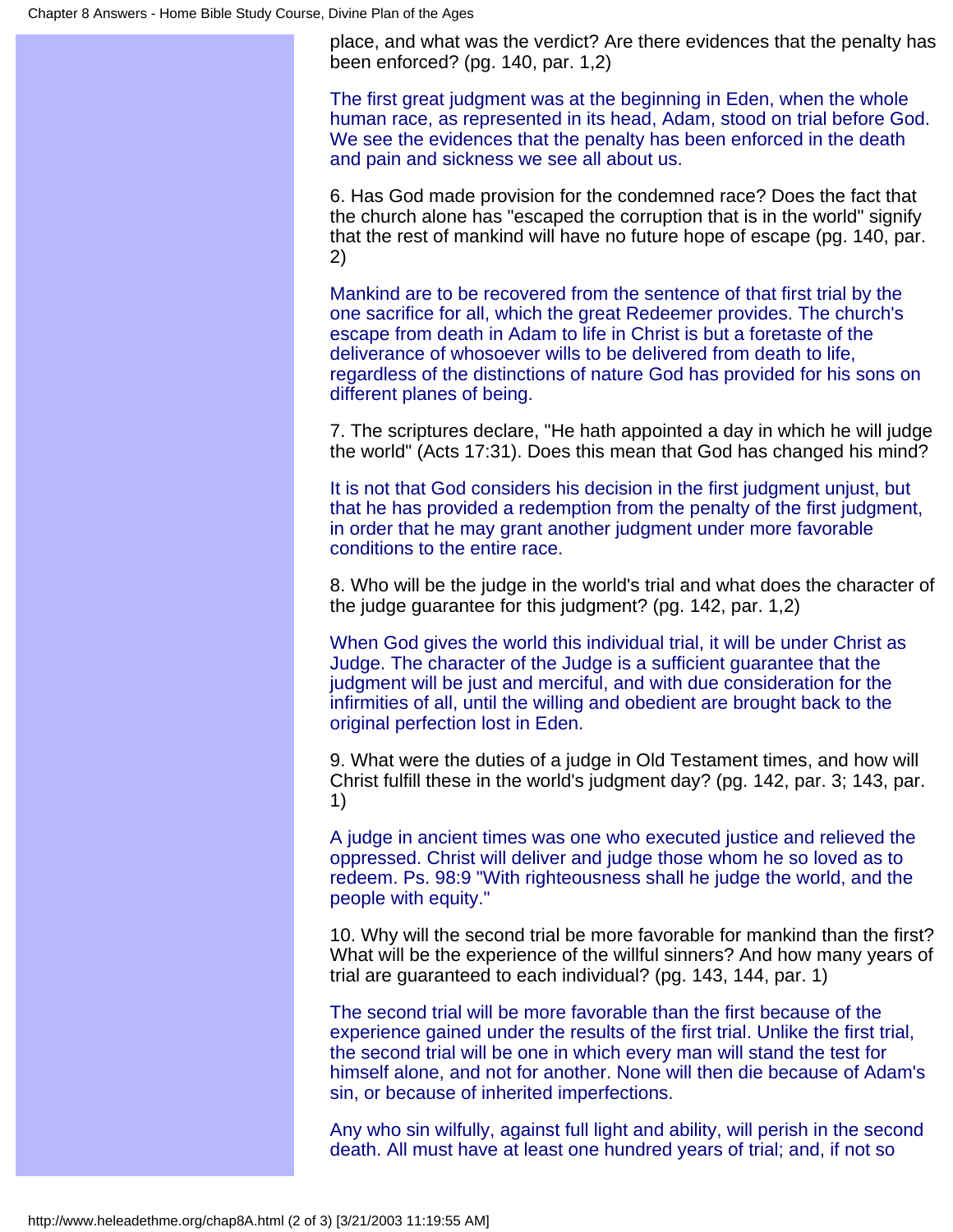place, and what was the verdict? Are there evidences that the penalty has been enforced? (pg. 140, par. 1,2)

The first great judgment was at the beginning in Eden, when the whole human race, as represented in its head, Adam, stood on trial before God. We see the evidences that the penalty has been enforced in the death and pain and sickness we see all about us.

6. Has God made provision for the condemned race? Does the fact that the church alone has "escaped the corruption that is in the world" signify that the rest of mankind will have no future hope of escape (pg. 140, par. 2)

Mankind are to be recovered from the sentence of that first trial by the one sacrifice for all, which the great Redeemer provides. The church's escape from death in Adam to life in Christ is but a foretaste of the deliverance of whosoever wills to be delivered from death to life, regardless of the distinctions of nature God has provided for his sons on different planes of being.

7. The scriptures declare, "He hath appointed a day in which he will judge the world" (Acts 17:31). Does this mean that God has changed his mind?

It is not that God considers his decision in the first judgment unjust, but that he has provided a redemption from the penalty of the first judgment, in order that he may grant another judgment under more favorable conditions to the entire race.

8. Who will be the judge in the world's trial and what does the character of the judge guarantee for this judgment? (pg. 142, par. 1,2)

When God gives the world this individual trial, it will be under Christ as Judge. The character of the Judge is a sufficient guarantee that the judgment will be just and merciful, and with due consideration for the infirmities of all, until the willing and obedient are brought back to the original perfection lost in Eden.

9. What were the duties of a judge in Old Testament times, and how will Christ fulfill these in the world's judgment day? (pg. 142, par. 3; 143, par. 1)

A judge in ancient times was one who executed justice and relieved the oppressed. Christ will deliver and judge those whom he so loved as to redeem. Ps. 98:9 "With righteousness shall he judge the world, and the people with equity."

10. Why will the second trial be more favorable for mankind than the first? What will be the experience of the willful sinners? And how many years of trial are guaranteed to each individual? (pg. 143, 144, par. 1)

The second trial will be more favorable than the first because of the experience gained under the results of the first trial. Unlike the first trial, the second trial will be one in which every man will stand the test for himself alone, and not for another. None will then die because of Adam's sin, or because of inherited imperfections.

Any who sin wilfully, against full light and ability, will perish in the second death. All must have at least one hundred years of trial; and, if not so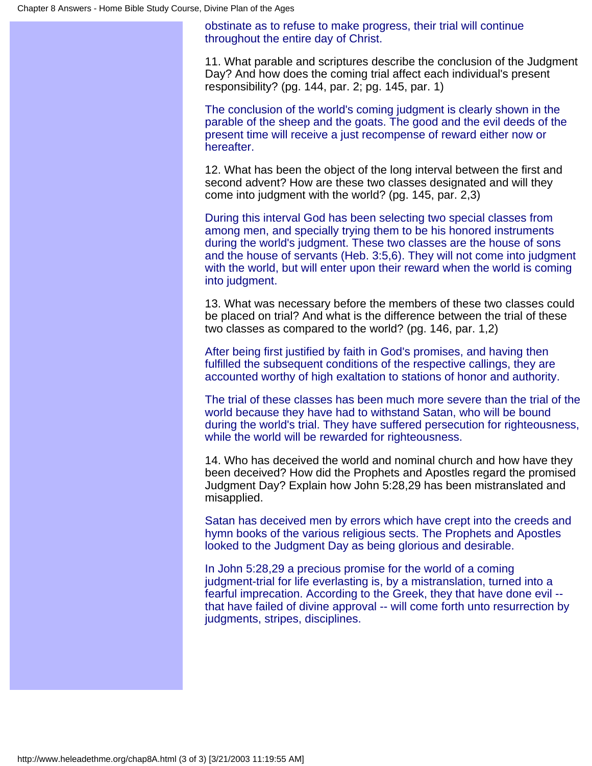obstinate as to refuse to make progress, their trial will continue throughout the entire day of Christ.

11. What parable and scriptures describe the conclusion of the Judgment Day? And how does the coming trial affect each individual's present responsibility? (pg. 144, par. 2; pg. 145, par. 1)

The conclusion of the world's coming judgment is clearly shown in the parable of the sheep and the goats. The good and the evil deeds of the present time will receive a just recompense of reward either now or hereafter.

12. What has been the object of the long interval between the first and second advent? How are these two classes designated and will they come into judgment with the world? (pg. 145, par. 2,3)

During this interval God has been selecting two special classes from among men, and specially trying them to be his honored instruments during the world's judgment. These two classes are the house of sons and the house of servants (Heb. 3:5,6). They will not come into judgment with the world, but will enter upon their reward when the world is coming into judgment.

13. What was necessary before the members of these two classes could be placed on trial? And what is the difference between the trial of these two classes as compared to the world? (pg. 146, par. 1,2)

After being first justified by faith in God's promises, and having then fulfilled the subsequent conditions of the respective callings, they are accounted worthy of high exaltation to stations of honor and authority.

The trial of these classes has been much more severe than the trial of the world because they have had to withstand Satan, who will be bound during the world's trial. They have suffered persecution for righteousness, while the world will be rewarded for righteousness.

14. Who has deceived the world and nominal church and how have they been deceived? How did the Prophets and Apostles regard the promised Judgment Day? Explain how John 5:28,29 has been mistranslated and misapplied.

Satan has deceived men by errors which have crept into the creeds and hymn books of the various religious sects. The Prophets and Apostles looked to the Judgment Day as being glorious and desirable.

In John 5:28,29 a precious promise for the world of a coming judgment-trial for life everlasting is, by a mistranslation, turned into a fearful imprecation. According to the Greek, they that have done evil -- that have failed of divine approval -- will come forth unto resurrection by judgments, stripes, disciplines.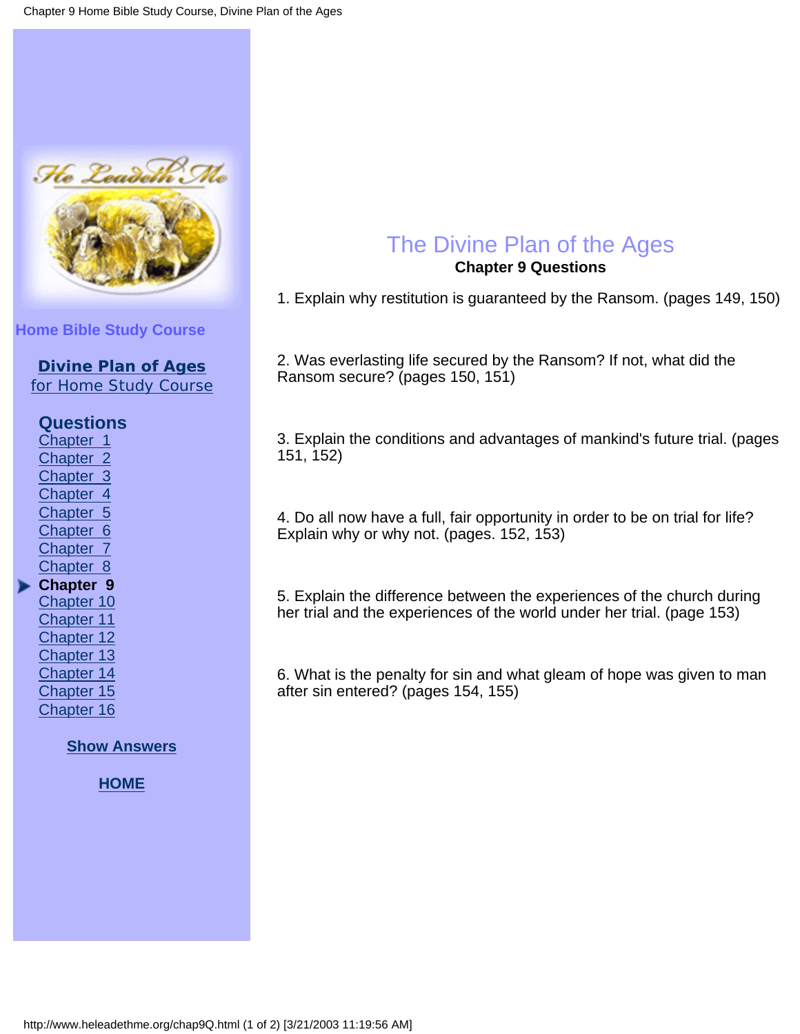Home Bible Study Course

**Divine Plan of Ages**
for Home Study Course

**Questions**

- Chapter 1
- Chapter 2
- Chapter 3
- Chapter 4
- Chapter 5
- Chapter 6
- Chapter 7
- Chapter 8
- **Chapter 9**
- Chapter 10
- Chapter 11
- Chapter 12
- Chapter 13
- Chapter 14
- Chapter 15
- Chapter 16

**Show Answers**

**HOME**

# The Divine Plan of the Ages

## Chapter 9 Questions

1. Explain why restitution is guaranteed by the Ransom. (pages 149, 150)

2. Was everlasting life secured by the Ransom? If not, what did the Ransom secure? (pages 150, 151)

3. Explain the conditions and advantages of mankind's future trial. (pages 151, 152)

4. Do all now have a full, fair opportunity in order to be on trial for life? Explain why or why not. (pages. 152, 153)

5. Explain the difference between the experiences of the church during her trial and the experiences of the world under her trial. (page 153)

6. What is the penalty for sin and what gleam of hope was given to man after sin entered? (pages 154, 155)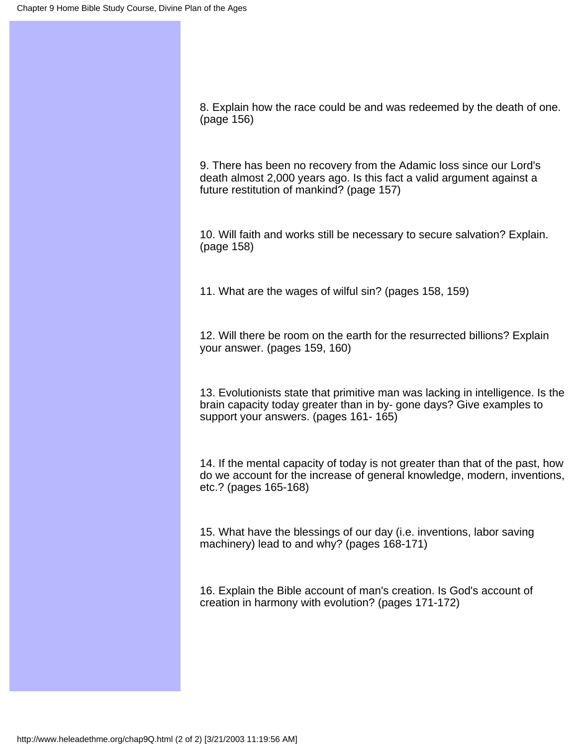8. Explain how the race could be and was redeemed by the death of one. (page 156)

9. There has been no recovery from the Adamic loss since our Lord's death almost 2,000 years ago. Is this fact a valid argument against a future restitution of mankind? (page 157)

10. Will faith and works still be necessary to secure salvation? Explain. (page 158)

11. What are the wages of wilful sin? (pages 158, 159)

12. Will there be room on the earth for the resurrected billions? Explain your answer. (pages 159, 160)

13. Evolutionists state that primitive man was lacking in intelligence. Is the brain capacity today greater than in by- gone days? Give examples to support your answers. (pages 161- 165)

14. If the mental capacity of today is not greater than that of the past, how do we account for the increase of general knowledge, modern, inventions, etc.? (pages 165-168)

15. What have the blessings of our day (i.e. inventions, labor saving machinery) lead to and why? (pages 168-171)

16. Explain the Bible account of man's creation. Is God's account of creation in harmony with evolution? (pages 171-172)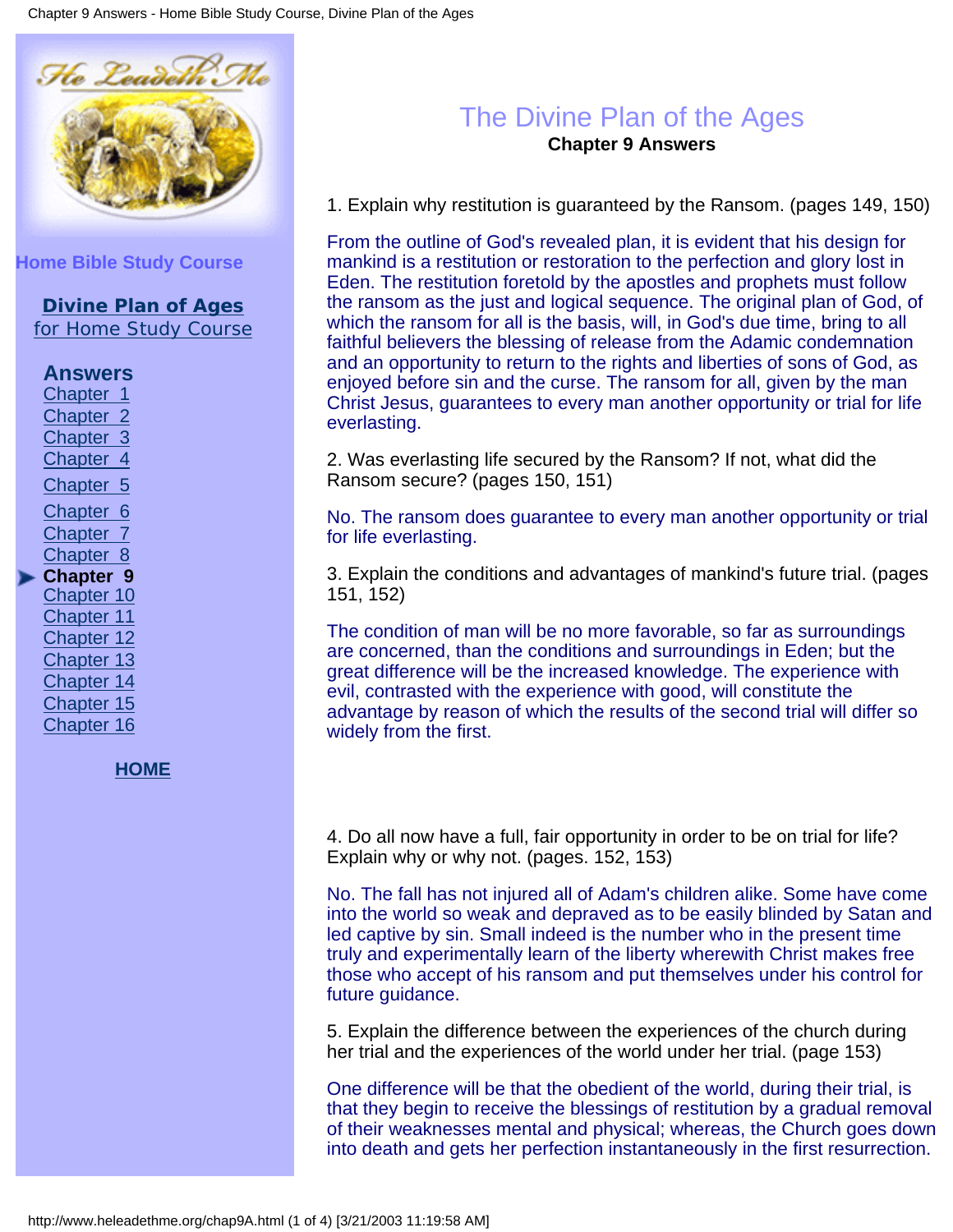Home Bible Study Course

**Divine Plan of Ages**
for Home Study Course

**Answers**
Chapter 1
Chapter 2
Chapter 3
Chapter 4
Chapter 5
Chapter 6
Chapter 7
Chapter 8
**Chapter 9**
Chapter 10
Chapter 11
Chapter 12
Chapter 13
Chapter 14
Chapter 15
Chapter 16

**HOME**

# The Divine Plan of the Ages

## Chapter 9 Answers

1. Explain why restitution is guaranteed by the Ransom. (pages 149, 150)

From the outline of God's revealed plan, it is evident that his design for mankind is a restitution or restoration to the perfection and glory lost in Eden. The restitution foretold by the apostles and prophets must follow the ransom as the just and logical sequence. The original plan of God, of which the ransom for all is the basis, will, in God's due time, bring to all faithful believers the blessing of release from the Adamic condemnation and an opportunity to return to the rights and liberties of sons of God, as enjoyed before sin and the curse. The ransom for all, given by the man Christ Jesus, guarantees to every man another opportunity or trial for life everlasting.

2. Was everlasting life secured by the Ransom? If not, what did the Ransom secure? (pages 150, 151)

No. The ransom does guarantee to every man another opportunity or trial for life everlasting.

3. Explain the conditions and advantages of mankind's future trial. (pages 151, 152)

The condition of man will be no more favorable, so far as surroundings are concerned, than the conditions and surroundings in Eden; but the great difference will be the increased knowledge. The experience with evil, contrasted with the experience with good, will constitute the advantage by reason of which the results of the second trial will differ so widely from the first.

4. Do all now have a full, fair opportunity in order to be on trial for life? Explain why or why not. (pages. 152, 153)

No. The fall has not injured all of Adam's children alike. Some have come into the world so weak and depraved as to be easily blinded by Satan and led captive by sin. Small indeed is the number who in the present time truly and experimentally learn of the liberty wherewith Christ makes free those who accept of his ransom and put themselves under his control for future guidance.

5. Explain the difference between the experiences of the church during her trial and the experiences of the world under her trial. (page 153)

One difference will be that the obedient of the world, during their trial, is that they begin to receive the blessings of restitution by a gradual removal of their weaknesses mental and physical; whereas, the Church goes down into death and gets her perfection instantaneously in the first resurrection.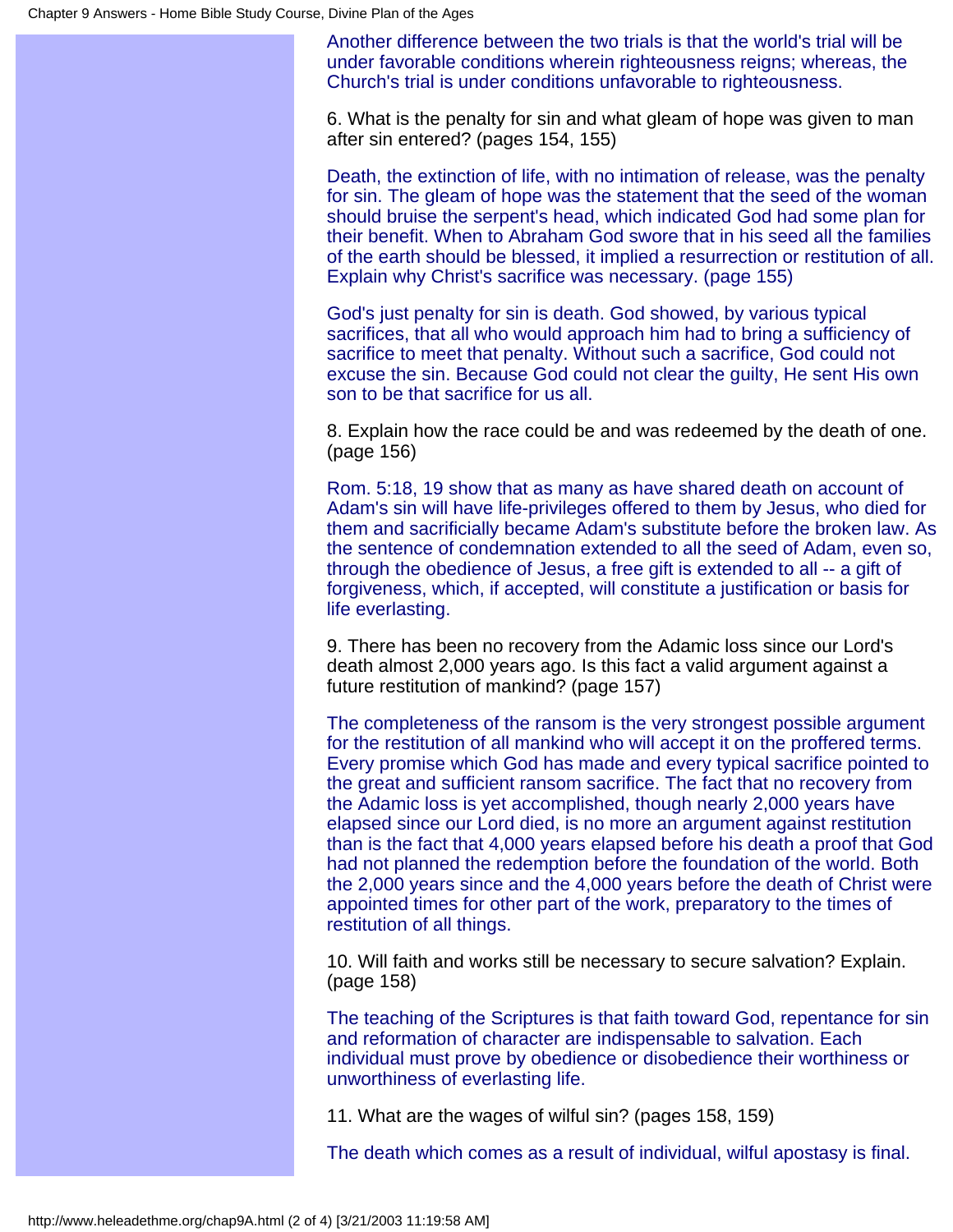Another difference between the two trials is that the world's trial will be under favorable conditions wherein righteousness reigns; whereas, the Church's trial is under conditions unfavorable to righteousness.

6. What is the penalty for sin and what gleam of hope was given to man after sin entered? (pages 154, 155)

Death, the extinction of life, with no intimation of release, was the penalty for sin. The gleam of hope was the statement that the seed of the woman should bruise the serpent's head, which indicated God had some plan for their benefit. When to Abraham God swore that in his seed all the families of the earth should be blessed, it implied a resurrection or restitution of all. Explain why Christ's sacrifice was necessary. (page 155)

God's just penalty for sin is death. God showed, by various typical sacrifices, that all who would approach him had to bring a sufficiency of sacrifice to meet that penalty. Without such a sacrifice, God could not excuse the sin. Because God could not clear the guilty, He sent His own son to be that sacrifice for us all.

8. Explain how the race could be and was redeemed by the death of one. (page 156)

Rom. 5:18, 19 show that as many as have shared death on account of Adam's sin will have life-privileges offered to them by Jesus, who died for them and sacrificially became Adam's substitute before the broken law. As the sentence of condemnation extended to all the seed of Adam, even so, through the obedience of Jesus, a free gift is extended to all -- a gift of forgiveness, which, if accepted, will constitute a justification or basis for life everlasting.

9. There has been no recovery from the Adamic loss since our Lord's death almost 2,000 years ago. Is this fact a valid argument against a future restitution of mankind? (page 157)

The completeness of the ransom is the very strongest possible argument for the restitution of all mankind who will accept it on the proffered terms. Every promise which God has made and every typical sacrifice pointed to the great and sufficient ransom sacrifice. The fact that no recovery from the Adamic loss is yet accomplished, though nearly 2,000 years have elapsed since our Lord died, is no more an argument against restitution than is the fact that 4,000 years elapsed before his death a proof that God had not planned the redemption before the foundation of the world. Both the 2,000 years since and the 4,000 years before the death of Christ were appointed times for other part of the work, preparatory to the times of restitution of all things.

10. Will faith and works still be necessary to secure salvation? Explain. (page 158)

The teaching of the Scriptures is that faith toward God, repentance for sin and reformation of character are indispensable to salvation. Each individual must prove by obedience or disobedience their worthiness or unworthiness of everlasting life.

11. What are the wages of wilful sin? (pages 158, 159)

The death which comes as a result of individual, wilful apostasy is final.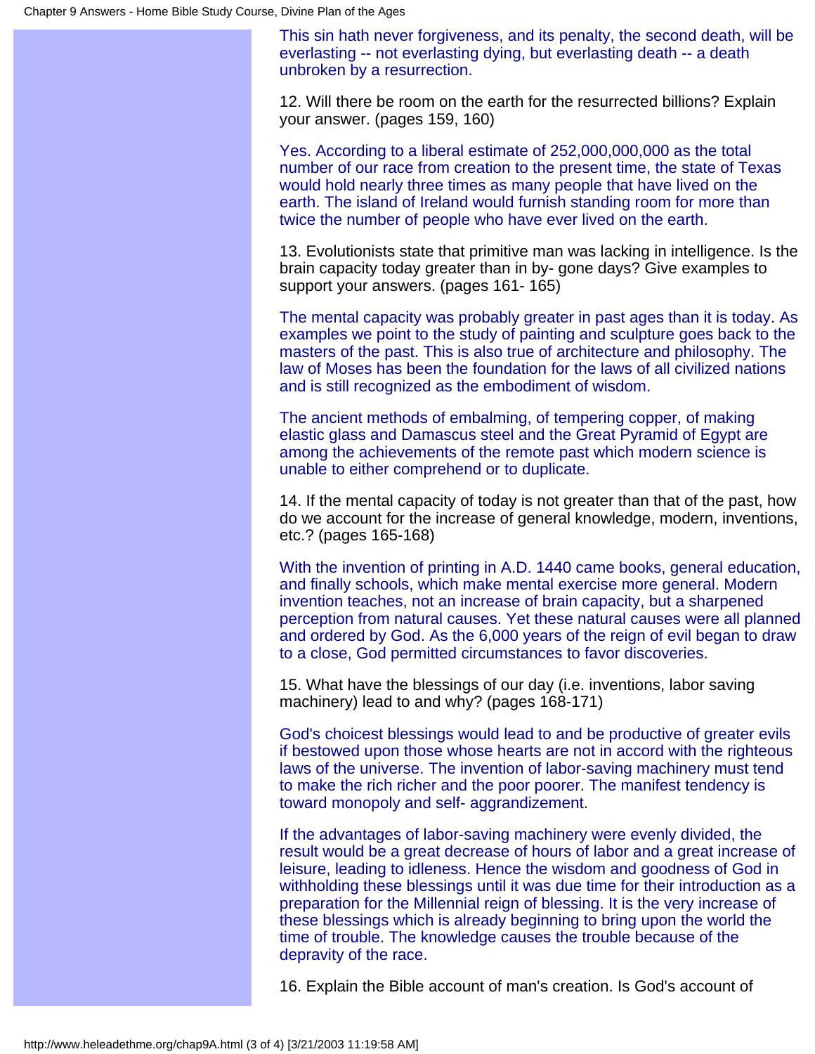This sin hath never forgiveness, and its penalty, the second death, will be everlasting -- not everlasting dying, but everlasting death -- a death unbroken by a resurrection.

12. Will there be room on the earth for the resurrected billions? Explain your answer. (pages 159, 160)

Yes. According to a liberal estimate of 252,000,000,000 as the total number of our race from creation to the present time, the state of Texas would hold nearly three times as many people that have lived on the earth. The island of Ireland would furnish standing room for more than twice the number of people who have ever lived on the earth.

13. Evolutionists state that primitive man was lacking in intelligence. Is the brain capacity today greater than in by- gone days? Give examples to support your answers. (pages 161- 165)

The mental capacity was probably greater in past ages than it is today. As examples we point to the study of painting and sculpture goes back to the masters of the past. This is also true of architecture and philosophy. The law of Moses has been the foundation for the laws of all civilized nations and is still recognized as the embodiment of wisdom.

The ancient methods of embalming, of tempering copper, of making elastic glass and Damascus steel and the Great Pyramid of Egypt are among the achievements of the remote past which modern science is unable to either comprehend or to duplicate.

14. If the mental capacity of today is not greater than that of the past, how do we account for the increase of general knowledge, modern, inventions, etc.? (pages 165-168)

With the invention of printing in A.D. 1440 came books, general education, and finally schools, which make mental exercise more general. Modern invention teaches, not an increase of brain capacity, but a sharpened perception from natural causes. Yet these natural causes were all planned and ordered by God. As the 6,000 years of the reign of evil began to draw to a close, God permitted circumstances to favor discoveries.

15. What have the blessings of our day (i.e. inventions, labor saving machinery) lead to and why? (pages 168-171)

God's choicest blessings would lead to and be productive of greater evils if bestowed upon those whose hearts are not in accord with the righteous laws of the universe. The invention of labor-saving machinery must tend to make the rich richer and the poor poorer. The manifest tendency is toward monopoly and self- aggrandizement.

If the advantages of labor-saving machinery were evenly divided, the result would be a great decrease of hours of labor and a great increase of leisure, leading to idleness. Hence the wisdom and goodness of God in withholding these blessings until it was due time for their introduction as a preparation for the Millennial reign of blessing. It is the very increase of these blessings which is already beginning to bring upon the world the time of trouble. The knowledge causes the trouble because of the depravity of the race.

16. Explain the Bible account of man's creation. Is God's account of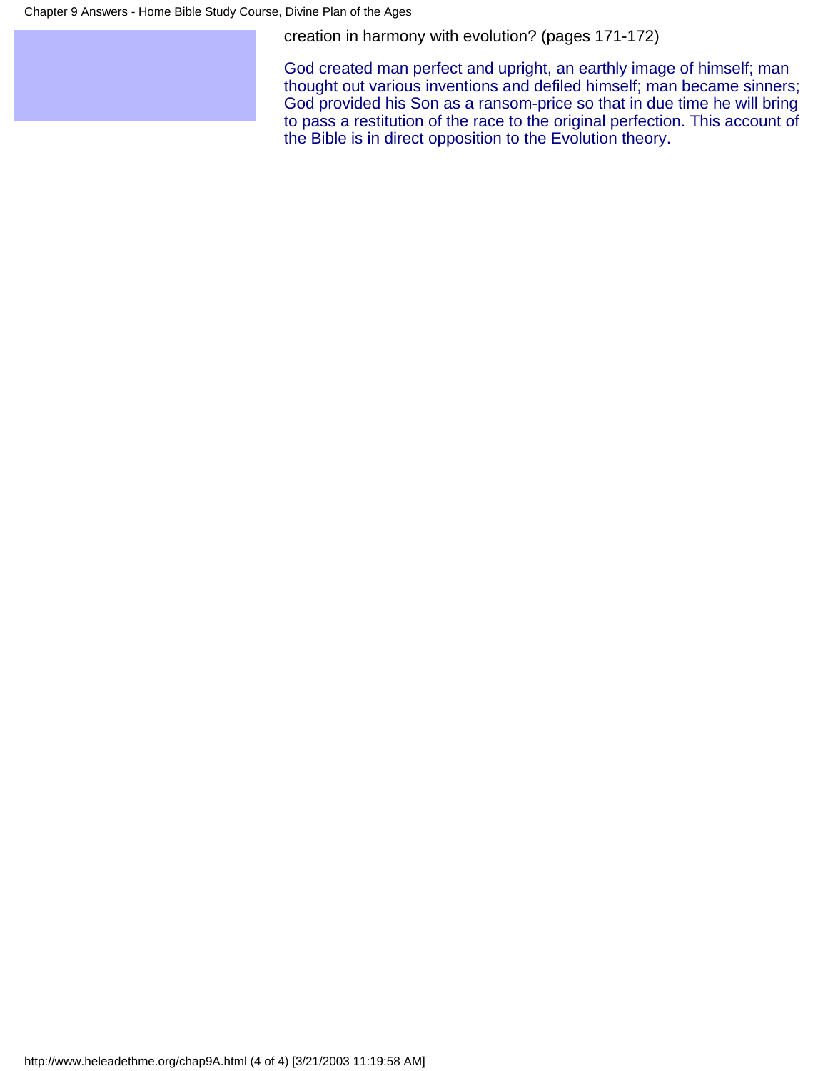creation in harmony with evolution? (pages 171-172)

God created man perfect and upright, an earthly image of himself; man thought out various inventions and defiled himself; man became sinners; God provided his Son as a ransom-price so that in due time he will bring to pass a restitution of the race to the original perfection. This account of the Bible is in direct opposition to the Evolution theory.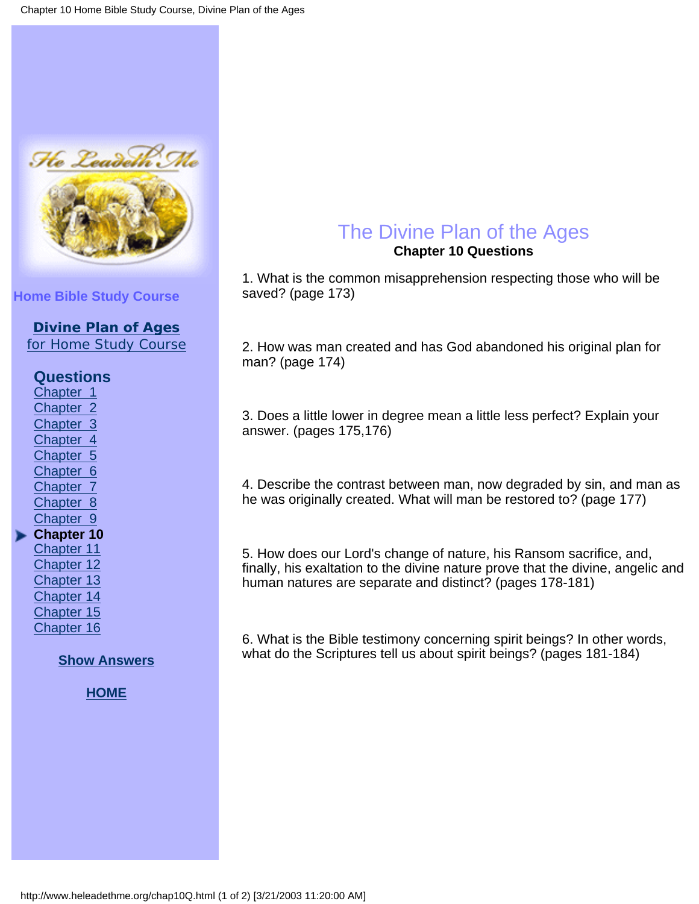**Home Bible Study Course**

**Divine Plan of Ages**
for Home Study Course

**Questions**
Chapter 1
Chapter 2
Chapter 3
Chapter 4
Chapter 5
Chapter 6
Chapter 7
Chapter 8
Chapter 9
**Chapter 10**
Chapter 11
Chapter 12
Chapter 13
Chapter 14
Chapter 15
Chapter 16

**Show Answers**

**HOME**

# The Divine Plan of the Ages

**Chapter 10 Questions**

1. What is the common misapprehension respecting those who will be saved? (page 173)

2. How was man created and has God abandoned his original plan for man? (page 174)

3. Does a little lower in degree mean a little less perfect? Explain your answer. (pages 175,176)

4. Describe the contrast between man, now degraded by sin, and man as he was originally created. What will man be restored to? (page 177)

5. How does our Lord's change of nature, his Ransom sacrifice, and, finally, his exaltation to the divine nature prove that the divine, angelic and human natures are separate and distinct? (pages 178-181)

6. What is the Bible testimony concerning spirit beings? In other words, what do the Scriptures tell us about spirit beings? (pages 181-184)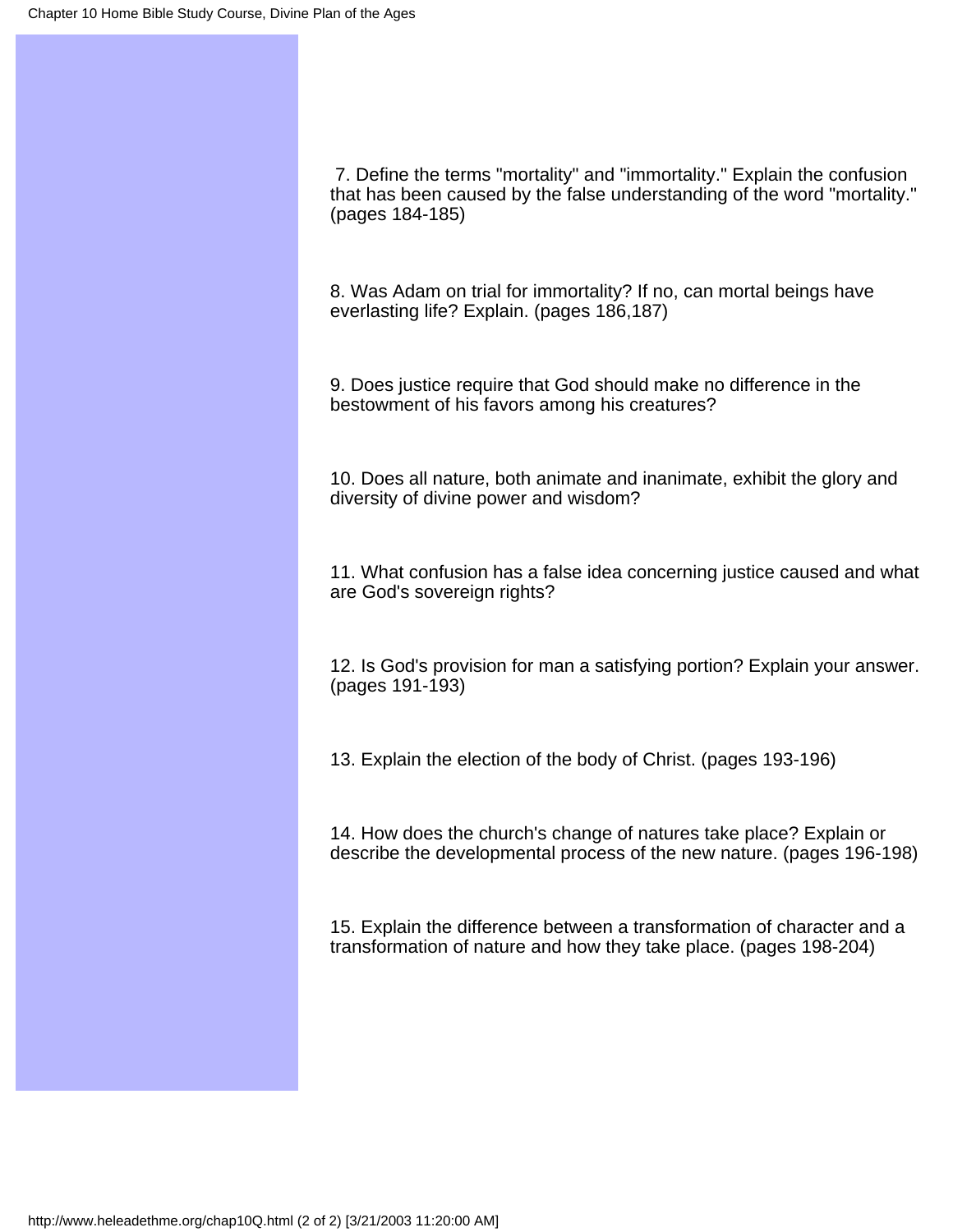7. Define the terms "mortality" and "immortality." Explain the confusion that has been caused by the false understanding of the word "mortality." (pages 184-185)

8. Was Adam on trial for immortality? If no, can mortal beings have everlasting life? Explain. (pages 186,187)

9. Does justice require that God should make no difference in the bestowment of his favors among his creatures?

10. Does all nature, both animate and inanimate, exhibit the glory and diversity of divine power and wisdom?

11. What confusion has a false idea concerning justice caused and what are God's sovereign rights?

12. Is God's provision for man a satisfying portion? Explain your answer. (pages 191-193)

13. Explain the election of the body of Christ. (pages 193-196)

14. How does the church's change of natures take place? Explain or describe the developmental process of the new nature. (pages 196-198)

15. Explain the difference between a transformation of character and a transformation of nature and how they take place. (pages 198-204)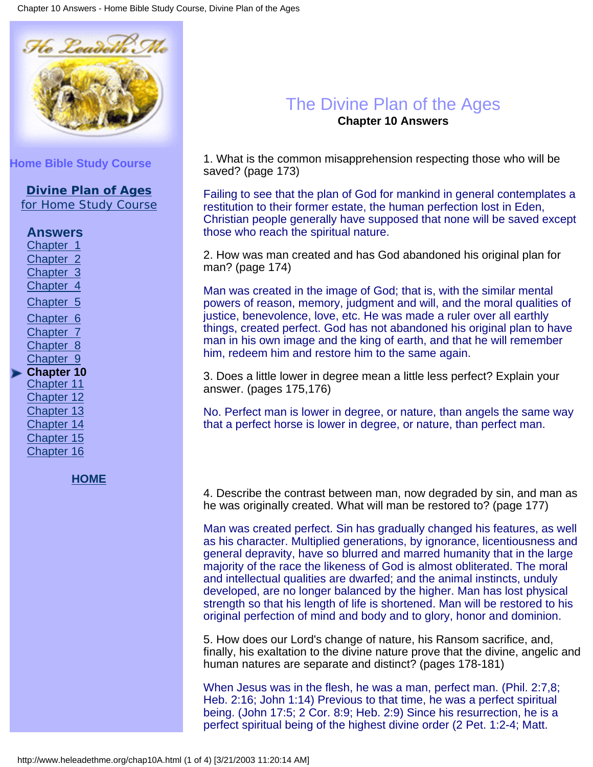# The Divine Plan of the Ages

**Chapter 10 Answers**

1. What is the common misapprehension respecting those who will be saved? (page 173)

Failing to see that the plan of God for mankind in general contemplates a restitution to their former estate, the human perfection lost in Eden, Christian people generally have supposed that none will be saved except those who reach the spiritual nature.

2. How was man created and has God abandoned his original plan for man? (page 174)

Man was created in the image of God; that is, with the similar mental powers of reason, memory, judgment and will, and the moral qualities of justice, benevolence, love, etc. He was made a ruler over all earthly things, created perfect. God has not abandoned his original plan to have man in his own image and the king of earth, and that he will remember him, redeem him and restore him to the same again.

3. Does a little lower in degree mean a little less perfect? Explain your answer. (pages 175,176)

No. Perfect man is lower in degree, or nature, than angels the same way that a perfect horse is lower in degree, or nature, than perfect man.

4. Describe the contrast between man, now degraded by sin, and man as he was originally created. What will man be restored to? (page 177)

Man was created perfect. Sin has gradually changed his features, as well as his character. Multiplied generations, by ignorance, licentiousness and general depravity, have so blurred and marred humanity that in the large majority of the race the likeness of God is almost obliterated. The moral and intellectual qualities are dwarfed; and the animal instincts, unduly developed, are no longer balanced by the higher. Man has lost physical strength so that his length of life is shortened. Man will be restored to his original perfection of mind and body and to glory, honor and dominion.

5. How does our Lord's change of nature, his Ransom sacrifice, and, finally, his exaltation to the divine nature prove that the divine, angelic and human natures are separate and distinct? (pages 178-181)

When Jesus was in the flesh, he was a man, perfect man. (Phil. 2:7,8; Heb. 2:16; John 1:14) Previous to that time, he was a perfect spiritual being. (John 17:5; 2 Cor. 8:9; Heb. 2:9) Since his resurrection, he is a perfect spiritual being of the highest divine order (2 Pet. 1:2-4; Matt.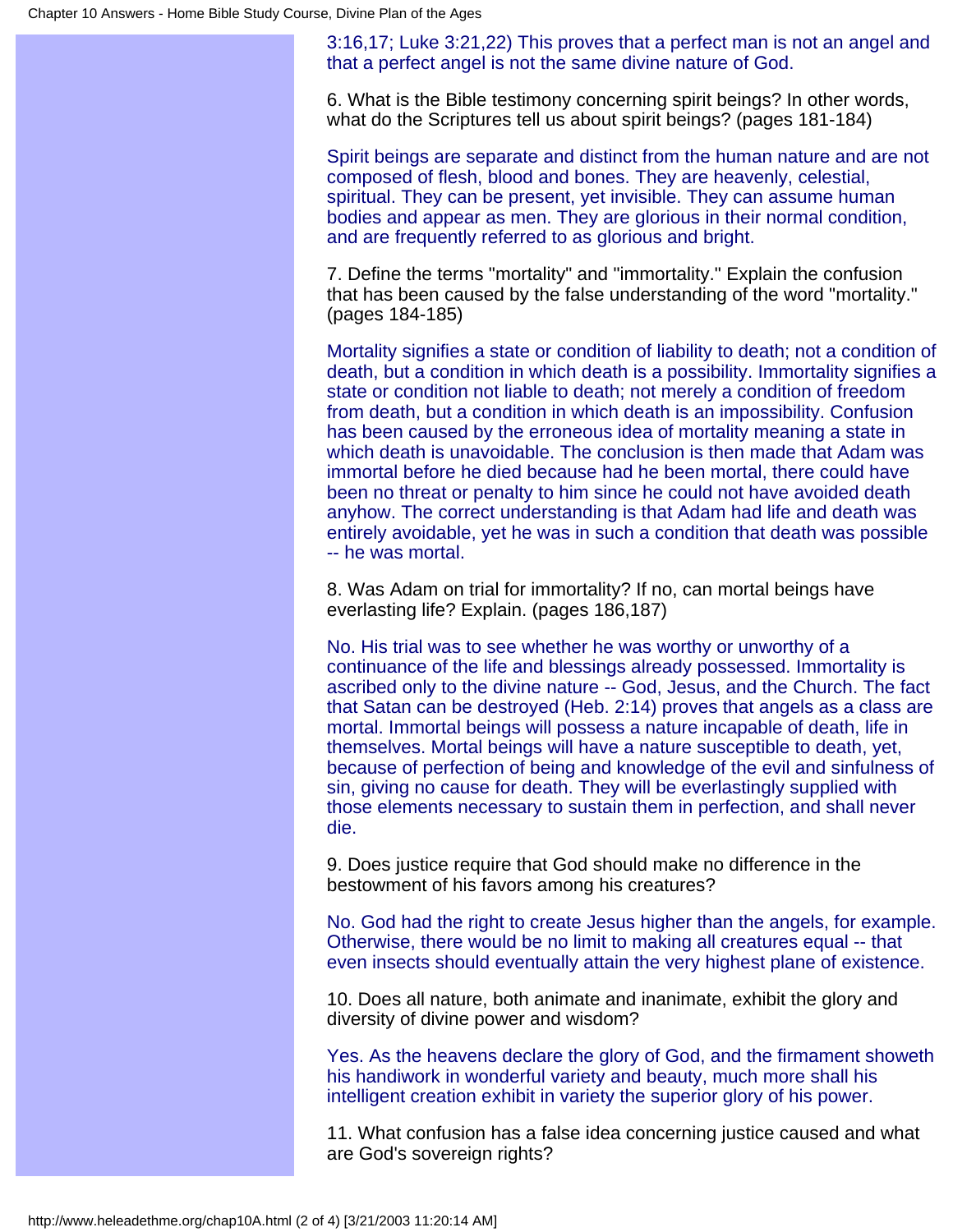3:16,17; Luke 3:21,22) This proves that a perfect man is not an angel and that a perfect angel is not the same divine nature of God.

6. What is the Bible testimony concerning spirit beings? In other words, what do the Scriptures tell us about spirit beings? (pages 181-184)

Spirit beings are separate and distinct from the human nature and are not composed of flesh, blood and bones. They are heavenly, celestial, spiritual. They can be present, yet invisible. They can assume human bodies and appear as men. They are glorious in their normal condition, and are frequently referred to as glorious and bright.

7. Define the terms "mortality" and "immortality." Explain the confusion that has been caused by the false understanding of the word "mortality." (pages 184-185)

Mortality signifies a state or condition of liability to death; not a condition of death, but a condition in which death is a possibility. Immortality signifies a state or condition not liable to death; not merely a condition of freedom from death, but a condition in which death is an impossibility. Confusion has been caused by the erroneous idea of mortality meaning a state in which death is unavoidable. The conclusion is then made that Adam was immortal before he died because had he been mortal, there could have been no threat or penalty to him since he could not have avoided death anyhow. The correct understanding is that Adam had life and death was entirely avoidable, yet he was in such a condition that death was possible -- he was mortal.

8. Was Adam on trial for immortality? If no, can mortal beings have everlasting life? Explain. (pages 186,187)

No. His trial was to see whether he was worthy or unworthy of a continuance of the life and blessings already possessed. Immortality is ascribed only to the divine nature -- God, Jesus, and the Church. The fact that Satan can be destroyed (Heb. 2:14) proves that angels as a class are mortal. Immortal beings will possess a nature incapable of death, life in themselves. Mortal beings will have a nature susceptible to death, yet, because of perfection of being and knowledge of the evil and sinfulness of sin, giving no cause for death. They will be everlastingly supplied with those elements necessary to sustain them in perfection, and shall never die.

9. Does justice require that God should make no difference in the bestowment of his favors among his creatures?

No. God had the right to create Jesus higher than the angels, for example. Otherwise, there would be no limit to making all creatures equal -- that even insects should eventually attain the very highest plane of existence.

10. Does all nature, both animate and inanimate, exhibit the glory and diversity of divine power and wisdom?

Yes. As the heavens declare the glory of God, and the firmament showeth his handiwork in wonderful variety and beauty, much more shall his intelligent creation exhibit in variety the superior glory of his power.

11. What confusion has a false idea concerning justice caused and what are God's sovereign rights?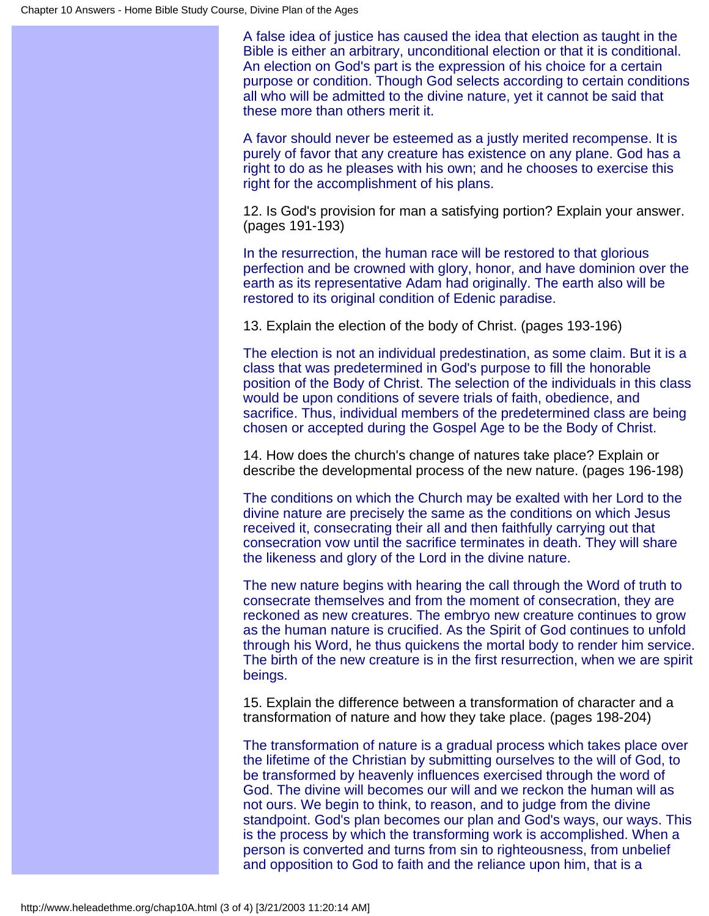A false idea of justice has caused the idea that election as taught in the Bible is either an arbitrary, unconditional election or that it is conditional. An election on God's part is the expression of his choice for a certain purpose or condition. Though God selects according to certain conditions all who will be admitted to the divine nature, yet it cannot be said that these more than others merit it.

A favor should never be esteemed as a justly merited recompense. It is purely of favor that any creature has existence on any plane. God has a right to do as he pleases with his own; and he chooses to exercise this right for the accomplishment of his plans.

12. Is God's provision for man a satisfying portion? Explain your answer. (pages 191-193)

In the resurrection, the human race will be restored to that glorious perfection and be crowned with glory, honor, and have dominion over the earth as its representative Adam had originally. The earth also will be restored to its original condition of Edenic paradise.

13. Explain the election of the body of Christ. (pages 193-196)

The election is not an individual predestination, as some claim. But it is a class that was predetermined in God's purpose to fill the honorable position of the Body of Christ. The selection of the individuals in this class would be upon conditions of severe trials of faith, obedience, and sacrifice. Thus, individual members of the predetermined class are being chosen or accepted during the Gospel Age to be the Body of Christ.

14. How does the church's change of natures take place? Explain or describe the developmental process of the new nature. (pages 196-198)

The conditions on which the Church may be exalted with her Lord to the divine nature are precisely the same as the conditions on which Jesus received it, consecrating their all and then faithfully carrying out that consecration vow until the sacrifice terminates in death. They will share the likeness and glory of the Lord in the divine nature.

The new nature begins with hearing the call through the Word of truth to consecrate themselves and from the moment of consecration, they are reckoned as new creatures. The embryo new creature continues to grow as the human nature is crucified. As the Spirit of God continues to unfold through his Word, he thus quickens the mortal body to render him service. The birth of the new creature is in the first resurrection, when we are spirit beings.

15. Explain the difference between a transformation of character and a transformation of nature and how they take place. (pages 198-204)

The transformation of nature is a gradual process which takes place over the lifetime of the Christian by submitting ourselves to the will of God, to be transformed by heavenly influences exercised through the word of God. The divine will becomes our will and we reckon the human will as not ours. We begin to think, to reason, and to judge from the divine standpoint. God's plan becomes our plan and God's ways, our ways. This is the process by which the transforming work is accomplished. When a person is converted and turns from sin to righteousness, from unbelief and opposition to God to faith and the reliance upon him, that is a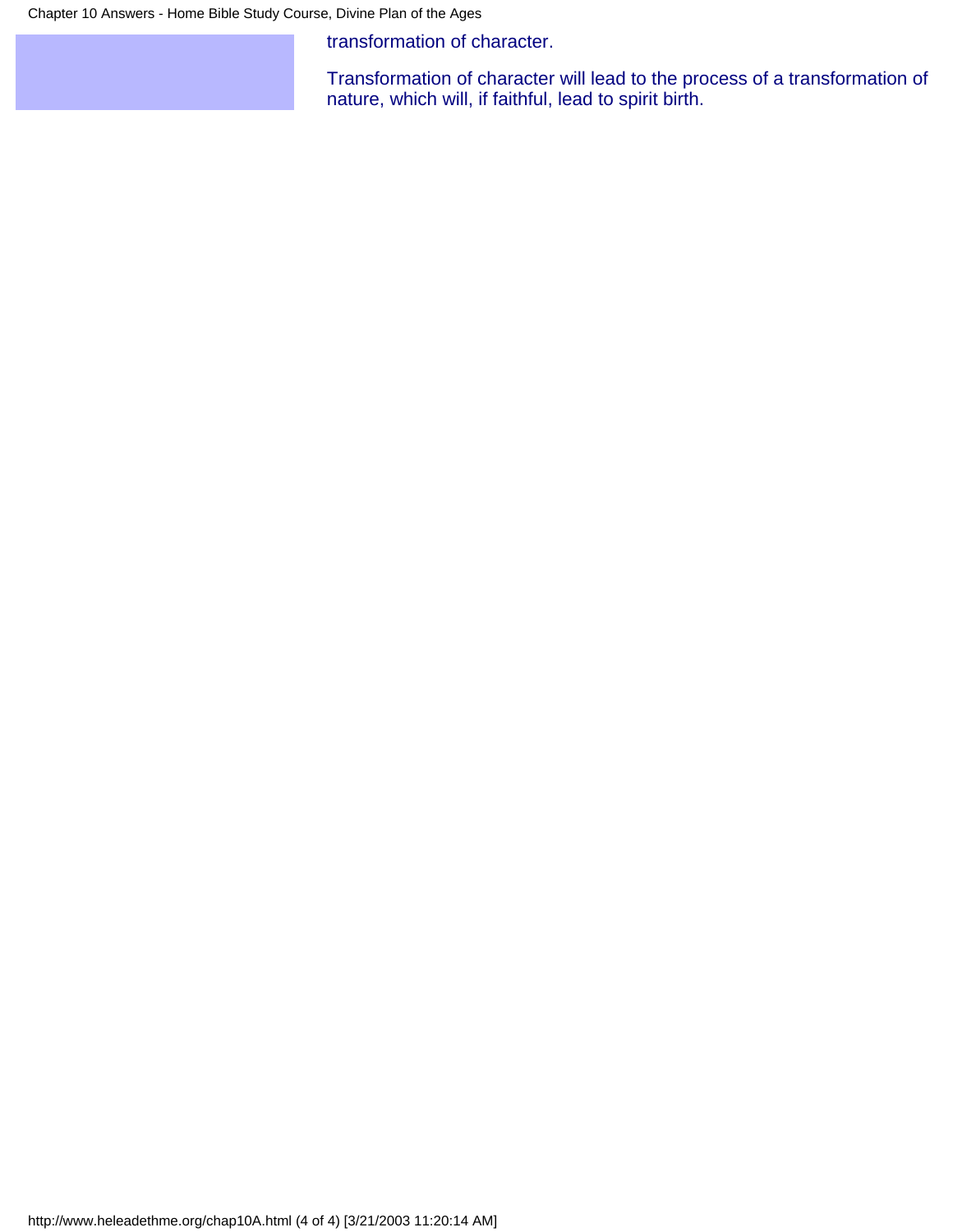transformation of character.

Transformation of character will lead to the process of a transformation of nature, which will, if faithful, lead to spirit birth.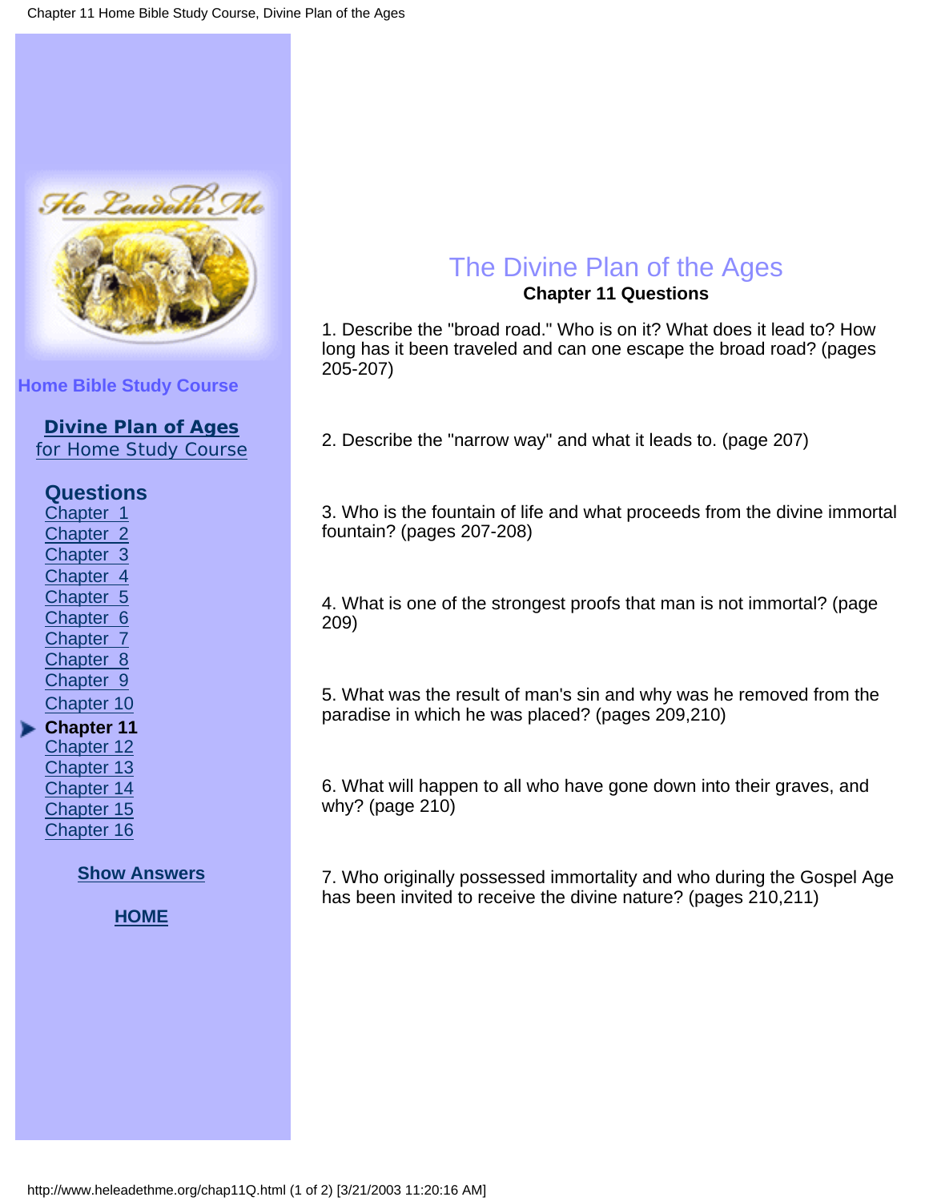Home Bible Study Course

Divine Plan of Ages
for Home Study Course

Questions
Chapter 1
Chapter 2
Chapter 3
Chapter 4
Chapter 5
Chapter 6
Chapter 7
Chapter 8
Chapter 9
Chapter 10
**Chapter 11**
Chapter 12
Chapter 13
Chapter 14
Chapter 15
Chapter 16

Show Answers

HOME

# The Divine Plan of the Ages

**Chapter 11 Questions**

1. Describe the "broad road." Who is on it? What does it lead to? How long has it been traveled and can one escape the broad road? (pages 205-207)

2. Describe the "narrow way" and what it leads to. (page 207)

3. Who is the fountain of life and what proceeds from the divine immortal fountain? (pages 207-208)

4. What is one of the strongest proofs that man is not immortal? (page 209)

5. What was the result of man's sin and why was he removed from the paradise in which he was placed? (pages 209,210)

6. What will happen to all who have gone down into their graves, and why? (page 210)

7. Who originally possessed immortality and who during the Gospel Age has been invited to receive the divine nature? (pages 210,211)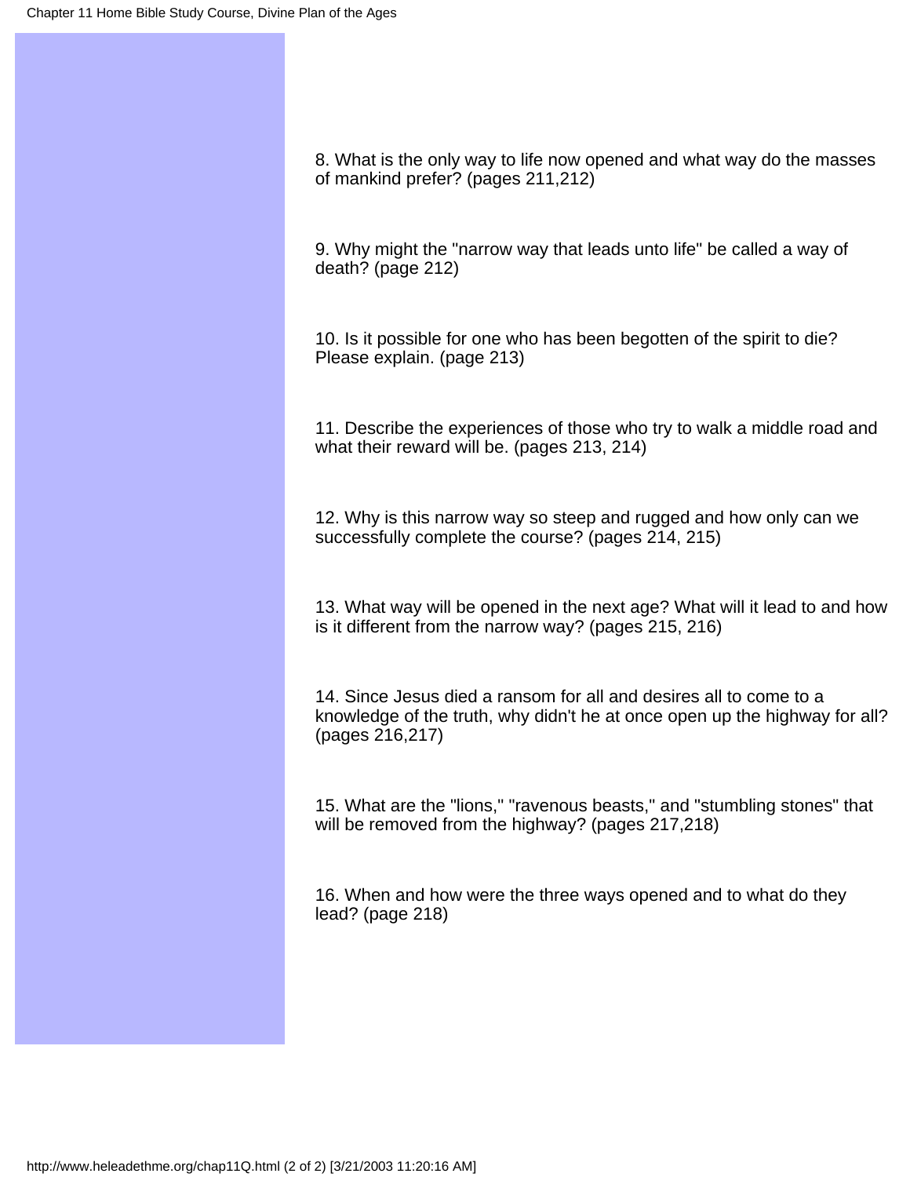8. What is the only way to life now opened and what way do the masses of mankind prefer? (pages 211,212)

9. Why might the "narrow way that leads unto life" be called a way of death? (page 212)

10. Is it possible for one who has been begotten of the spirit to die? Please explain. (page 213)

11. Describe the experiences of those who try to walk a middle road and what their reward will be. (pages 213, 214)

12. Why is this narrow way so steep and rugged and how only can we successfully complete the course? (pages 214, 215)

13. What way will be opened in the next age? What will it lead to and how is it different from the narrow way? (pages 215, 216)

14. Since Jesus died a ransom for all and desires all to come to a knowledge of the truth, why didn't he at once open up the highway for all? (pages 216,217)

15. What are the "lions," "ravenous beasts," and "stumbling stones" that will be removed from the highway? (pages 217,218)

16. When and how were the three ways opened and to what do they lead? (page 218)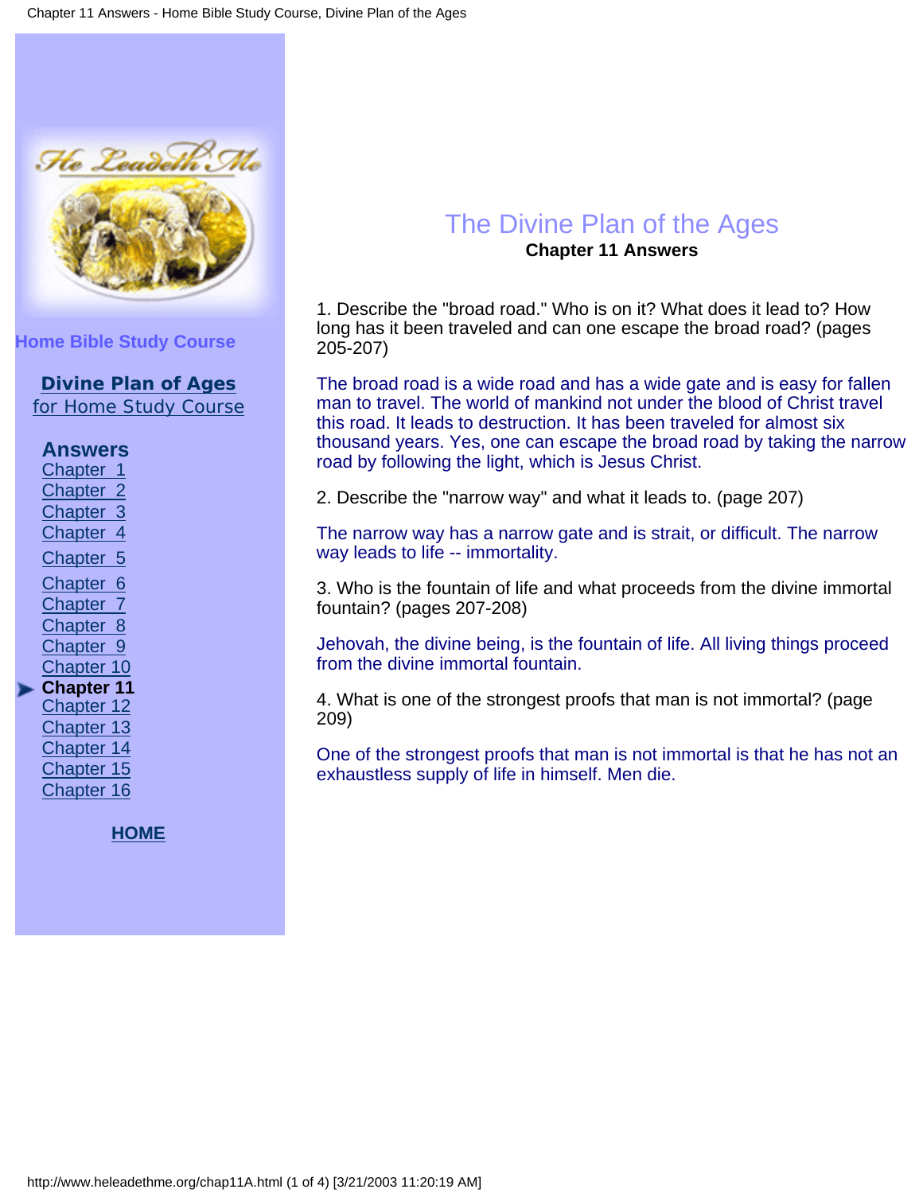Home Bible Study Course

**Divine Plan of Ages**
for Home Study Course

**Answers**
Chapter 1
Chapter 2
Chapter 3
Chapter 4
Chapter 5
Chapter 6
Chapter 7
Chapter 8
Chapter 9
Chapter 10
**Chapter 11**
Chapter 12
Chapter 13
Chapter 14
Chapter 15
Chapter 16

**HOME**

# The Divine Plan of the Ages

**Chapter 11 Answers**

1. Describe the "broad road." Who is on it? What does it lead to? How long has it been traveled and can one escape the broad road? (pages 205-207)

The broad road is a wide road and has a wide gate and is easy for fallen man to travel. The world of mankind not under the blood of Christ travel this road. It leads to destruction. It has been traveled for almost six thousand years. Yes, one can escape the broad road by taking the narrow road by following the light, which is Jesus Christ.

2. Describe the "narrow way" and what it leads to. (page 207)

The narrow way has a narrow gate and is strait, or difficult. The narrow way leads to life -- immortality.

3. Who is the fountain of life and what proceeds from the divine immortal fountain? (pages 207-208)

Jehovah, the divine being, is the fountain of life. All living things proceed from the divine immortal fountain.

4. What is one of the strongest proofs that man is not immortal? (page 209)

One of the strongest proofs that man is not immortal is that he has not an exhaustless supply of life in himself. Men die.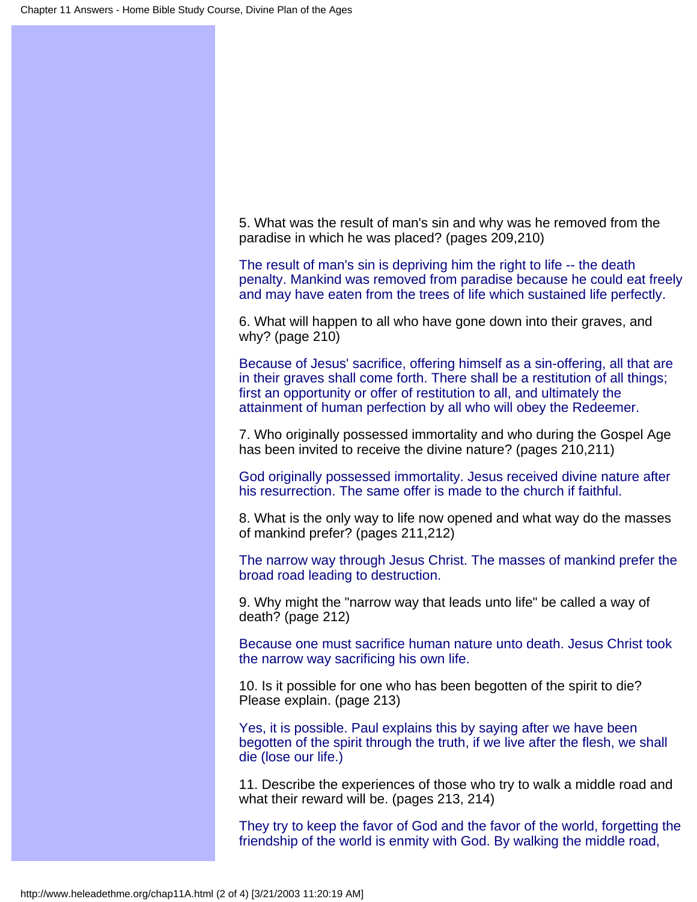5. What was the result of man's sin and why was he removed from the paradise in which he was placed? (pages 209,210)

The result of man's sin is depriving him the right to life -- the death penalty. Mankind was removed from paradise because he could eat freely and may have eaten from the trees of life which sustained life perfectly.

6. What will happen to all who have gone down into their graves, and why? (page 210)

Because of Jesus' sacrifice, offering himself as a sin-offering, all that are in their graves shall come forth. There shall be a restitution of all things; first an opportunity or offer of restitution to all, and ultimately the attainment of human perfection by all who will obey the Redeemer.

7. Who originally possessed immortality and who during the Gospel Age has been invited to receive the divine nature? (pages 210,211)

God originally possessed immortality. Jesus received divine nature after his resurrection. The same offer is made to the church if faithful.

8. What is the only way to life now opened and what way do the masses of mankind prefer? (pages 211,212)

The narrow way through Jesus Christ. The masses of mankind prefer the broad road leading to destruction.

9. Why might the "narrow way that leads unto life" be called a way of death? (page 212)

Because one must sacrifice human nature unto death. Jesus Christ took the narrow way sacrificing his own life.

10. Is it possible for one who has been begotten of the spirit to die? Please explain. (page 213)

Yes, it is possible. Paul explains this by saying after we have been begotten of the spirit through the truth, if we live after the flesh, we shall die (lose our life.)

11. Describe the experiences of those who try to walk a middle road and what their reward will be. (pages 213, 214)

They try to keep the favor of God and the favor of the world, forgetting the friendship of the world is enmity with God. By walking the middle road,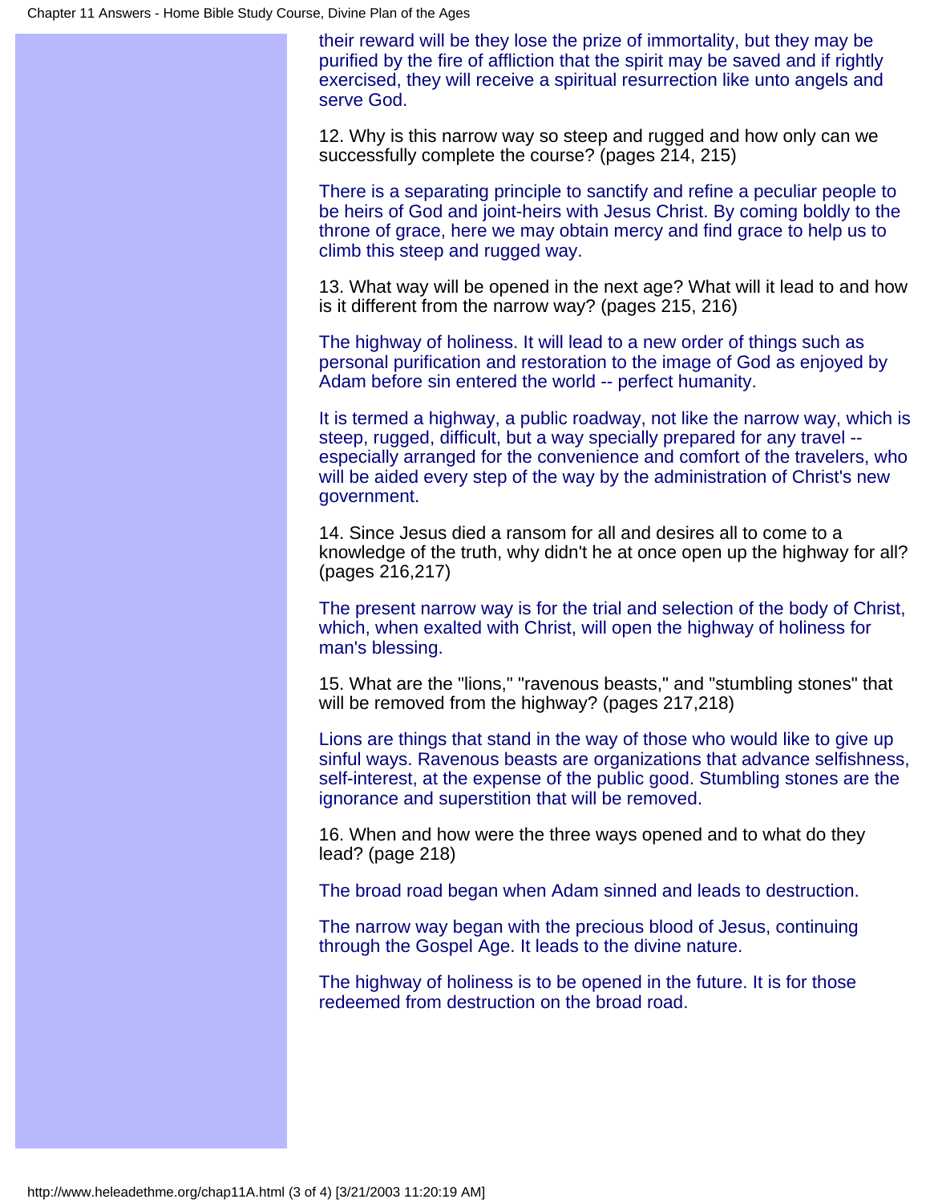their reward will be they lose the prize of immortality, but they may be purified by the fire of affliction that the spirit may be saved and if rightly exercised, they will receive a spiritual resurrection like unto angels and serve God.

12. Why is this narrow way so steep and rugged and how only can we successfully complete the course? (pages 214, 215)

There is a separating principle to sanctify and refine a peculiar people to be heirs of God and joint-heirs with Jesus Christ. By coming boldly to the throne of grace, here we may obtain mercy and find grace to help us to climb this steep and rugged way.

13. What way will be opened in the next age? What will it lead to and how is it different from the narrow way? (pages 215, 216)

The highway of holiness. It will lead to a new order of things such as personal purification and restoration to the image of God as enjoyed by Adam before sin entered the world -- perfect humanity.

It is termed a highway, a public roadway, not like the narrow way, which is steep, rugged, difficult, but a way specially prepared for any travel -- especially arranged for the convenience and comfort of the travelers, who will be aided every step of the way by the administration of Christ's new government.

14. Since Jesus died a ransom for all and desires all to come to a knowledge of the truth, why didn't he at once open up the highway for all? (pages 216,217)

The present narrow way is for the trial and selection of the body of Christ, which, when exalted with Christ, will open the highway of holiness for man's blessing.

15. What are the "lions," "ravenous beasts," and "stumbling stones" that will be removed from the highway? (pages 217,218)

Lions are things that stand in the way of those who would like to give up sinful ways. Ravenous beasts are organizations that advance selfishness, self-interest, at the expense of the public good. Stumbling stones are the ignorance and superstition that will be removed.

16. When and how were the three ways opened and to what do they lead? (page 218)

The broad road began when Adam sinned and leads to destruction.

The narrow way began with the precious blood of Jesus, continuing through the Gospel Age. It leads to the divine nature.

The highway of holiness is to be opened in the future. It is for those redeemed from destruction on the broad road.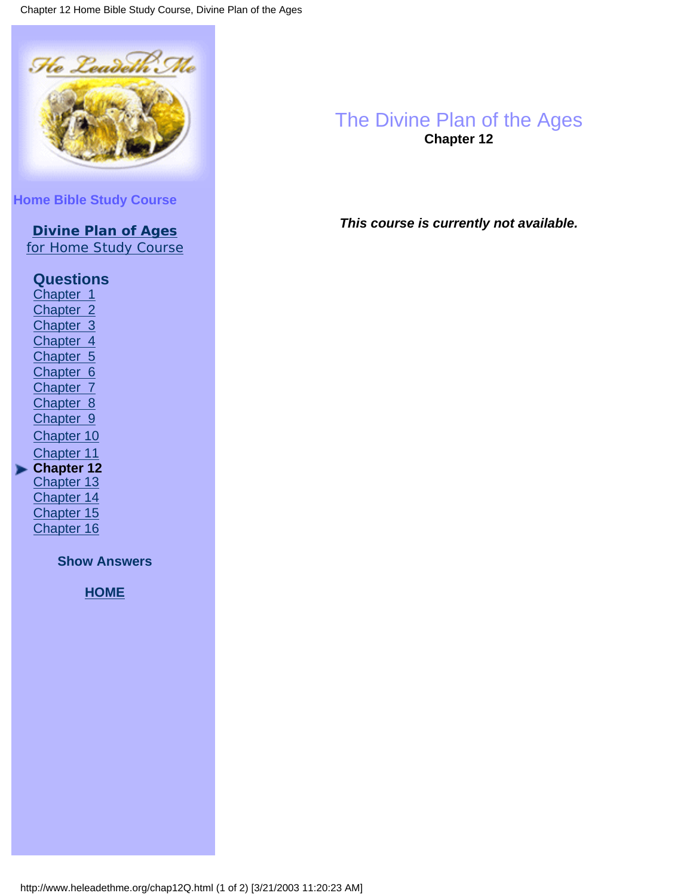Home Bible Study Course

**Divine Plan of Ages**
for Home Study Course

**Questions**

Chapter 1
Chapter 2
Chapter 3
Chapter 4
Chapter 5
Chapter 6
Chapter 7
Chapter 8
Chapter 9
Chapter 10
Chapter 11
**Chapter 12**
Chapter 13
Chapter 14
Chapter 15
Chapter 16

**Show Answers**

**HOME**

# The Divine Plan of the Ages

**Chapter 12**

***This course is currently not available.***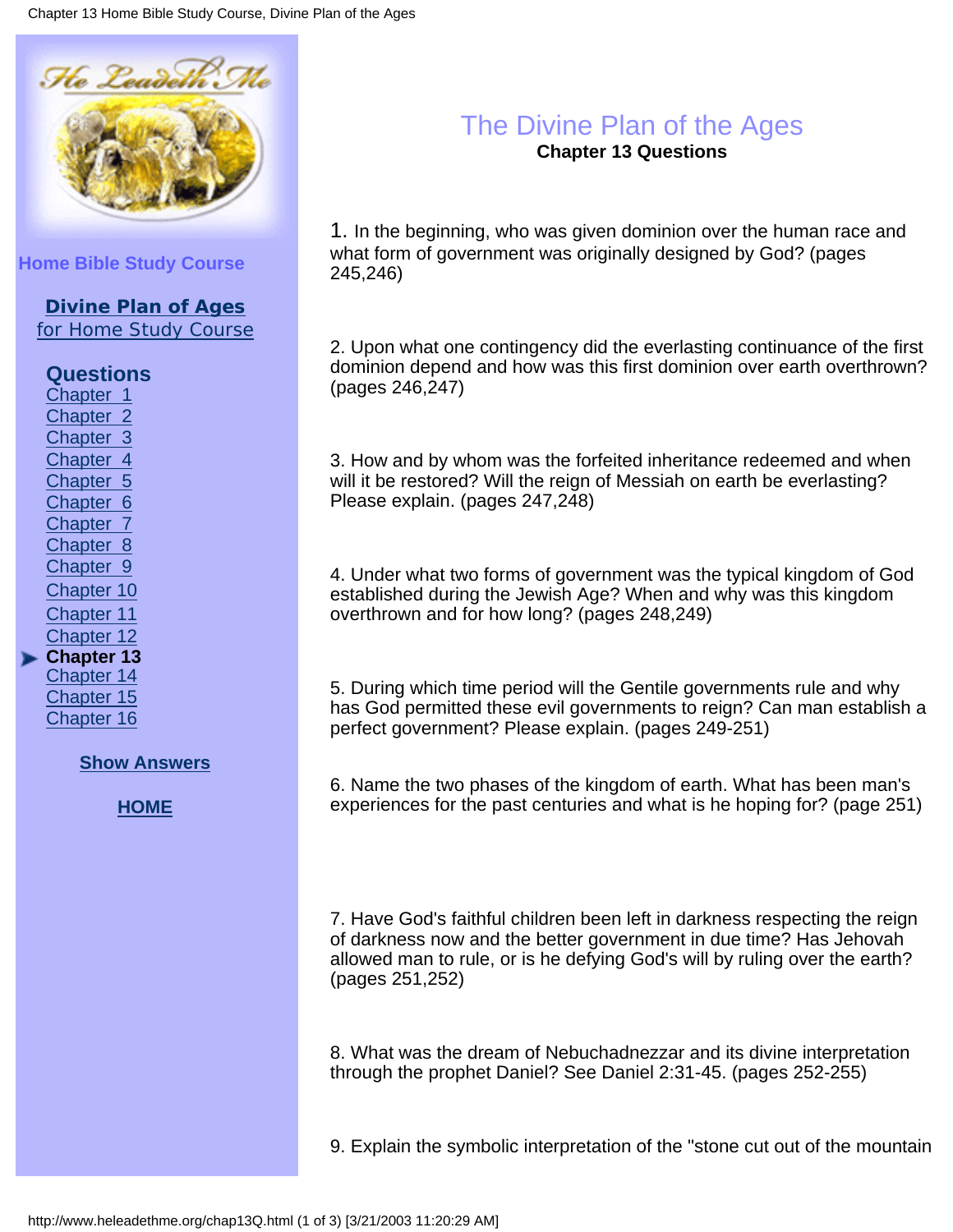Home Bible Study Course

**Divine Plan of Ages**
for Home Study Course

## Questions

- Chapter 1
- Chapter 2
- Chapter 3
- Chapter 4
- Chapter 5
- Chapter 6
- Chapter 7
- Chapter 8
- Chapter 9
- Chapter 10
- Chapter 11
- Chapter 12
- **Chapter 13**
- Chapter 14
- Chapter 15
- Chapter 16

**Show Answers**

**HOME**

# The Divine Plan of the Ages

**Chapter 13 Questions**

1. In the beginning, who was given dominion over the human race and what form of government was originally designed by God? (pages 245,246)

2. Upon what one contingency did the everlasting continuance of the first dominion depend and how was this first dominion over earth overthrown? (pages 246,247)

3. How and by whom was the forfeited inheritance redeemed and when will it be restored? Will the reign of Messiah on earth be everlasting? Please explain. (pages 247,248)

4. Under what two forms of government was the typical kingdom of God established during the Jewish Age? When and why was this kingdom overthrown and for how long? (pages 248,249)

5. During which time period will the Gentile governments rule and why has God permitted these evil governments to reign? Can man establish a perfect government? Please explain. (pages 249-251)

6. Name the two phases of the kingdom of earth. What has been man's experiences for the past centuries and what is he hoping for? (page 251)

7. Have God's faithful children been left in darkness respecting the reign of darkness now and the better government in due time? Has Jehovah allowed man to rule, or is he defying God's will by ruling over the earth? (pages 251,252)

8. What was the dream of Nebuchadnezzar and its divine interpretation through the prophet Daniel? See Daniel 2:31-45. (pages 252-255)

9. Explain the symbolic interpretation of the "stone cut out of the mountain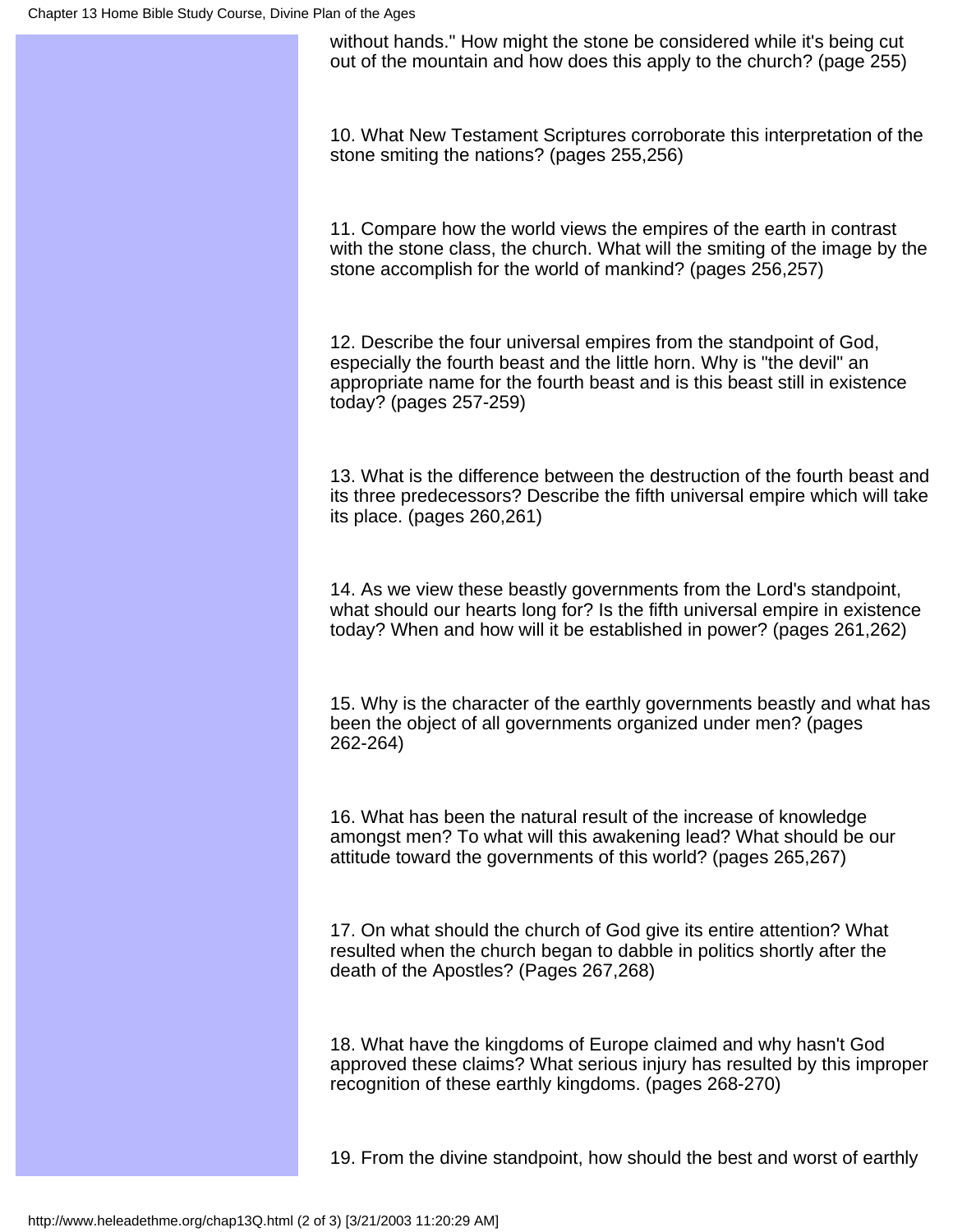without hands." How might the stone be considered while it's being cut out of the mountain and how does this apply to the church? (page 255)

10. What New Testament Scriptures corroborate this interpretation of the stone smiting the nations? (pages 255,256)

11. Compare how the world views the empires of the earth in contrast with the stone class, the church. What will the smiting of the image by the stone accomplish for the world of mankind? (pages 256,257)

12. Describe the four universal empires from the standpoint of God, especially the fourth beast and the little horn. Why is "the devil" an appropriate name for the fourth beast and is this beast still in existence today? (pages 257-259)

13. What is the difference between the destruction of the fourth beast and its three predecessors? Describe the fifth universal empire which will take its place. (pages 260,261)

14. As we view these beastly governments from the Lord's standpoint, what should our hearts long for? Is the fifth universal empire in existence today? When and how will it be established in power? (pages 261,262)

15. Why is the character of the earthly governments beastly and what has been the object of all governments organized under men? (pages 262-264)

16. What has been the natural result of the increase of knowledge amongst men? To what will this awakening lead? What should be our attitude toward the governments of this world? (pages 265,267)

17. On what should the church of God give its entire attention? What resulted when the church began to dabble in politics shortly after the death of the Apostles? (Pages 267,268)

18. What have the kingdoms of Europe claimed and why hasn't God approved these claims? What serious injury has resulted by this improper recognition of these earthly kingdoms. (pages 268-270)

19. From the divine standpoint, how should the best and worst of earthly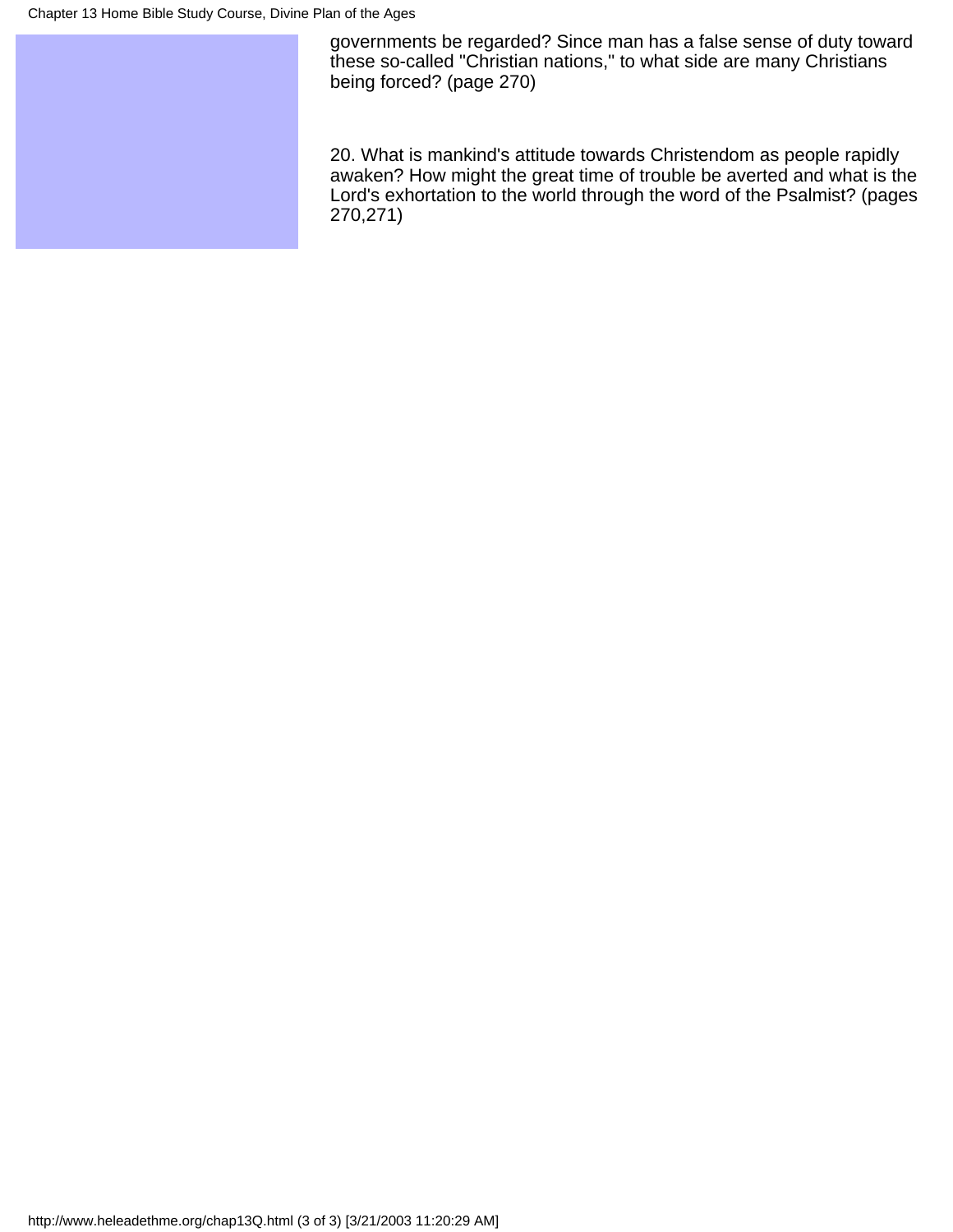governments be regarded? Since man has a false sense of duty toward these so-called "Christian nations," to what side are many Christians being forced? (page 270)

20. What is mankind's attitude towards Christendom as people rapidly awaken? How might the great time of trouble be averted and what is the Lord's exhortation to the world through the word of the Psalmist? (pages 270,271)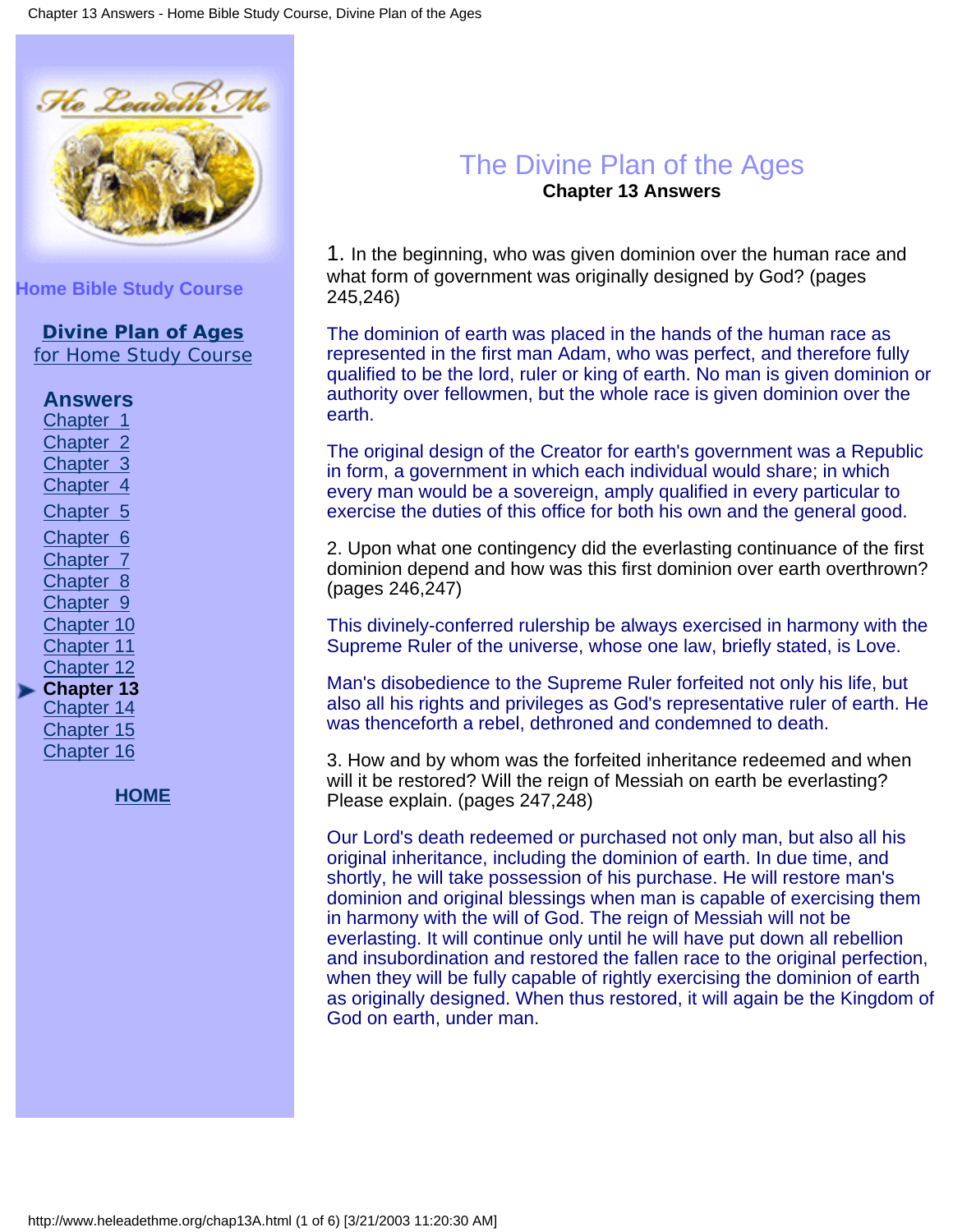Home Bible Study Course

**Divine Plan of Ages**
for Home Study Course

## Answers

- Chapter 1
- Chapter 2
- Chapter 3
- Chapter 4
- Chapter 5
- Chapter 6
- Chapter 7
- Chapter 8
- Chapter 9
- Chapter 10
- Chapter 11
- Chapter 12
- **Chapter 13**
- Chapter 14
- Chapter 15
- Chapter 16

**HOME**

# The Divine Plan of the Ages

**Chapter 13 Answers**

1. In the beginning, who was given dominion over the human race and what form of government was originally designed by God? (pages 245,246)

The dominion of earth was placed in the hands of the human race as represented in the first man Adam, who was perfect, and therefore fully qualified to be the lord, ruler or king of earth. No man is given dominion or authority over fellowmen, but the whole race is given dominion over the earth.

The original design of the Creator for earth's government was a Republic in form, a government in which each individual would share; in which every man would be a sovereign, amply qualified in every particular to exercise the duties of this office for both his own and the general good.

2. Upon what one contingency did the everlasting continuance of the first dominion depend and how was this first dominion over earth overthrown? (pages 246,247)

This divinely-conferred rulership be always exercised in harmony with the Supreme Ruler of the universe, whose one law, briefly stated, is Love.

Man's disobedience to the Supreme Ruler forfeited not only his life, but also all his rights and privileges as God's representative ruler of earth. He was thenceforth a rebel, dethroned and condemned to death.

3. How and by whom was the forfeited inheritance redeemed and when will it be restored? Will the reign of Messiah on earth be everlasting? Please explain. (pages 247,248)

Our Lord's death redeemed or purchased not only man, but also all his original inheritance, including the dominion of earth. In due time, and shortly, he will take possession of his purchase. He will restore man's dominion and original blessings when man is capable of exercising them in harmony with the will of God. The reign of Messiah will not be everlasting. It will continue only until he will have put down all rebellion and insubordination and restored the fallen race to the original perfection, when they will be fully capable of rightly exercising the dominion of earth as originally designed. When thus restored, it will again be the Kingdom of God on earth, under man.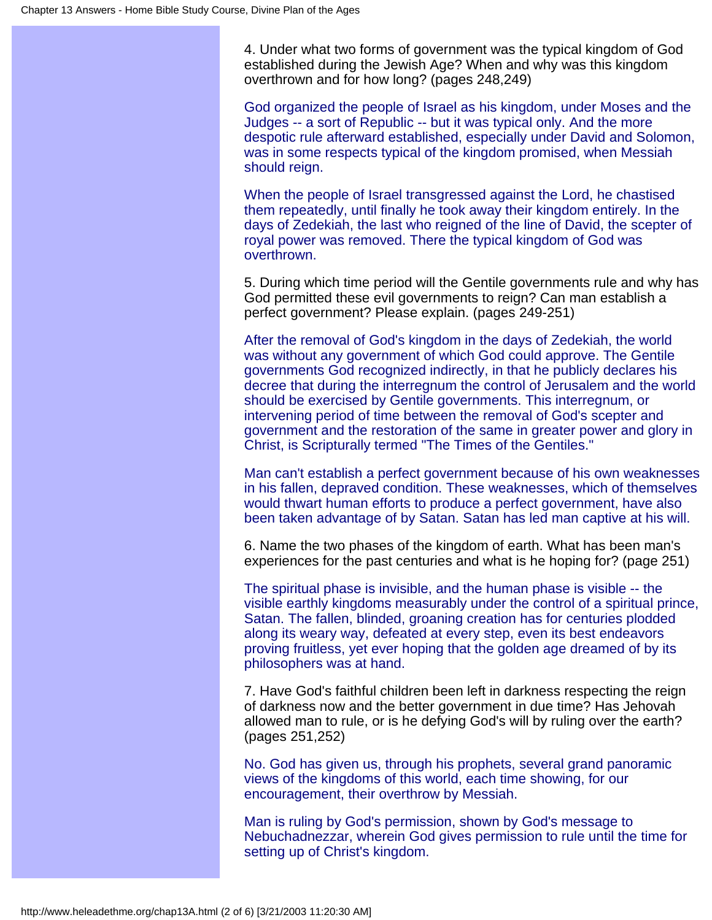4. Under what two forms of government was the typical kingdom of God established during the Jewish Age? When and why was this kingdom overthrown and for how long? (pages 248,249)

God organized the people of Israel as his kingdom, under Moses and the Judges -- a sort of Republic -- but it was typical only. And the more despotic rule afterward established, especially under David and Solomon, was in some respects typical of the kingdom promised, when Messiah should reign.

When the people of Israel transgressed against the Lord, he chastised them repeatedly, until finally he took away their kingdom entirely. In the days of Zedekiah, the last who reigned of the line of David, the scepter of royal power was removed. There the typical kingdom of God was overthrown.

5. During which time period will the Gentile governments rule and why has God permitted these evil governments to reign? Can man establish a perfect government? Please explain. (pages 249-251)

After the removal of God's kingdom in the days of Zedekiah, the world was without any government of which God could approve. The Gentile governments God recognized indirectly, in that he publicly declares his decree that during the interregnum the control of Jerusalem and the world should be exercised by Gentile governments. This interregnum, or intervening period of time between the removal of God's scepter and government and the restoration of the same in greater power and glory in Christ, is Scripturally termed "The Times of the Gentiles."

Man can't establish a perfect government because of his own weaknesses in his fallen, depraved condition. These weaknesses, which of themselves would thwart human efforts to produce a perfect government, have also been taken advantage of by Satan. Satan has led man captive at his will.

6. Name the two phases of the kingdom of earth. What has been man's experiences for the past centuries and what is he hoping for? (page 251)

The spiritual phase is invisible, and the human phase is visible -- the visible earthly kingdoms measurably under the control of a spiritual prince, Satan. The fallen, blinded, groaning creation has for centuries plodded along its weary way, defeated at every step, even its best endeavors proving fruitless, yet ever hoping that the golden age dreamed of by its philosophers was at hand.

7. Have God's faithful children been left in darkness respecting the reign of darkness now and the better government in due time? Has Jehovah allowed man to rule, or is he defying God's will by ruling over the earth? (pages 251,252)

No. God has given us, through his prophets, several grand panoramic views of the kingdoms of this world, each time showing, for our encouragement, their overthrow by Messiah.

Man is ruling by God's permission, shown by God's message to Nebuchadnezzar, wherein God gives permission to rule until the time for setting up of Christ's kingdom.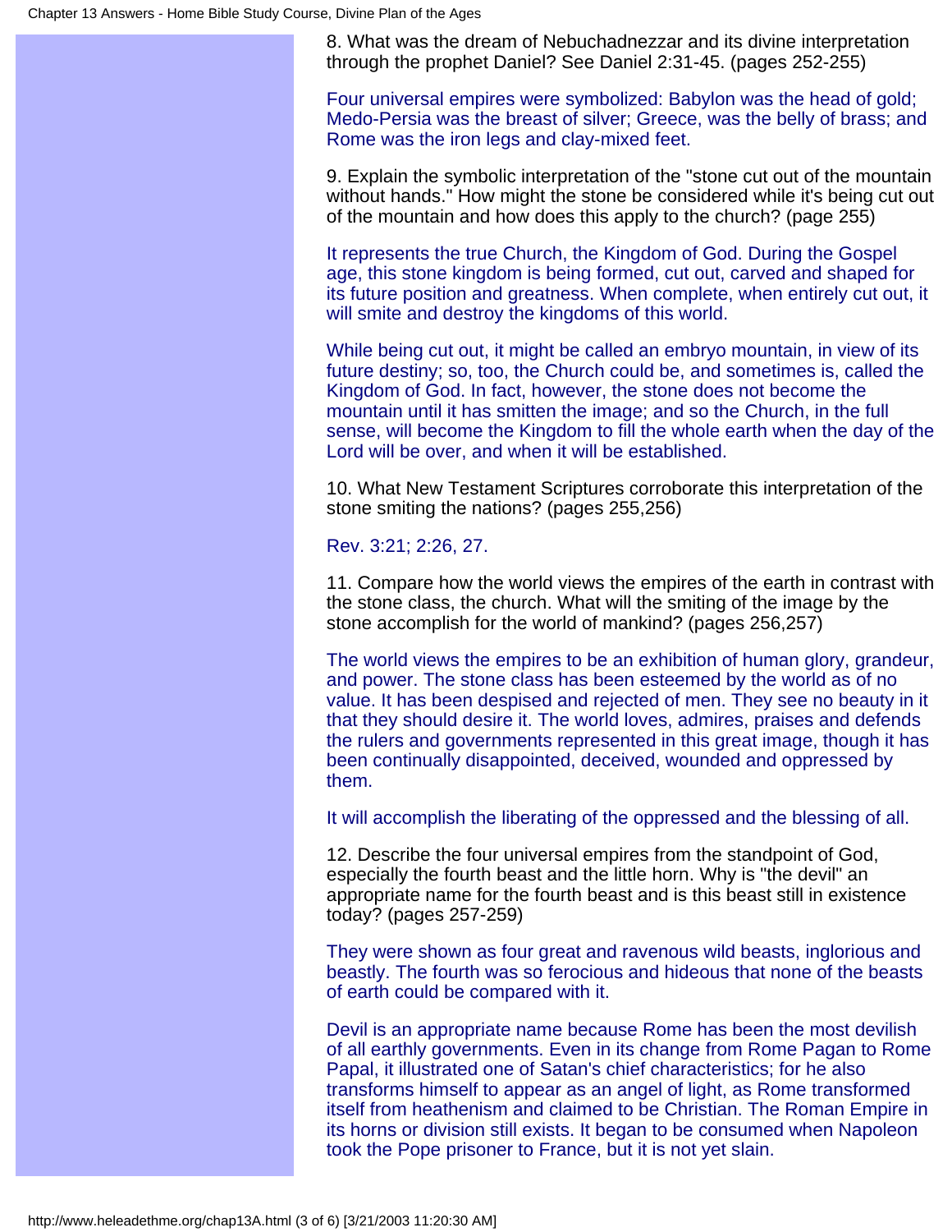8. What was the dream of Nebuchadnezzar and its divine interpretation through the prophet Daniel? See Daniel 2:31-45. (pages 252-255)

Four universal empires were symbolized: Babylon was the head of gold; Medo-Persia was the breast of silver; Greece, was the belly of brass; and Rome was the iron legs and clay-mixed feet.

9. Explain the symbolic interpretation of the "stone cut out of the mountain without hands." How might the stone be considered while it's being cut out of the mountain and how does this apply to the church? (page 255)

It represents the true Church, the Kingdom of God. During the Gospel age, this stone kingdom is being formed, cut out, carved and shaped for its future position and greatness. When complete, when entirely cut out, it will smite and destroy the kingdoms of this world.

While being cut out, it might be called an embryo mountain, in view of its future destiny; so, too, the Church could be, and sometimes is, called the Kingdom of God. In fact, however, the stone does not become the mountain until it has smitten the image; and so the Church, in the full sense, will become the Kingdom to fill the whole earth when the day of the Lord will be over, and when it will be established.

10. What New Testament Scriptures corroborate this interpretation of the stone smiting the nations? (pages 255,256)

Rev. 3:21; 2:26, 27.

11. Compare how the world views the empires of the earth in contrast with the stone class, the church. What will the smiting of the image by the stone accomplish for the world of mankind? (pages 256,257)

The world views the empires to be an exhibition of human glory, grandeur, and power. The stone class has been esteemed by the world as of no value. It has been despised and rejected of men. They see no beauty in it that they should desire it. The world loves, admires, praises and defends the rulers and governments represented in this great image, though it has been continually disappointed, deceived, wounded and oppressed by them.

It will accomplish the liberating of the oppressed and the blessing of all.

12. Describe the four universal empires from the standpoint of God, especially the fourth beast and the little horn. Why is "the devil" an appropriate name for the fourth beast and is this beast still in existence today? (pages 257-259)

They were shown as four great and ravenous wild beasts, inglorious and beastly. The fourth was so ferocious and hideous that none of the beasts of earth could be compared with it.

Devil is an appropriate name because Rome has been the most devilish of all earthly governments. Even in its change from Rome Pagan to Rome Papal, it illustrated one of Satan's chief characteristics; for he also transforms himself to appear as an angel of light, as Rome transformed itself from heathenism and claimed to be Christian. The Roman Empire in its horns or division still exists. It began to be consumed when Napoleon took the Pope prisoner to France, but it is not yet slain.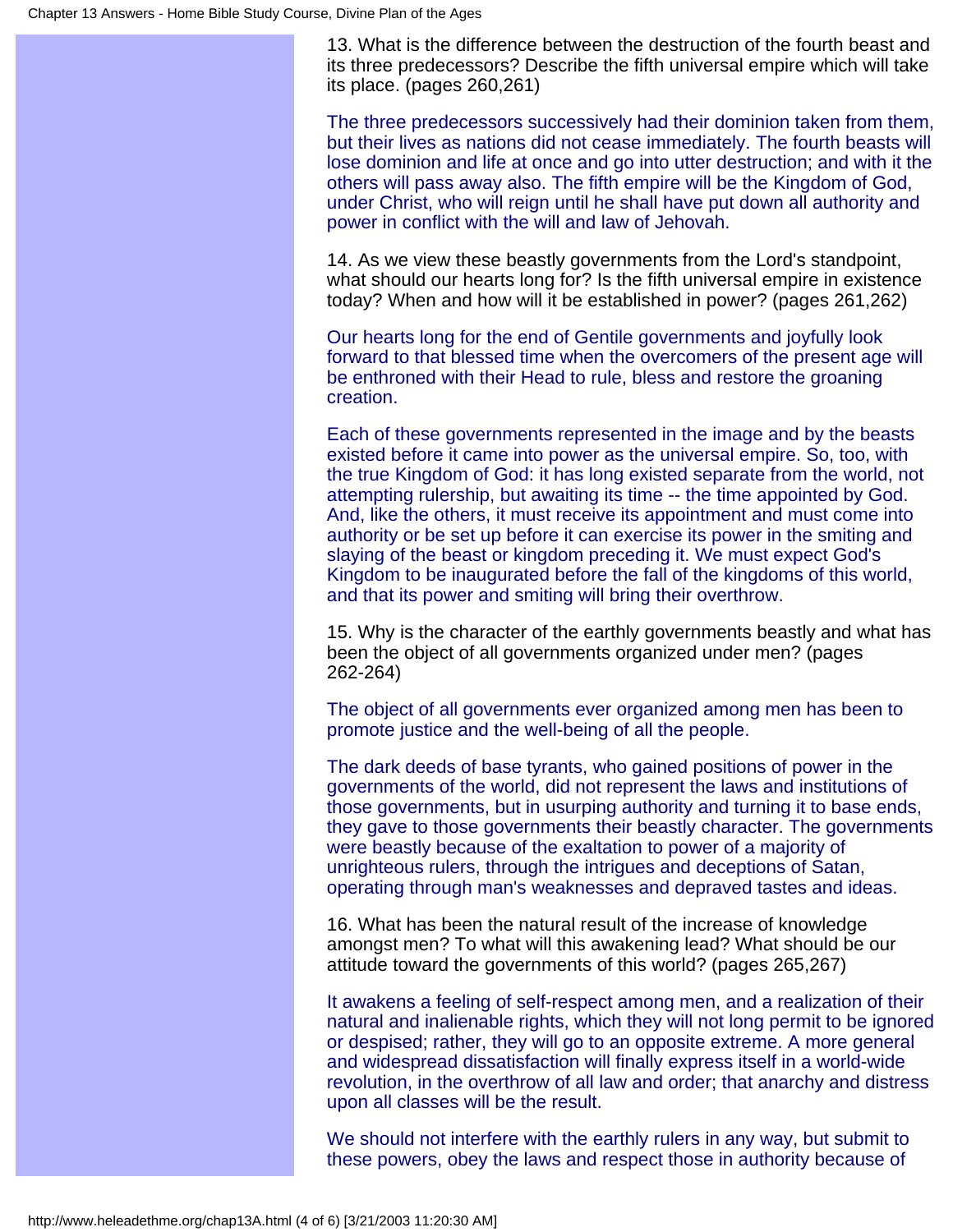13. What is the difference between the destruction of the fourth beast and its three predecessors? Describe the fifth universal empire which will take its place. (pages 260,261)

The three predecessors successively had their dominion taken from them, but their lives as nations did not cease immediately. The fourth beasts will lose dominion and life at once and go into utter destruction; and with it the others will pass away also. The fifth empire will be the Kingdom of God, under Christ, who will reign until he shall have put down all authority and power in conflict with the will and law of Jehovah.

14. As we view these beastly governments from the Lord's standpoint, what should our hearts long for? Is the fifth universal empire in existence today? When and how will it be established in power? (pages 261,262)

Our hearts long for the end of Gentile governments and joyfully look forward to that blessed time when the overcomers of the present age will be enthroned with their Head to rule, bless and restore the groaning creation.

Each of these governments represented in the image and by the beasts existed before it came into power as the universal empire. So, too, with the true Kingdom of God: it has long existed separate from the world, not attempting rulership, but awaiting its time -- the time appointed by God. And, like the others, it must receive its appointment and must come into authority or be set up before it can exercise its power in the smiting and slaying of the beast or kingdom preceding it. We must expect God's Kingdom to be inaugurated before the fall of the kingdoms of this world, and that its power and smiting will bring their overthrow.

15. Why is the character of the earthly governments beastly and what has been the object of all governments organized under men? (pages 262-264)

The object of all governments ever organized among men has been to promote justice and the well-being of all the people.

The dark deeds of base tyrants, who gained positions of power in the governments of the world, did not represent the laws and institutions of those governments, but in usurping authority and turning it to base ends, they gave to those governments their beastly character. The governments were beastly because of the exaltation to power of a majority of unrighteous rulers, through the intrigues and deceptions of Satan, operating through man's weaknesses and depraved tastes and ideas.

16. What has been the natural result of the increase of knowledge amongst men? To what will this awakening lead? What should be our attitude toward the governments of this world? (pages 265,267)

It awakens a feeling of self-respect among men, and a realization of their natural and inalienable rights, which they will not long permit to be ignored or despised; rather, they will go to an opposite extreme. A more general and widespread dissatisfaction will finally express itself in a world-wide revolution, in the overthrow of all law and order; that anarchy and distress upon all classes will be the result.

We should not interfere with the earthly rulers in any way, but submit to these powers, obey the laws and respect those in authority because of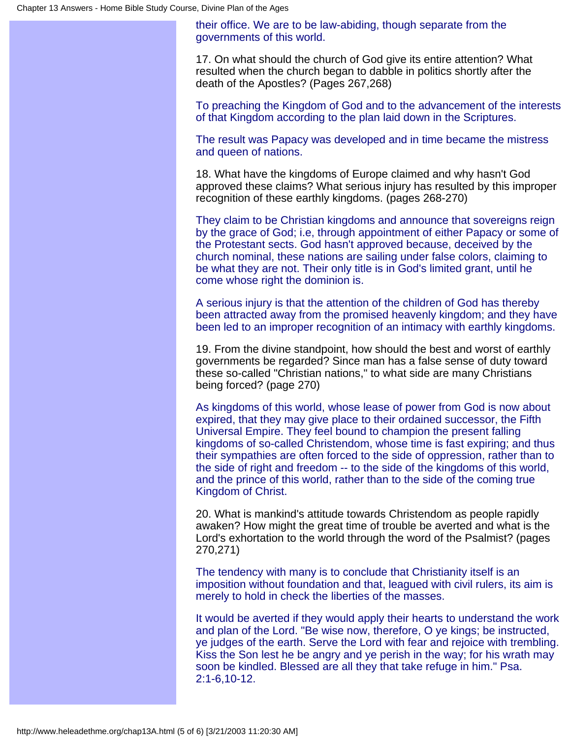their office. We are to be law-abiding, though separate from the governments of this world.

17. On what should the church of God give its entire attention? What resulted when the church began to dabble in politics shortly after the death of the Apostles? (Pages 267,268)

To preaching the Kingdom of God and to the advancement of the interests of that Kingdom according to the plan laid down in the Scriptures.

The result was Papacy was developed and in time became the mistress and queen of nations.

18. What have the kingdoms of Europe claimed and why hasn't God approved these claims? What serious injury has resulted by this improper recognition of these earthly kingdoms. (pages 268-270)

They claim to be Christian kingdoms and announce that sovereigns reign by the grace of God; i.e, through appointment of either Papacy or some of the Protestant sects. God hasn't approved because, deceived by the church nominal, these nations are sailing under false colors, claiming to be what they are not. Their only title is in God's limited grant, until he come whose right the dominion is.

A serious injury is that the attention of the children of God has thereby been attracted away from the promised heavenly kingdom; and they have been led to an improper recognition of an intimacy with earthly kingdoms.

19. From the divine standpoint, how should the best and worst of earthly governments be regarded? Since man has a false sense of duty toward these so-called "Christian nations," to what side are many Christians being forced? (page 270)

As kingdoms of this world, whose lease of power from God is now about expired, that they may give place to their ordained successor, the Fifth Universal Empire. They feel bound to champion the present falling kingdoms of so-called Christendom, whose time is fast expiring; and thus their sympathies are often forced to the side of oppression, rather than to the side of right and freedom -- to the side of the kingdoms of this world, and the prince of this world, rather than to the side of the coming true Kingdom of Christ.

20. What is mankind's attitude towards Christendom as people rapidly awaken? How might the great time of trouble be averted and what is the Lord's exhortation to the world through the word of the Psalmist? (pages 270,271)

The tendency with many is to conclude that Christianity itself is an imposition without foundation and that, leagued with civil rulers, its aim is merely to hold in check the liberties of the masses.

It would be averted if they would apply their hearts to understand the work and plan of the Lord. "Be wise now, therefore, O ye kings; be instructed, ye judges of the earth. Serve the Lord with fear and rejoice with trembling. Kiss the Son lest he be angry and ye perish in the way; for his wrath may soon be kindled. Blessed are all they that take refuge in him." Psa. 2:1-6,10-12.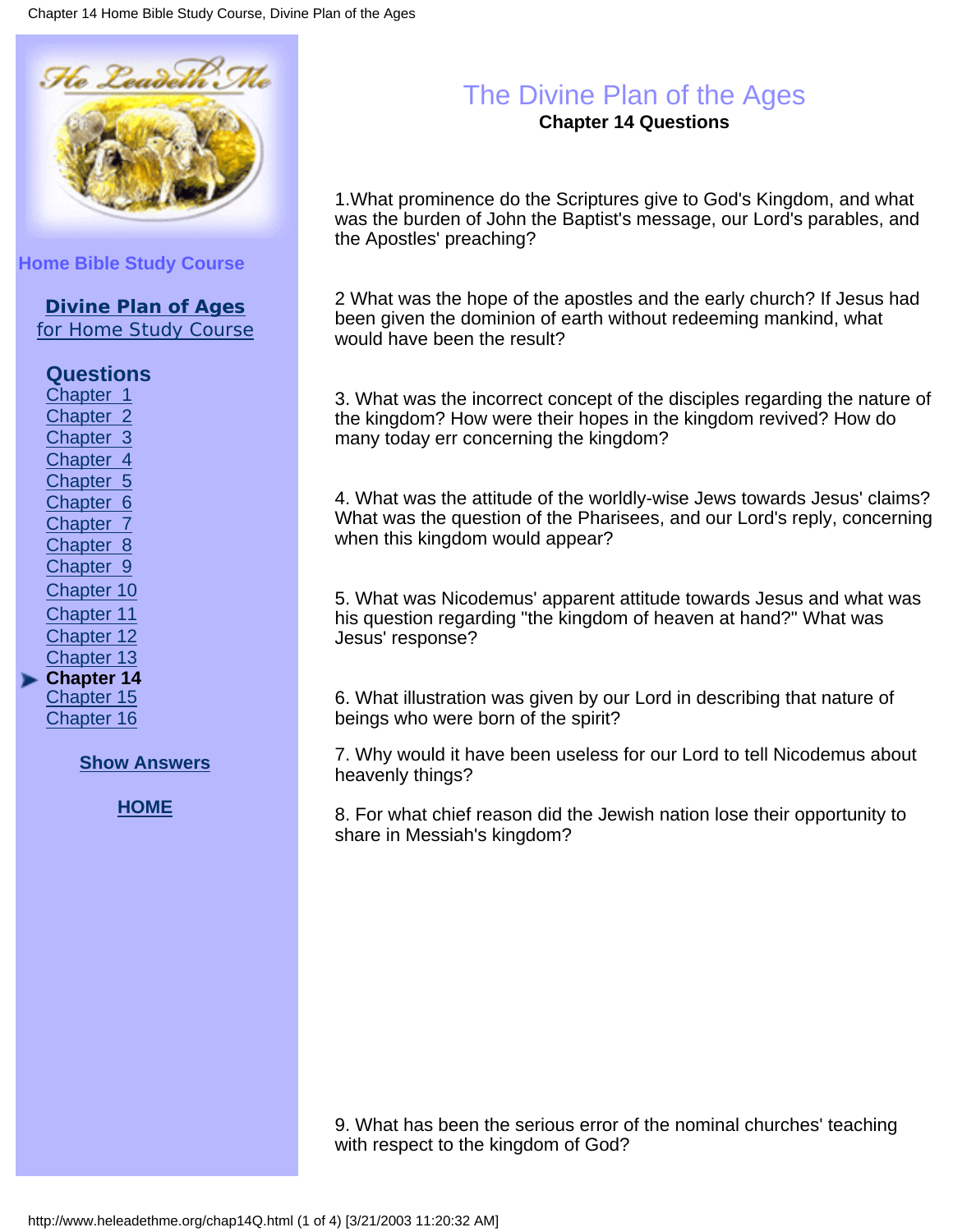Home Bible Study Course

**Divine Plan of Ages**
for Home Study Course

**Questions**
Chapter 1
Chapter 2
Chapter 3
Chapter 4
Chapter 5
Chapter 6
Chapter 7
Chapter 8
Chapter 9
Chapter 10
Chapter 11
Chapter 12
Chapter 13
**Chapter 14**
Chapter 15
Chapter 16

**Show Answers**

**HOME**

# The Divine Plan of the Ages

**Chapter 14 Questions**

1.What prominence do the Scriptures give to God's Kingdom, and what was the burden of John the Baptist's message, our Lord's parables, and the Apostles' preaching?

2 What was the hope of the apostles and the early church? If Jesus had been given the dominion of earth without redeeming mankind, what would have been the result?

3. What was the incorrect concept of the disciples regarding the nature of the kingdom? How were their hopes in the kingdom revived? How do many today err concerning the kingdom?

4. What was the attitude of the worldly-wise Jews towards Jesus' claims? What was the question of the Pharisees, and our Lord's reply, concerning when this kingdom would appear?

5. What was Nicodemus' apparent attitude towards Jesus and what was his question regarding "the kingdom of heaven at hand?" What was Jesus' response?

6. What illustration was given by our Lord in describing that nature of beings who were born of the spirit?

7. Why would it have been useless for our Lord to tell Nicodemus about heavenly things?

8. For what chief reason did the Jewish nation lose their opportunity to share in Messiah's kingdom?

9. What has been the serious error of the nominal churches' teaching with respect to the kingdom of God?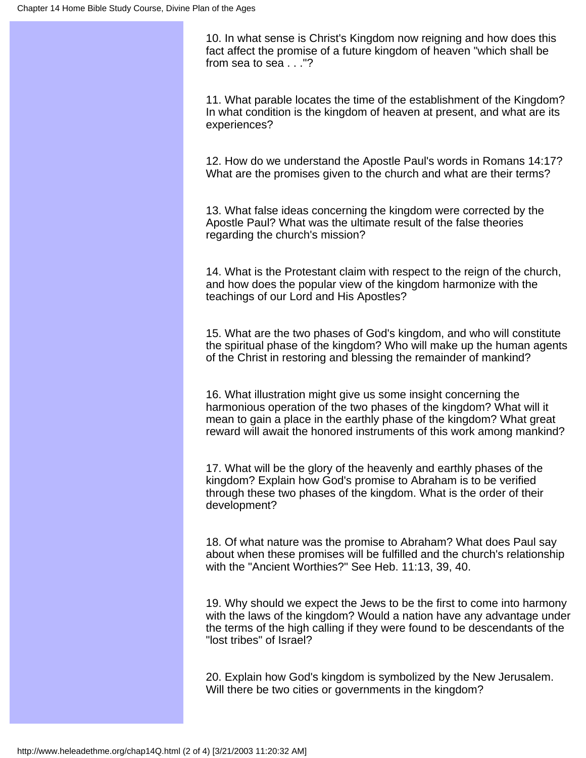10. In what sense is Christ's Kingdom now reigning and how does this fact affect the promise of a future kingdom of heaven "which shall be from sea to sea . . ."?

11. What parable locates the time of the establishment of the Kingdom? In what condition is the kingdom of heaven at present, and what are its experiences?

12. How do we understand the Apostle Paul's words in Romans 14:17? What are the promises given to the church and what are their terms?

13. What false ideas concerning the kingdom were corrected by the Apostle Paul? What was the ultimate result of the false theories regarding the church's mission?

14. What is the Protestant claim with respect to the reign of the church, and how does the popular view of the kingdom harmonize with the teachings of our Lord and His Apostles?

15. What are the two phases of God's kingdom, and who will constitute the spiritual phase of the kingdom? Who will make up the human agents of the Christ in restoring and blessing the remainder of mankind?

16. What illustration might give us some insight concerning the harmonious operation of the two phases of the kingdom? What will it mean to gain a place in the earthly phase of the kingdom? What great reward will await the honored instruments of this work among mankind?

17. What will be the glory of the heavenly and earthly phases of the kingdom? Explain how God's promise to Abraham is to be verified through these two phases of the kingdom. What is the order of their development?

18. Of what nature was the promise to Abraham? What does Paul say about when these promises will be fulfilled and the church's relationship with the "Ancient Worthies?" See Heb. 11:13, 39, 40.

19. Why should we expect the Jews to be the first to come into harmony with the laws of the kingdom? Would a nation have any advantage under the terms of the high calling if they were found to be descendants of the "lost tribes" of Israel?

20. Explain how God's kingdom is symbolized by the New Jerusalem. Will there be two cities or governments in the kingdom?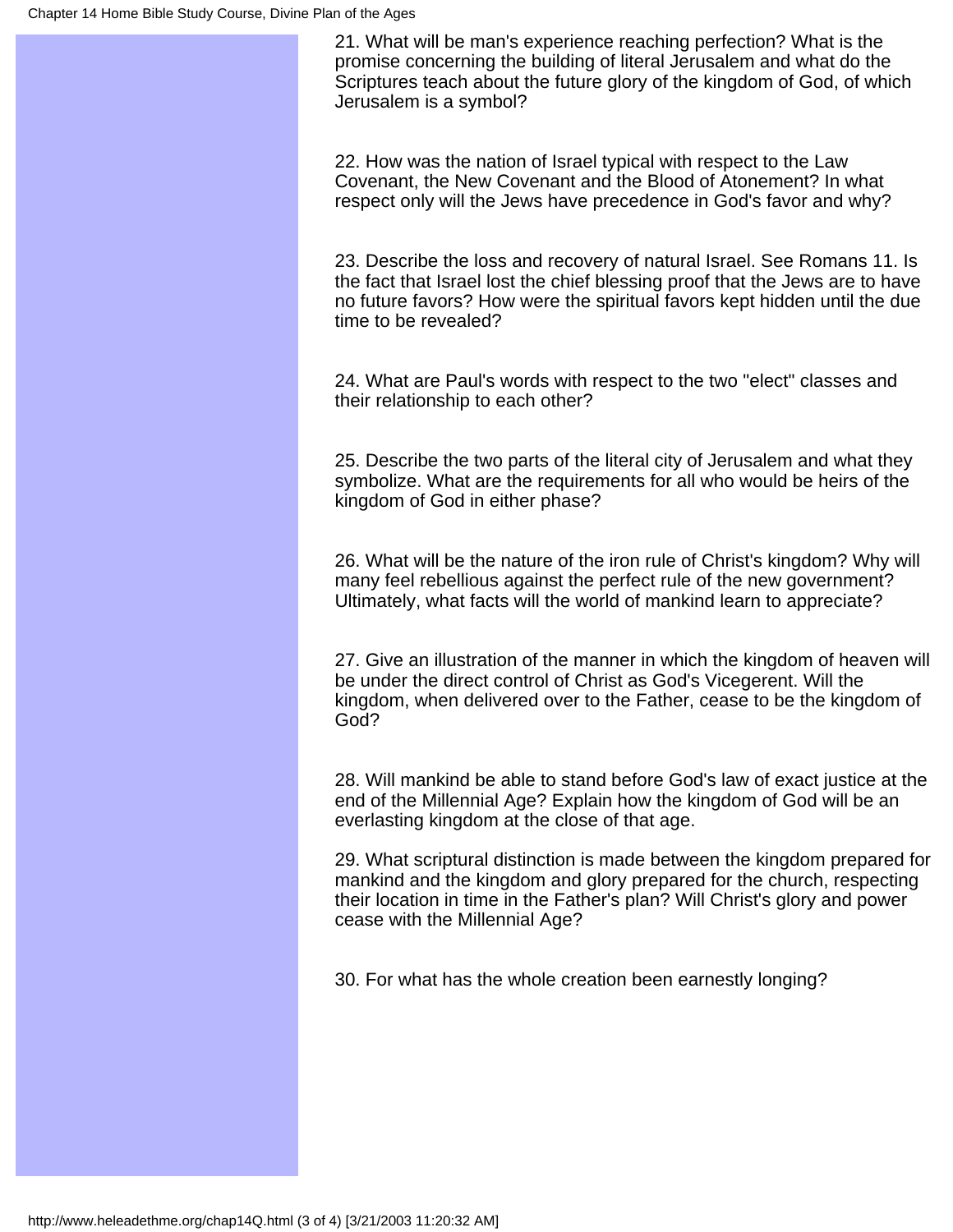21. What will be man's experience reaching perfection? What is the promise concerning the building of literal Jerusalem and what do the Scriptures teach about the future glory of the kingdom of God, of which Jerusalem is a symbol?

22. How was the nation of Israel typical with respect to the Law Covenant, the New Covenant and the Blood of Atonement? In what respect only will the Jews have precedence in God's favor and why?

23. Describe the loss and recovery of natural Israel. See Romans 11. Is the fact that Israel lost the chief blessing proof that the Jews are to have no future favors? How were the spiritual favors kept hidden until the due time to be revealed?

24. What are Paul's words with respect to the two "elect" classes and their relationship to each other?

25. Describe the two parts of the literal city of Jerusalem and what they symbolize. What are the requirements for all who would be heirs of the kingdom of God in either phase?

26. What will be the nature of the iron rule of Christ's kingdom? Why will many feel rebellious against the perfect rule of the new government? Ultimately, what facts will the world of mankind learn to appreciate?

27. Give an illustration of the manner in which the kingdom of heaven will be under the direct control of Christ as God's Vicegerent. Will the kingdom, when delivered over to the Father, cease to be the kingdom of God?

28. Will mankind be able to stand before God's law of exact justice at the end of the Millennial Age? Explain how the kingdom of God will be an everlasting kingdom at the close of that age.

29. What scriptural distinction is made between the kingdom prepared for mankind and the kingdom and glory prepared for the church, respecting their location in time in the Father's plan? Will Christ's glory and power cease with the Millennial Age?

30. For what has the whole creation been earnestly longing?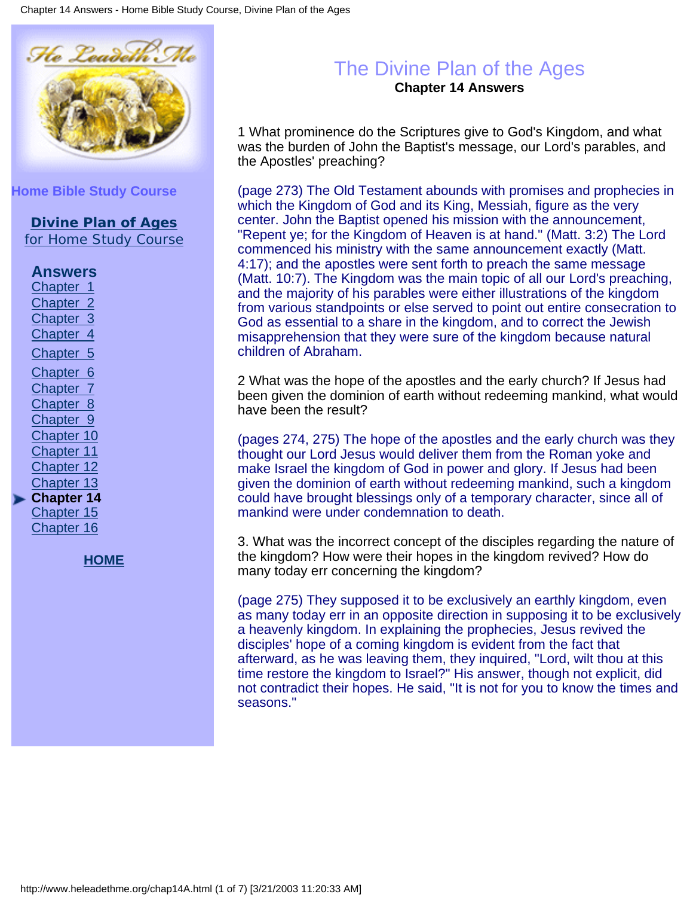# The Divine Plan of the Ages

## Chapter 14 Answers

1 What prominence do the Scriptures give to God's Kingdom, and what was the burden of John the Baptist's message, our Lord's parables, and the Apostles' preaching?

(page 273) The Old Testament abounds with promises and prophecies in which the Kingdom of God and its King, Messiah, figure as the very center. John the Baptist opened his mission with the announcement, "Repent ye; for the Kingdom of Heaven is at hand." (Matt. 3:2) The Lord commenced his ministry with the same announcement exactly (Matt. 4:17); and the apostles were sent forth to preach the same message (Matt. 10:7). The Kingdom was the main topic of all our Lord's preaching, and the majority of his parables were either illustrations of the kingdom from various standpoints or else served to point out entire consecration to God as essential to a share in the kingdom, and to correct the Jewish misapprehension that they were sure of the kingdom because natural children of Abraham.

2 What was the hope of the apostles and the early church? If Jesus had been given the dominion of earth without redeeming mankind, what would have been the result?

(pages 274, 275) The hope of the apostles and the early church was they thought our Lord Jesus would deliver them from the Roman yoke and make Israel the kingdom of God in power and glory. If Jesus had been given the dominion of earth without redeeming mankind, such a kingdom could have brought blessings only of a temporary character, since all of mankind were under condemnation to death.

3. What was the incorrect concept of the disciples regarding the nature of the kingdom? How were their hopes in the kingdom revived? How do many today err concerning the kingdom?

(page 275) They supposed it to be exclusively an earthly kingdom, even as many today err in an opposite direction in supposing it to be exclusively a heavenly kingdom. In explaining the prophecies, Jesus revived the disciples' hope of a coming kingdom is evident from the fact that afterward, as he was leaving them, they inquired, "Lord, wilt thou at this time restore the kingdom to Israel?" His answer, though not explicit, did not contradict their hopes. He said, "It is not for you to know the times and seasons."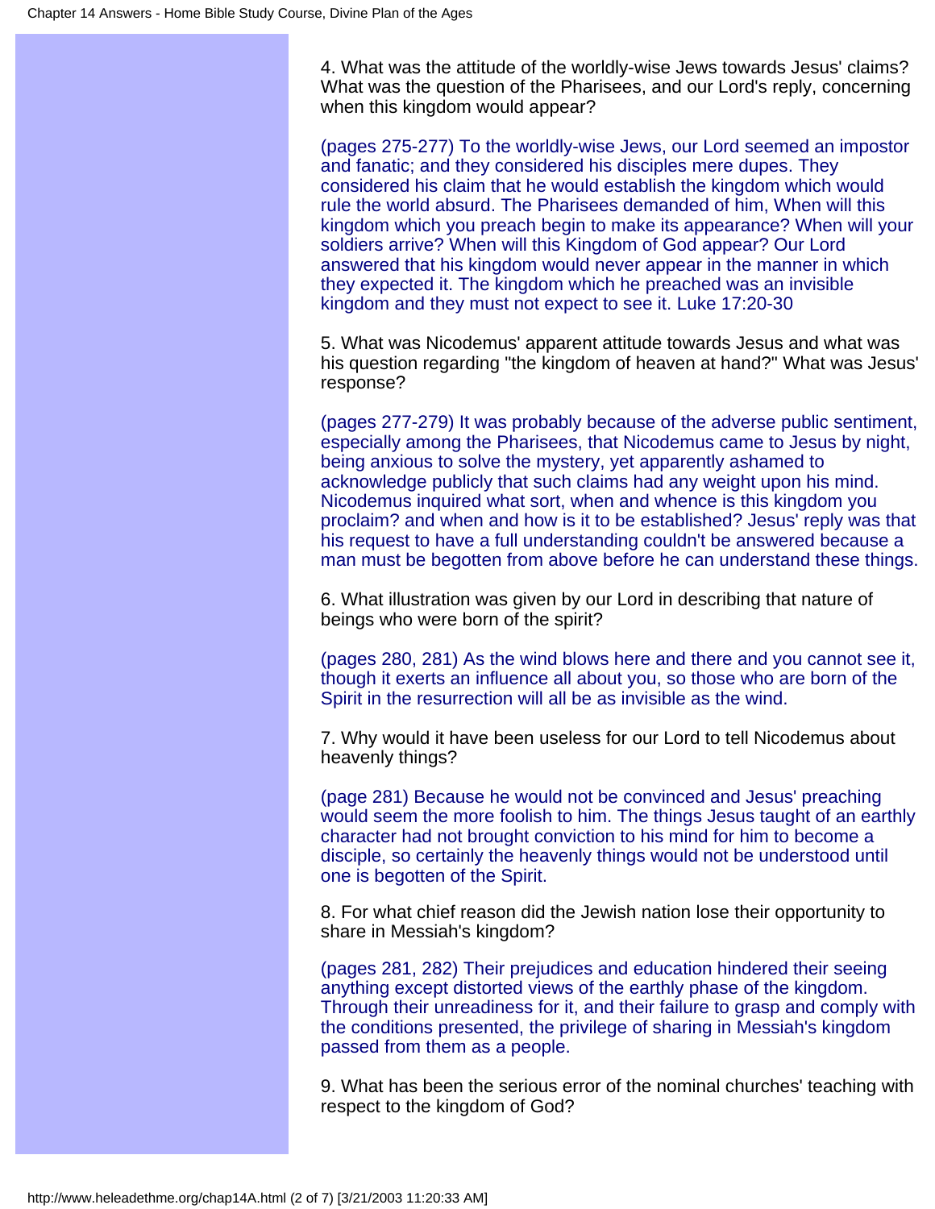4. What was the attitude of the worldly-wise Jews towards Jesus' claims? What was the question of the Pharisees, and our Lord's reply, concerning when this kingdom would appear?

(pages 275-277) To the worldly-wise Jews, our Lord seemed an impostor and fanatic; and they considered his disciples mere dupes. They considered his claim that he would establish the kingdom which would rule the world absurd. The Pharisees demanded of him, When will this kingdom which you preach begin to make its appearance? When will your soldiers arrive? When will this Kingdom of God appear? Our Lord answered that his kingdom would never appear in the manner in which they expected it. The kingdom which he preached was an invisible kingdom and they must not expect to see it. Luke 17:20-30

5. What was Nicodemus' apparent attitude towards Jesus and what was his question regarding "the kingdom of heaven at hand?" What was Jesus' response?

(pages 277-279) It was probably because of the adverse public sentiment, especially among the Pharisees, that Nicodemus came to Jesus by night, being anxious to solve the mystery, yet apparently ashamed to acknowledge publicly that such claims had any weight upon his mind. Nicodemus inquired what sort, when and whence is this kingdom you proclaim? and when and how is it to be established? Jesus' reply was that his request to have a full understanding couldn't be answered because a man must be begotten from above before he can understand these things.

6. What illustration was given by our Lord in describing that nature of beings who were born of the spirit?

(pages 280, 281) As the wind blows here and there and you cannot see it, though it exerts an influence all about you, so those who are born of the Spirit in the resurrection will all be as invisible as the wind.

7. Why would it have been useless for our Lord to tell Nicodemus about heavenly things?

(page 281) Because he would not be convinced and Jesus' preaching would seem the more foolish to him. The things Jesus taught of an earthly character had not brought conviction to his mind for him to become a disciple, so certainly the heavenly things would not be understood until one is begotten of the Spirit.

8. For what chief reason did the Jewish nation lose their opportunity to share in Messiah's kingdom?

(pages 281, 282) Their prejudices and education hindered their seeing anything except distorted views of the earthly phase of the kingdom. Through their unreadiness for it, and their failure to grasp and comply with the conditions presented, the privilege of sharing in Messiah's kingdom passed from them as a people.

9. What has been the serious error of the nominal churches' teaching with respect to the kingdom of God?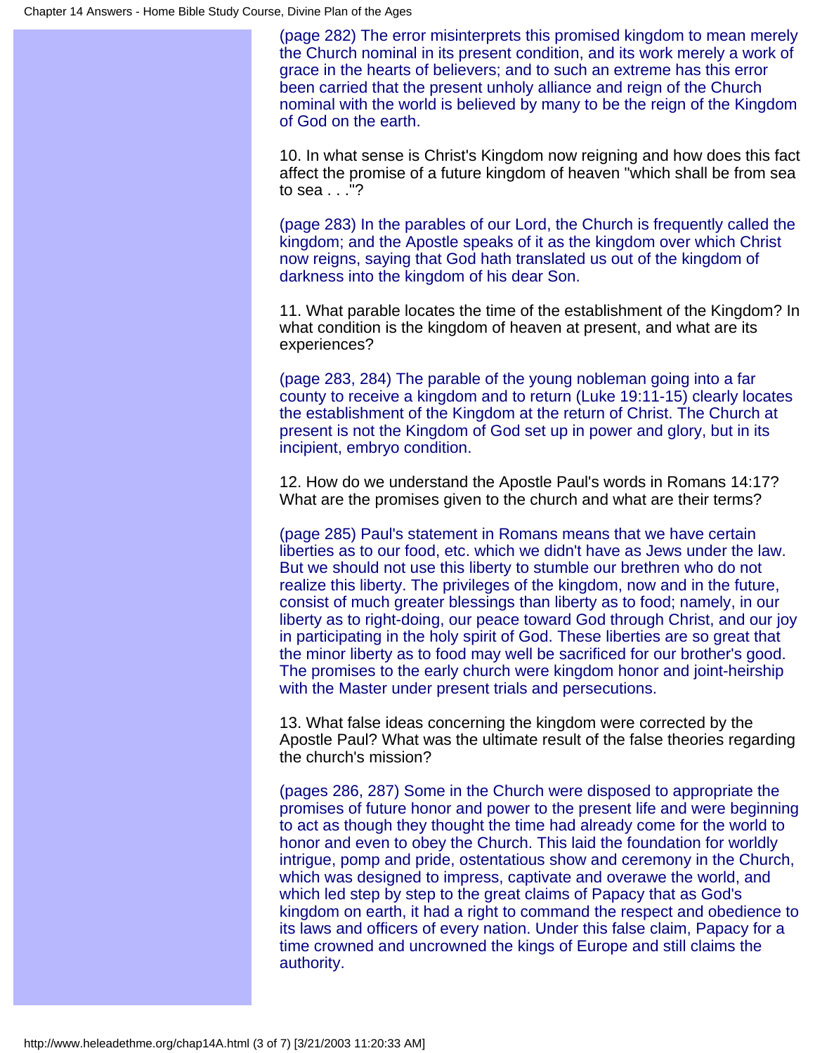(page 282) The error misinterprets this promised kingdom to mean merely the Church nominal in its present condition, and its work merely a work of grace in the hearts of believers; and to such an extreme has this error been carried that the present unholy alliance and reign of the Church nominal with the world is believed by many to be the reign of the Kingdom of God on the earth.

10. In what sense is Christ's Kingdom now reigning and how does this fact affect the promise of a future kingdom of heaven "which shall be from sea to sea . . ."?

(page 283) In the parables of our Lord, the Church is frequently called the kingdom; and the Apostle speaks of it as the kingdom over which Christ now reigns, saying that God hath translated us out of the kingdom of darkness into the kingdom of his dear Son.

11. What parable locates the time of the establishment of the Kingdom? In what condition is the kingdom of heaven at present, and what are its experiences?

(page 283, 284) The parable of the young nobleman going into a far county to receive a kingdom and to return (Luke 19:11-15) clearly locates the establishment of the Kingdom at the return of Christ. The Church at present is not the Kingdom of God set up in power and glory, but in its incipient, embryo condition.

12. How do we understand the Apostle Paul's words in Romans 14:17? What are the promises given to the church and what are their terms?

(page 285) Paul's statement in Romans means that we have certain liberties as to our food, etc. which we didn't have as Jews under the law. But we should not use this liberty to stumble our brethren who do not realize this liberty. The privileges of the kingdom, now and in the future, consist of much greater blessings than liberty as to food; namely, in our liberty as to right-doing, our peace toward God through Christ, and our joy in participating in the holy spirit of God. These liberties are so great that the minor liberty as to food may well be sacrificed for our brother's good. The promises to the early church were kingdom honor and joint-heirship with the Master under present trials and persecutions.

13. What false ideas concerning the kingdom were corrected by the Apostle Paul? What was the ultimate result of the false theories regarding the church's mission?

(pages 286, 287) Some in the Church were disposed to appropriate the promises of future honor and power to the present life and were beginning to act as though they thought the time had already come for the world to honor and even to obey the Church. This laid the foundation for worldly intrigue, pomp and pride, ostentatious show and ceremony in the Church, which was designed to impress, captivate and overawe the world, and which led step by step to the great claims of Papacy that as God's kingdom on earth, it had a right to command the respect and obedience to its laws and officers of every nation. Under this false claim, Papacy for a time crowned and uncrowned the kings of Europe and still claims the authority.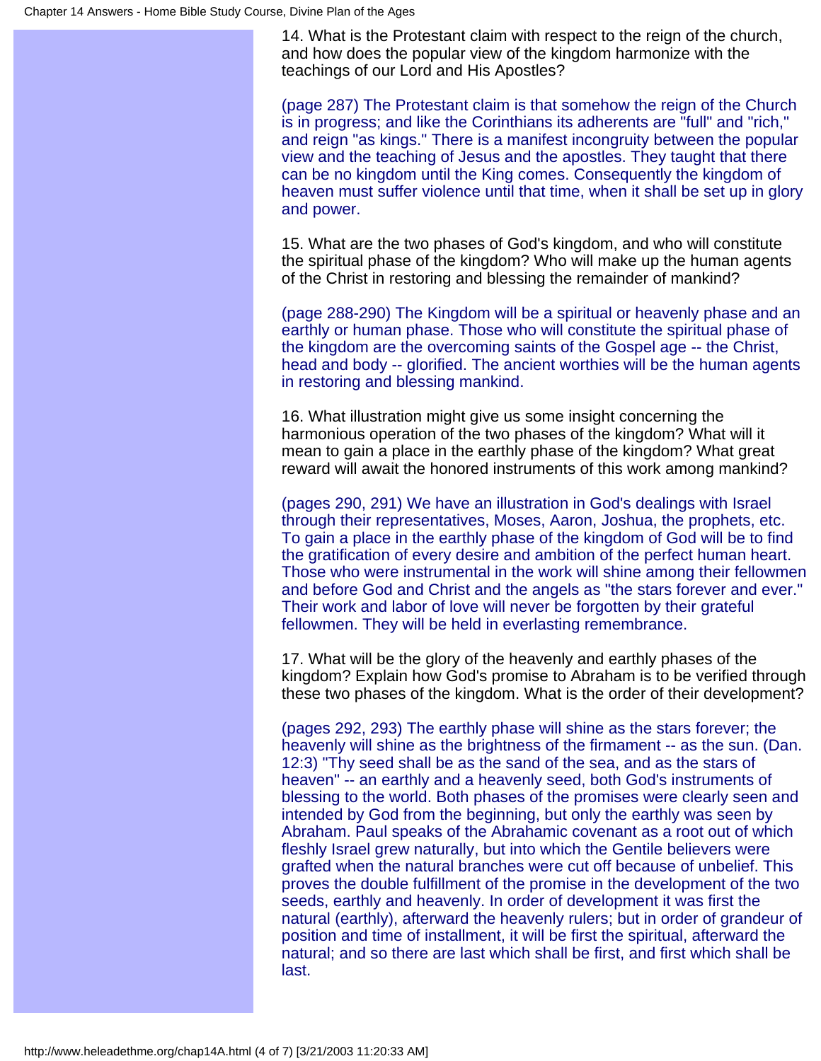14. What is the Protestant claim with respect to the reign of the church, and how does the popular view of the kingdom harmonize with the teachings of our Lord and His Apostles?

(page 287) The Protestant claim is that somehow the reign of the Church is in progress; and like the Corinthians its adherents are "full" and "rich," and reign "as kings." There is a manifest incongruity between the popular view and the teaching of Jesus and the apostles. They taught that there can be no kingdom until the King comes. Consequently the kingdom of heaven must suffer violence until that time, when it shall be set up in glory and power.

15. What are the two phases of God's kingdom, and who will constitute the spiritual phase of the kingdom? Who will make up the human agents of the Christ in restoring and blessing the remainder of mankind?

(page 288-290) The Kingdom will be a spiritual or heavenly phase and an earthly or human phase. Those who will constitute the spiritual phase of the kingdom are the overcoming saints of the Gospel age -- the Christ, head and body -- glorified. The ancient worthies will be the human agents in restoring and blessing mankind.

16. What illustration might give us some insight concerning the harmonious operation of the two phases of the kingdom? What will it mean to gain a place in the earthly phase of the kingdom? What great reward will await the honored instruments of this work among mankind?

(pages 290, 291) We have an illustration in God's dealings with Israel through their representatives, Moses, Aaron, Joshua, the prophets, etc. To gain a place in the earthly phase of the kingdom of God will be to find the gratification of every desire and ambition of the perfect human heart. Those who were instrumental in the work will shine among their fellowmen and before God and Christ and the angels as "the stars forever and ever." Their work and labor of love will never be forgotten by their grateful fellowmen. They will be held in everlasting remembrance.

17. What will be the glory of the heavenly and earthly phases of the kingdom? Explain how God's promise to Abraham is to be verified through these two phases of the kingdom. What is the order of their development?

(pages 292, 293) The earthly phase will shine as the stars forever; the heavenly will shine as the brightness of the firmament -- as the sun. (Dan. 12:3) "Thy seed shall be as the sand of the sea, and as the stars of heaven" -- an earthly and a heavenly seed, both God's instruments of blessing to the world. Both phases of the promises were clearly seen and intended by God from the beginning, but only the earthly was seen by Abraham. Paul speaks of the Abrahamic covenant as a root out of which fleshly Israel grew naturally, but into which the Gentile believers were grafted when the natural branches were cut off because of unbelief. This proves the double fulfillment of the promise in the development of the two seeds, earthly and heavenly. In order of development it was first the natural (earthly), afterward the heavenly rulers; but in order of grandeur of position and time of installment, it will be first the spiritual, afterward the natural; and so there are last which shall be first, and first which shall be last.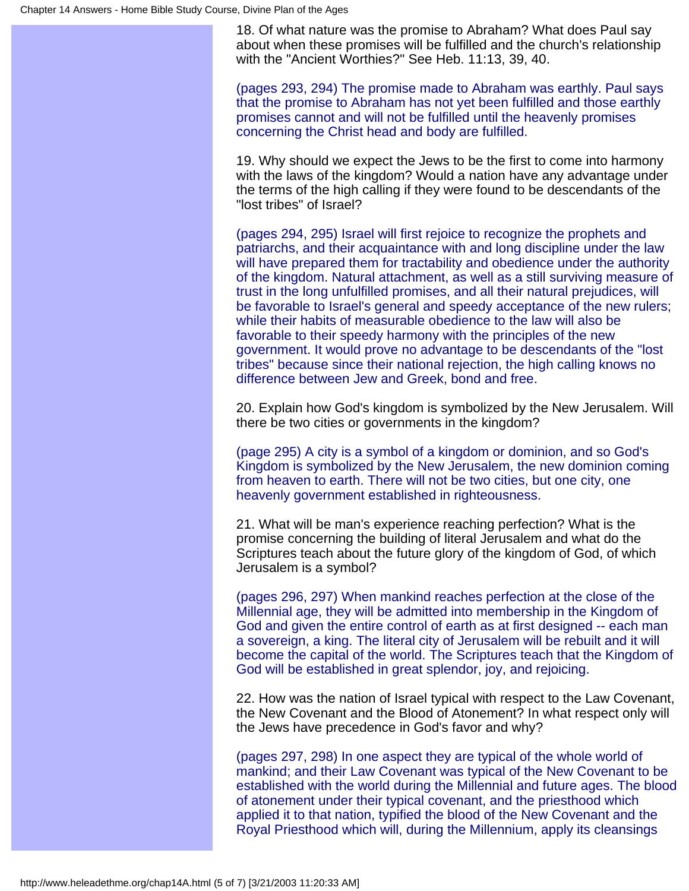18. Of what nature was the promise to Abraham? What does Paul say about when these promises will be fulfilled and the church's relationship with the "Ancient Worthies?" See Heb. 11:13, 39, 40.

(pages 293, 294) The promise made to Abraham was earthly. Paul says that the promise to Abraham has not yet been fulfilled and those earthly promises cannot and will not be fulfilled until the heavenly promises concerning the Christ head and body are fulfilled.

19. Why should we expect the Jews to be the first to come into harmony with the laws of the kingdom? Would a nation have any advantage under the terms of the high calling if they were found to be descendants of the "lost tribes" of Israel?

(pages 294, 295) Israel will first rejoice to recognize the prophets and patriarchs, and their acquaintance with and long discipline under the law will have prepared them for tractability and obedience under the authority of the kingdom. Natural attachment, as well as a still surviving measure of trust in the long unfulfilled promises, and all their natural prejudices, will be favorable to Israel's general and speedy acceptance of the new rulers; while their habits of measurable obedience to the law will also be favorable to their speedy harmony with the principles of the new government. It would prove no advantage to be descendants of the "lost tribes" because since their national rejection, the high calling knows no difference between Jew and Greek, bond and free.

20. Explain how God's kingdom is symbolized by the New Jerusalem. Will there be two cities or governments in the kingdom?

(page 295) A city is a symbol of a kingdom or dominion, and so God's Kingdom is symbolized by the New Jerusalem, the new dominion coming from heaven to earth. There will not be two cities, but one city, one heavenly government established in righteousness.

21. What will be man's experience reaching perfection? What is the promise concerning the building of literal Jerusalem and what do the Scriptures teach about the future glory of the kingdom of God, of which Jerusalem is a symbol?

(pages 296, 297) When mankind reaches perfection at the close of the Millennial age, they will be admitted into membership in the Kingdom of God and given the entire control of earth as at first designed -- each man a sovereign, a king. The literal city of Jerusalem will be rebuilt and it will become the capital of the world. The Scriptures teach that the Kingdom of God will be established in great splendor, joy, and rejoicing.

22. How was the nation of Israel typical with respect to the Law Covenant, the New Covenant and the Blood of Atonement? In what respect only will the Jews have precedence in God's favor and why?

(pages 297, 298) In one aspect they are typical of the whole world of mankind; and their Law Covenant was typical of the New Covenant to be established with the world during the Millennial and future ages. The blood of atonement under their typical covenant, and the priesthood which applied it to that nation, typified the blood of the New Covenant and the Royal Priesthood which will, during the Millennium, apply its cleansings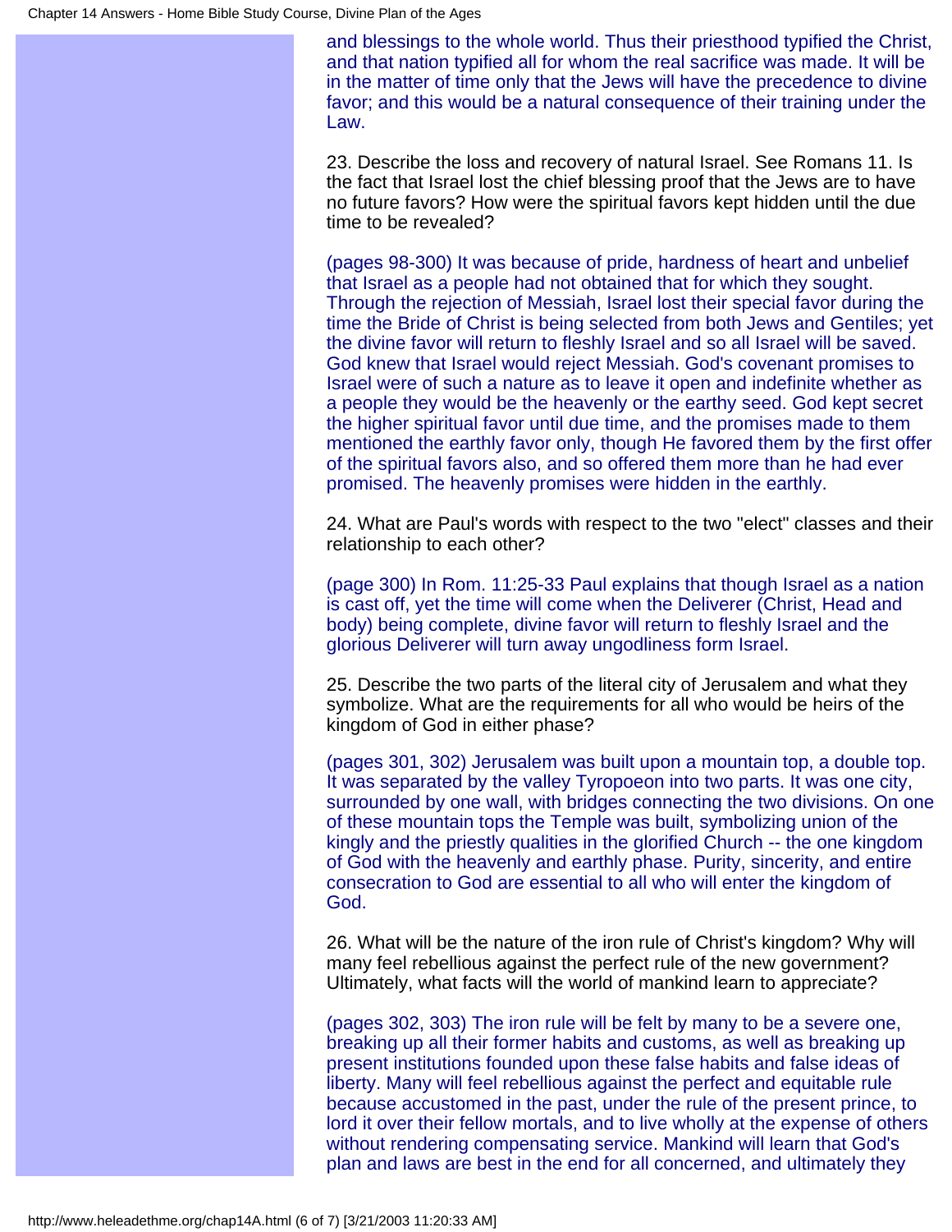and blessings to the whole world. Thus their priesthood typified the Christ, and that nation typified all for whom the real sacrifice was made. It will be in the matter of time only that the Jews will have the precedence to divine favor; and this would be a natural consequence of their training under the Law.

23. Describe the loss and recovery of natural Israel. See Romans 11. Is the fact that Israel lost the chief blessing proof that the Jews are to have no future favors? How were the spiritual favors kept hidden until the due time to be revealed?

(pages 98-300) It was because of pride, hardness of heart and unbelief that Israel as a people had not obtained that for which they sought. Through the rejection of Messiah, Israel lost their special favor during the time the Bride of Christ is being selected from both Jews and Gentiles; yet the divine favor will return to fleshly Israel and so all Israel will be saved. God knew that Israel would reject Messiah. God's covenant promises to Israel were of such a nature as to leave it open and indefinite whether as a people they would be the heavenly or the earthy seed. God kept secret the higher spiritual favor until due time, and the promises made to them mentioned the earthly favor only, though He favored them by the first offer of the spiritual favors also, and so offered them more than he had ever promised. The heavenly promises were hidden in the earthly.

24. What are Paul's words with respect to the two "elect" classes and their relationship to each other?

(page 300) In Rom. 11:25-33 Paul explains that though Israel as a nation is cast off, yet the time will come when the Deliverer (Christ, Head and body) being complete, divine favor will return to fleshly Israel and the glorious Deliverer will turn away ungodliness form Israel.

25. Describe the two parts of the literal city of Jerusalem and what they symbolize. What are the requirements for all who would be heirs of the kingdom of God in either phase?

(pages 301, 302) Jerusalem was built upon a mountain top, a double top. It was separated by the valley Tyropoeon into two parts. It was one city, surrounded by one wall, with bridges connecting the two divisions. On one of these mountain tops the Temple was built, symbolizing union of the kingly and the priestly qualities in the glorified Church -- the one kingdom of God with the heavenly and earthly phase. Purity, sincerity, and entire consecration to God are essential to all who will enter the kingdom of God.

26. What will be the nature of the iron rule of Christ's kingdom? Why will many feel rebellious against the perfect rule of the new government? Ultimately, what facts will the world of mankind learn to appreciate?

(pages 302, 303) The iron rule will be felt by many to be a severe one, breaking up all their former habits and customs, as well as breaking up present institutions founded upon these false habits and false ideas of liberty. Many will feel rebellious against the perfect and equitable rule because accustomed in the past, under the rule of the present prince, to lord it over their fellow mortals, and to live wholly at the expense of others without rendering compensating service. Mankind will learn that God's plan and laws are best in the end for all concerned, and ultimately they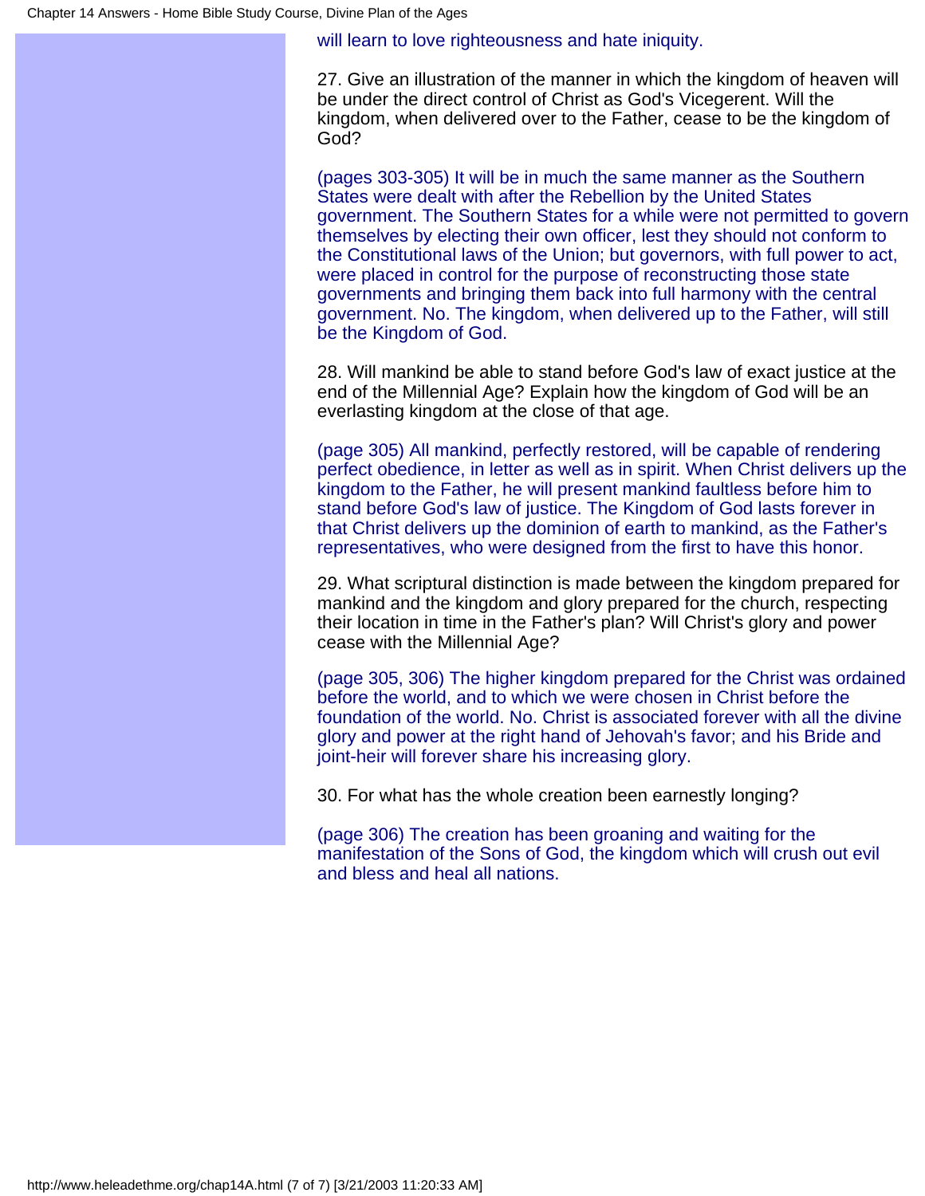will learn to love righteousness and hate iniquity.

27. Give an illustration of the manner in which the kingdom of heaven will be under the direct control of Christ as God's Vicegerent. Will the kingdom, when delivered over to the Father, cease to be the kingdom of God?

(pages 303-305) It will be in much the same manner as the Southern States were dealt with after the Rebellion by the United States government. The Southern States for a while were not permitted to govern themselves by electing their own officer, lest they should not conform to the Constitutional laws of the Union; but governors, with full power to act, were placed in control for the purpose of reconstructing those state governments and bringing them back into full harmony with the central government. No. The kingdom, when delivered up to the Father, will still be the Kingdom of God.

28. Will mankind be able to stand before God's law of exact justice at the end of the Millennial Age? Explain how the kingdom of God will be an everlasting kingdom at the close of that age.

(page 305) All mankind, perfectly restored, will be capable of rendering perfect obedience, in letter as well as in spirit. When Christ delivers up the kingdom to the Father, he will present mankind faultless before him to stand before God's law of justice. The Kingdom of God lasts forever in that Christ delivers up the dominion of earth to mankind, as the Father's representatives, who were designed from the first to have this honor.

29. What scriptural distinction is made between the kingdom prepared for mankind and the kingdom and glory prepared for the church, respecting their location in time in the Father's plan? Will Christ's glory and power cease with the Millennial Age?

(page 305, 306) The higher kingdom prepared for the Christ was ordained before the world, and to which we were chosen in Christ before the foundation of the world. No. Christ is associated forever with all the divine glory and power at the right hand of Jehovah's favor; and his Bride and joint-heir will forever share his increasing glory.

30. For what has the whole creation been earnestly longing?

(page 306) The creation has been groaning and waiting for the manifestation of the Sons of God, the kingdom which will crush out evil and bless and heal all nations.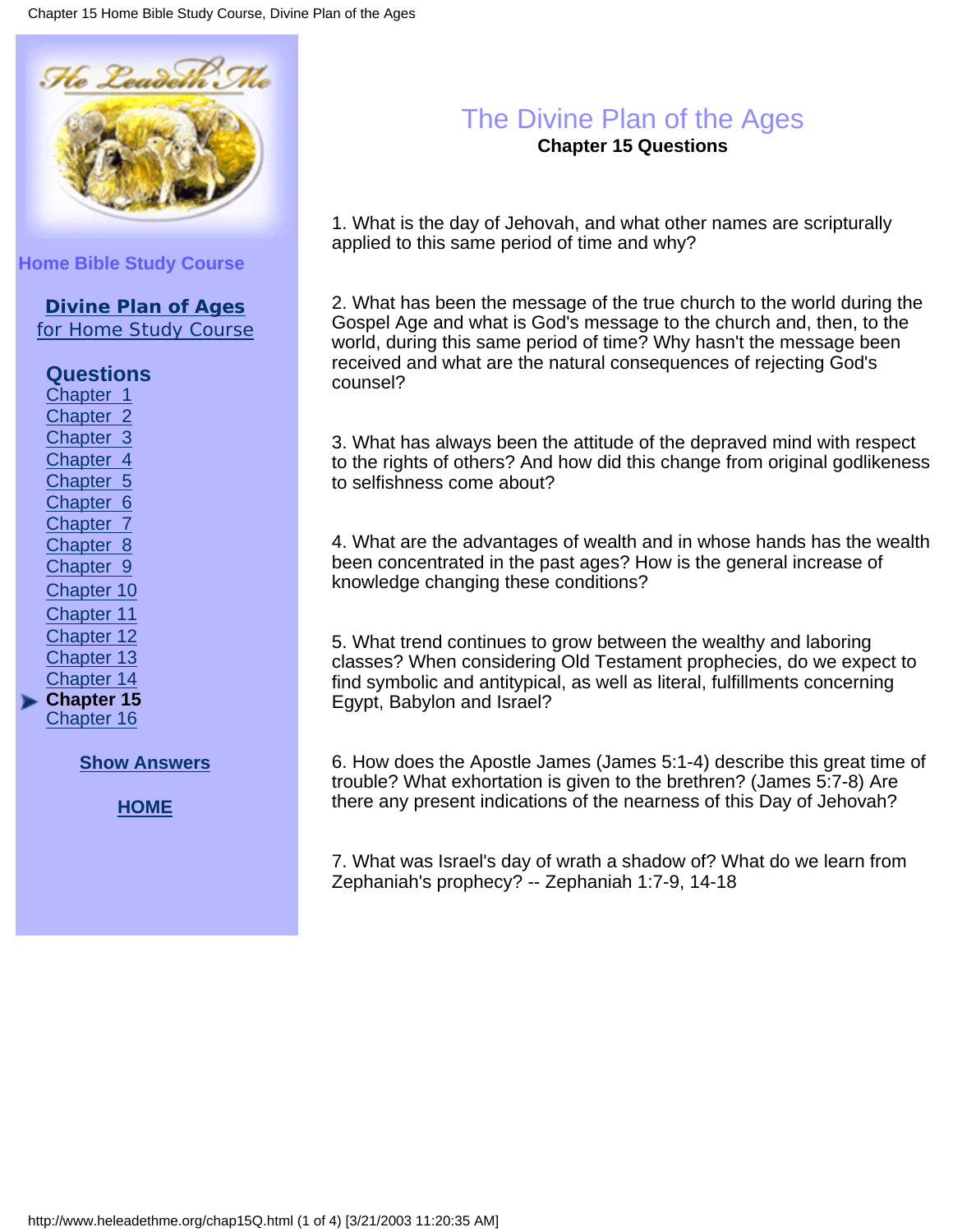Home Bible Study Course

**Divine Plan of Ages**
for Home Study Course

**Questions**
Chapter 1
Chapter 2
Chapter 3
Chapter 4
Chapter 5
Chapter 6
Chapter 7
Chapter 8
Chapter 9
Chapter 10
Chapter 11
Chapter 12
Chapter 13
Chapter 14
**Chapter 15**
Chapter 16

**Show Answers**

**HOME**

# The Divine Plan of the Ages

## Chapter 15 Questions

1. What is the day of Jehovah, and what other names are scripturally applied to this same period of time and why?

2. What has been the message of the true church to the world during the Gospel Age and what is God's message to the church and, then, to the world, during this same period of time? Why hasn't the message been received and what are the natural consequences of rejecting God's counsel?

3. What has always been the attitude of the depraved mind with respect to the rights of others? And how did this change from original godlikeness to selfishness come about?

4. What are the advantages of wealth and in whose hands has the wealth been concentrated in the past ages? How is the general increase of knowledge changing these conditions?

5. What trend continues to grow between the wealthy and laboring classes? When considering Old Testament prophecies, do we expect to find symbolic and antitypical, as well as literal, fulfillments concerning Egypt, Babylon and Israel?

6. How does the Apostle James (James 5:1-4) describe this great time of trouble? What exhortation is given to the brethren? (James 5:7-8) Are there any present indications of the nearness of this Day of Jehovah?

7. What was Israel's day of wrath a shadow of? What do we learn from Zephaniah's prophecy? -- Zephaniah 1:7-9, 14-18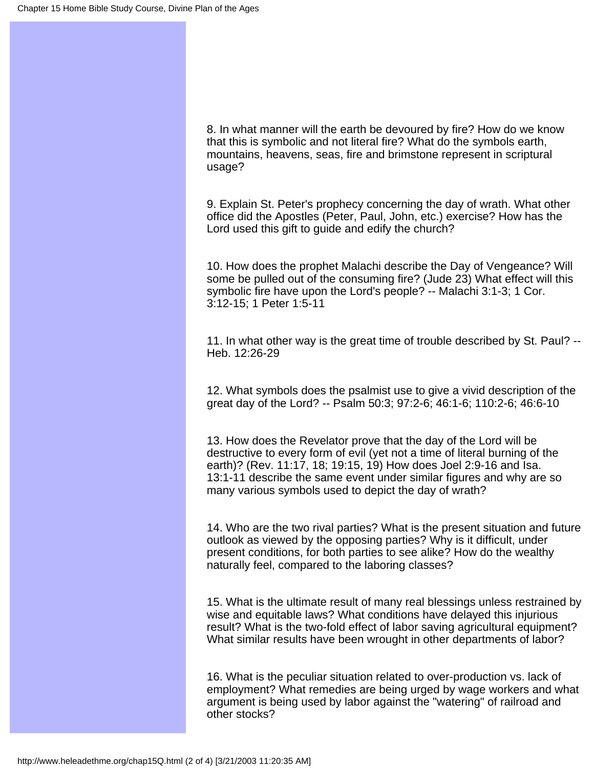8. In what manner will the earth be devoured by fire? How do we know that this is symbolic and not literal fire? What do the symbols earth, mountains, heavens, seas, fire and brimstone represent in scriptural usage?

9. Explain St. Peter's prophecy concerning the day of wrath. What other office did the Apostles (Peter, Paul, John, etc.) exercise? How has the Lord used this gift to guide and edify the church?

10. How does the prophet Malachi describe the Day of Vengeance? Will some be pulled out of the consuming fire? (Jude 23) What effect will this symbolic fire have upon the Lord's people? -- Malachi 3:1-3; 1 Cor. 3:12-15; 1 Peter 1:5-11

11. In what other way is the great time of trouble described by St. Paul? -- Heb. 12:26-29

12. What symbols does the psalmist use to give a vivid description of the great day of the Lord? -- Psalm 50:3; 97:2-6; 46:1-6; 110:2-6; 46:6-10

13. How does the Revelator prove that the day of the Lord will be destructive to every form of evil (yet not a time of literal burning of the earth)? (Rev. 11:17, 18; 19:15, 19) How does Joel 2:9-16 and Isa. 13:1-11 describe the same event under similar figures and why are so many various symbols used to depict the day of wrath?

14. Who are the two rival parties? What is the present situation and future outlook as viewed by the opposing parties? Why is it difficult, under present conditions, for both parties to see alike? How do the wealthy naturally feel, compared to the laboring classes?

15. What is the ultimate result of many real blessings unless restrained by wise and equitable laws? What conditions have delayed this injurious result? What is the two-fold effect of labor saving agricultural equipment? What similar results have been wrought in other departments of labor?

16. What is the peculiar situation related to over-production vs. lack of employment? What remedies are being urged by wage workers and what argument is being used by labor against the "watering" of railroad and other stocks?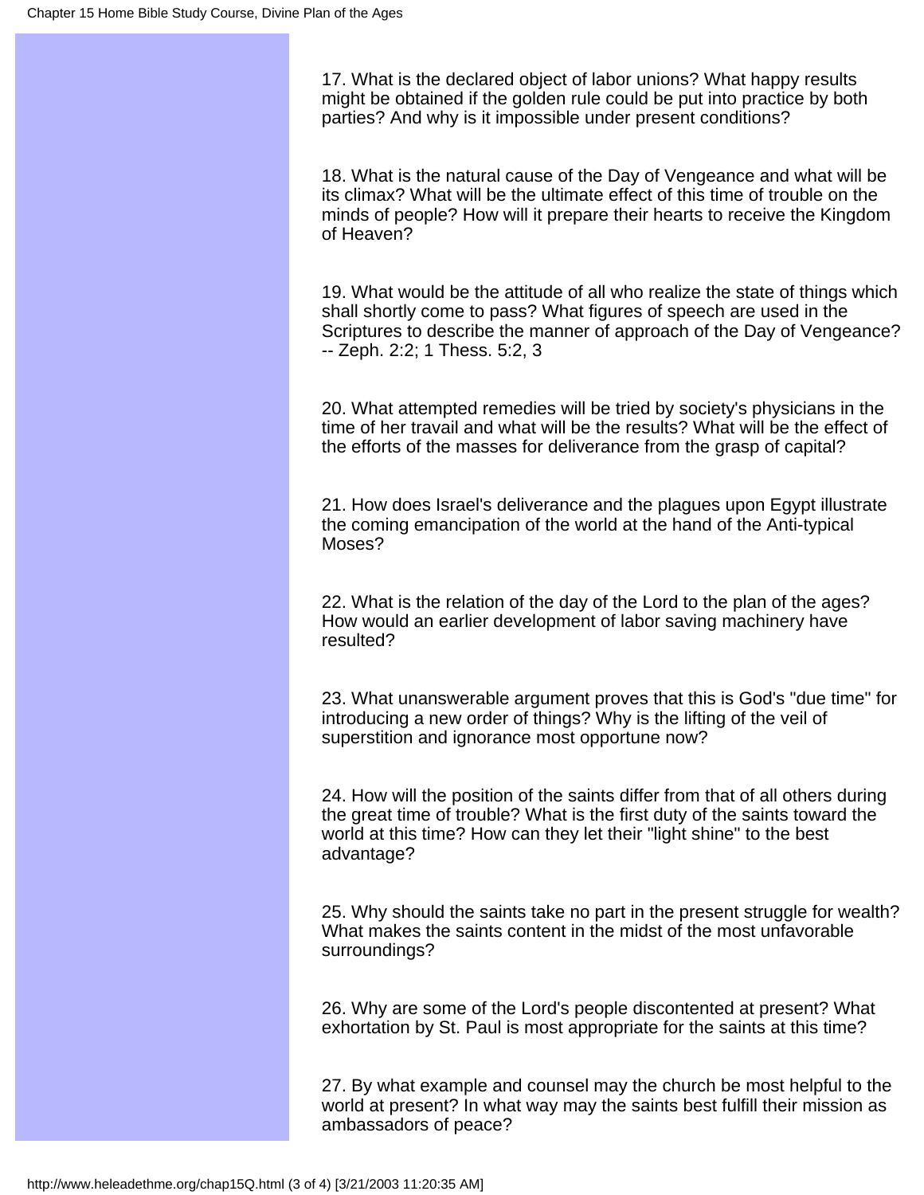17. What is the declared object of labor unions? What happy results might be obtained if the golden rule could be put into practice by both parties? And why is it impossible under present conditions?

18. What is the natural cause of the Day of Vengeance and what will be its climax? What will be the ultimate effect of this time of trouble on the minds of people? How will it prepare their hearts to receive the Kingdom of Heaven?

19. What would be the attitude of all who realize the state of things which shall shortly come to pass? What figures of speech are used in the Scriptures to describe the manner of approach of the Day of Vengeance? -- Zeph. 2:2; 1 Thess. 5:2, 3

20. What attempted remedies will be tried by society's physicians in the time of her travail and what will be the results? What will be the effect of the efforts of the masses for deliverance from the grasp of capital?

21. How does Israel's deliverance and the plagues upon Egypt illustrate the coming emancipation of the world at the hand of the Anti-typical Moses?

22. What is the relation of the day of the Lord to the plan of the ages? How would an earlier development of labor saving machinery have resulted?

23. What unanswerable argument proves that this is God's "due time" for introducing a new order of things? Why is the lifting of the veil of superstition and ignorance most opportune now?

24. How will the position of the saints differ from that of all others during the great time of trouble? What is the first duty of the saints toward the world at this time? How can they let their "light shine" to the best advantage?

25. Why should the saints take no part in the present struggle for wealth? What makes the saints content in the midst of the most unfavorable surroundings?

26. Why are some of the Lord's people discontented at present? What exhortation by St. Paul is most appropriate for the saints at this time?

27. By what example and counsel may the church be most helpful to the world at present? In what way may the saints best fulfill their mission as ambassadors of peace?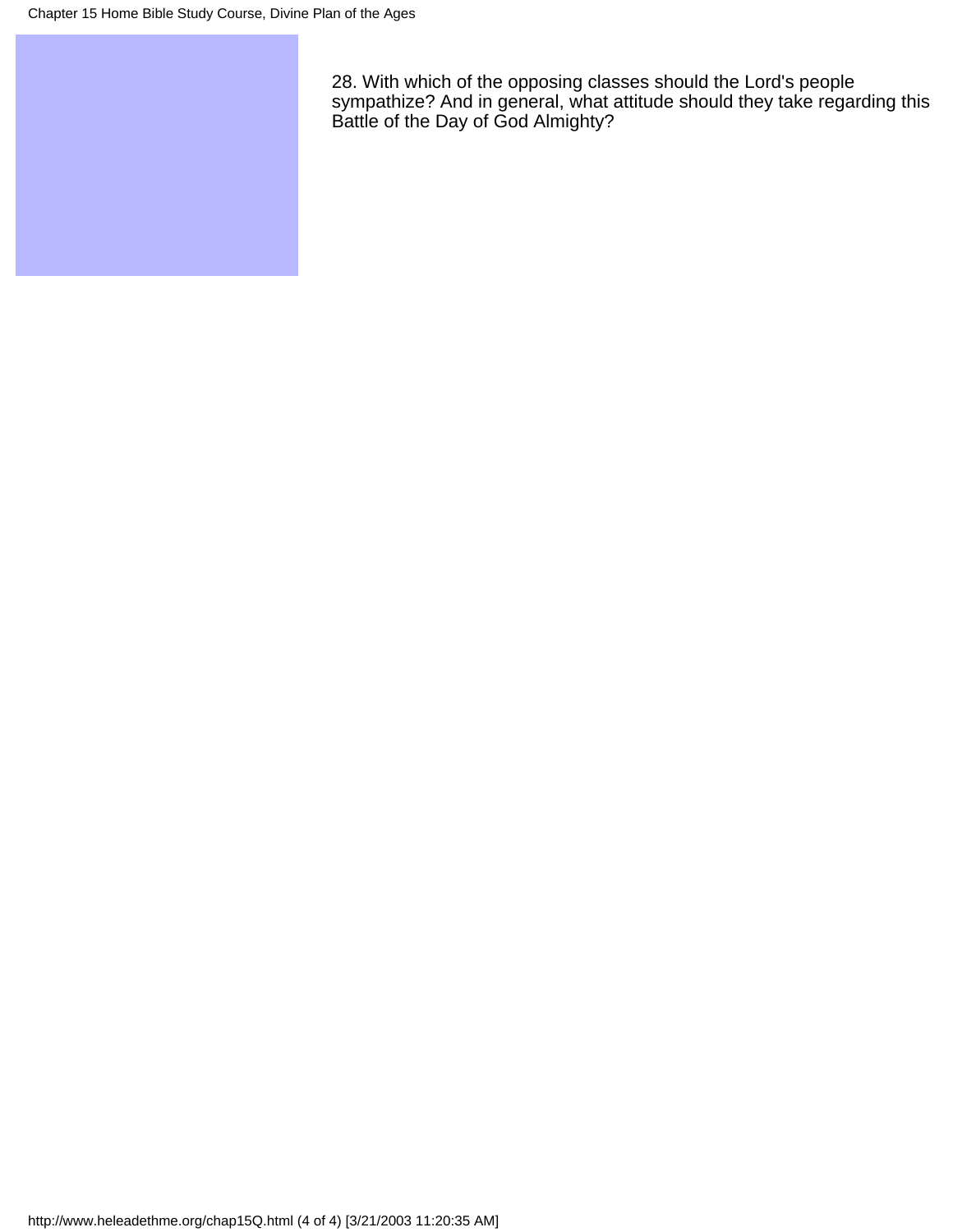28. With which of the opposing classes should the Lord's people sympathize? And in general, what attitude should they take regarding this Battle of the Day of God Almighty?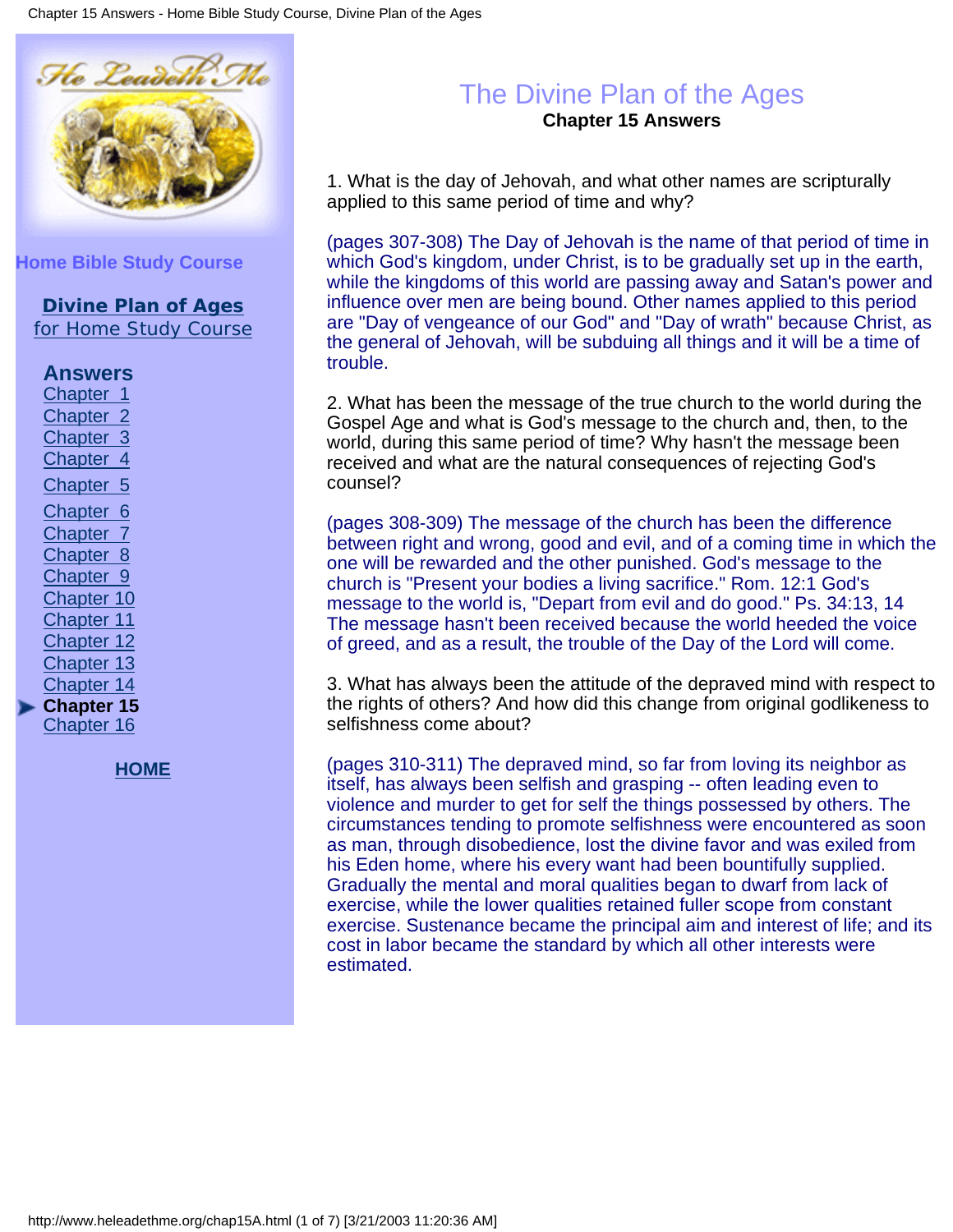# The Divine Plan of the Ages

## Chapter 15 Answers

1. What is the day of Jehovah, and what other names are scripturally applied to this same period of time and why?

(pages 307-308) The Day of Jehovah is the name of that period of time in which God's kingdom, under Christ, is to be gradually set up in the earth, while the kingdoms of this world are passing away and Satan's power and influence over men are being bound. Other names applied to this period are "Day of vengeance of our God" and "Day of wrath" because Christ, as the general of Jehovah, will be subduing all things and it will be a time of trouble.

2. What has been the message of the true church to the world during the Gospel Age and what is God's message to the church and, then, to the world, during this same period of time? Why hasn't the message been received and what are the natural consequences of rejecting God's counsel?

(pages 308-309) The message of the church has been the difference between right and wrong, good and evil, and of a coming time in which the one will be rewarded and the other punished. God's message to the church is "Present your bodies a living sacrifice." Rom. 12:1 God's message to the world is, "Depart from evil and do good." Ps. 34:13, 14 The message hasn't been received because the world heeded the voice of greed, and as a result, the trouble of the Day of the Lord will come.

3. What has always been the attitude of the depraved mind with respect to the rights of others? And how did this change from original godlikeness to selfishness come about?

(pages 310-311) The depraved mind, so far from loving its neighbor as itself, has always been selfish and grasping -- often leading even to violence and murder to get for self the things possessed by others. The circumstances tending to promote selfishness were encountered as soon as man, through disobedience, lost the divine favor and was exiled from his Eden home, where his every want had been bountifully supplied. Gradually the mental and moral qualities began to dwarf from lack of exercise, while the lower qualities retained fuller scope from constant exercise. Sustenance became the principal aim and interest of life; and its cost in labor became the standard by which all other interests were estimated.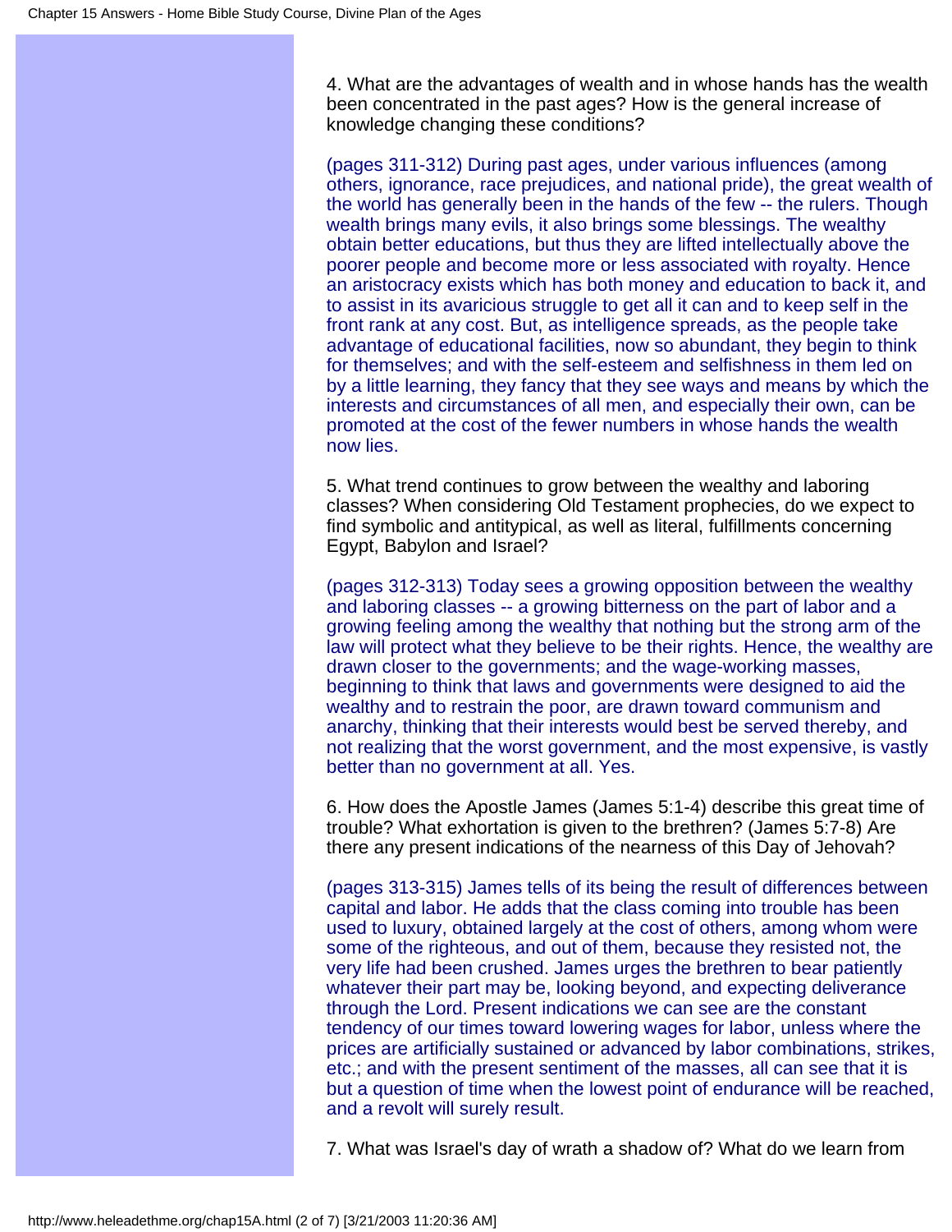4. What are the advantages of wealth and in whose hands has the wealth been concentrated in the past ages? How is the general increase of knowledge changing these conditions?

(pages 311-312) During past ages, under various influences (among others, ignorance, race prejudices, and national pride), the great wealth of the world has generally been in the hands of the few -- the rulers. Though wealth brings many evils, it also brings some blessings. The wealthy obtain better educations, but thus they are lifted intellectually above the poorer people and become more or less associated with royalty. Hence an aristocracy exists which has both money and education to back it, and to assist in its avaricious struggle to get all it can and to keep self in the front rank at any cost. But, as intelligence spreads, as the people take advantage of educational facilities, now so abundant, they begin to think for themselves; and with the self-esteem and selfishness in them led on by a little learning, they fancy that they see ways and means by which the interests and circumstances of all men, and especially their own, can be promoted at the cost of the fewer numbers in whose hands the wealth now lies.

5. What trend continues to grow between the wealthy and laboring classes? When considering Old Testament prophecies, do we expect to find symbolic and antitypical, as well as literal, fulfillments concerning Egypt, Babylon and Israel?

(pages 312-313) Today sees a growing opposition between the wealthy and laboring classes -- a growing bitterness on the part of labor and a growing feeling among the wealthy that nothing but the strong arm of the law will protect what they believe to be their rights. Hence, the wealthy are drawn closer to the governments; and the wage-working masses, beginning to think that laws and governments were designed to aid the wealthy and to restrain the poor, are drawn toward communism and anarchy, thinking that their interests would best be served thereby, and not realizing that the worst government, and the most expensive, is vastly better than no government at all. Yes.

6. How does the Apostle James (James 5:1-4) describe this great time of trouble? What exhortation is given to the brethren? (James 5:7-8) Are there any present indications of the nearness of this Day of Jehovah?

(pages 313-315) James tells of its being the result of differences between capital and labor. He adds that the class coming into trouble has been used to luxury, obtained largely at the cost of others, among whom were some of the righteous, and out of them, because they resisted not, the very life had been crushed. James urges the brethren to bear patiently whatever their part may be, looking beyond, and expecting deliverance through the Lord. Present indications we can see are the constant tendency of our times toward lowering wages for labor, unless where the prices are artificially sustained or advanced by labor combinations, strikes, etc.; and with the present sentiment of the masses, all can see that it is but a question of time when the lowest point of endurance will be reached, and a revolt will surely result.

7. What was Israel's day of wrath a shadow of? What do we learn from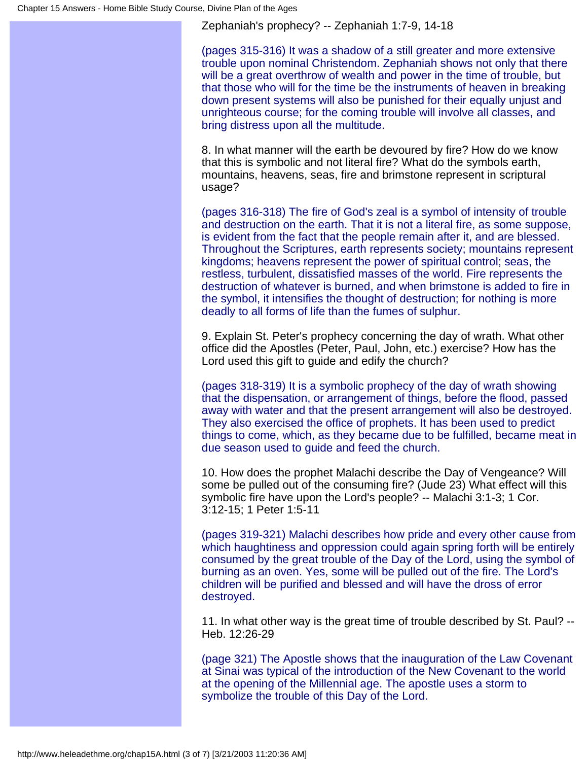Zephaniah's prophecy? -- Zephaniah 1:7-9, 14-18

(pages 315-316) It was a shadow of a still greater and more extensive trouble upon nominal Christendom. Zephaniah shows not only that there will be a great overthrow of wealth and power in the time of trouble, but that those who will for the time be the instruments of heaven in breaking down present systems will also be punished for their equally unjust and unrighteous course; for the coming trouble will involve all classes, and bring distress upon all the multitude.

8. In what manner will the earth be devoured by fire? How do we know that this is symbolic and not literal fire? What do the symbols earth, mountains, heavens, seas, fire and brimstone represent in scriptural usage?

(pages 316-318) The fire of God's zeal is a symbol of intensity of trouble and destruction on the earth. That it is not a literal fire, as some suppose, is evident from the fact that the people remain after it, and are blessed. Throughout the Scriptures, earth represents society; mountains represent kingdoms; heavens represent the power of spiritual control; seas, the restless, turbulent, dissatisfied masses of the world. Fire represents the destruction of whatever is burned, and when brimstone is added to fire in the symbol, it intensifies the thought of destruction; for nothing is more deadly to all forms of life than the fumes of sulphur.

9. Explain St. Peter's prophecy concerning the day of wrath. What other office did the Apostles (Peter, Paul, John, etc.) exercise? How has the Lord used this gift to guide and edify the church?

(pages 318-319) It is a symbolic prophecy of the day of wrath showing that the dispensation, or arrangement of things, before the flood, passed away with water and that the present arrangement will also be destroyed. They also exercised the office of prophets. It has been used to predict things to come, which, as they became due to be fulfilled, became meat in due season used to guide and feed the church.

10. How does the prophet Malachi describe the Day of Vengeance? Will some be pulled out of the consuming fire? (Jude 23) What effect will this symbolic fire have upon the Lord's people? -- Malachi 3:1-3; 1 Cor. 3:12-15; 1 Peter 1:5-11

(pages 319-321) Malachi describes how pride and every other cause from which haughtiness and oppression could again spring forth will be entirely consumed by the great trouble of the Day of the Lord, using the symbol of burning as an oven. Yes, some will be pulled out of the fire. The Lord's children will be purified and blessed and will have the dross of error destroyed.

11. In what other way is the great time of trouble described by St. Paul? -- Heb. 12:26-29

(page 321) The Apostle shows that the inauguration of the Law Covenant at Sinai was typical of the introduction of the New Covenant to the world at the opening of the Millennial age. The apostle uses a storm to symbolize the trouble of this Day of the Lord.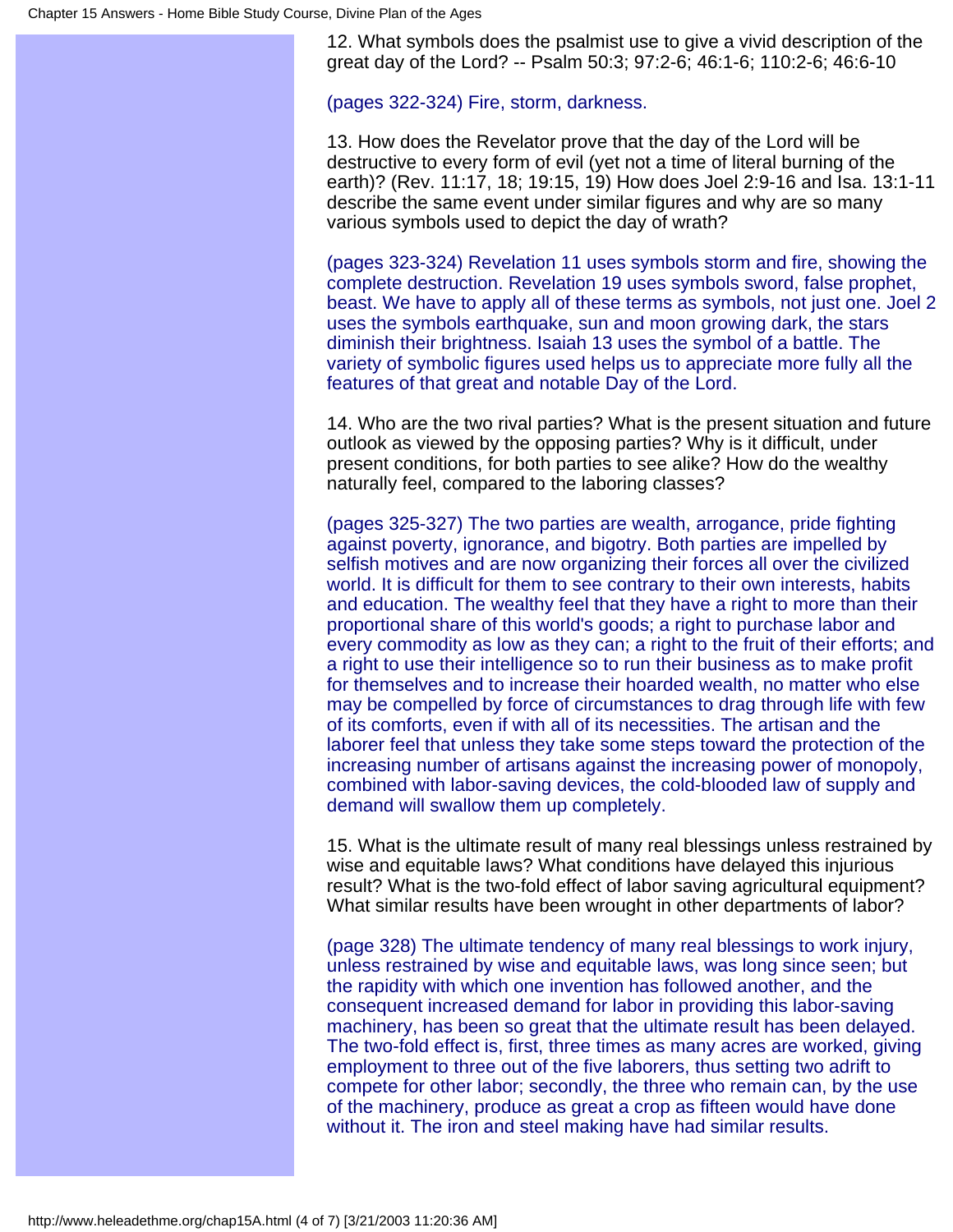12. What symbols does the psalmist use to give a vivid description of the great day of the Lord? -- Psalm 50:3; 97:2-6; 46:1-6; 110:2-6; 46:6-10

(pages 322-324) Fire, storm, darkness.

13. How does the Revelator prove that the day of the Lord will be destructive to every form of evil (yet not a time of literal burning of the earth)? (Rev. 11:17, 18; 19:15, 19) How does Joel 2:9-16 and Isa. 13:1-11 describe the same event under similar figures and why are so many various symbols used to depict the day of wrath?

(pages 323-324) Revelation 11 uses symbols storm and fire, showing the complete destruction. Revelation 19 uses symbols sword, false prophet, beast. We have to apply all of these terms as symbols, not just one. Joel 2 uses the symbols earthquake, sun and moon growing dark, the stars diminish their brightness. Isaiah 13 uses the symbol of a battle. The variety of symbolic figures used helps us to appreciate more fully all the features of that great and notable Day of the Lord.

14. Who are the two rival parties? What is the present situation and future outlook as viewed by the opposing parties? Why is it difficult, under present conditions, for both parties to see alike? How do the wealthy naturally feel, compared to the laboring classes?

(pages 325-327) The two parties are wealth, arrogance, pride fighting against poverty, ignorance, and bigotry. Both parties are impelled by selfish motives and are now organizing their forces all over the civilized world. It is difficult for them to see contrary to their own interests, habits and education. The wealthy feel that they have a right to more than their proportional share of this world's goods; a right to purchase labor and every commodity as low as they can; a right to the fruit of their efforts; and a right to use their intelligence so to run their business as to make profit for themselves and to increase their hoarded wealth, no matter who else may be compelled by force of circumstances to drag through life with few of its comforts, even if with all of its necessities. The artisan and the laborer feel that unless they take some steps toward the protection of the increasing number of artisans against the increasing power of monopoly, combined with labor-saving devices, the cold-blooded law of supply and demand will swallow them up completely.

15. What is the ultimate result of many real blessings unless restrained by wise and equitable laws? What conditions have delayed this injurious result? What is the two-fold effect of labor saving agricultural equipment? What similar results have been wrought in other departments of labor?

(page 328) The ultimate tendency of many real blessings to work injury, unless restrained by wise and equitable laws, was long since seen; but the rapidity with which one invention has followed another, and the consequent increased demand for labor in providing this labor-saving machinery, has been so great that the ultimate result has been delayed. The two-fold effect is, first, three times as many acres are worked, giving employment to three out of the five laborers, thus setting two adrift to compete for other labor; secondly, the three who remain can, by the use of the machinery, produce as great a crop as fifteen would have done without it. The iron and steel making have had similar results.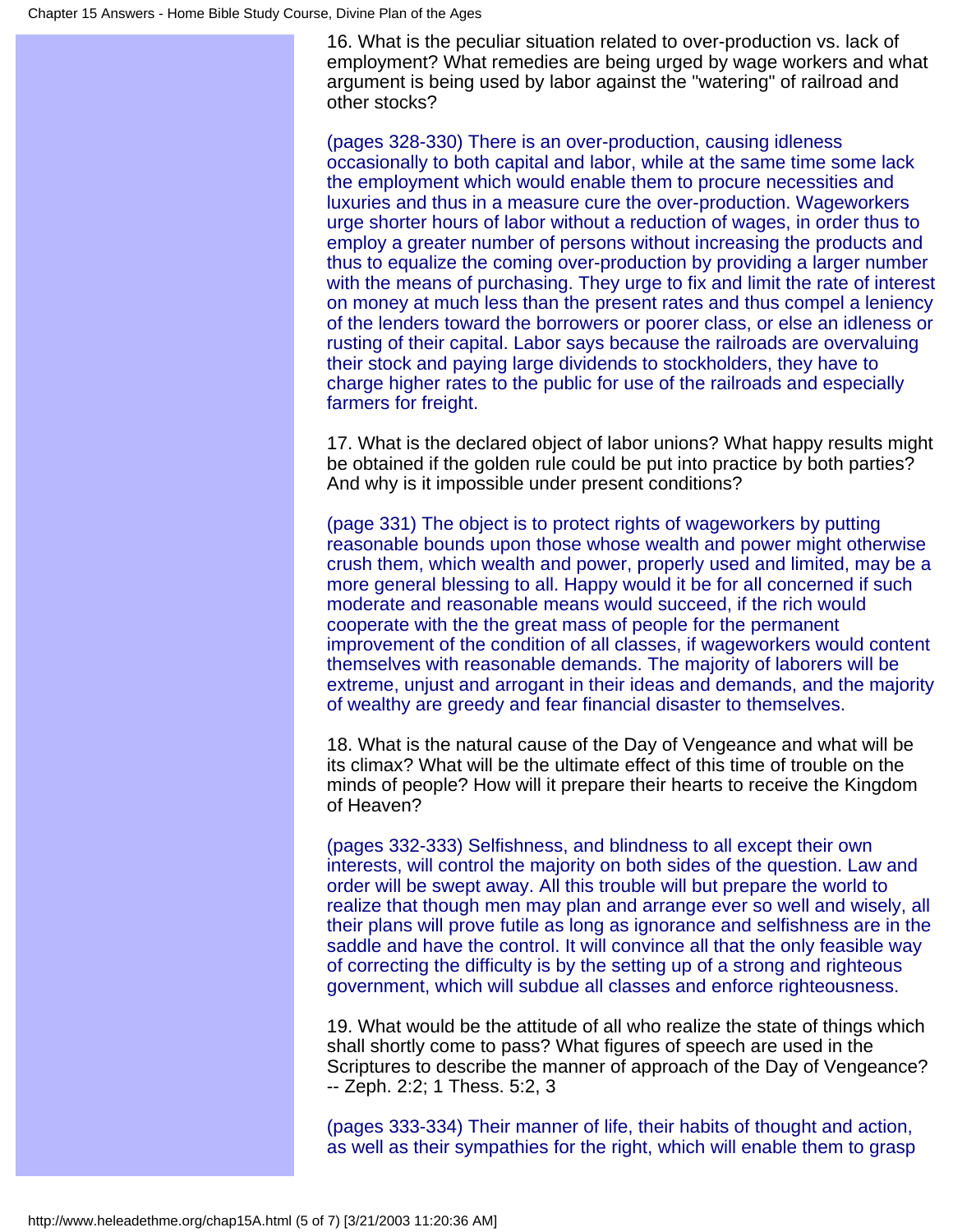16. What is the peculiar situation related to over-production vs. lack of employment? What remedies are being urged by wage workers and what argument is being used by labor against the "watering" of railroad and other stocks?

(pages 328-330) There is an over-production, causing idleness occasionally to both capital and labor, while at the same time some lack the employment which would enable them to procure necessities and luxuries and thus in a measure cure the over-production. Wageworkers urge shorter hours of labor without a reduction of wages, in order thus to employ a greater number of persons without increasing the products and thus to equalize the coming over-production by providing a larger number with the means of purchasing. They urge to fix and limit the rate of interest on money at much less than the present rates and thus compel a leniency of the lenders toward the borrowers or poorer class, or else an idleness or rusting of their capital. Labor says because the railroads are overvaluing their stock and paying large dividends to stockholders, they have to charge higher rates to the public for use of the railroads and especially farmers for freight.

17. What is the declared object of labor unions? What happy results might be obtained if the golden rule could be put into practice by both parties? And why is it impossible under present conditions?

(page 331) The object is to protect rights of wageworkers by putting reasonable bounds upon those whose wealth and power might otherwise crush them, which wealth and power, properly used and limited, may be a more general blessing to all. Happy would it be for all concerned if such moderate and reasonable means would succeed, if the rich would cooperate with the the great mass of people for the permanent improvement of the condition of all classes, if wageworkers would content themselves with reasonable demands. The majority of laborers will be extreme, unjust and arrogant in their ideas and demands, and the majority of wealthy are greedy and fear financial disaster to themselves.

18. What is the natural cause of the Day of Vengeance and what will be its climax? What will be the ultimate effect of this time of trouble on the minds of people? How will it prepare their hearts to receive the Kingdom of Heaven?

(pages 332-333) Selfishness, and blindness to all except their own interests, will control the majority on both sides of the question. Law and order will be swept away. All this trouble will but prepare the world to realize that though men may plan and arrange ever so well and wisely, all their plans will prove futile as long as ignorance and selfishness are in the saddle and have the control. It will convince all that the only feasible way of correcting the difficulty is by the setting up of a strong and righteous government, which will subdue all classes and enforce righteousness.

19. What would be the attitude of all who realize the state of things which shall shortly come to pass? What figures of speech are used in the Scriptures to describe the manner of approach of the Day of Vengeance? -- Zeph. 2:2; 1 Thess. 5:2, 3

(pages 333-334) Their manner of life, their habits of thought and action, as well as their sympathies for the right, which will enable them to grasp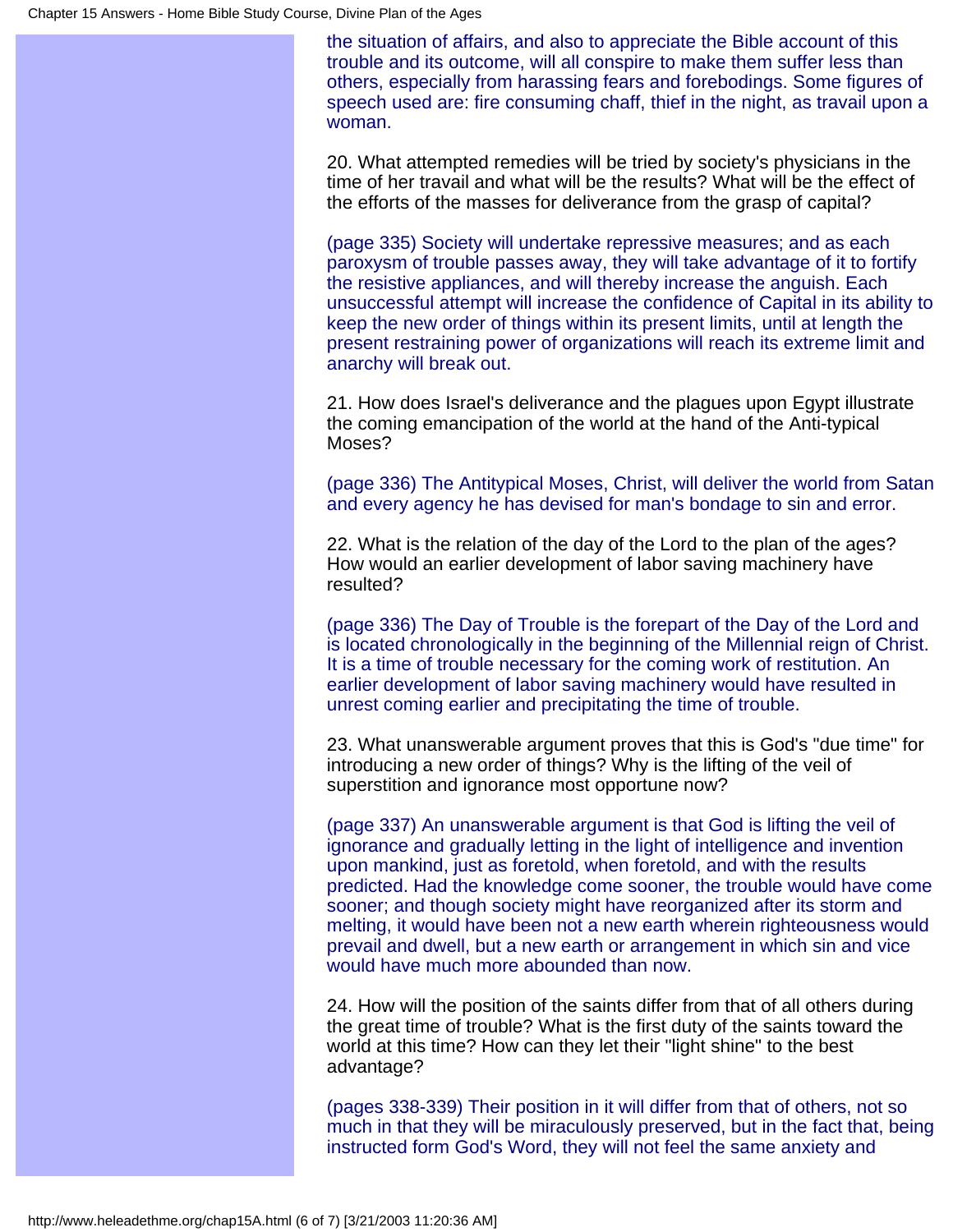the situation of affairs, and also to appreciate the Bible account of this trouble and its outcome, will all conspire to make them suffer less than others, especially from harassing fears and forebodings. Some figures of speech used are: fire consuming chaff, thief in the night, as travail upon a woman.

20. What attempted remedies will be tried by society's physicians in the time of her travail and what will be the results? What will be the effect of the efforts of the masses for deliverance from the grasp of capital?

(page 335) Society will undertake repressive measures; and as each paroxysm of trouble passes away, they will take advantage of it to fortify the resistive appliances, and will thereby increase the anguish. Each unsuccessful attempt will increase the confidence of Capital in its ability to keep the new order of things within its present limits, until at length the present restraining power of organizations will reach its extreme limit and anarchy will break out.

21. How does Israel's deliverance and the plagues upon Egypt illustrate the coming emancipation of the world at the hand of the Anti-typical Moses?

(page 336) The Antitypical Moses, Christ, will deliver the world from Satan and every agency he has devised for man's bondage to sin and error.

22. What is the relation of the day of the Lord to the plan of the ages? How would an earlier development of labor saving machinery have resulted?

(page 336) The Day of Trouble is the forepart of the Day of the Lord and is located chronologically in the beginning of the Millennial reign of Christ. It is a time of trouble necessary for the coming work of restitution. An earlier development of labor saving machinery would have resulted in unrest coming earlier and precipitating the time of trouble.

23. What unanswerable argument proves that this is God's "due time" for introducing a new order of things? Why is the lifting of the veil of superstition and ignorance most opportune now?

(page 337) An unanswerable argument is that God is lifting the veil of ignorance and gradually letting in the light of intelligence and invention upon mankind, just as foretold, when foretold, and with the results predicted. Had the knowledge come sooner, the trouble would have come sooner; and though society might have reorganized after its storm and melting, it would have been not a new earth wherein righteousness would prevail and dwell, but a new earth or arrangement in which sin and vice would have much more abounded than now.

24. How will the position of the saints differ from that of all others during the great time of trouble? What is the first duty of the saints toward the world at this time? How can they let their "light shine" to the best advantage?

(pages 338-339) Their position in it will differ from that of others, not so much in that they will be miraculously preserved, but in the fact that, being instructed form God's Word, they will not feel the same anxiety and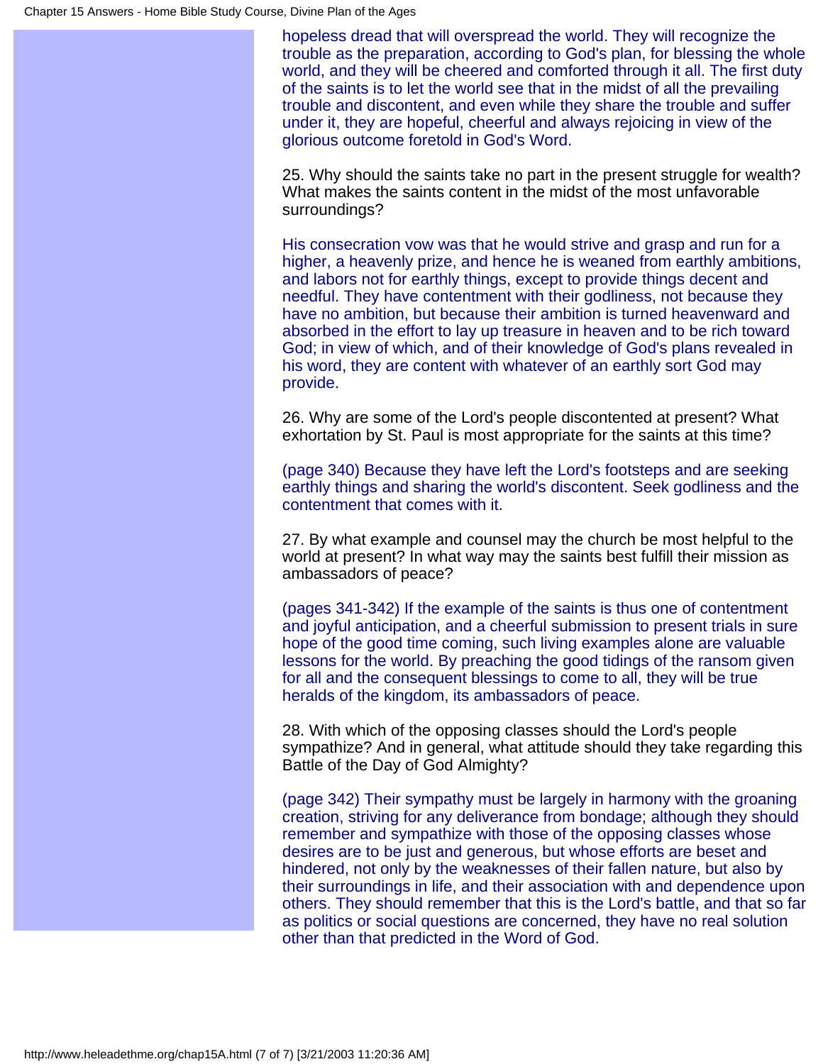hopeless dread that will overspread the world. They will recognize the trouble as the preparation, according to God's plan, for blessing the whole world, and they will be cheered and comforted through it all. The first duty of the saints is to let the world see that in the midst of all the prevailing trouble and discontent, and even while they share the trouble and suffer under it, they are hopeful, cheerful and always rejoicing in view of the glorious outcome foretold in God's Word.

25. Why should the saints take no part in the present struggle for wealth? What makes the saints content in the midst of the most unfavorable surroundings?

His consecration vow was that he would strive and grasp and run for a higher, a heavenly prize, and hence he is weaned from earthly ambitions, and labors not for earthly things, except to provide things decent and needful. They have contentment with their godliness, not because they have no ambition, but because their ambition is turned heavenward and absorbed in the effort to lay up treasure in heaven and to be rich toward God; in view of which, and of their knowledge of God's plans revealed in his word, they are content with whatever of an earthly sort God may provide.

26. Why are some of the Lord's people discontented at present? What exhortation by St. Paul is most appropriate for the saints at this time?

(page 340) Because they have left the Lord's footsteps and are seeking earthly things and sharing the world's discontent. Seek godliness and the contentment that comes with it.

27. By what example and counsel may the church be most helpful to the world at present? In what way may the saints best fulfill their mission as ambassadors of peace?

(pages 341-342) If the example of the saints is thus one of contentment and joyful anticipation, and a cheerful submission to present trials in sure hope of the good time coming, such living examples alone are valuable lessons for the world. By preaching the good tidings of the ransom given for all and the consequent blessings to come to all, they will be true heralds of the kingdom, its ambassadors of peace.

28. With which of the opposing classes should the Lord's people sympathize? And in general, what attitude should they take regarding this Battle of the Day of God Almighty?

(page 342) Their sympathy must be largely in harmony with the groaning creation, striving for any deliverance from bondage; although they should remember and sympathize with those of the opposing classes whose desires are to be just and generous, but whose efforts are beset and hindered, not only by the weaknesses of their fallen nature, but also by their surroundings in life, and their association with and dependence upon others. They should remember that this is the Lord's battle, and that so far as politics or social questions are concerned, they have no real solution other than that predicted in the Word of God.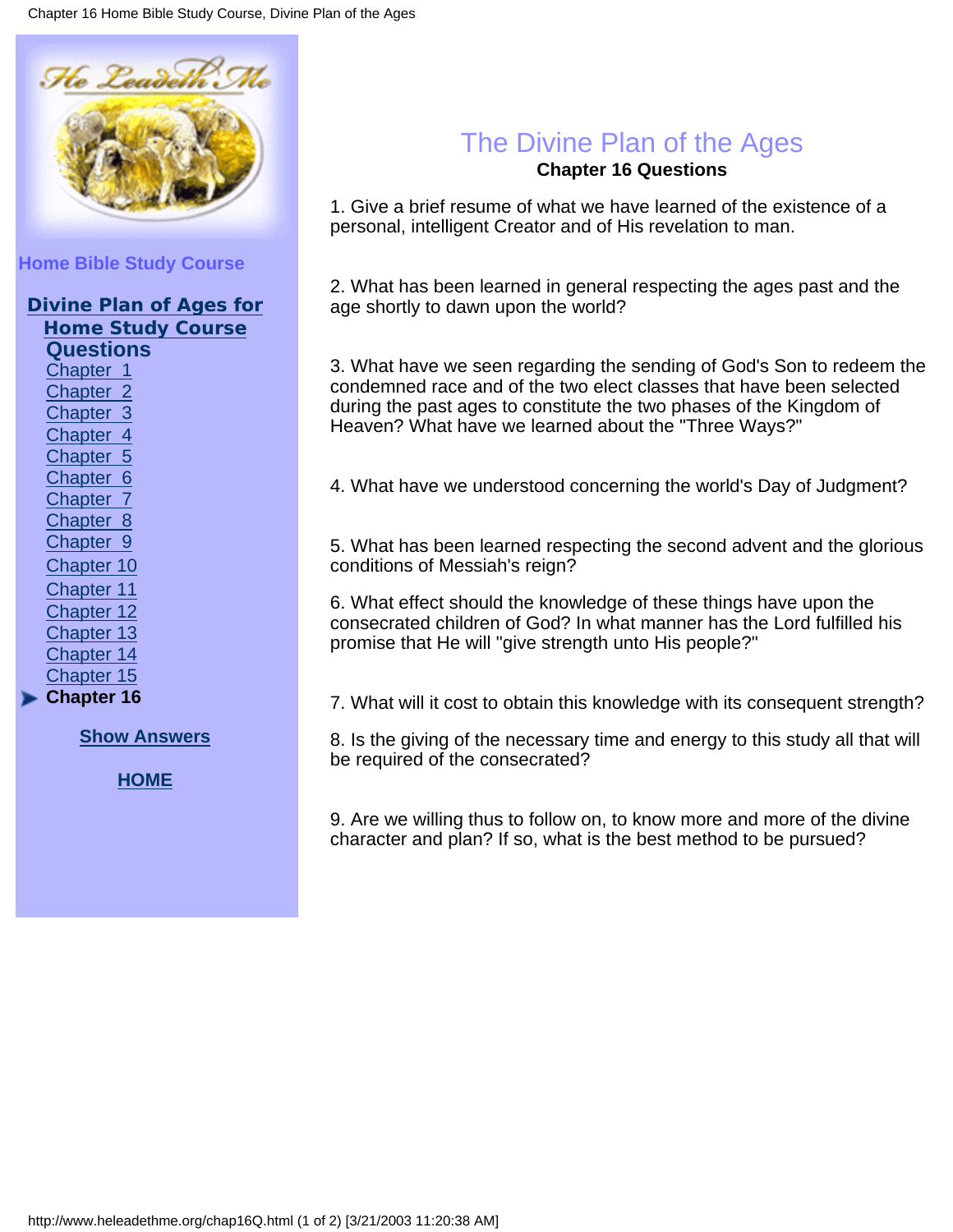Home Bible Study Course

**Divine Plan of Ages for Home Study Course Questions**

- Chapter 1
- Chapter 2
- Chapter 3
- Chapter 4
- Chapter 5
- Chapter 6
- Chapter 7
- Chapter 8
- Chapter 9
- Chapter 10
- Chapter 11
- Chapter 12
- Chapter 13
- Chapter 14
- Chapter 15
- **Chapter 16**

Show Answers

HOME

# The Divine Plan of the Ages

## Chapter 16 Questions

1. Give a brief resume of what we have learned of the existence of a personal, intelligent Creator and of His revelation to man.

2. What has been learned in general respecting the ages past and the age shortly to dawn upon the world?

3. What have we seen regarding the sending of God's Son to redeem the condemned race and of the two elect classes that have been selected during the past ages to constitute the two phases of the Kingdom of Heaven? What have we learned about the "Three Ways?"

4. What have we understood concerning the world's Day of Judgment?

5. What has been learned respecting the second advent and the glorious conditions of Messiah's reign?

6. What effect should the knowledge of these things have upon the consecrated children of God? In what manner has the Lord fulfilled his promise that He will "give strength unto His people?"

7. What will it cost to obtain this knowledge with its consequent strength?

8. Is the giving of the necessary time and energy to this study all that will be required of the consecrated?

9. Are we willing thus to follow on, to know more and more of the divine character and plan? If so, what is the best method to be pursued?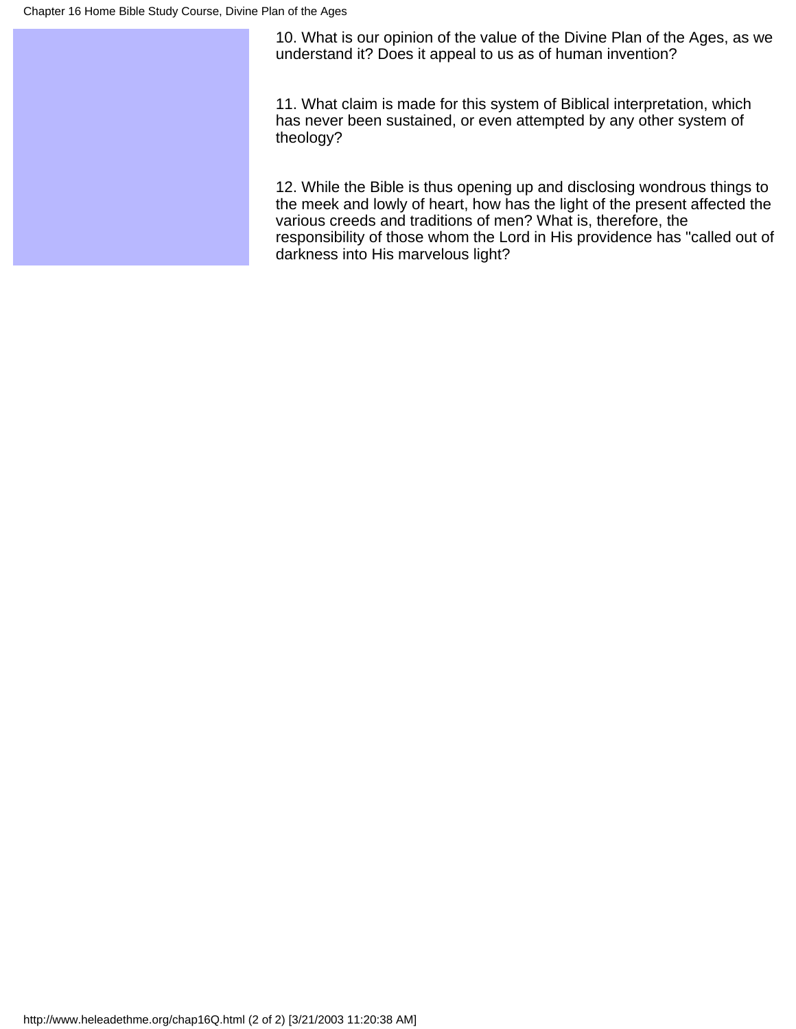10. What is our opinion of the value of the Divine Plan of the Ages, as we understand it? Does it appeal to us as of human invention?

11. What claim is made for this system of Biblical interpretation, which has never been sustained, or even attempted by any other system of theology?

12. While the Bible is thus opening up and disclosing wondrous things to the meek and lowly of heart, how has the light of the present affected the various creeds and traditions of men? What is, therefore, the responsibility of those whom the Lord in His providence has "called out of darkness into His marvelous light?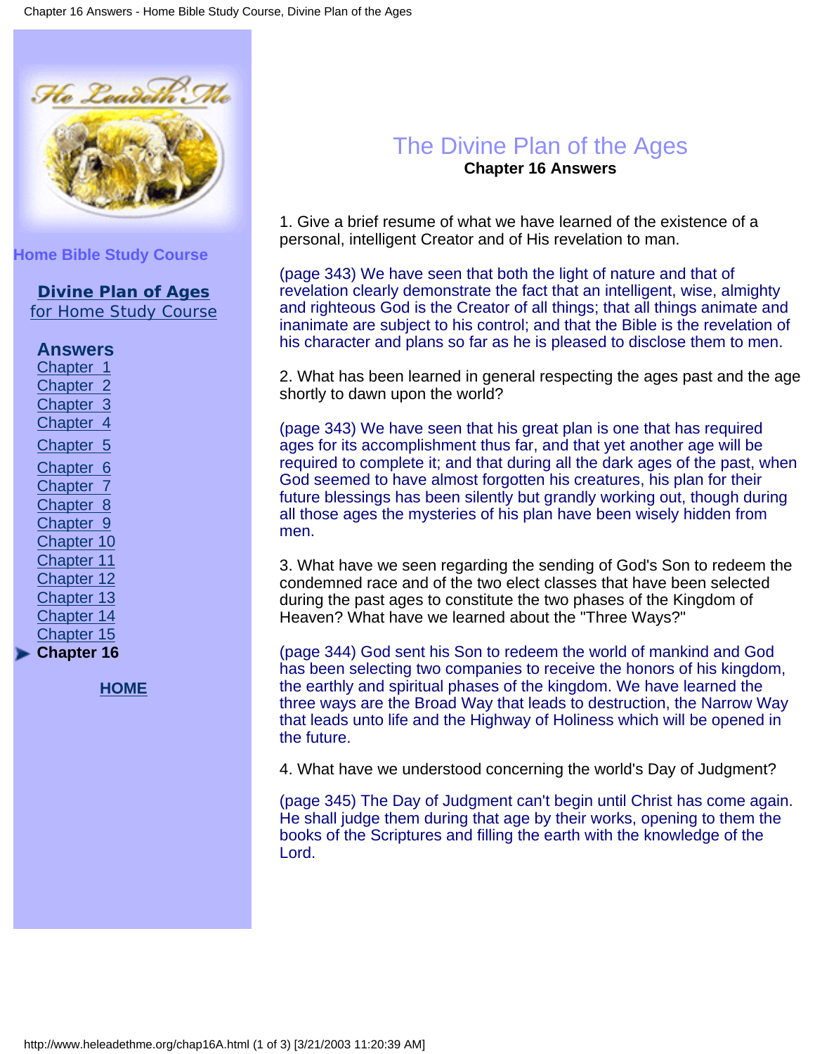Home Bible Study Course

**Divine Plan of Ages**
for Home Study Course

**Answers**
Chapter 1
Chapter 2
Chapter 3
Chapter 4
Chapter 5
Chapter 6
Chapter 7
Chapter 8
Chapter 9
Chapter 10
Chapter 11
Chapter 12
Chapter 13
Chapter 14
Chapter 15
**Chapter 16**

**HOME**

# The Divine Plan of the Ages

**Chapter 16 Answers**

1. Give a brief resume of what we have learned of the existence of a personal, intelligent Creator and of His revelation to man.

(page 343) We have seen that both the light of nature and that of revelation clearly demonstrate the fact that an intelligent, wise, almighty and righteous God is the Creator of all things; that all things animate and inanimate are subject to his control; and that the Bible is the revelation of his character and plans so far as he is pleased to disclose them to men.

2. What has been learned in general respecting the ages past and the age shortly to dawn upon the world?

(page 343) We have seen that his great plan is one that has required ages for its accomplishment thus far, and that yet another age will be required to complete it; and that during all the dark ages of the past, when God seemed to have almost forgotten his creatures, his plan for their future blessings has been silently but grandly working out, though during all those ages the mysteries of his plan have been wisely hidden from men.

3. What have we seen regarding the sending of God's Son to redeem the condemned race and of the two elect classes that have been selected during the past ages to constitute the two phases of the Kingdom of Heaven? What have we learned about the "Three Ways?"

(page 344) God sent his Son to redeem the world of mankind and God has been selecting two companies to receive the honors of his kingdom, the earthly and spiritual phases of the kingdom. We have learned the three ways are the Broad Way that leads to destruction, the Narrow Way that leads unto life and the Highway of Holiness which will be opened in the future.

4. What have we understood concerning the world's Day of Judgment?

(page 345) The Day of Judgment can't begin until Christ has come again. He shall judge them during that age by their works, opening to them the books of the Scriptures and filling the earth with the knowledge of the Lord.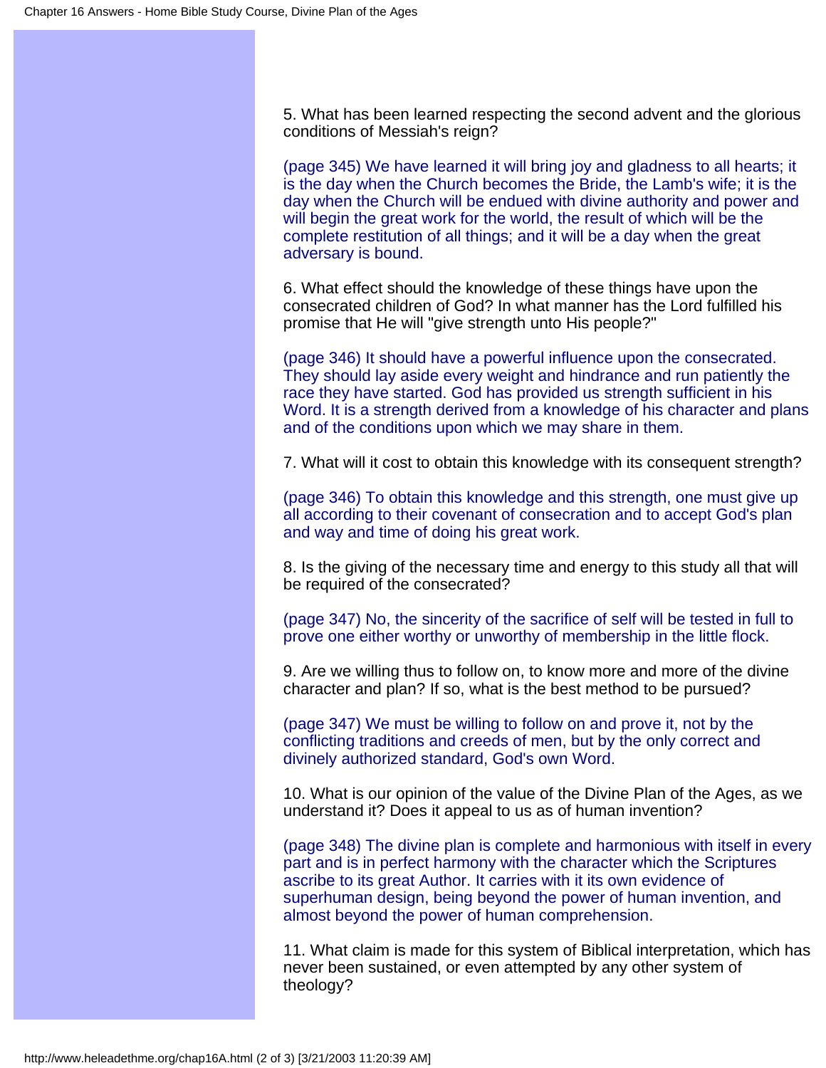5. What has been learned respecting the second advent and the glorious conditions of Messiah's reign?

(page 345) We have learned it will bring joy and gladness to all hearts; it is the day when the Church becomes the Bride, the Lamb's wife; it is the day when the Church will be endued with divine authority and power and will begin the great work for the world, the result of which will be the complete restitution of all things; and it will be a day when the great adversary is bound.

6. What effect should the knowledge of these things have upon the consecrated children of God? In what manner has the Lord fulfilled his promise that He will "give strength unto His people?"

(page 346) It should have a powerful influence upon the consecrated. They should lay aside every weight and hindrance and run patiently the race they have started. God has provided us strength sufficient in his Word. It is a strength derived from a knowledge of his character and plans and of the conditions upon which we may share in them.

7. What will it cost to obtain this knowledge with its consequent strength?

(page 346) To obtain this knowledge and this strength, one must give up all according to their covenant of consecration and to accept God's plan and way and time of doing his great work.

8. Is the giving of the necessary time and energy to this study all that will be required of the consecrated?

(page 347) No, the sincerity of the sacrifice of self will be tested in full to prove one either worthy or unworthy of membership in the little flock.

9. Are we willing thus to follow on, to know more and more of the divine character and plan? If so, what is the best method to be pursued?

(page 347) We must be willing to follow on and prove it, not by the conflicting traditions and creeds of men, but by the only correct and divinely authorized standard, God's own Word.

10. What is our opinion of the value of the Divine Plan of the Ages, as we understand it? Does it appeal to us as of human invention?

(page 348) The divine plan is complete and harmonious with itself in every part and is in perfect harmony with the character which the Scriptures ascribe to its great Author. It carries with it its own evidence of superhuman design, being beyond the power of human invention, and almost beyond the power of human comprehension.

11. What claim is made for this system of Biblical interpretation, which has never been sustained, or even attempted by any other system of theology?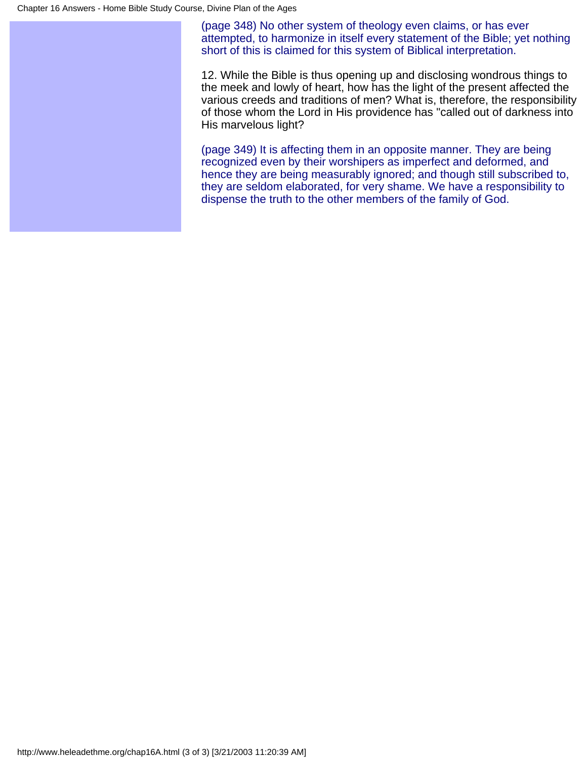(page 348) No other system of theology even claims, or has ever attempted, to harmonize in itself every statement of the Bible; yet nothing short of this is claimed for this system of Biblical interpretation.

12. While the Bible is thus opening up and disclosing wondrous things to the meek and lowly of heart, how has the light of the present affected the various creeds and traditions of men? What is, therefore, the responsibility of those whom the Lord in His providence has "called out of darkness into His marvelous light?

(page 349) It is affecting them in an opposite manner. They are being recognized even by their worshipers as imperfect and deformed, and hence they are being measurably ignored; and though still subscribed to, they are seldom elaborated, for very shame. We have a responsibility to dispense the truth to the other members of the family of God.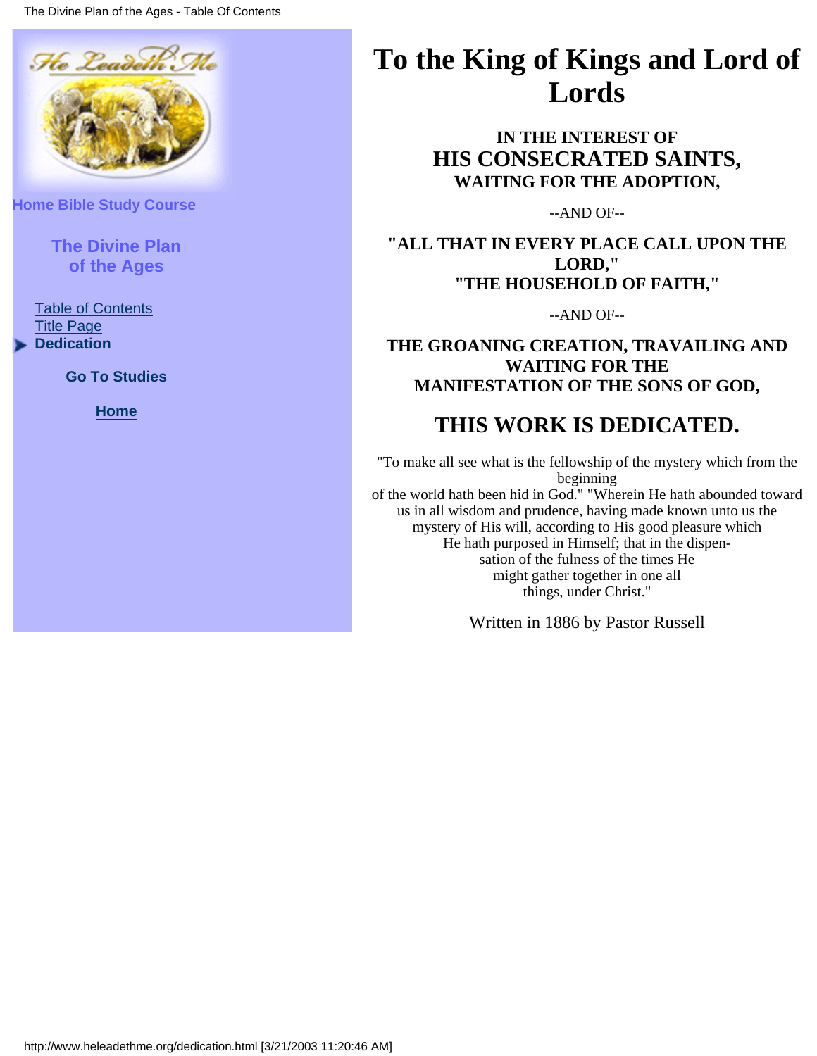Home Bible Study Course

The Divine Plan of the Ages

Table of Contents
Title Page
Dedication

Go To Studies

Home

# To the King of Kings and Lord of Lords

**IN THE INTEREST OF**
**HIS CONSECRATED SAINTS,**
**WAITING FOR THE ADOPTION,**

--AND OF--

**"ALL THAT IN EVERY PLACE CALL UPON THE LORD,"**
**"THE HOUSEHOLD OF FAITH,"**

--AND OF--

**THE GROANING CREATION, TRAVAILING AND WAITING FOR THE MANIFESTATION OF THE SONS OF GOD,**

## THIS WORK IS DEDICATED.

"To make all see what is the fellowship of the mystery which from the beginning of the world hath been hid in God." "Wherein He hath abounded toward us in all wisdom and prudence, having made known unto us the mystery of His will, according to His good pleasure which He hath purposed in Himself; that in the dispensation of the fulness of the times He might gather together in one all things, under Christ."

Written in 1886 by Pastor Russell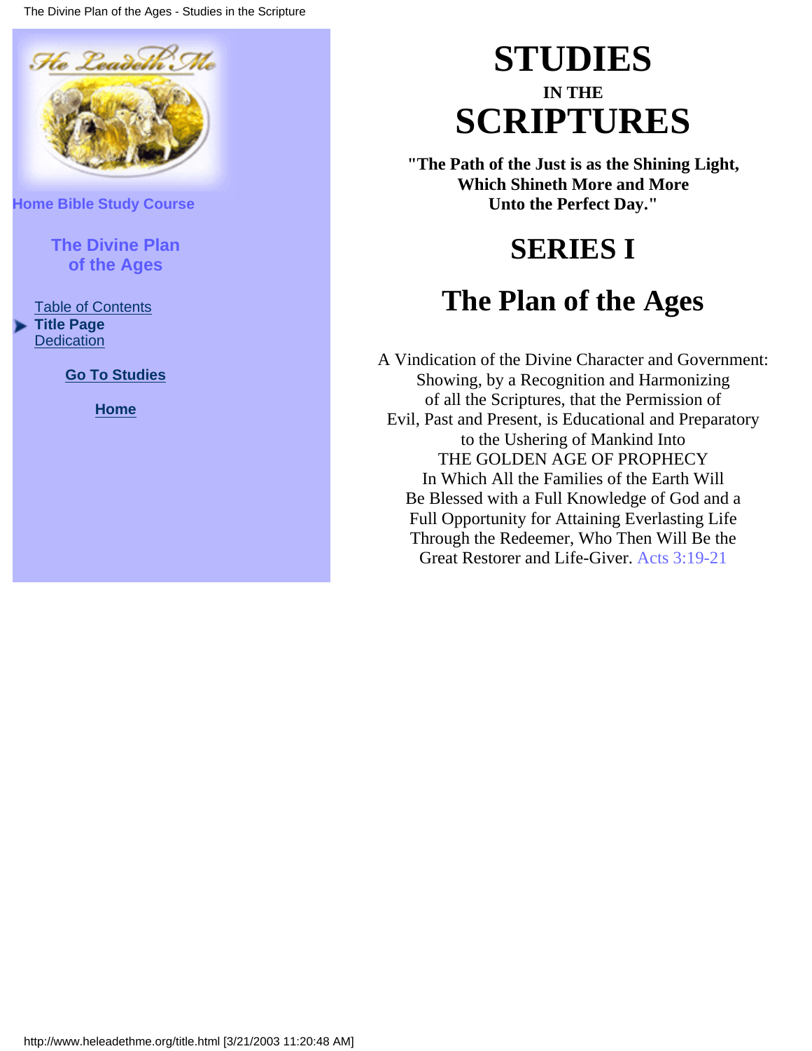Home Bible Study Course

The Divine Plan of the Ages

Table of Contents
Title Page
Dedication

Go To Studies

Home

# STUDIES
### IN THE
# SCRIPTURES

**"The Path of the Just is as the Shining Light, Which Shineth More and More Unto the Perfect Day."**

## SERIES I

## The Plan of the Ages

A Vindication of the Divine Character and Government: Showing, by a Recognition and Harmonizing of all the Scriptures, that the Permission of Evil, Past and Present, is Educational and Preparatory to the Ushering of Mankind Into THE GOLDEN AGE OF PROPHECY In Which All the Families of the Earth Will Be Blessed with a Full Knowledge of God and a Full Opportunity for Attaining Everlasting Life Through the Redeemer, Who Then Will Be the Great Restorer and Life-Giver. Acts 3:19-21